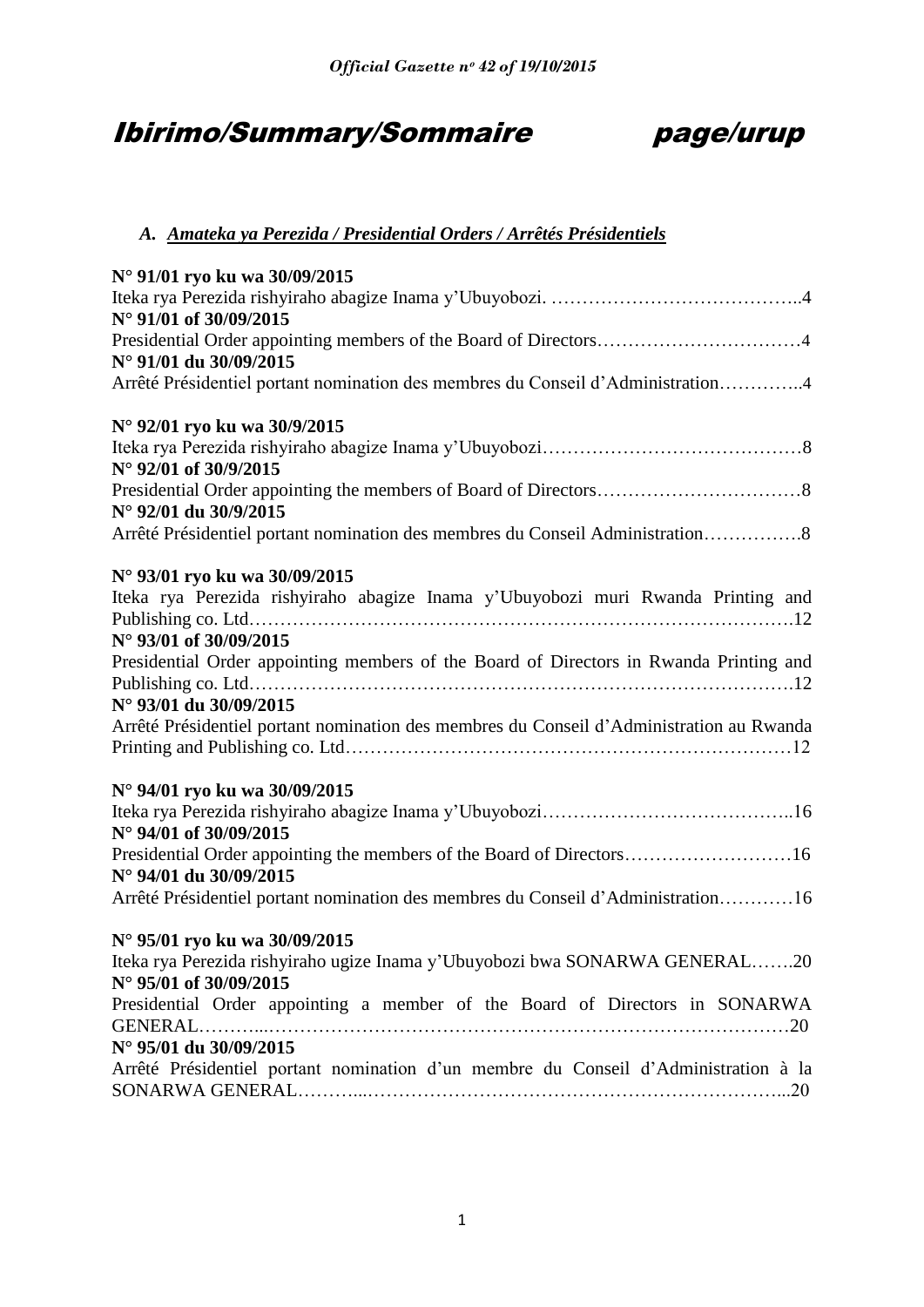# Ibirimo/Summary/Sommaire page/urup

### *A. Amateka ya Perezida / Presidential Orders / Arrêtés Présidentiels*

**N° 91/01 ryo ku wa 30/09/2015**
Iteka rya Perezida rishyiraho abagize Inama y'Ubuyobozi. …………………………………..4
**N° 91/01 of 30/09/2015**
Presidential Order appointing members of the Board of Directors……………………………4
**N° 91/01 du 30/09/2015**
Arrêté Présidentiel portant nomination des membres du Conseil d'Administration…………..4

**N° 92/01 ryo ku wa 30/9/2015**
Iteka rya Perezida rishyiraho abagize Inama y'Ubuyobozi……………………………………8
**N° 92/01 of 30/9/2015**
Presidential Order appointing the members of Board of Directors……………………………8
**N° 92/01 du 30/9/2015**
Arrêté Présidentiel portant nomination des membres du Conseil Administration…………….8

**N° 93/01 ryo ku wa 30/09/2015**
Iteka rya Perezida rishyiraho abagize Inama y'Ubuyobozi muri Rwanda Printing and Publishing co. Ltd………………………………………………………………………….12
**N° 93/01 of 30/09/2015**
Presidential Order appointing members of the Board of Directors in Rwanda Printing and Publishing co. Ltd………………………………………………………………………….12
**N° 93/01 du 30/09/2015**
Arrêté Présidentiel portant nomination des membres du Conseil d'Administration au Rwanda Printing and Publishing co. Ltd………………………………………………………………12

**N° 94/01 ryo ku wa 30/09/2015**
Iteka rya Perezida rishyiraho abagize Inama y'Ubuyobozi…………………………………..16
**N° 94/01 of 30/09/2015**
Presidential Order appointing the members of the Board of Directors………………………16
**N° 94/01 du 30/09/2015**
Arrêté Présidentiel portant nomination des membres du Conseil d'Administration…………16

**N° 95/01 ryo ku wa 30/09/2015**
Iteka rya Perezida rishyiraho ugize Inama y'Ubuyobozi bwa SONARWA GENERAL…….20
**N° 95/01 of 30/09/2015**
Presidential Order appointing a member of the Board of Directors in SONARWA GENERAL………..…………………………………………………………………………20
**N° 95/01 du 30/09/2015**
Arrêté Présidentiel portant nomination d'un membre du Conseil d'Administration à la SONARWA GENERAL………..…………………………………………………………...20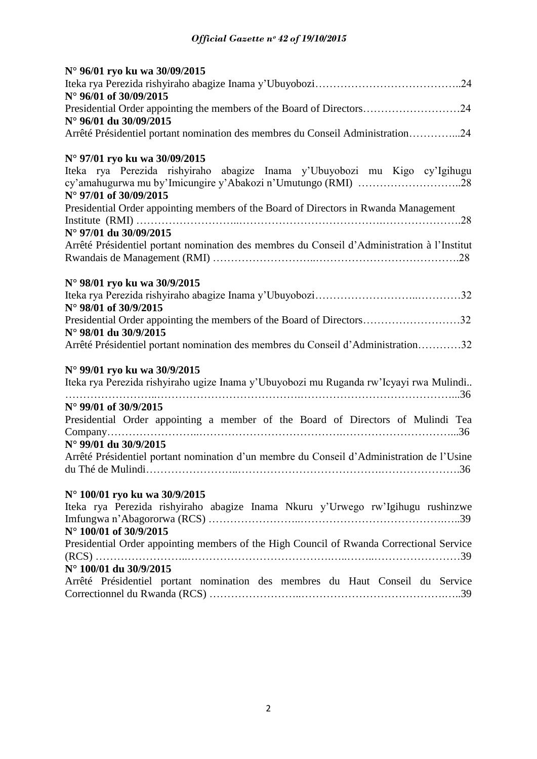**N° 96/01 ryo ku wa 30/09/2015**

Iteka rya Perezida rishyiraho abagize Inama y'Ubuyobozi…………………………………..24

**N° 96/01 of 30/09/2015**

Presidential Order appointing the members of the Board of Directors………………………24

**N° 96/01 du 30/09/2015**

Arrêté Présidentiel portant nomination des membres du Conseil Administration…………...24

**N° 97/01 ryo ku wa 30/09/2015**

Iteka rya Perezida rishyiraho abagize Inama y'Ubuyobozi mu Kigo cy'Igihugu cy'amahugurwa mu by'Imicungire y'Abakozi n'Umutungo (RMI) ………………………..28

**N° 97/01 of 30/09/2015**

Presidential Order appointing members of the Board of Directors in Rwanda Management Institute (RMI) ……………………..………………………………….………………….28

**N° 97/01 du 30/09/2015**

Arrêté Présidentiel portant nomination des membres du Conseil d'Administration à l'Institut Rwandais de Management (RMI) ……………………..………………………………….28

**N° 98/01 ryo ku wa 30/9/2015**

Iteka rya Perezida rishyiraho abagize Inama y'Ubuyobozi……………………...…………32

**N° 98/01 of 30/9/2015**

Presidential Order appointing the members of the Board of Directors………………………32

**N° 98/01 du 30/9/2015**

Arrêté Présidentiel portant nomination des membres du Conseil d'Administration…………32

**N° 99/01 ryo ku wa 30/9/2015**

Iteka rya Perezida rishyiraho ugize Inama y'Ubuyobozi mu Ruganda rw'Icyayi rwa Mulindi.. ……………………..…………………………………….……………………………………...36

**N° 99/01 of 30/9/2015**

Presidential Order appointing a member of the Board of Directors of Mulindi Tea Company……………………..………………………………….…………………………...36

**N° 99/01 du 30/9/2015**

Arrêté Présidentiel portant nomination d'un membre du Conseil d'Administration de l'Usine du Thé de Mulindi……………………..………………………………….………………….36

**N° 100/01 ryo ku wa 30/9/2015**

Iteka rya Perezida rishyiraho abagize Inama Nkuru y'Urwego rw'Igihugu rushinzwe Imfungwa n'Abagororwa (RCS) ……………………..…………………………………..…..39

**N° 100/01 of 30/9/2015**

Presidential Order appointing members of the High Council of Rwanda Correctional Service (RCS) ……………………..………………………………….…..……..……………………39

**N° 100/01 du 30/9/2015**

Arrêté Présidentiel portant nomination des membres du Haut Conseil du Service Correctionnel du Rwanda (RCS) ……………………..…………………………………..…..39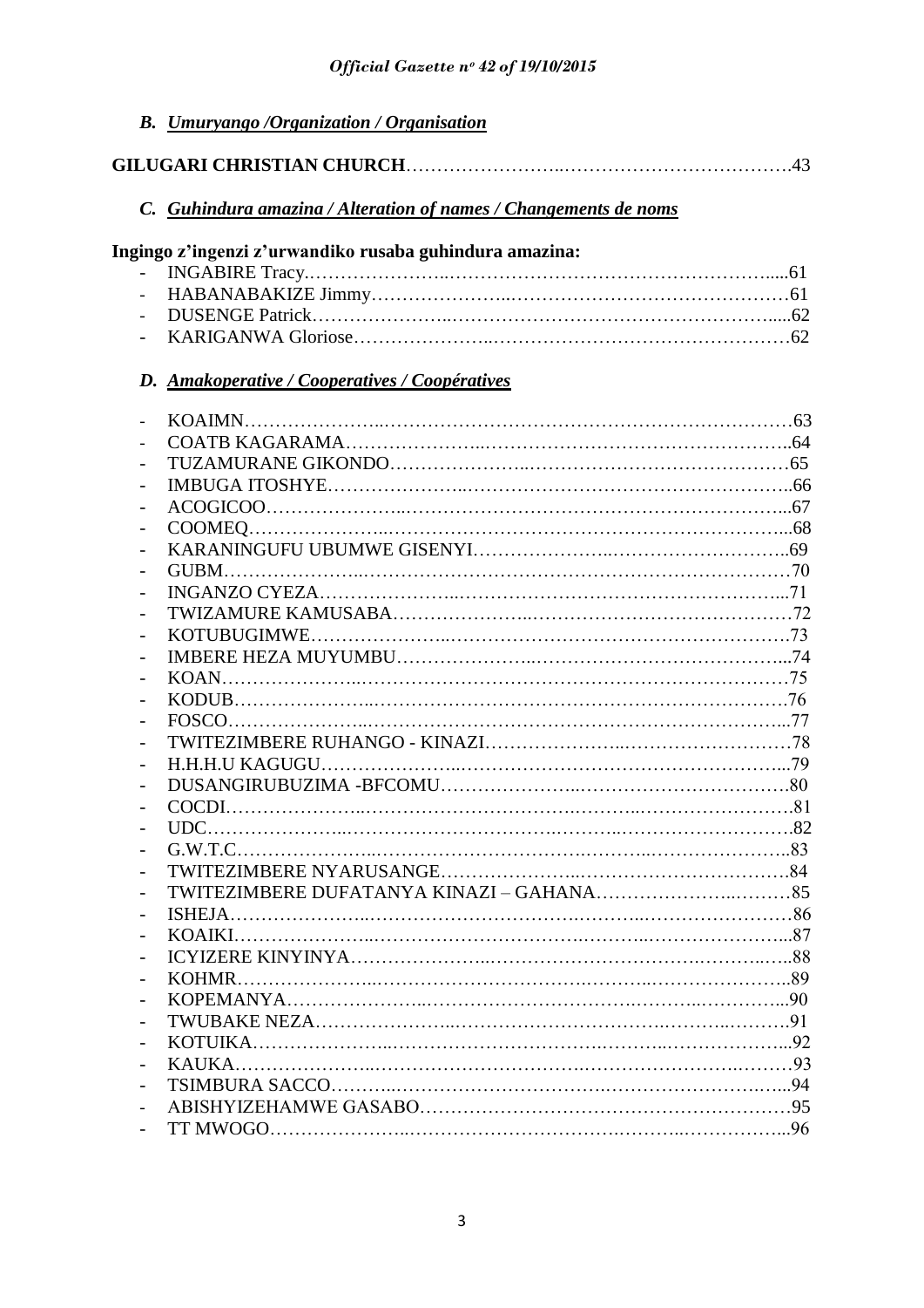### *B. Umuryango /Organization / Organisation*

**GILUGARI CHRISTIAN CHURCH**……………………..……………………………….43

### *C. Guhindura amazina / Alteration of names / Changements de noms*

**Ingingo z'ingenzi z'urwandiko rusaba guhindura amazina:**

- INGABIRE Tracy.…………………..………………………………………….....61
- HABANABAKIZE Jimmy…………………...…………………………………61
- DUSENGE Patrick…………………..…………………………………………....62
- KARIGANWA Gloriose…………………..………………………………………62

### *D. Amakoperative / Cooperatives / Coopératives*

- KOAIMN…………………..……………………………………………………63
- COATB KAGARAMA…………………...…………………………………………..64
- TUZAMURANE GIKONDO…………………..……………………………………65
- IMBUGA ITOSHYE…………………..…………………………………………..66
- ACOGICOO…………………...………………………………………………...67
- COOMEQ…………………...…………………………………….……………...68
- KARANINGUFU UBUMWE GISENYI…………………..……………………..69
- GUBM…………………..…………………………………………………………70
- INGANZO CYEZA…………………...………………………………………….…..71
- TWIZAMURE KAMUSABA…………………..……………………………………72
- KOTUBUGIMWE…………………..…………………………………………………73
- IMBERE HEZA MUYUMBU…………………..………………………………...74
- KOAN…………………..…………………………………………………………75
- KODUB…………………..………………………………………………………….76
- FOSCO…………………..………………………………………………………...77
- TWITEZIMBERE RUHANGO - KINAZI…………………..………………………78
- H.H.H.U KAGUGU…………………..……………………………………………...79
- DUSANGIRUBUZIMA -BFCOMU…………………..…………………………….80
- COCDI…………………..…………………………….……..……………………….81
- UDC…………………..……………………………….……..……………………….82
- G.W.T.C…………………..…………………………….……..……………………..83
- TWITEZIMBERE NYARUSANGE…………………..…………………………….84
- TWITEZIMBERE DUFATANYA KINAZI – GAHANA…………………..………85
- ISHEJA…………………..…………………………….……..……………………86
- KOAIKI…………………..…………………………….……..…………………...87
- ICYIZERE KINYINYA…………………..…………………………….………..…..88
- KOHMR…………………..…………………………….……..…………………..89
- KOPEMANYA…………………..…………………………….……..…………...90
- TWUBAKE NEZA…………………..…………………………….……..……….91
- KOTUIKA…………………..…………………………….……..………………...92
- KAUKA…………………..…………………………….…………………….………93
- TSIMBURA SACCO………..…………………………….…………………….…...94
- ABISHYIZEHAMWE GASABO…………………………………………………95
- TT MWOGO…………………..…………………………….……..……………...96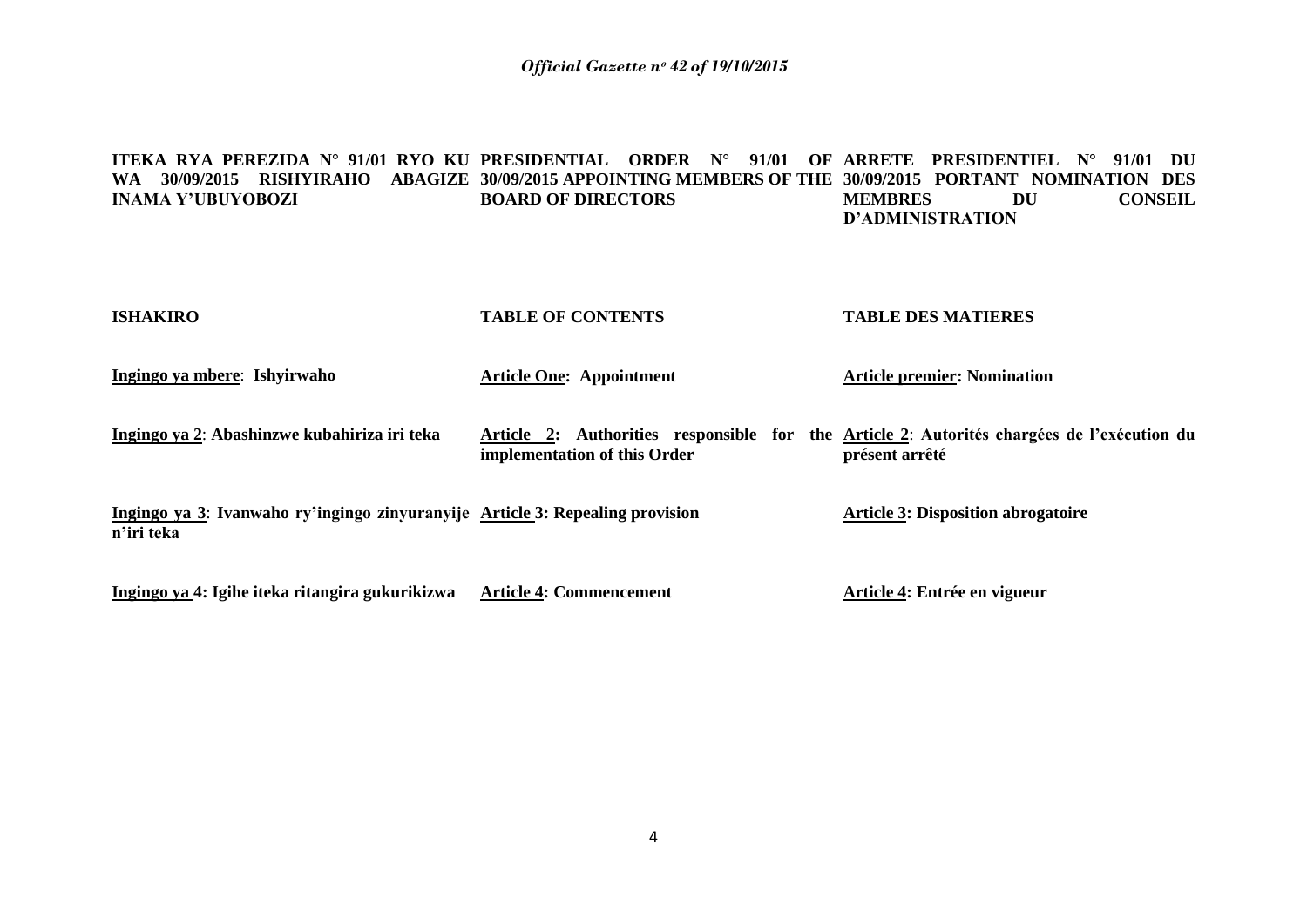**ITEKA RYA PEREZIDA N° 91/01 RYO KU WA 30/09/2015 RISHYIRAHO ABAGIZE INAMA Y'UBUYOBOZI**

**PRESIDENTIAL ORDER N° 91/01 OF 30/09/2015 APPOINTING MEMBERS OF THE BOARD OF DIRECTORS**

**ARRETE PRESIDENTIEL N° 91/01 DU 30/09/2015 PORTANT NOMINATION DES MEMBRES DU CONSEIL D'ADMINISTRATION**

| ISHAKIRO | TABLE OF CONTENTS | TABLE DES MATIERES |
|---|---|---|
| **<u>Ingingo ya mbere</u>: Ishyirwaho** | **<u>Article One</u>: Appointment** | **<u>Article premier</u>: Nomination** |
| **<u>Ingingo ya 2</u>: Abashinzwe kubahiriza iri teka** | **<u>Article 2</u>: Authorities responsible for the implementation of this Order** | **<u>Article 2</u>: Autorités chargées de l'exécution du présent arrêté** |
| **<u>Ingingo ya 3</u>: Ivanwaho ry'ingingo zinyuranyije n'iri teka** | **<u>Article 3</u>: Repealing provision** | **<u>Article 3</u>: Disposition abrogatoire** |
| **<u>Ingingo ya 4</u>: Igihe iteka ritangira gukurikizwa** | **<u>Article 4</u>: Commencement** | **<u>Article 4</u>: Entrée en vigueur** |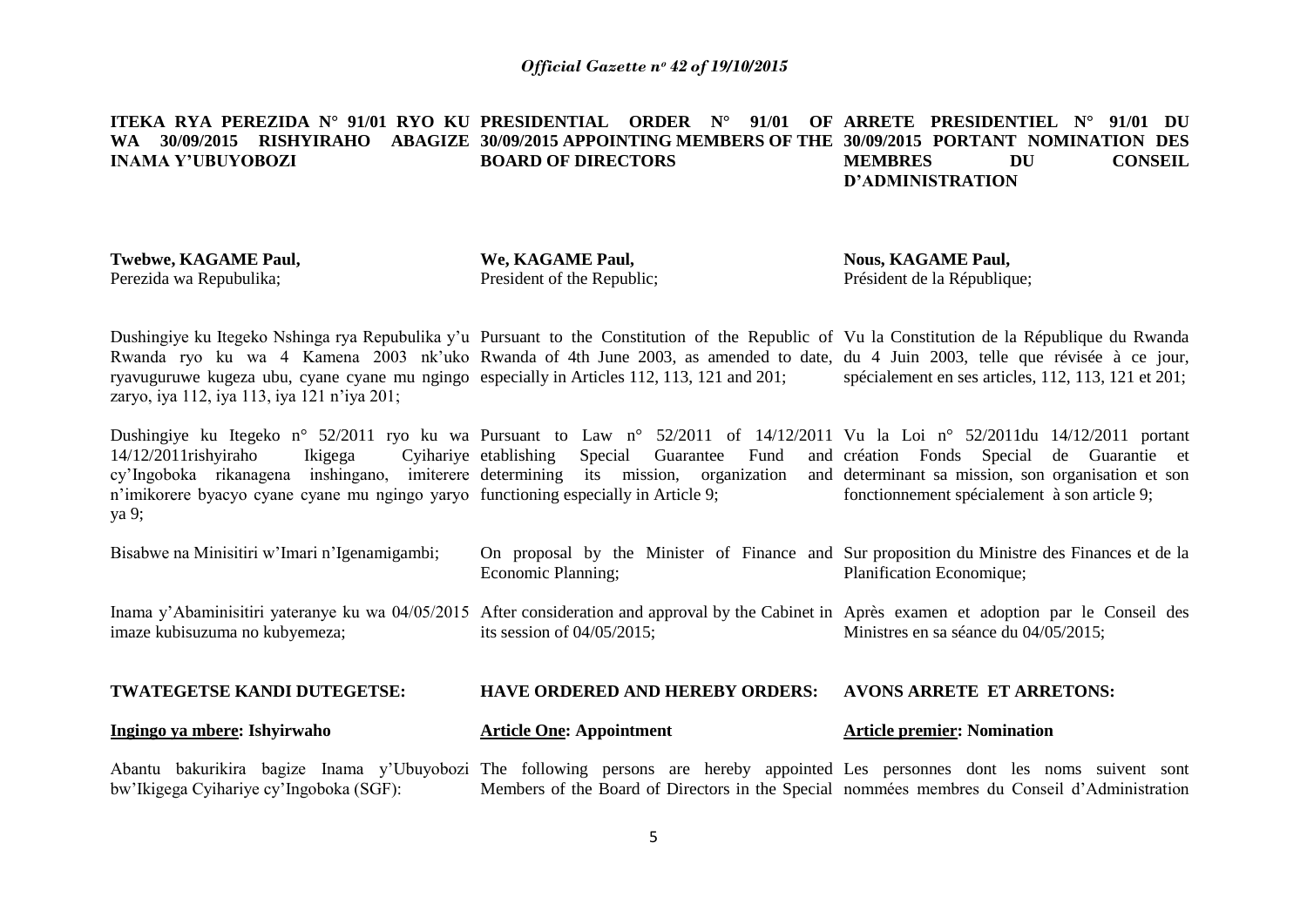**ITEKA RYA PEREZIDA N° 91/01 RYO KU WA 30/09/2015 RISHYIRAHO ABAGIZE INAMA Y'UBUYOBOZI**

**Twebwe, KAGAME Paul,**
Perezida wa Repubulika;

Dushingiye ku Itegeko Nshinga rya Repubulika y'u Rwanda ryo ku wa 4 Kamena 2003 nk'uko ryavuguruwe kugeza ubu, cyane cyane mu ngingo zaryo, iya 112, iya 113, iya 121 n'iya 201;

Dushingiye ku Itegeko n° 52/2011 ryo ku wa 14/12/2011rishyiraho Ikigega Cyihariye cy'Ingoboka rikanagena inshingano, imiterere n'imikorere byacyo cyane cyane mu ngingo yaryo ya 9;

Bisabwe na Minisitiri w'Imari n'Igenamigambi;

Inama y'Abaminisitiri yateranye ku wa 04/05/2015 imaze kubisuzuma no kubyemeza;

**TWATEGETSE KANDI DUTEGETSE:**

**Ingingo ya mbere: Ishyirwaho**

Abantu bakurikira bagize Inama y'Ubuyobozi bw'Ikigega Cyihariye cy'Ingoboka (SGF):

---

**PRESIDENTIAL ORDER N° 91/01 OF 30/09/2015 APPOINTING MEMBERS OF THE BOARD OF DIRECTORS**

**We, KAGAME Paul,**
President of the Republic;

Pursuant to the Constitution of the Republic of Rwanda of 4th June 2003, as amended to date, especially in Articles 112, 113, 121 and 201;

Pursuant to Law n° 52/2011 of 14/12/2011 establishing Special Guarantee Fund and determining its mission, organization and functioning especially in Article 9;

On proposal by the Minister of Finance and Economic Planning;

After consideration and approval by the Cabinet in its session of 04/05/2015;

**HAVE ORDERED AND HEREBY ORDERS:**

**Article One: Appointment**

The following persons are hereby appointed Members of the Board of Directors in the Special

---

**ARRETE PRESIDENTIEL N° 91/01 DU 30/09/2015 PORTANT NOMINATION DES MEMBRES DU CONSEIL D'ADMINISTRATION**

**Nous, KAGAME Paul,**
Président de la République;

Vu la Constitution de la République du Rwanda du 4 Juin 2003, telle que révisée à ce jour, spécialement en ses articles, 112, 113, 121 et 201;

Vu la Loi n° 52/2011du 14/12/2011 portant création Fonds Special de Guarantie et determinant sa mission, son organisation et son fonctionnement spécialement à son article 9;

Sur proposition du Ministre des Finances et de la Planification Economique;

Après examen et adoption par le Conseil des Ministres en sa séance du 04/05/2015;

**AVONS ARRETE ET ARRETONS:**

**Article premier: Nomination**

Les personnes dont les noms suivent sont nommées membres du Conseil d'Administration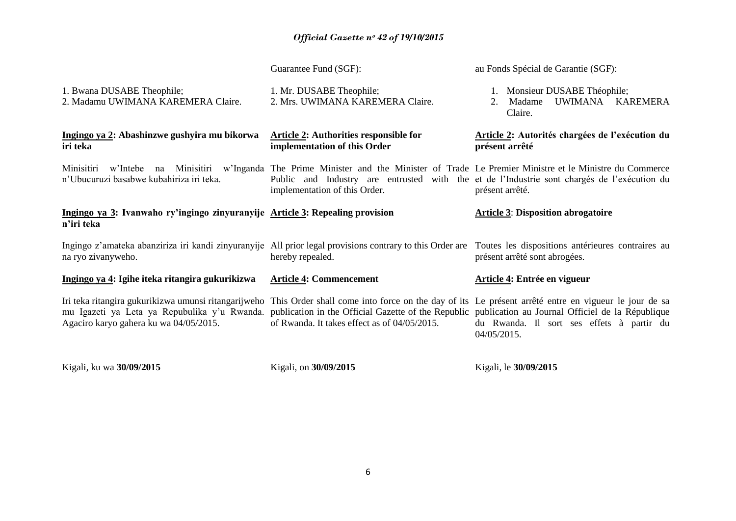| | Guarantee Fund (SGF): | au Fonds Spécial de Garantie (SGF): |
|---|---|---|
| 1. Bwana DUSABE Theophile;<br>2. Madamu UWIMANA KAREMERA Claire. | 1. Mr. DUSABE Theophile;<br>2. Mrs. UWIMANA KAREMERA Claire. | 1. Monsieur DUSABE Théophile;<br>2. Madame UWIMANA KAREMERA Claire. |
| **Ingingo ya 2: Abashinzwe gushyira mu bikorwa iri teka** | **Article 2: Authorities responsible for implementation of this Order** | **Article 2: Autorités chargées de l'exécution du présent arrêté** |
| Minisitiri w'Intebe na Minisitiri w'Inganda n'Ubucuruzi basabwe kubahiriza iri teka. | The Prime Minister and the Minister of Trade and Industry are entrusted with the implementation of this Order. | Le Premier Ministre et le Ministre du Commerce et de l'Industrie sont chargés de l'exécution du présent arrêté. |
| **Ingingo ya 3: Ivanwaho ry'ingingo zinyuranyije n'iri teka** | **Article 3: Repealing provision** | **Article 3: Disposition abrogatoire** |
| Ingingo z'amateka abanziriza iri kandi zinyuranyije na ryo zivanyweho. | All prior legal provisions contrary to this Order are hereby repealed. | Toutes les dispositions antérieures contraires au présent arrêté sont abrogées. |
| **Ingingo ya 4: Igihe iteka ritangira gukurikizwa** | **Article 4: Commencement** | **Article 4: Entrée en vigueur** |
| Iri teka ritangira gukurikizwa umunsi ritangarijweho mu Igazeti ya Leta ya Repubulika y'u Rwanda. Agaciro karyo gahera ku wa 04/05/2015. | This Order shall come into force on the day of its publication in the Official Gazette of the Republic of Rwanda. It takes effect as of 04/05/2015. | Le présent arrêté entre en vigueur le jour de sa publication au Journal Officiel de la République du Rwanda. Il sort ses effets à partir du 04/05/2015. |
| Kigali, ku wa **30/09/2015** | Kigali, on **30/09/2015** | Kigali, le **30/09/2015** |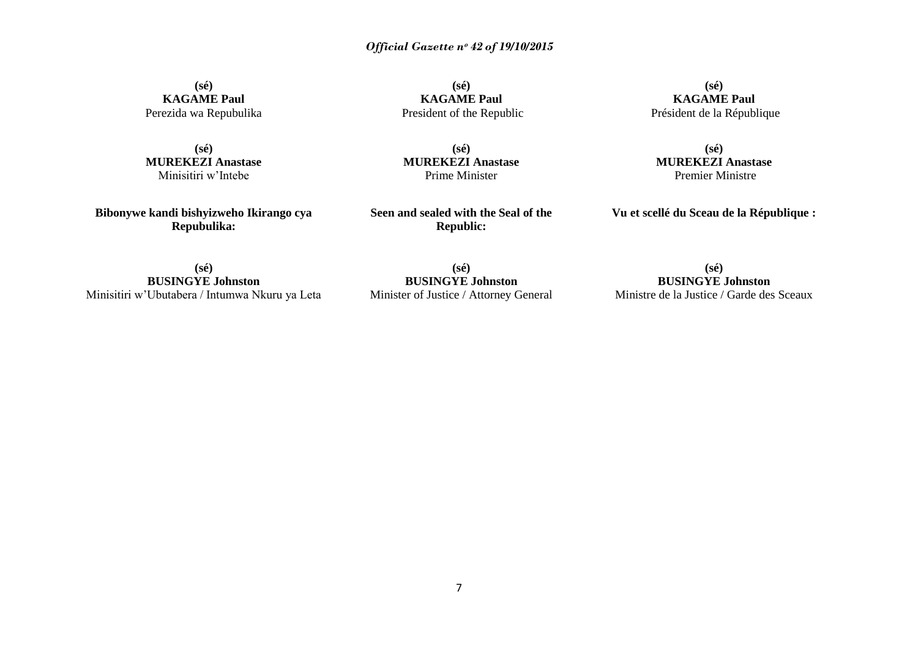**(sé)**
**KAGAME Paul**
Perezida wa Repubulika

**(sé)**
**MUREKEZI Anastase**
Minisitiri w'Intebe

**Bibonywe kandi bishyizweho Ikirango cya Repubulika:**

**(sé)**
**BUSINGYE Johnston**
Minisitiri w'Ubutabera / Intumwa Nkuru ya Leta

**(sé)**
**KAGAME Paul**
President of the Republic

**(sé)**
**MUREKEZI Anastase**
Prime Minister

**Seen and sealed with the Seal of the Republic:**

**(sé)**
**BUSINGYE Johnston**
Minister of Justice / Attorney General

**(sé)**
**KAGAME Paul**
Président de la République

**(sé)**
**MUREKEZI Anastase**
Premier Ministre

**Vu et scellé du Sceau de la République :**

**(sé)**
**BUSINGYE Johnston**
Ministre de la Justice / Garde des Sceaux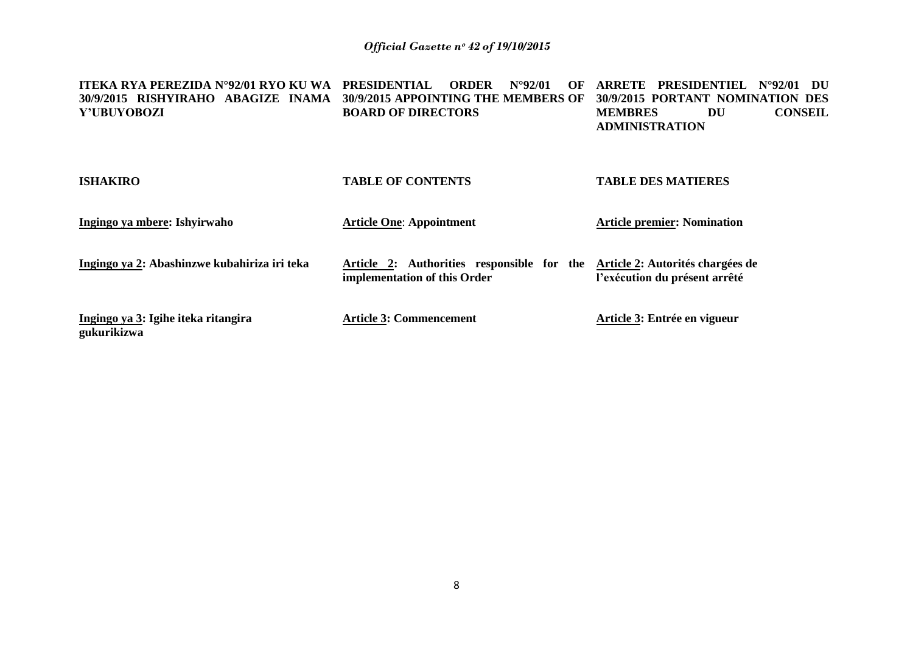**ITEKA RYA PEREZIDA N°92/01 RYO KU WA 30/9/2015 RISHYIRAHO ABAGIZE INAMA Y'UBUYOBOZI**

**ISHAKIRO**

**<u>Ingingo ya mbere</u>: Ishyirwaho**

**<u>Ingingo ya 2</u>: Abashinzwe kubahiriza iri teka**

**<u>Ingingo ya 3</u>: Igihe iteka ritangira gukurikizwa**

**PRESIDENTIAL ORDER N°92/01 OF 30/9/2015 APPOINTING THE MEMBERS OF BOARD OF DIRECTORS**

**TABLE OF CONTENTS**

**<u>Article One</u>: Appointment**

**<u>Article 2</u>: Authorities responsible for the implementation of this Order**

**<u>Article 3</u>: Commencement**

**ARRETE PRESIDENTIEL N°92/01 DU 30/9/2015 PORTANT NOMINATION DES MEMBRES DU CONSEIL ADMINISTRATION**

**TABLE DES MATIERES**

**<u>Article premier</u>: Nomination**

**<u>Article 2</u>: Autorités chargées de l'exécution du présent arrêté**

**<u>Article 3</u>: Entrée en vigueur**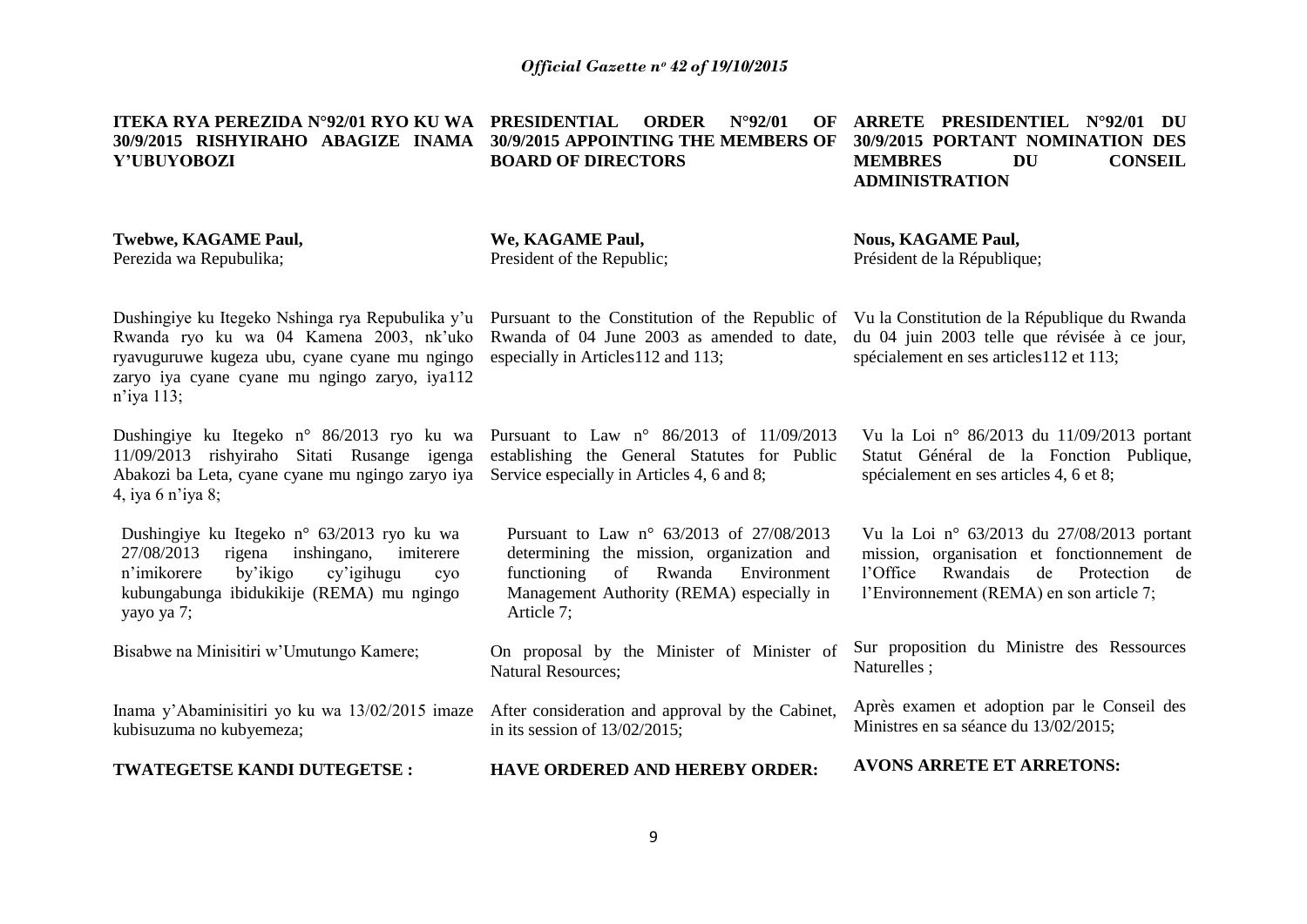**ITEKA RYA PEREZIDA N°92/01 RYO KU WA 30/9/2015 RISHYIRAHO ABAGIZE INAMA Y'UBUYOBOZI**

**Twebwe, KAGAME Paul,**
Perezida wa Repubulika;

Dushingiye ku Itegeko Nshinga rya Repubulika y'u Rwanda ryo ku wa 04 Kamena 2003, nk'uko ryavuguruwe kugeza ubu, cyane cyane mu ngingo zaryo iya cyane cyane mu ngingo zaryo, iya112 n'iya 113;

Dushingiye ku Itegeko n° 86/2013 ryo ku wa 11/09/2013 rishyiraho Sitati Rusange igenga Abakozi ba Leta, cyane cyane mu ngingo zaryo iya 4, iya 6 n'iya 8;

Dushingiye ku Itegeko n° 63/2013 ryo ku wa 27/08/2013 rigena inshingano, imiterere n'imikorere by'ikigo cy'igihugu cyo kubungabunga ibidukikije (REMA) mu ngingo yayo ya 7;

Bisabwe na Minisitiri w'Umutungo Kamere;

Inama y'Abaminisitiri yo ku wa 13/02/2015 imaze kubisuzuma no kubyemeza;

**TWATEGETSE KANDI DUTEGETSE :**

**PRESIDENTIAL ORDER N°92/01 OF 30/9/2015 APPOINTING THE MEMBERS OF BOARD OF DIRECTORS**

**We, KAGAME Paul,**
President of the Republic;

Pursuant to the Constitution of the Republic of Rwanda of 04 June 2003 as amended to date, especially in Articles112 and 113;

Pursuant to Law n° 86/2013 of 11/09/2013 establishing the General Statutes for Public Service especially in Articles 4, 6 and 8;

Pursuant to Law n° 63/2013 of 27/08/2013 determining the mission, organization and functioning of Rwanda Environment Management Authority (REMA) especially in Article 7;

On proposal by the Minister of Minister of Natural Resources;

After consideration and approval by the Cabinet, in its session of 13/02/2015;

**HAVE ORDERED AND HEREBY ORDER:**

**ARRETE PRESIDENTIEL N°92/01 DU 30/9/2015 PORTANT NOMINATION DES MEMBRES DU CONSEIL ADMINISTRATION**

**Nous, KAGAME Paul,**
Président de la République;

Vu la Constitution de la République du Rwanda du 04 juin 2003 telle que révisée à ce jour, spécialement en ses articles112 et 113;

Vu la Loi n° 86/2013 du 11/09/2013 portant Statut Général de la Fonction Publique, spécialement en ses articles 4, 6 et 8;

Vu la Loi n° 63/2013 du 27/08/2013 portant mission, organisation et fonctionnement de l'Office Rwandais de Protection de l'Environnement (REMA) en son article 7;

Sur proposition du Ministre des Ressources Naturelles ;

Après examen et adoption par le Conseil des Ministres en sa séance du 13/02/2015;

**AVONS ARRETE ET ARRETONS:**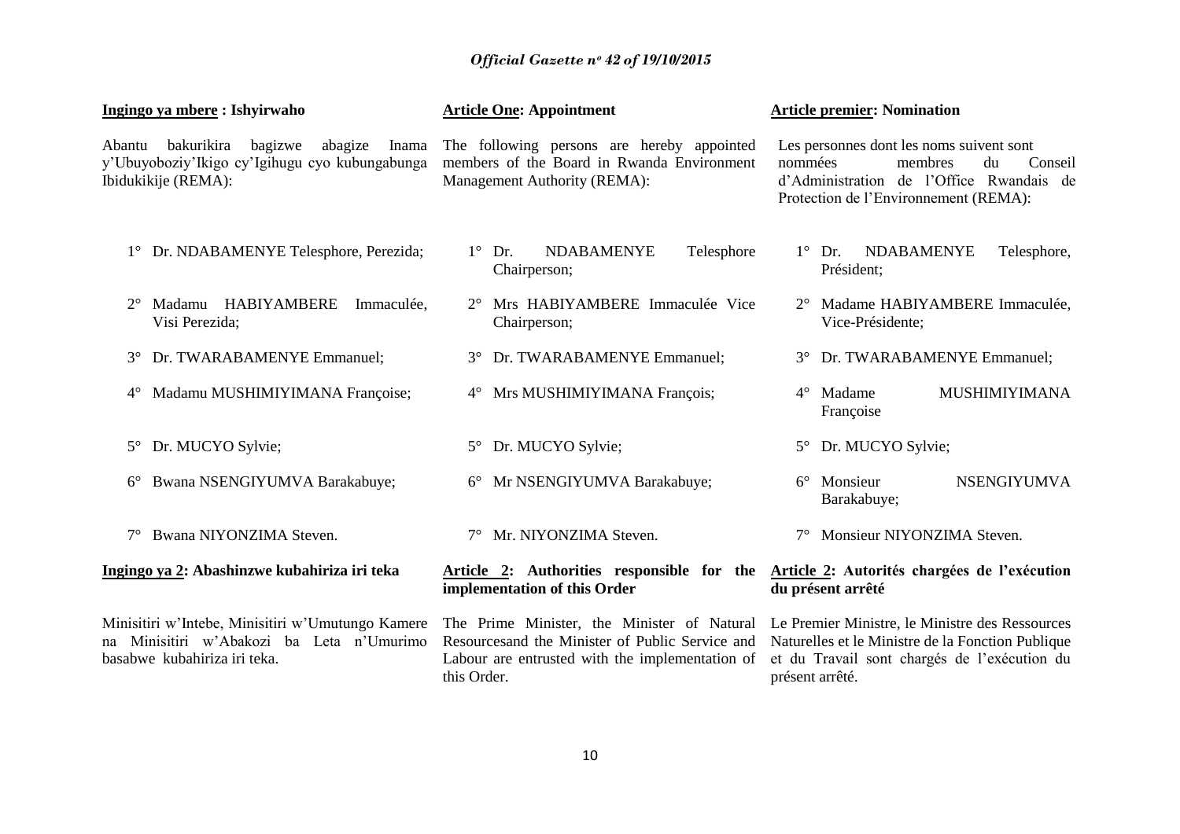**Ingingo ya mbere : Ishyirwaho**

Abantu bakurikira bagizwe abagize Inama y'Ubuyoboziy'Ikigo cy'Igihugu cyo kubungabunga Ibidukikije (REMA):

1° Dr. NDABAMENYE Telesphore, Perezida;

2° Madamu HABIYAMBERE Immaculée, Visi Perezida;

3° Dr. TWARABAMENYE Emmanuel;

4° Madamu MUSHIMIYIMANA Françoise;

5° Dr. MUCYO Sylvie;

6° Bwana NSENGIYUMVA Barakabuye;

7° Bwana NIYONZIMA Steven.

**Ingingo ya 2: Abashinzwe kubahiriza iri teka**

Minisitiri w'Intebe, Minisitiri w'Umutungo Kamere na Minisitiri w'Abakozi ba Leta n'Umurimo basabwe kubahiriza iri teka.

**Article One: Appointment**

The following persons are hereby appointed members of the Board in Rwanda Environment Management Authority (REMA):

1° Dr. NDABAMENYE Telesphore Chairperson;

2° Mrs HABIYAMBERE Immaculée Vice Chairperson;

3° Dr. TWARABAMENYE Emmanuel;

4° Mrs MUSHIMIYIMANA François;

5° Dr. MUCYO Sylvie;

6° Mr NSENGIYUMVA Barakabuye;

7° Mr. NIYONZIMA Steven.

**Article 2: Authorities responsible for the implementation of this Order**

The Prime Minister, the Minister of Natural Resourcesand the Minister of Public Service and Labour are entrusted with the implementation of this Order.

**Article premier: Nomination**

Les personnes dont les noms suivent sont nommées membres du Conseil d'Administration de l'Office Rwandais de Protection de l'Environnement (REMA):

1° Dr. NDABAMENYE Telesphore, Président;

2° Madame HABIYAMBERE Immaculée, Vice-Présidente;

3° Dr. TWARABAMENYE Emmanuel;

4° Madame MUSHIMIYIMANA Françoise

5° Dr. MUCYO Sylvie;

6° Monsieur NSENGIYUMVA Barakabuye;

7° Monsieur NIYONZIMA Steven.

**Article 2: Autorités chargées de l'exécution du présent arrêté**

Le Premier Ministre, le Ministre des Ressources Naturelles et le Ministre de la Fonction Publique et du Travail sont chargés de l'exécution du présent arrêté.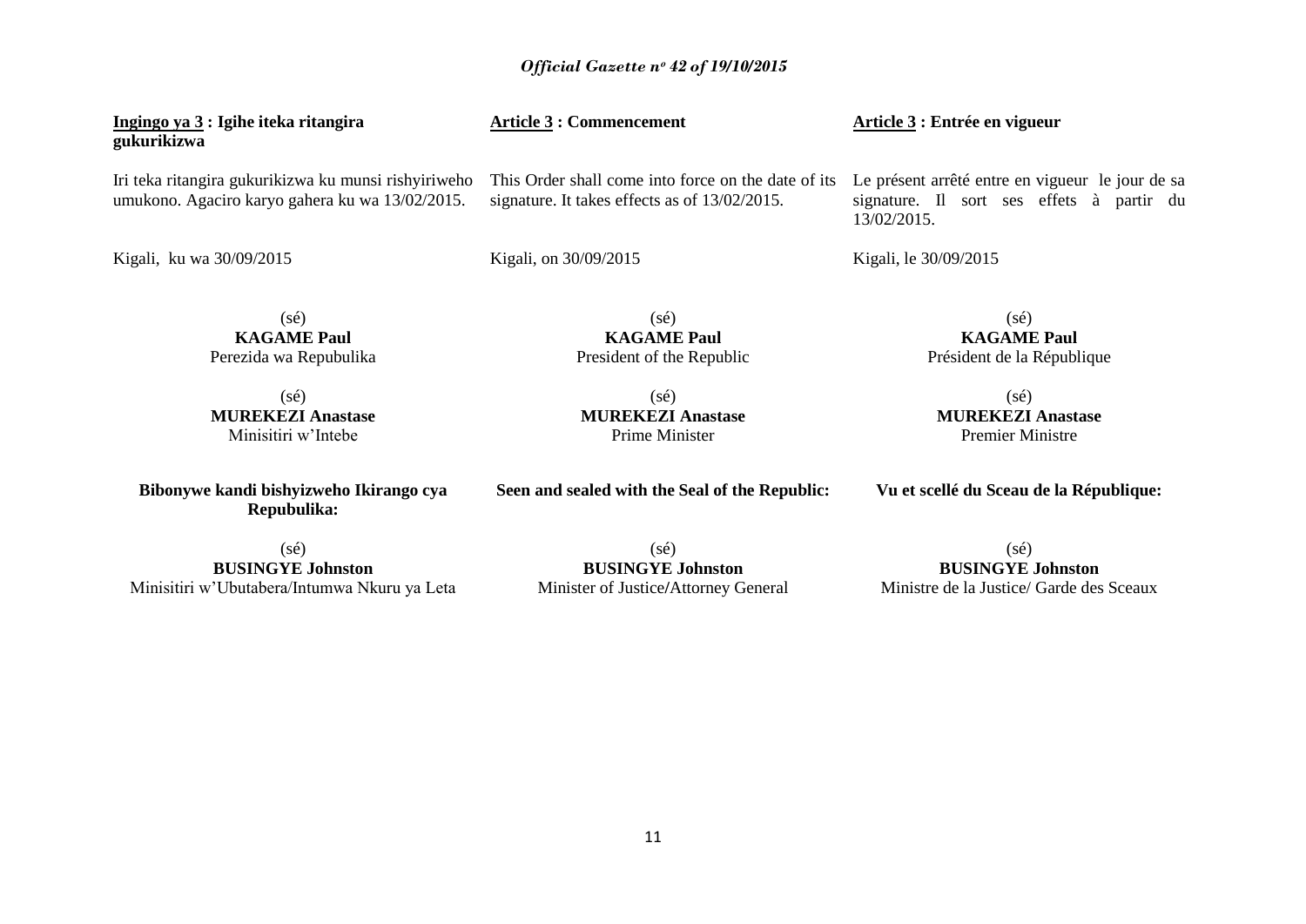**Ingingo ya 3 : Igihe iteka ritangira gukurikizwa**

Iri teka ritangira gukurikizwa ku munsi rishyiriweho umukono. Agaciro karyo gahera ku wa 13/02/2015.

Kigali, ku wa 30/09/2015

(sé)
**KAGAME Paul**
Perezida wa Repubulika

(sé)
**MUREKEZI Anastase**
Minisitiri w'Intebe

**Bibonywe kandi bishyizweho Ikirango cya Repubulika:**

(sé)
**BUSINGYE Johnston**
Minisitiri w'Ubutabera/Intumwa Nkuru ya Leta

**Article 3 : Commencement**

This Order shall come into force on the date of its signature. It takes effects as of 13/02/2015.

Kigali, on 30/09/2015

(sé)
**KAGAME Paul**
President of the Republic

(sé)
**MUREKEZI Anastase**
Prime Minister

**Seen and sealed with the Seal of the Republic:**

(sé)
**BUSINGYE Johnston**
Minister of Justice/Attorney General

**Article 3 : Entrée en vigueur**

Le présent arrêté entre en vigueur le jour de sa signature. Il sort ses effets à partir du 13/02/2015.

Kigali, le 30/09/2015

(sé)
**KAGAME Paul**
Président de la République

(sé)
**MUREKEZI Anastase**
Premier Ministre

**Vu et scellé du Sceau de la République:**

(sé)
**BUSINGYE Johnston**
Ministre de la Justice/ Garde des Sceaux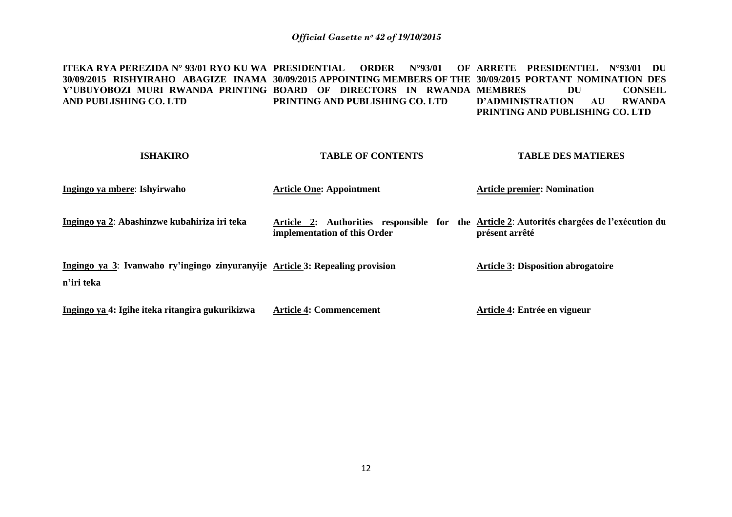**ITEKA RYA PEREZIDA N° 93/01 RYO KU WA 30/09/2015 RISHYIRAHO ABAGIZE INAMA Y'UBUYOBOZI MURI RWANDA PRINTING AND PUBLISHING CO. LTD**

**ISHAKIRO**

**Ingingo ya mbere**: **Ishyirwaho**

**Ingingo ya 2**: **Abashinzwe kubahiriza iri teka**

**Ingingo ya 3**: **Ivanwaho ry'ingingo zinyuranyije n'iri teka**

**Ingingo ya 4: Igihe iteka ritangira gukurikizwa**

**PRESIDENTIAL ORDER N°93/01 OF 30/09/2015 APPOINTING MEMBERS OF THE BOARD OF DIRECTORS IN RWANDA PRINTING AND PUBLISHING CO. LTD**

**TABLE OF CONTENTS**

**Article One: Appointment**

**Article 2: Authorities responsible for the implementation of this Order**

**Article 3: Repealing provision**

**Article 4: Commencement**

**ARRETE PRESIDENTIEL N°93/01 DU 30/09/2015 PORTANT NOMINATION DES MEMBRES DU CONSEIL D'ADMINISTRATION AU RWANDA PRINTING AND PUBLISHING CO. LTD**

**TABLE DES MATIERES**

**Article premier: Nomination**

**Article 2**: **Autorités chargées de l'exécution du présent arrêté**

**Article 3: Disposition abrogatoire**

**Article 4: Entrée en vigueur**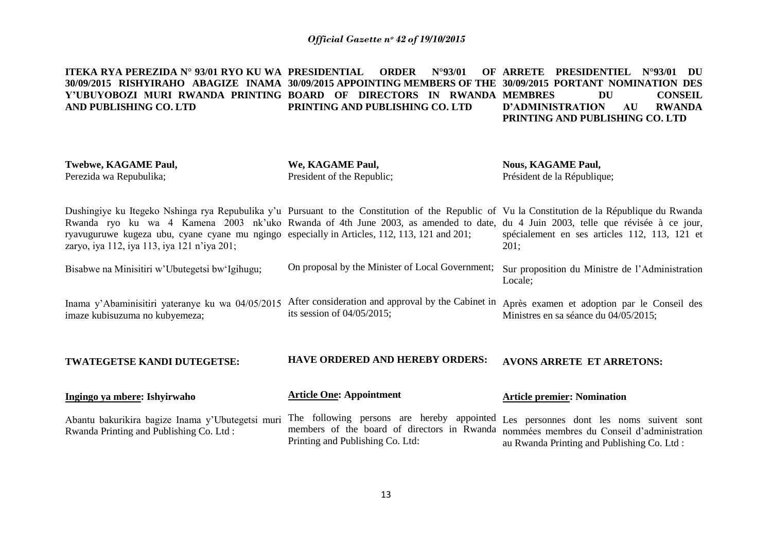**ITEKA RYA PEREZIDA N° 93/01 RYO KU WA 30/09/2015 RISHYIRAHO ABAGIZE INAMA Y'UBUYOBOZI MURI RWANDA PRINTING AND PUBLISHING CO. LTD**

**Twebwe, KAGAME Paul,**
Perezida wa Repubulika;

Dushingiye ku Itegeko Nshinga rya Repubulika y'u Rwanda ryo ku wa 4 Kamena 2003 nk'uko ryavuguruwe kugeza ubu, cyane cyane mu ngingo zaryo, iya 112, iya 113, iya 121 n'iya 201;

Bisabwe na Minisitiri w'Ubutegetsi bw'Igihugu;

Inama y'Abaminisitiri yateranye ku wa 04/05/2015 imaze kubisuzuma no kubyemeza;

**TWATEGETSE KANDI DUTEGETSE:**

**Ingingo ya mbere: Ishyirwaho**

Abantu bakurikira bagize Inama y'Ubutegetsi muri Rwanda Printing and Publishing Co. Ltd :

**PRESIDENTIAL ORDER N°93/01 OF 30/09/2015 APPOINTING MEMBERS OF THE BOARD OF DIRECTORS IN RWANDA PRINTING AND PUBLISHING CO. LTD**

**We, KAGAME Paul,**
President of the Republic;

Pursuant to the Constitution of the Republic of Rwanda of 4th June 2003, as amended to date, especially in Articles, 112, 113, 121 and 201;

On proposal by the Minister of Local Government;

After consideration and approval by the Cabinet in its session of 04/05/2015;

**HAVE ORDERED AND HEREBY ORDERS:**

**Article One: Appointment**

The following persons are hereby appointed members of the board of directors in Rwanda Printing and Publishing Co. Ltd:

**ARRETE PRESIDENTIEL N°93/01 DU 30/09/2015 PORTANT NOMINATION DES MEMBRES DU CONSEIL D'ADMINISTRATION AU RWANDA PRINTING AND PUBLISHING CO. LTD**

**Nous, KAGAME Paul,**
Président de la République;

Vu la Constitution de la République du Rwanda du 4 Juin 2003, telle que révisée à ce jour, spécialement en ses articles 112, 113, 121 et 201;

Sur proposition du Ministre de l'Administration Locale;

Après examen et adoption par le Conseil des Ministres en sa séance du 04/05/2015;

**AVONS ARRETE ET ARRETONS:**

**Article premier: Nomination**

Les personnes dont les noms suivent sont nommées membres du Conseil d'administration au Rwanda Printing and Publishing Co. Ltd :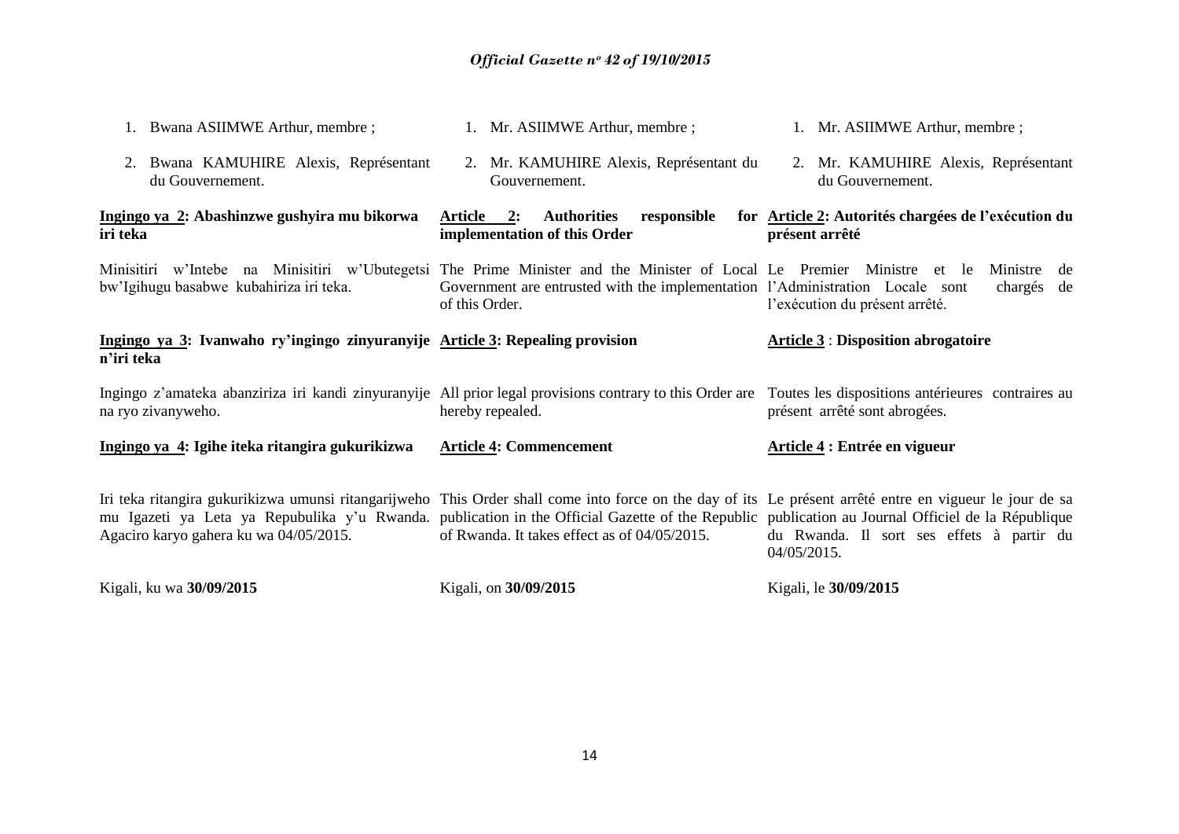1. Bwana ASIIMWE Arthur, membre ;
2. Bwana KAMUHIRE Alexis, Représentant du Gouvernement.

**<u>Ingingo ya 2</u>: Abashinzwe gushyira mu bikorwa iri teka**

Minisitiri w'Intebe na Minisitiri w'Ubutegetsi bw'Igihugu basabwe kubahiriza iri teka.

**<u>Ingingo ya 3</u>: Ivanwaho ry'ingingo zinyuranyije n'iri teka**

Ingingo z'amateka abanziriza iri kandi zinyuranyije na ryo zivanyweho.

**<u>Ingingo ya 4</u>: Igihe iteka ritangira gukurikizwa**

Iri teka ritangira gukurikizwa umunsi ritangarijweho mu Igazeti ya Leta ya Repubulika y'u Rwanda. Agaciro karyo gahera ku wa 04/05/2015.

Kigali, ku wa **30/09/2015**

1. Mr. ASIIMWE Arthur, membre ;
2. Mr. KAMUHIRE Alexis, Représentant du Gouvernement.

**<u>Article 2</u>: Authorities responsible for implementation of this Order**

The Prime Minister and the Minister of Local Government are entrusted with the implementation of this Order.

**<u>Article 3</u>: Repealing provision**

All prior legal provisions contrary to this Order are hereby repealed.

**<u>Article 4</u>: Commencement**

This Order shall come into force on the day of its publication in the Official Gazette of the Republic of Rwanda. It takes effect as of 04/05/2015.

Kigali, on **30/09/2015**

1. Mr. ASIIMWE Arthur, membre ;
2. Mr. KAMUHIRE Alexis, Représentant du Gouvernement.

**<u>Article 2</u>: Autorités chargées de l'exécution du présent arrêté**

Le Premier Ministre et le Ministre de l'Administration Locale sont chargés de l'exécution du présent arrêté.

**<u>Article 3</u> : Disposition abrogatoire**

Toutes les dispositions antérieures contraires au présent arrêté sont abrogées.

**<u>Article 4</u> : Entrée en vigueur**

Le présent arrêté entre en vigueur le jour de sa publication au Journal Officiel de la République du Rwanda. Il sort ses effets à partir du 04/05/2015.

Kigali, le **30/09/2015**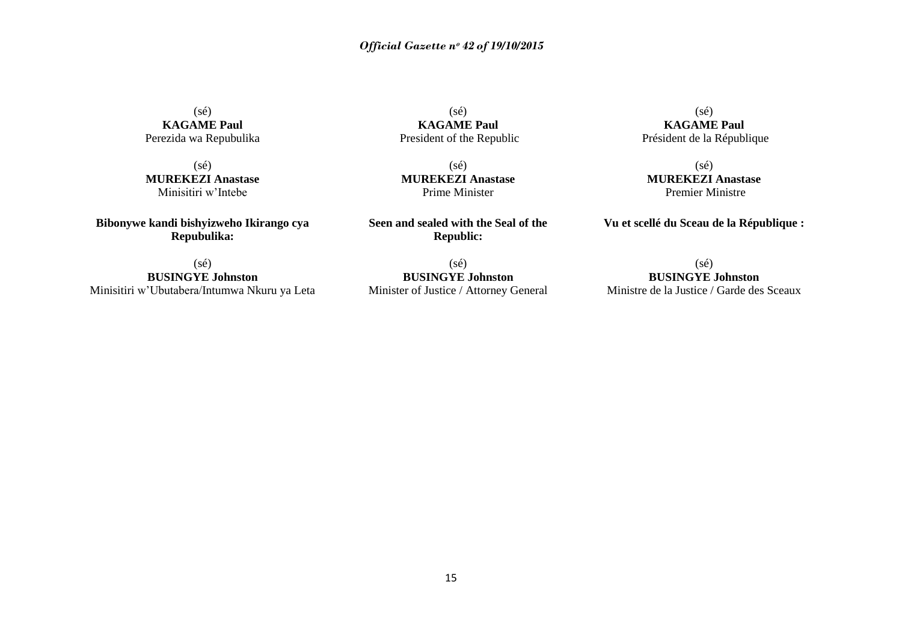(sé)
**KAGAME Paul**
Perezida wa Repubulika

(sé)
**MUREKEZI Anastase**
Minisitiri w'Intebe

**Bibonywe kandi bishyizweho Ikirango cya Repubulika:**

(sé)
**BUSINGYE Johnston**
Minisitiri w'Ubutabera/Intumwa Nkuru ya Leta

(sé)
**KAGAME Paul**
President of the Republic

(sé)
**MUREKEZI Anastase**
Prime Minister

**Seen and sealed with the Seal of the Republic:**

(sé)
**BUSINGYE Johnston**
Minister of Justice / Attorney General

(sé)
**KAGAME Paul**
Président de la République

(sé)
**MUREKEZI Anastase**
Premier Ministre

**Vu et scellé du Sceau de la République :**

(sé)
**BUSINGYE Johnston**
Ministre de la Justice / Garde des Sceaux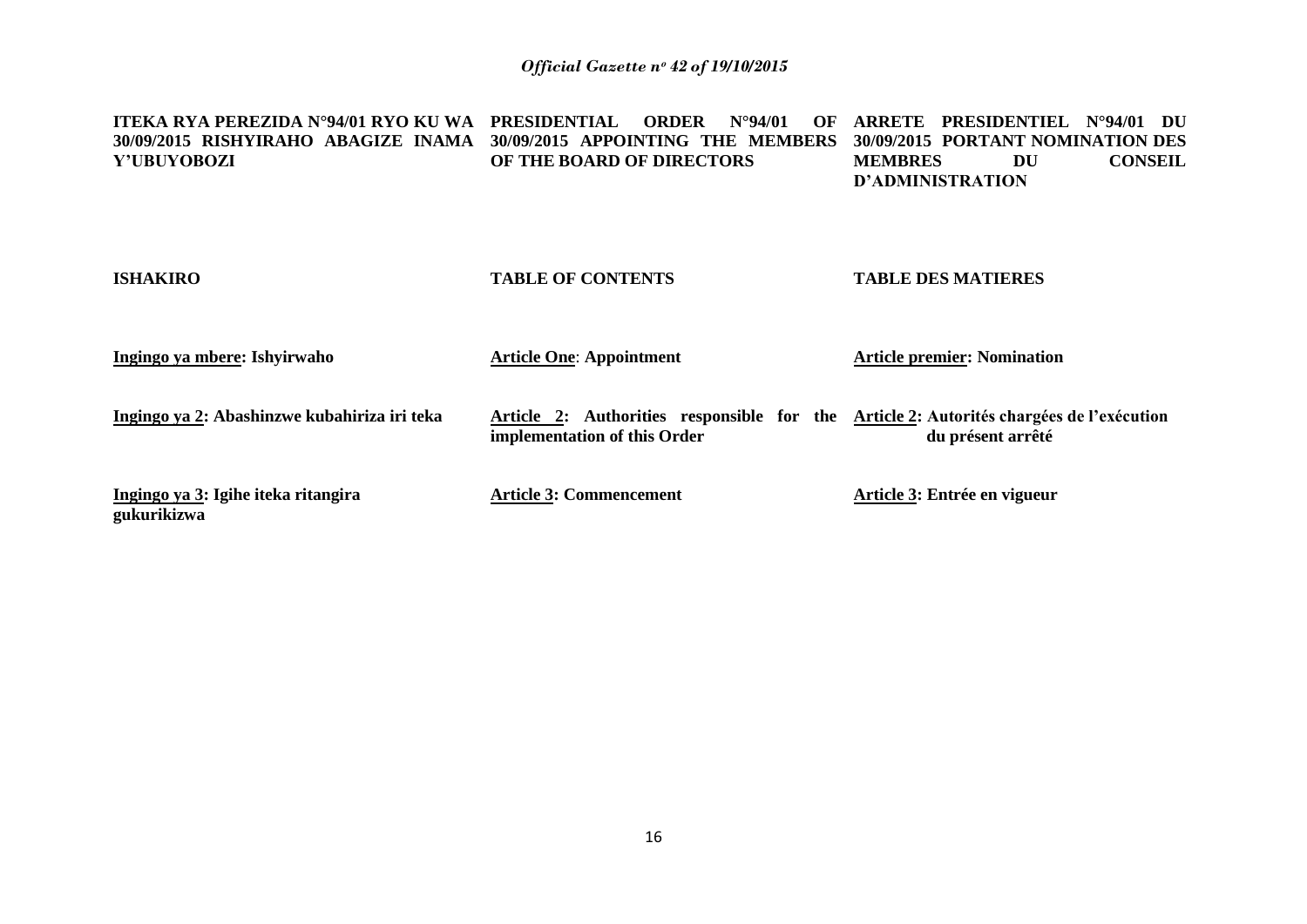**ITEKA RYA PEREZIDA N°94/01 RYO KU WA 30/09/2015 RISHYIRAHO ABAGIZE INAMA Y'UBUYOBOZI**

**ISHAKIRO**

**<u>Ingingo ya mbere</u>: Ishyirwaho**

**<u>Ingingo ya 2</u>: Abashinzwe kubahiriza iri teka**

**<u>Ingingo ya 3</u>: Igihe iteka ritangira gukurikizwa**

**PRESIDENTIAL ORDER N°94/01 OF 30/09/2015 APPOINTING THE MEMBERS OF THE BOARD OF DIRECTORS**

**TABLE OF CONTENTS**

**<u>Article One</u>: Appointment**

**<u>Article 2</u>: Authorities responsible for the implementation of this Order**

**<u>Article 3</u>: Commencement**

**ARRETE PRESIDENTIEL N°94/01 DU 30/09/2015 PORTANT NOMINATION DES MEMBRES DU CONSEIL D'ADMINISTRATION**

**TABLE DES MATIERES**

**<u>Article premier</u>: Nomination**

**<u>Article 2</u>: Autorités chargées de l'exécution du présent arrêté**

**<u>Article 3</u>: Entrée en vigueur**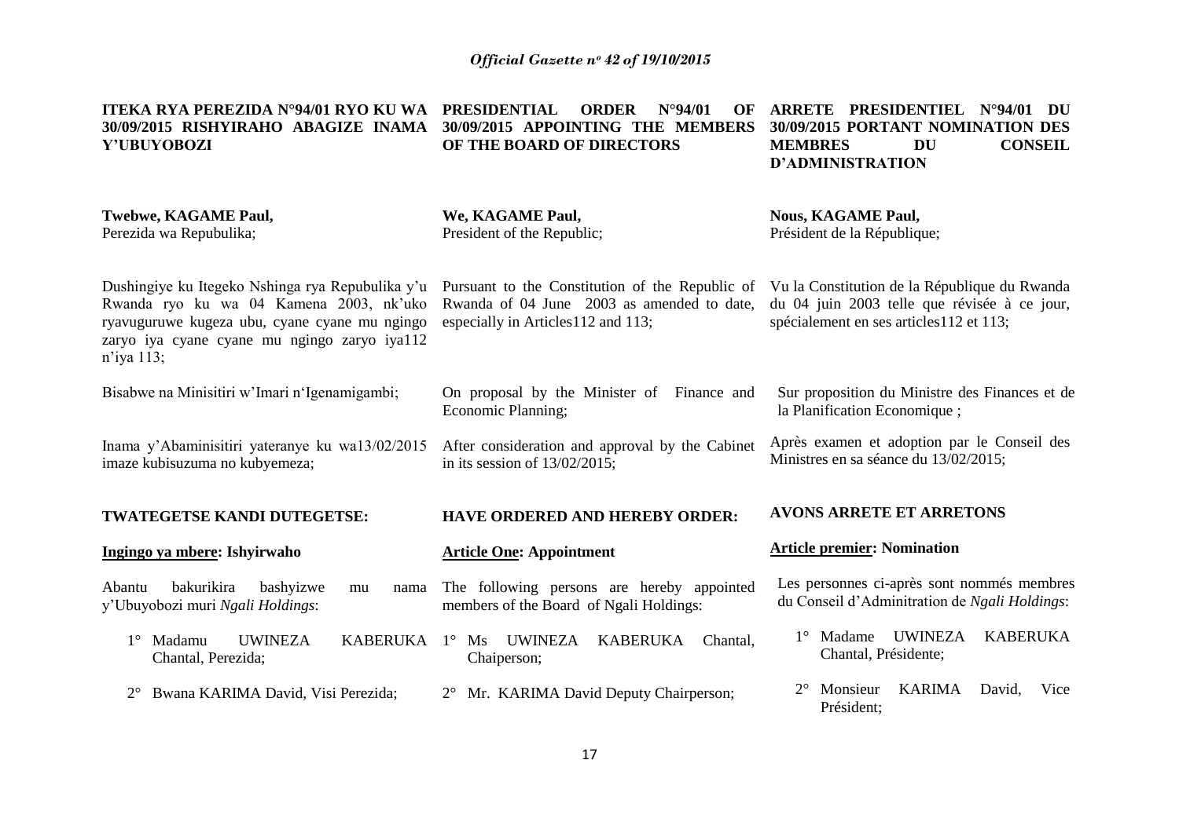**ITEKA RYA PEREZIDA N°94/01 RYO KU WA 30/09/2015 RISHYIRAHO ABAGIZE INAMA Y'UBUYOBOZI**

**Twebwe, KAGAME Paul,**
Perezida wa Repubulika;

Dushingiye ku Itegeko Nshinga rya Repubulika y'u Rwanda ryo ku wa 04 Kamena 2003, nk'uko ryavuguruwe kugeza ubu, cyane cyane mu ngingo zaryo iya cyane cyane mu ngingo zaryo iya112 n'iya 113;

Bisabwe na Minisitiri w'Imari n'Igenamigambi;

Inama y'Abaminisitiri yateranye ku wa13/02/2015 imaze kubisuzuma no kubyemeza;

**TWATEGETSE KANDI DUTEGETSE:**

**Ingingo ya mbere: Ishyirwaho**

Abantu bakurikira bashyizwe mu nama y'Ubuyobozi muri *Ngali Holdings*:

1° Madamu UWINEZA KABERUKA Chantal, Perezida;

2° Bwana KARIMA David, Visi Perezida;

**PRESIDENTIAL ORDER N°94/01 OF 30/09/2015 APPOINTING THE MEMBERS OF THE BOARD OF DIRECTORS**

**We, KAGAME Paul,**
President of the Republic;

Pursuant to the Constitution of the Republic of Rwanda of 04 June 2003 as amended to date, especially in Articles112 and 113;

On proposal by the Minister of Finance and Economic Planning;

After consideration and approval by the Cabinet in its session of 13/02/2015;

**HAVE ORDERED AND HEREBY ORDER:**

**Article One: Appointment**

The following persons are hereby appointed members of the Board of Ngali Holdings:

1° Ms UWINEZA KABERUKA Chantal, Chaiperson;

2° Mr. KARIMA David Deputy Chairperson;

**ARRETE PRESIDENTIEL N°94/01 DU 30/09/2015 PORTANT NOMINATION DES MEMBRES DU CONSEIL D'ADMINISTRATION**

**Nous, KAGAME Paul,**
Président de la République;

Vu la Constitution de la République du Rwanda du 04 juin 2003 telle que révisée à ce jour, spécialement en ses articles112 et 113;

Sur proposition du Ministre des Finances et de la Planification Economique ;

Après examen et adoption par le Conseil des Ministres en sa séance du 13/02/2015;

**AVONS ARRETE ET ARRETONS**

**Article premier: Nomination**

Les personnes ci-après sont nommés membres du Conseil d'Adminitration de *Ngali Holdings*:

1° Madame UWINEZA KABERUKA Chantal, Présidente;

2° Monsieur KARIMA David, Vice Président;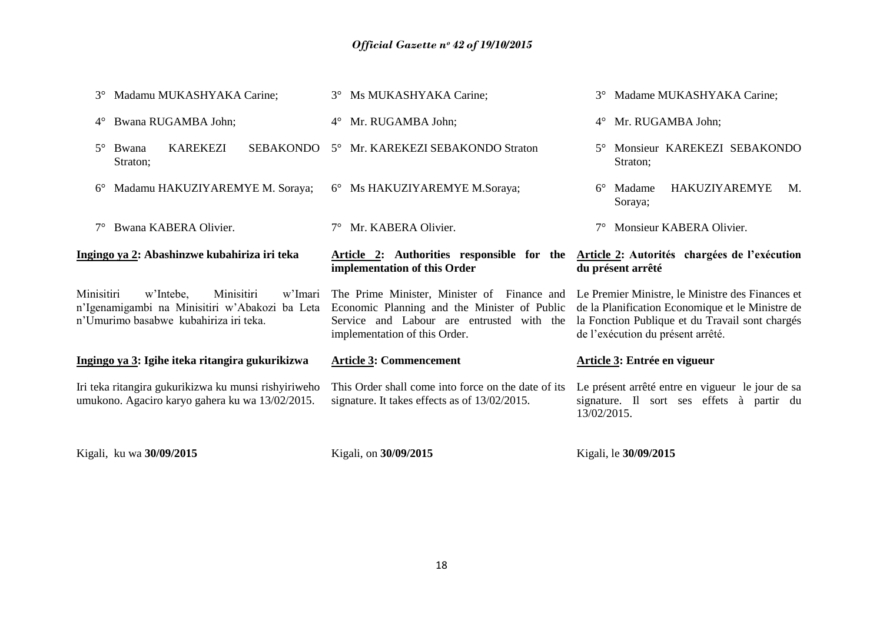3° Madamu MUKASHYAKA Carine;

4° Bwana RUGAMBA John;

5° Bwana KAREKEZI SEBAKONDO Straton;

6° Madamu HAKUZIYAREMYE M. Soraya;

7° Bwana KABERA Olivier.

**Ingingo ya 2: Abashinzwe kubahiriza iri teka**

Minisitiri w'Intebe, Minisitiri w'Imari n'Igenamigambi na Minisitiri w'Abakozi ba Leta n'Umurimo basabwe kubahiriza iri teka.

**Ingingo ya 3: Igihe iteka ritangira gukurikizwa**

Iri teka ritangira gukurikizwa ku munsi rishyiriweho umukono. Agaciro karyo gahera ku wa 13/02/2015.

Kigali, ku wa **30/09/2015**

3° Ms MUKASHYAKA Carine;

4° Mr. RUGAMBA John;

5° Mr. KAREKEZI SEBAKONDO Straton

6° Ms HAKUZIYAREMYE M.Soraya;

7° Mr. KABERA Olivier.

**Article 2: Authorities responsible for the implementation of this Order**

The Prime Minister, Minister of Finance and Economic Planning and the Minister of Public Service and Labour are entrusted with the implementation of this Order.

**Article 3: Commencement**

This Order shall come into force on the date of its signature. It takes effects as of 13/02/2015.

Kigali, on **30/09/2015**

3° Madame MUKASHYAKA Carine;

4° Mr. RUGAMBA John;

5° Monsieur KAREKEZI SEBAKONDO Straton;

6° Madame HAKUZIYAREMYE M. Soraya;

7° Monsieur KABERA Olivier.

**Article 2: Autorités chargées de l'exécution du présent arrêté**

Le Premier Ministre, le Ministre des Finances et de la Planification Economique et le Ministre de la Fonction Publique et du Travail sont chargés de l'exécution du présent arrêté.

**Article 3: Entrée en vigueur**

Le présent arrêté entre en vigueur le jour de sa signature. Il sort ses effets à partir du 13/02/2015.

Kigali, le **30/09/2015**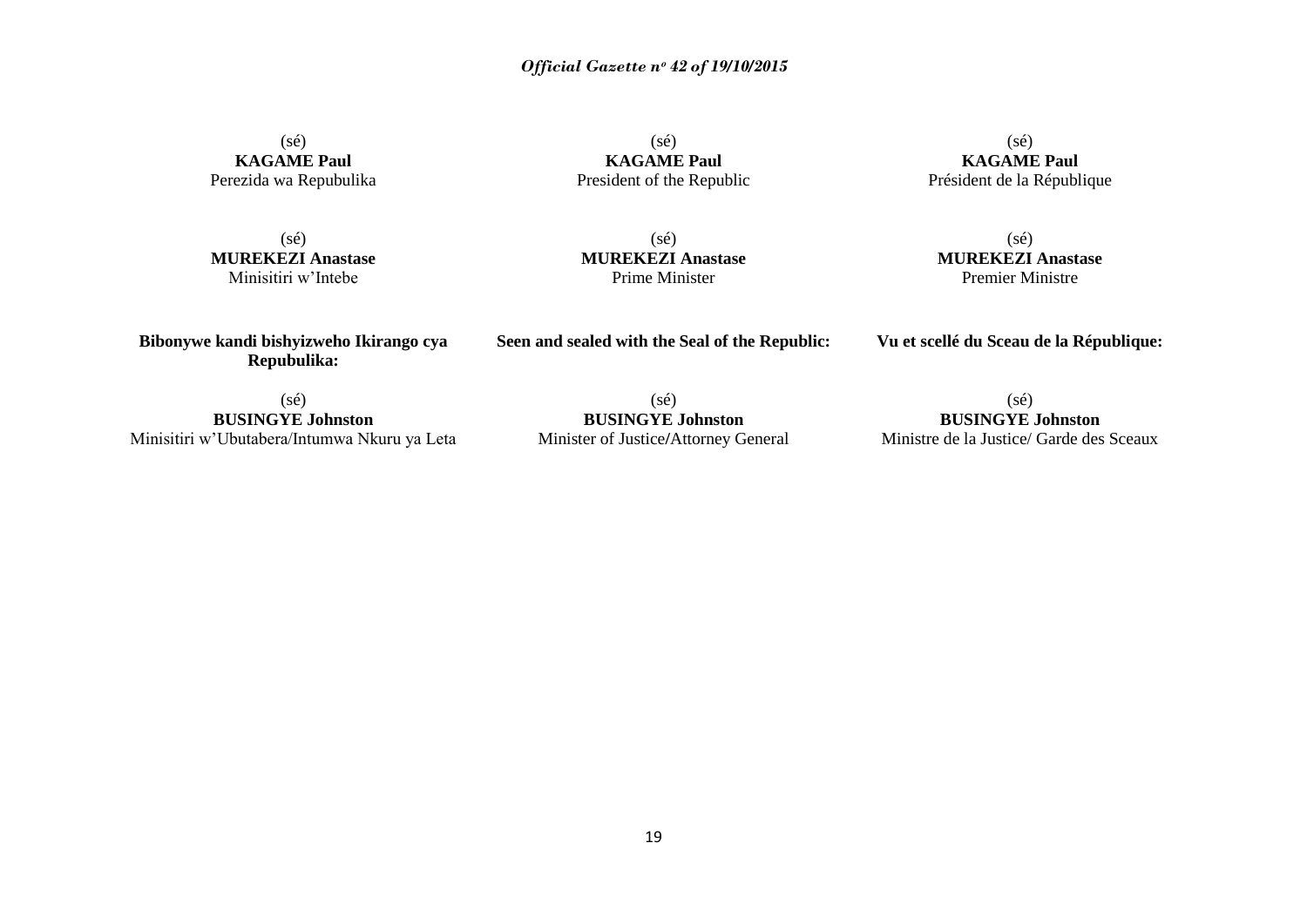(sé)
**KAGAME Paul**
Perezida wa Repubulika

(sé)
**MUREKEZI Anastase**
Minisitiri w'Intebe

**Bibonywe kandi bishyizweho Ikirango cya Repubulika:**

(sé)
**BUSINGYE Johnston**
Minisitiri w'Ubutabera/Intumwa Nkuru ya Leta

(sé)
**KAGAME Paul**
President of the Republic

(sé)
**MUREKEZI Anastase**
Prime Minister

**Seen and sealed with the Seal of the Republic:**

(sé)
**BUSINGYE Johnston**
Minister of Justice/Attorney General

(sé)
**KAGAME Paul**
Président de la République

(sé)
**MUREKEZI Anastase**
Premier Ministre

**Vu et scellé du Sceau de la République:**

(sé)
**BUSINGYE Johnston**
Ministre de la Justice/ Garde des Sceaux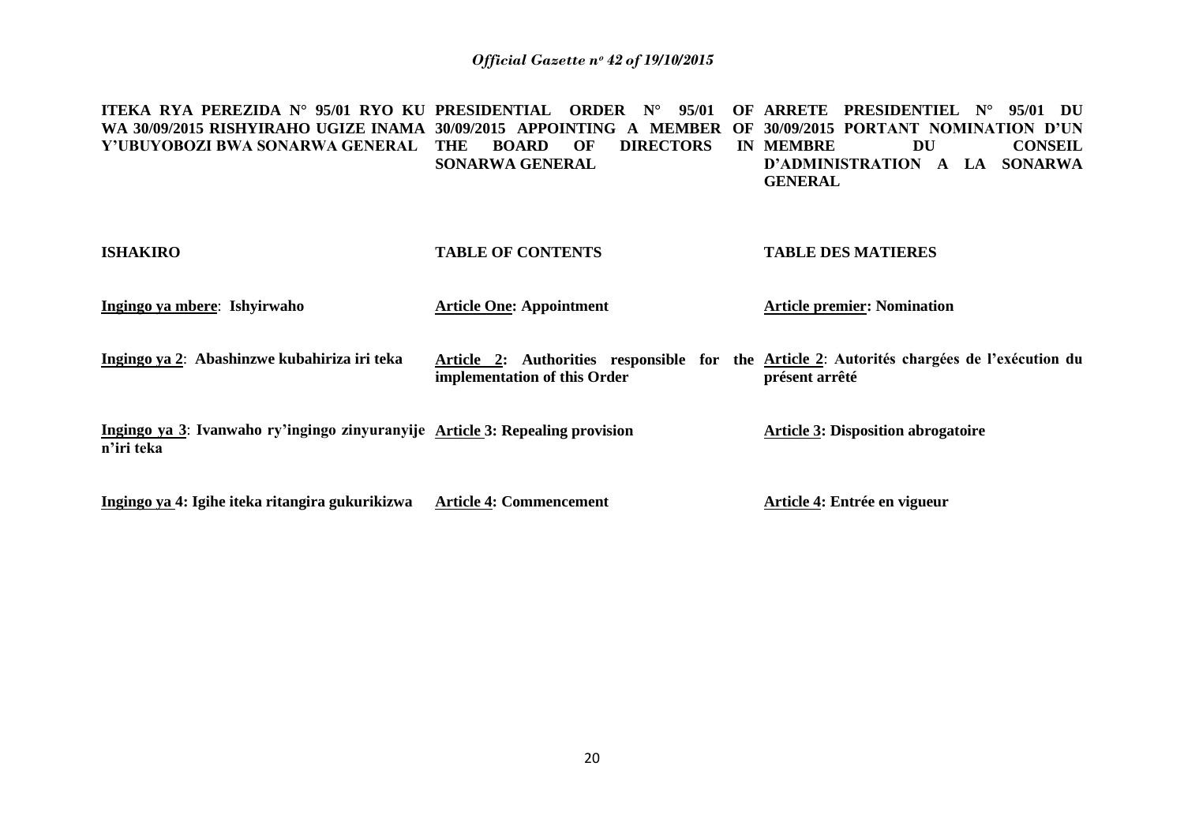**ITEKA RYA PEREZIDA N° 95/01 RYO KU WA 30/09/2015 RISHYIRAHO UGIZE INAMA Y'UBUYOBOZI BWA SONARWA GENERAL**

**PRESIDENTIAL ORDER N° 95/01 OF 30/09/2015 APPOINTING A MEMBER OF THE BOARD OF DIRECTORS IN SONARWA GENERAL**

**ARRETE PRESIDENTIEL N° 95/01 DU 30/09/2015 PORTANT NOMINATION D'UN MEMBRE DU CONSEIL D'ADMINISTRATION A LA SONARWA GENERAL**

| **ISHAKIRO** | **TABLE OF CONTENTS** | **TABLE DES MATIERES** |
|---|---|---|
| **Ingingo ya mbere**: **Ishyirwaho** | **Article One: Appointment** | **Article premier: Nomination** |
| **Ingingo ya 2**: **Abashinzwe kubahiriza iri teka** | **Article 2: Authorities responsible for the implementation of this Order** | **Article 2**: **Autorités chargées de l'exécution du présent arrêté** |
| **Ingingo ya 3**: **Ivanwaho ry'ingingo zinyuranyije n'iri teka** | **Article 3: Repealing provision** | **Article 3: Disposition abrogatoire** |
| **Ingingo ya 4: Igihe iteka ritangira gukurikizwa** | **Article 4: Commencement** | **Article 4: Entrée en vigueur** |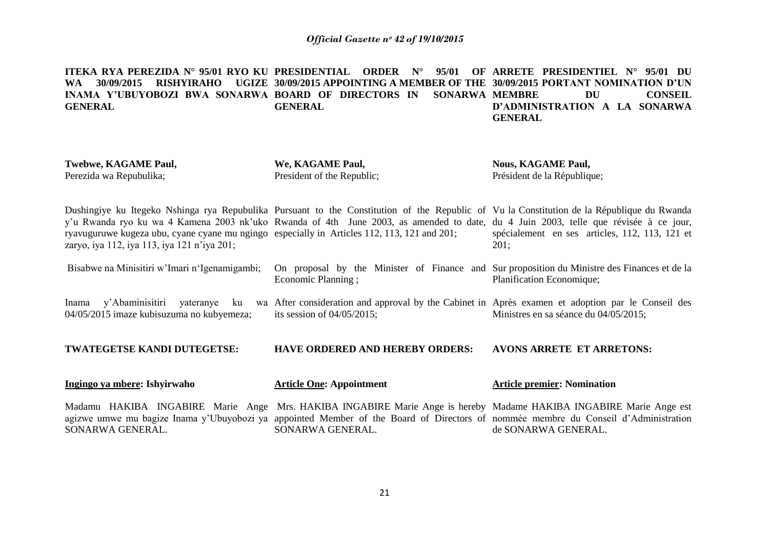**ITEKA RYA PEREZIDA N° 95/01 RYO KU WA 30/09/2015 RISHYIRAHO UGIZE INAMA Y'UBUYOBOZI BWA SONARWA GENERAL**

**Twebwe, KAGAME Paul,**
Perezida wa Repubulika;

Dushingiye ku Itegeko Nshinga rya Repubulika y'u Rwanda ryo ku wa 4 Kamena 2003 nk'uko ryavuguruwe kugeza ubu, cyane cyane mu ngingo zaryo, iya 112, iya 113, iya 121 n'iya 201;

Bisabwe na Minisitiri w'Imari n'Igenamigambi;

Inama y'Abaminisitiri yateranye ku wa 04/05/2015 imaze kubisuzuma no kubyemeza;

**TWATEGETSE KANDI DUTEGETSE:**

**Ingingo ya mbere: Ishyirwaho**

Madamu HAKIBA INGABIRE Marie Ange agizwe umwe mu bagize Inama y'Ubuyobozi ya SONARWA GENERAL.

**PRESIDENTIAL ORDER N° 95/01 OF 30/09/2015 APPOINTING A MEMBER OF THE BOARD OF DIRECTORS IN SONARWA GENERAL**

**We, KAGAME Paul,**
President of the Republic;

Pursuant to the Constitution of the Republic of Rwanda of 4th June 2003, as amended to date, especially in Articles 112, 113, 121 and 201;

On proposal by the Minister of Finance and Economic Planning ;

After consideration and approval by the Cabinet in its session of 04/05/2015;

**HAVE ORDERED AND HEREBY ORDERS:**

**Article One: Appointment**

Mrs. HAKIBA INGABIRE Marie Ange is hereby appointed Member of the Board of Directors of SONARWA GENERAL.

**ARRETE PRESIDENTIEL N° 95/01 DU 30/09/2015 PORTANT NOMINATION D'UN MEMBRE DU CONSEIL D'ADMINISTRATION A LA SONARWA GENERAL**

**Nous, KAGAME Paul,**
Président de la République;

Vu la Constitution de la République du Rwanda du 4 Juin 2003, telle que révisée à ce jour, spécialement en ses articles, 112, 113, 121 et 201;

Sur proposition du Ministre des Finances et de la Planification Economique;

Après examen et adoption par le Conseil des Ministres en sa séance du 04/05/2015;

**AVONS ARRETE ET ARRETONS:**

**Article premier: Nomination**

Madame HAKIBA INGABIRE Marie Ange est nommée membre du Conseil d'Administration de SONARWA GENERAL.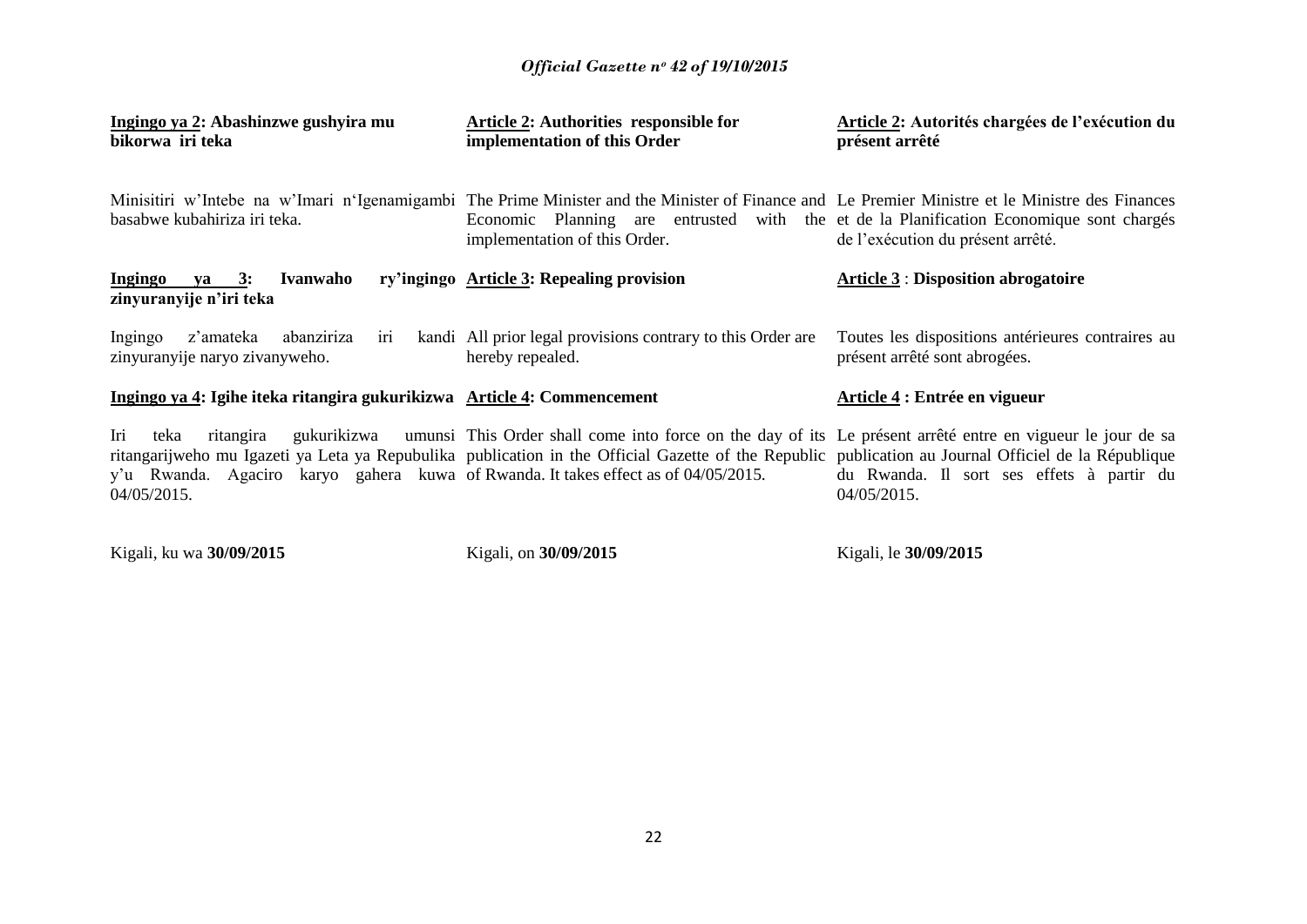**Ingingo ya 2: Abashinzwe gushyira mu bikorwa iri teka**

Minisitiri w'Intebe na w'Imari n'Igenamigambi basabwe kubahiriza iri teka.

**Ingingo ya 3: Ivanwaho ry'ingingo zinyuranyije n'iri teka**

Ingingo z'amateka abanziriza iri kandi zinyuranyije naryo zivanyweho.

**Ingingo ya 4: Igihe iteka ritangira gukurikizwa**

Iri teka ritangira gukurikizwa umunsi ritangarijweho mu Igazeti ya Leta ya Repubulika y'u Rwanda. Agaciro karyo gahera kuwa 04/05/2015.

Kigali, ku wa **30/09/2015**

**Article 2: Authorities responsible for implementation of this Order**

The Prime Minister and the Minister of Finance and Economic Planning are entrusted with the implementation of this Order.

**Article 3: Repealing provision**

All prior legal provisions contrary to this Order are hereby repealed.

**Article 4: Commencement**

This Order shall come into force on the day of its publication in the Official Gazette of the Republic of Rwanda. It takes effect as of 04/05/2015.

Kigali, on **30/09/2015**

**Article 2: Autorités chargées de l'exécution du présent arrêté**

Le Premier Ministre et le Ministre des Finances et de la Planification Economique sont chargés de l'exécution du présent arrêté.

**Article 3 : Disposition abrogatoire**

Toutes les dispositions antérieures contraires au présent arrêté sont abrogées.

**Article 4 : Entrée en vigueur**

Le présent arrêté entre en vigueur le jour de sa publication au Journal Officiel de la République du Rwanda. Il sort ses effets à partir du 04/05/2015.

Kigali, le **30/09/2015**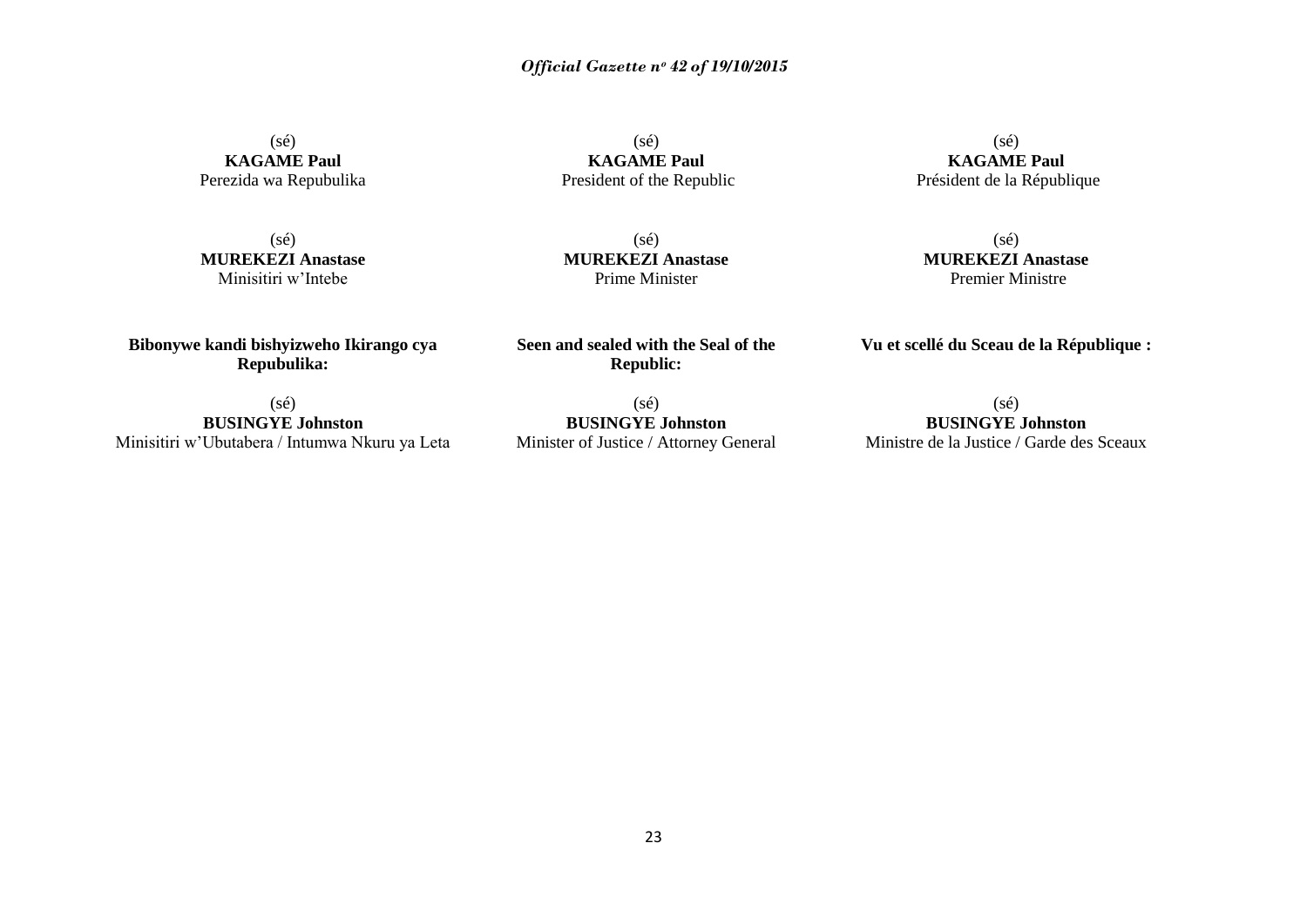(sé)
**KAGAME Paul**
Perezida wa Repubulika

(sé)
**MUREKEZI Anastase**
Minisitiri w'Intebe

**Bibonywe kandi bishyizweho Ikirango cya Repubulika:**

(sé)
**BUSINGYE Johnston**
Minisitiri w'Ubutabera / Intumwa Nkuru ya Leta

(sé)
**KAGAME Paul**
President of the Republic

(sé)
**MUREKEZI Anastase**
Prime Minister

**Seen and sealed with the Seal of the Republic:**

(sé)
**BUSINGYE Johnston**
Minister of Justice / Attorney General

(sé)
**KAGAME Paul**
Président de la République

(sé)
**MUREKEZI Anastase**
Premier Ministre

**Vu et scellé du Sceau de la République :**

(sé)
**BUSINGYE Johnston**
Ministre de la Justice / Garde des Sceaux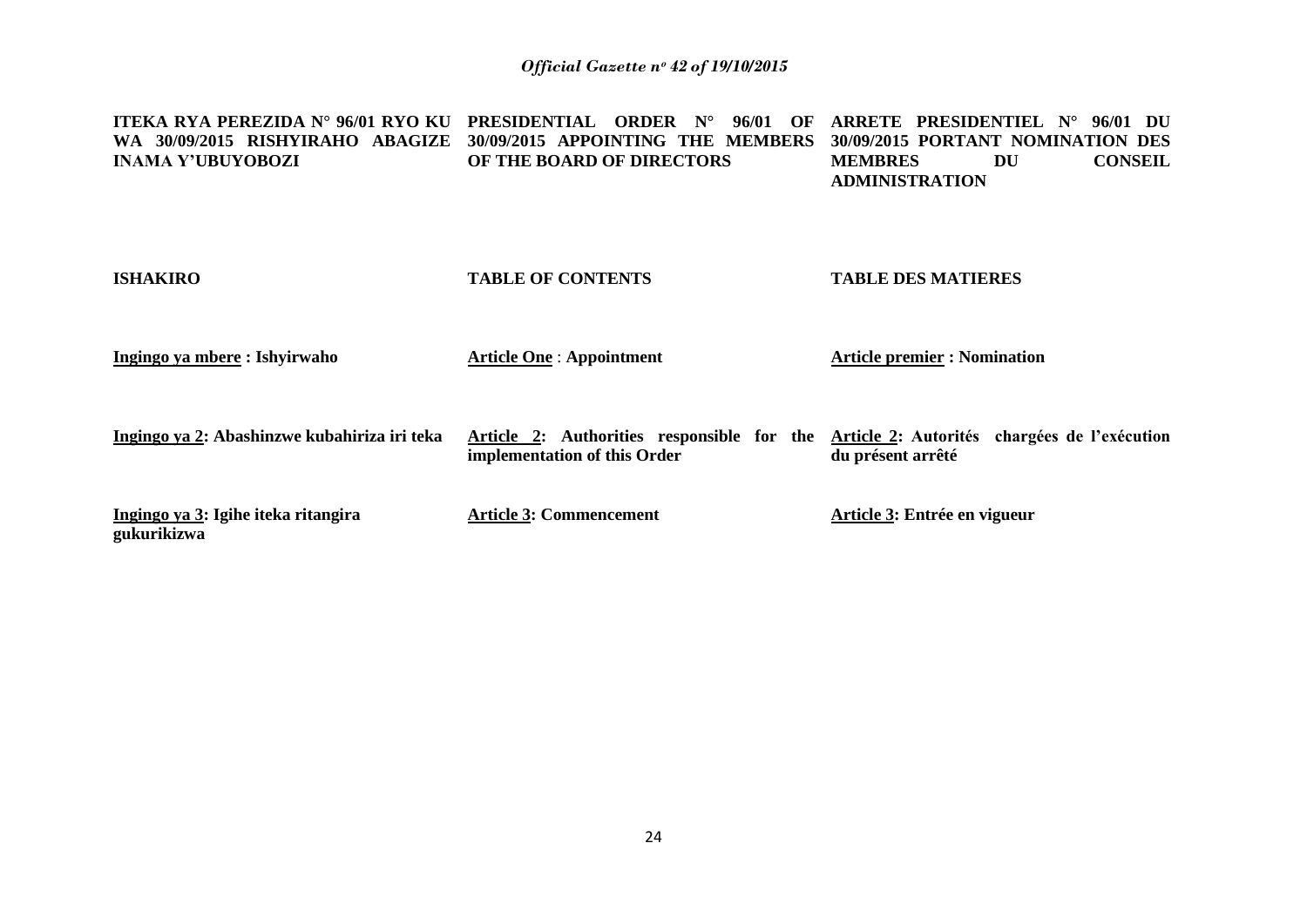**ITEKA RYA PEREZIDA N° 96/01 RYO KU WA 30/09/2015 RISHYIRAHO ABAGIZE INAMA Y'UBUYOBOZI**

**ISHAKIRO**

**<u>Ingingo ya mbere</u> : Ishyirwaho**

**<u>Ingingo ya 2</u>: Abashinzwe kubahiriza iri teka**

**<u>Ingingo ya 3</u>: Igihe iteka ritangira gukurikizwa**

**PRESIDENTIAL ORDER N° 96/01 OF 30/09/2015 APPOINTING THE MEMBERS OF THE BOARD OF DIRECTORS**

**TABLE OF CONTENTS**

**<u>Article One</u> : Appointment**

**<u>Article 2</u>: Authorities responsible for the implementation of this Order**

**<u>Article 3</u>: Commencement**

**ARRETE PRESIDENTIEL N° 96/01 DU 30/09/2015 PORTANT NOMINATION DES MEMBRES DU CONSEIL ADMINISTRATION**

**TABLE DES MATIERES**

**<u>Article premier</u> : Nomination**

**<u>Article 2</u>: Autorités chargées de l'exécution du présent arrêté**

**<u>Article 3</u>: Entrée en vigueur**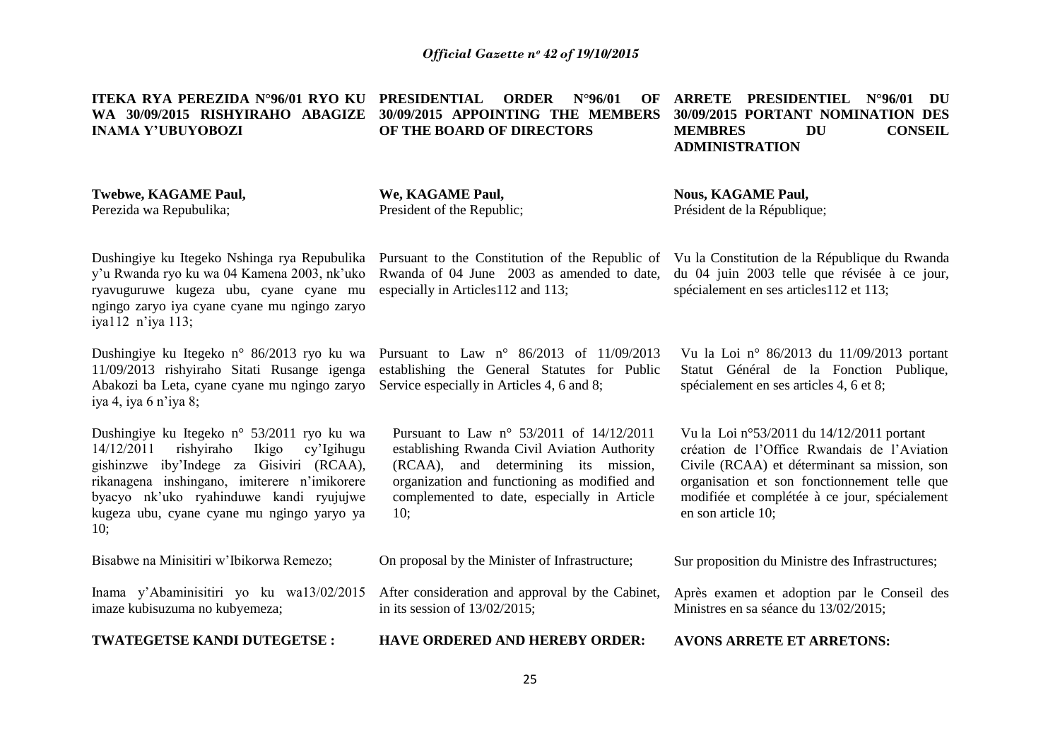**ITEKA RYA PEREZIDA N°96/01 RYO KU WA 30/09/2015 RISHYIRAHO ABAGIZE INAMA Y'UBUYOBOZI**

**Twebwe, KAGAME Paul,**
Perezida wa Repubulika;

Dushingiye ku Itegeko Nshinga rya Repubulika y'u Rwanda ryo ku wa 04 Kamena 2003, nk'uko ryavuguruwe kugeza ubu, cyane cyane mu ngingo zaryo iya cyane cyane mu ngingo zaryo iya112 n'iya 113;

Dushingiye ku Itegeko n° 86/2013 ryo ku wa 11/09/2013 rishyiraho Sitati Rusange igenga Abakozi ba Leta, cyane cyane mu ngingo zaryo iya 4, iya 6 n'iya 8;

Dushingiye ku Itegeko n° 53/2011 ryo ku wa 14/12/2011 rishyiraho Ikigo cy'Igihugu gishinzwe iby'Indege za Gisiviri (RCAA), rikanagena inshingano, imiterere n'imikorere byacyo nk'uko ryahinduwe kandi ryujujwe kugeza ubu, cyane cyane mu ngingo yaryo ya 10;

Bisabwe na Minisitiri w'Ibikorwa Remezo;

Inama y'Abaminisitiri yo ku wa13/02/2015 imaze kubisuzuma no kubyemeza;

**TWATEGETSE KANDI DUTEGETSE :**

**PRESIDENTIAL ORDER N°96/01 OF 30/09/2015 APPOINTING THE MEMBERS OF THE BOARD OF DIRECTORS**

**We, KAGAME Paul,**
President of the Republic;

Pursuant to the Constitution of the Republic of Rwanda of 04 June 2003 as amended to date, especially in Articles112 and 113;

Pursuant to Law n° 86/2013 of 11/09/2013 establishing the General Statutes for Public Service especially in Articles 4, 6 and 8;

Pursuant to Law n° 53/2011 of 14/12/2011 establishing Rwanda Civil Aviation Authority (RCAA), and determining its mission, organization and functioning as modified and complemented to date, especially in Article 10;

On proposal by the Minister of Infrastructure;

After consideration and approval by the Cabinet, in its session of 13/02/2015;

**HAVE ORDERED AND HEREBY ORDER:**

**ARRETE PRESIDENTIEL N°96/01 DU 30/09/2015 PORTANT NOMINATION DES MEMBRES DU CONSEIL ADMINISTRATION**

**Nous, KAGAME Paul,**
Président de la République;

Vu la Constitution de la République du Rwanda du 04 juin 2003 telle que révisée à ce jour, spécialement en ses articles112 et 113;

Vu la Loi n° 86/2013 du 11/09/2013 portant Statut Général de la Fonction Publique, spécialement en ses articles 4, 6 et 8;

Vu la Loi n°53/2011 du 14/12/2011 portant création de l'Office Rwandais de l'Aviation Civile (RCAA) et déterminant sa mission, son organisation et son fonctionnement telle que modifiée et complétée à ce jour, spécialement en son article 10;

Sur proposition du Ministre des Infrastructures;

Après examen et adoption par le Conseil des Ministres en sa séance du 13/02/2015;

**AVONS ARRETE ET ARRETONS:**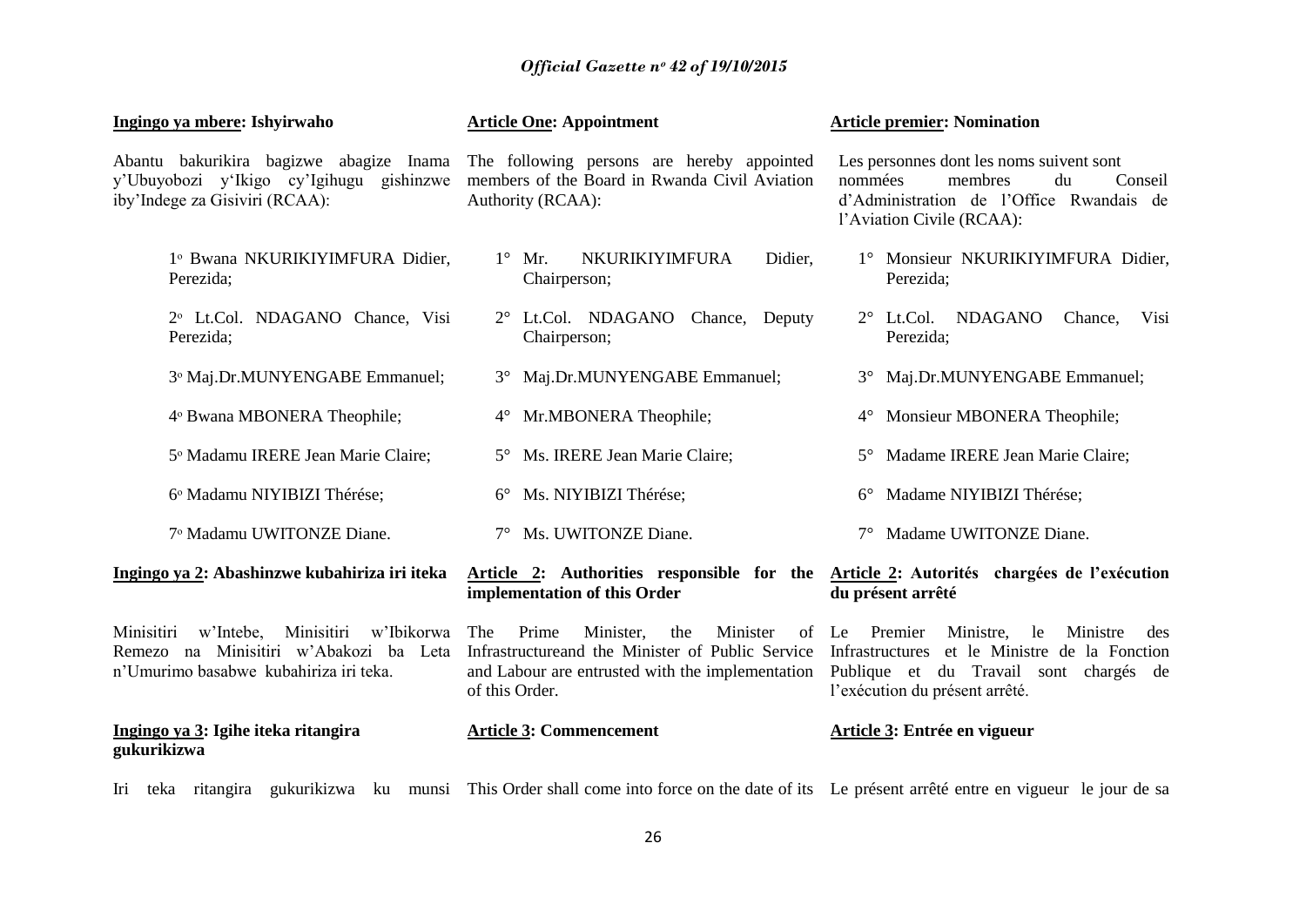**Ingingo ya mbere: Ishyirwaho**

Abantu bakurikira bagizwe abagize Inama y'Ubuyobozi y'Ikigo cy'Igihugu gishinzwe iby'Indege za Gisiviri (RCAA):

1° Bwana NKURIKIYIMFURA Didier, Perezida;

2° Lt.Col. NDAGANO Chance, Visi Perezida;

3° Maj.Dr.MUNYENGABE Emmanuel;

4° Bwana MBONERA Theophile;

5° Madamu IRERE Jean Marie Claire;

6° Madamu NIYIBIZI Thérése;

7° Madamu UWITONZE Diane.

**Ingingo ya 2: Abashinzwe kubahiriza iri iteka**

Minisitiri w'Intebe, Minisitiri w'Ibikorwa Remezo na Minisitiri w'Abakozi ba Leta n'Umurimo basabwe kubahiriza iri teka.

**Ingingo ya 3: Igihe iteka ritangira gukurikizwa**

Iri teka ritangira gukurikizwa ku munsi

**Article One: Appointment**

The following persons are hereby appointed members of the Board in Rwanda Civil Aviation Authority (RCAA):

1° Mr. NKURIKIYIMFURA Didier, Chairperson;

2° Lt.Col. NDAGANO Chance, Deputy Chairperson;

3° Maj.Dr.MUNYENGABE Emmanuel;

4° Mr.MBONERA Theophile;

5° Ms. IRERE Jean Marie Claire;

6° Ms. NIYIBIZI Thérése;

7° Ms. UWITONZE Diane.

**Article 2: Authorities responsible for the implementation of this Order**

The Prime Minister, the Minister of Infrastructureand the Minister of Public Service and Labour are entrusted with the implementation of this Order.

**Article 3: Commencement**

This Order shall come into force on the date of its

**Article premier: Nomination**

Les personnes dont les noms suivent sont nommées membres du Conseil d'Administration de l'Office Rwandais de l'Aviation Civile (RCAA):

1° Monsieur NKURIKIYIMFURA Didier, Perezida;

2° Lt.Col. NDAGANO Chance, Visi Perezida;

3° Maj.Dr.MUNYENGABE Emmanuel;

4° Monsieur MBONERA Theophile;

5° Madame IRERE Jean Marie Claire;

6° Madame NIYIBIZI Thérése;

7° Madame UWITONZE Diane.

**Article 2: Autorités chargées de l'exécution du présent arrêté**

Le Premier Ministre, le Ministre des Infrastructures et le Ministre de la Fonction Publique et du Travail sont chargés de l'exécution du présent arrêté.

**Article 3: Entrée en vigueur**

Le présent arrêté entre en vigueur le jour de sa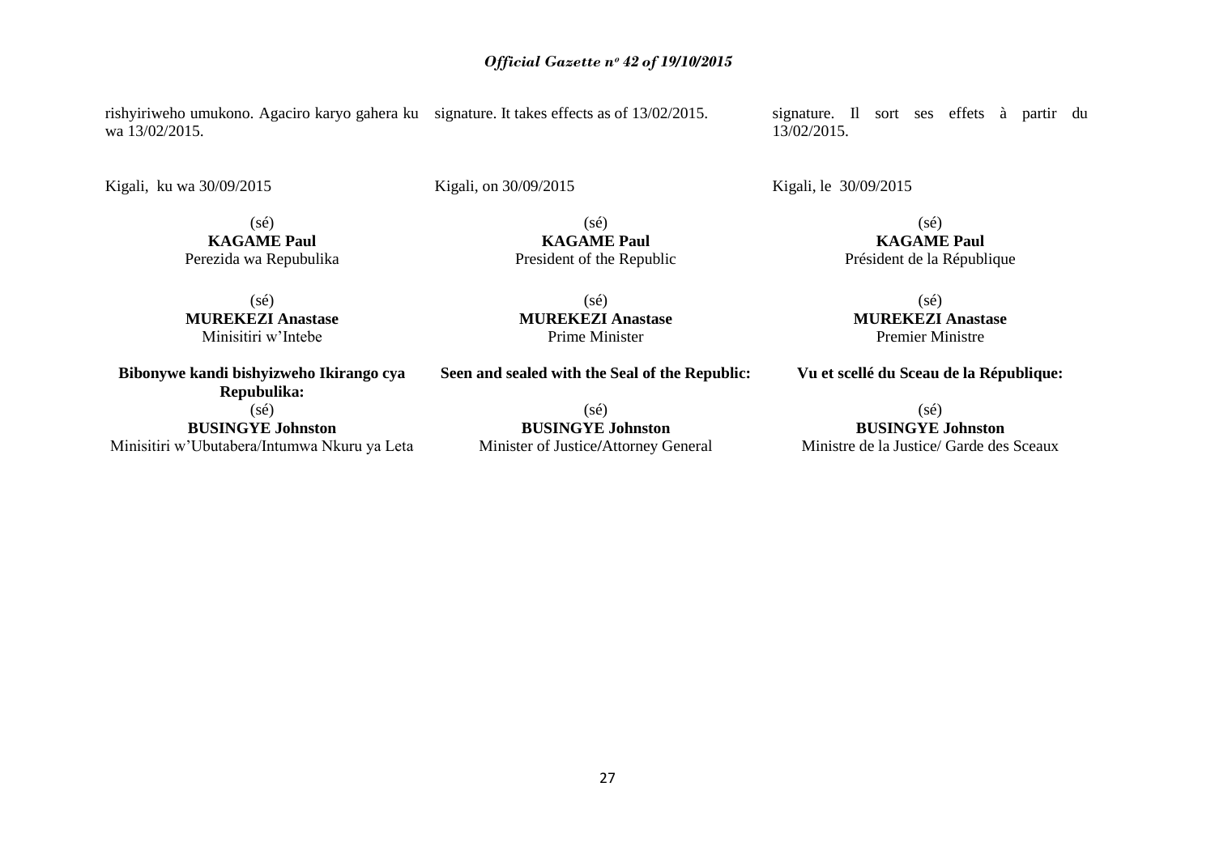rishyiriweho umukono. Agaciro karyo gahera ku wa 13/02/2015.

Kigali, ku wa 30/09/2015

(sé)
**KAGAME Paul**
Perezida wa Repubulika

(sé)
**MUREKEZI Anastase**
Minisitiri w'Intebe

**Bibonywe kandi bishyizweho Ikirango cya Repubulika:**

(sé)
**BUSINGYE Johnston**
Minisitiri w'Ubutabera/Intumwa Nkuru ya Leta

signature. It takes effects as of 13/02/2015.

Kigali, on 30/09/2015

(sé)
**KAGAME Paul**
President of the Republic

(sé)
**MUREKEZI Anastase**
Prime Minister

**Seen and sealed with the Seal of the Republic:**

(sé)
**BUSINGYE Johnston**
Minister of Justice/Attorney General

signature. Il sort ses effets à partir du 13/02/2015.

Kigali, le 30/09/2015

(sé)
**KAGAME Paul**
Président de la République

(sé)
**MUREKEZI Anastase**
Premier Ministre

**Vu et scellé du Sceau de la République:**

(sé)
**BUSINGYE Johnston**
Ministre de la Justice/ Garde des Sceaux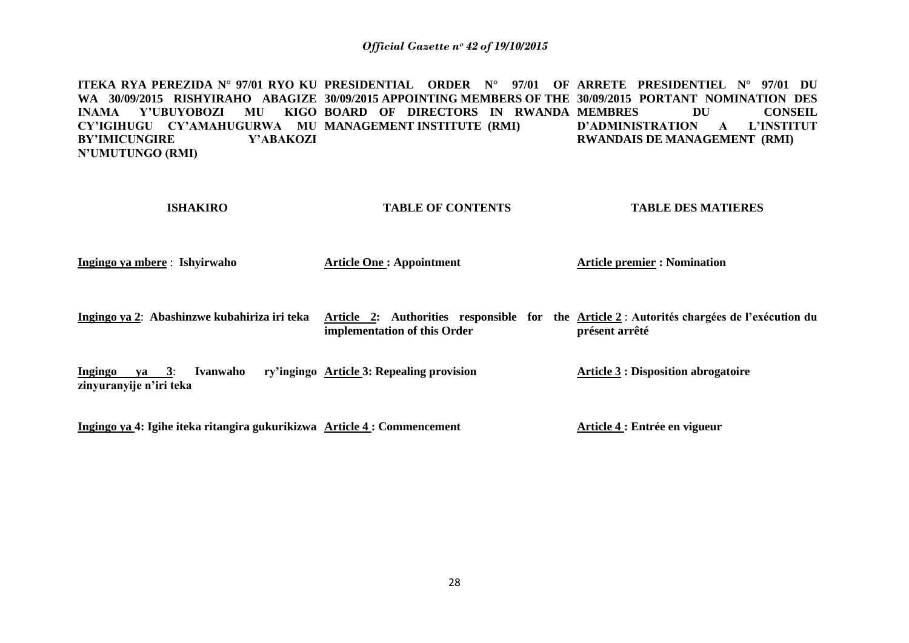**ITEKA RYA PEREZIDA N° 97/01 RYO KU WA 30/09/2015 RISHYIRAHO ABAGIZE INAMA Y'UBUYOBOZI MU KIGO CY'IGIHUGU CY'AMAHUGURWA MU BY'IMICUNGIRE Y'ABAKOZI N'UMUTUNGO (RMI)**

**ISHAKIRO**

**Ingingo ya mbere** : **Ishyirwaho**

**Ingingo ya 2**: **Abashinzwe kubahiriza iri teka**

**Ingingo ya 3**: **Ivanwaho ry'ingingo zinyuranyije n'iri teka**

**Ingingo ya 4: Igihe iteka ritangira gukurikizwa**

**PRESIDENTIAL ORDER N° 97/01 OF 30/09/2015 APPOINTING MEMBERS OF THE BOARD OF DIRECTORS IN RWANDA MANAGEMENT INSTITUTE (RMI)**

**TABLE OF CONTENTS**

**Article One : Appointment**

**Article 2: Authorities responsible for the implementation of this Order**

**Article 3: Repealing provision**

**Article 4 : Commencement**

**ARRETE PRESIDENTIEL N° 97/01 DU 30/09/2015 PORTANT NOMINATION DES MEMBRES DU CONSEIL D'ADMINISTRATION A L'INSTITUT RWANDAIS DE MANAGEMENT (RMI)**

**TABLE DES MATIERES**

**Article premier : Nomination**

**Article 2** : **Autorités chargées de l'exécution du présent arrêté**

**Article 3 : Disposition abrogatoire**

**Article 4 : Entrée en vigueur**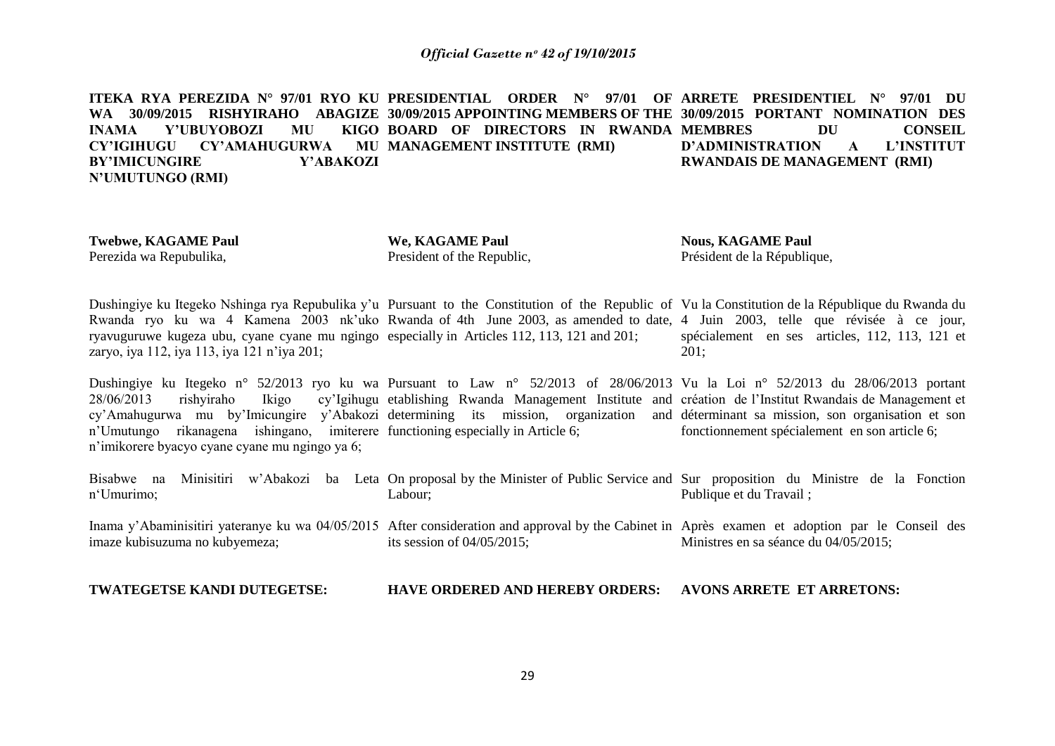**ITEKA RYA PEREZIDA N° 97/01 RYO KU WA 30/09/2015 RISHYIRAHO ABAGIZE INAMA Y'UBUYOBOZI MU KIGO CY'IGIHUGU CY'AMAHUGURWA MU BY'IMICUNGIRE Y'ABAKOZI N'UMUTUNGO (RMI)**

**Twebwe, KAGAME Paul**
Perezida wa Repubulika,

Dushingiye ku Itegeko Nshinga rya Repubulika y'u Rwanda ryo ku wa 4 Kamena 2003 nk'uko ryavuguruwe kugeza ubu, cyane cyane mu ngingo zaryo, iya 112, iya 113, iya 121 n'iya 201;

Dushingiye ku Itegeko n° 52/2013 ryo ku wa 28/06/2013 rishyiraho Ikigo cy'Igihugu cy'Amahugurwa mu by'Imicungire y'Abakozi n'Umutungo rikanagena ishingano, imiterere n'imikorere byacyo cyane cyane mu ngingo ya 6;

Bisabwe na Minisitiri w'Abakozi ba Leta n'Umurimo;

Inama y'Abaminisitiri yateranye ku wa 04/05/2015 imaze kubisuzuma no kubyemeza;

**TWATEGETSE KANDI DUTEGETSE:**

**PRESIDENTIAL ORDER N° 97/01 OF 30/09/2015 APPOINTING MEMBERS OF THE BOARD OF DIRECTORS IN RWANDA MANAGEMENT INSTITUTE (RMI)**

**We, KAGAME Paul**
President of the Republic,

Pursuant to the Constitution of the Republic of Rwanda of 4th June 2003, as amended to date, especially in Articles 112, 113, 121 and 201;

Pursuant to Law n° 52/2013 of 28/06/2013 establishing Rwanda Management Institute and determining its mission, organization and functioning especially in Article 6;

On proposal by the Minister of Public Service and Labour;

After consideration and approval by the Cabinet in its session of 04/05/2015;

**HAVE ORDERED AND HEREBY ORDERS:**

**ARRETE PRESIDENTIEL N° 97/01 DU 30/09/2015 PORTANT NOMINATION DES MEMBRES DU CONSEIL D'ADMINISTRATION A L'INSTITUT RWANDAIS DE MANAGEMENT (RMI)**

**Nous, KAGAME Paul**
Président de la République,

Vu la Constitution de la République du Rwanda du 4 Juin 2003, telle que révisée à ce jour, spécialement en ses articles, 112, 113, 121 et 201;

Vu la Loi n° 52/2013 du 28/06/2013 portant création de l'Institut Rwandais de Management et déterminant sa mission, son organisation et son fonctionnement spécialement en son article 6;

Sur proposition du Ministre de la Fonction Publique et du Travail ;

Après examen et adoption par le Conseil des Ministres en sa séance du 04/05/2015;

**AVONS ARRETE ET ARRETONS:**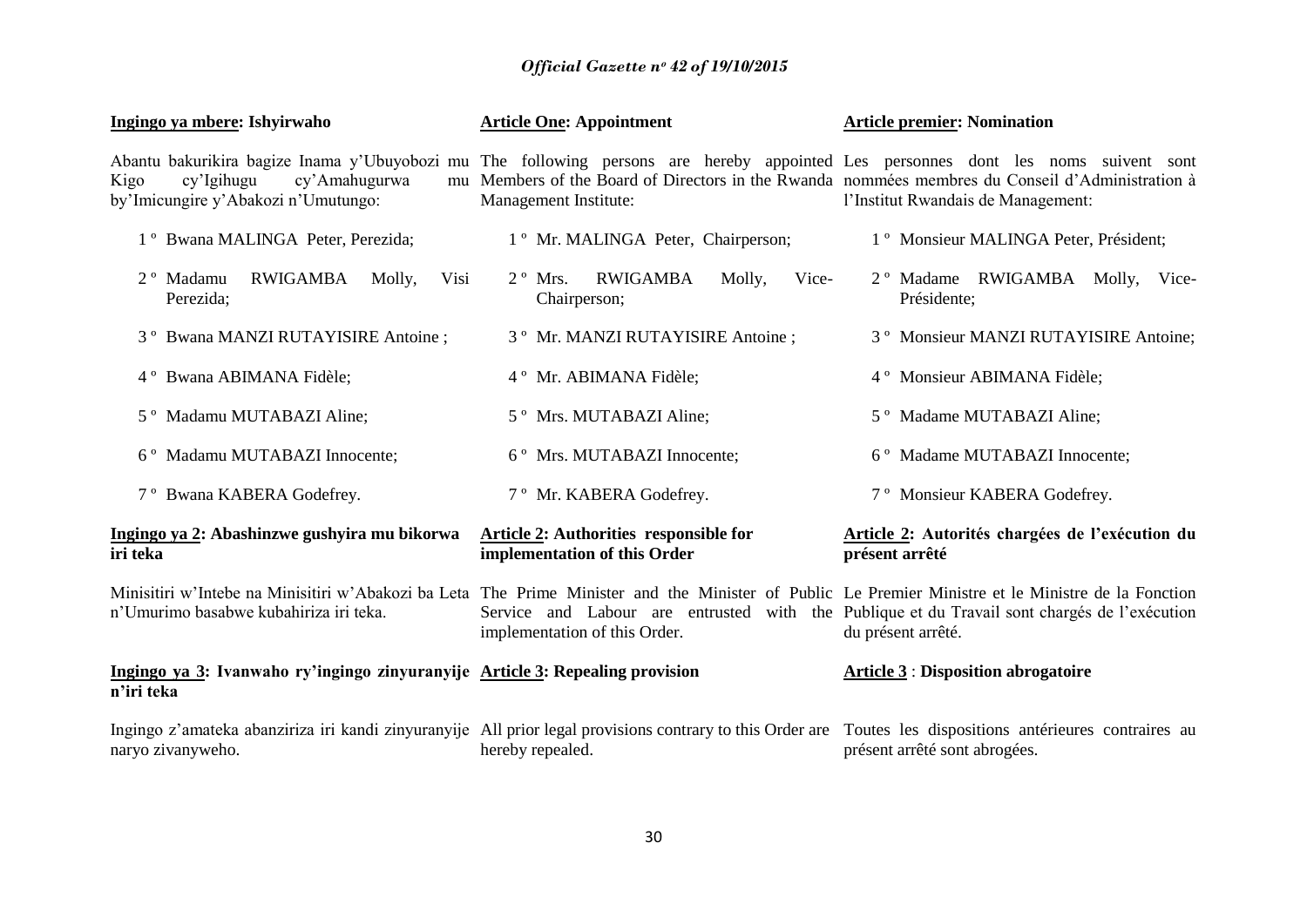**Ingingo ya mbere: Ishyirwaho**

Abantu bakurikira bagize Inama y'Ubuyobozi mu Kigo cy'Igihugu cy'Amahugurwa mu by'Imicungire y'Abakozi n'Umutungo:

1 º Bwana MALINGA Peter, Perezida;

2 º Madamu RWIGAMBA Molly, Visi Perezida;

3 º Bwana MANZI RUTAYISIRE Antoine ;

4 º Bwana ABIMANA Fidèle;

5 º Madamu MUTABAZI Aline;

6 º Madamu MUTABAZI Innocente;

7 º Bwana KABERA Godefrey.

**Ingingo ya 2: Abashinzwe gushyira mu bikorwa iri teka**

Minisitiri w'Intebe na Minisitiri w'Abakozi ba Leta n'Umurimo basabwe kubahiriza iri teka.

**Ingingo ya 3: Ivanwaho ry'ingingo zinyuranyije n'iri teka**

Ingingo z'amateka abanziriza iri kandi zinyuranyije naryo zivanyweho.

**Article One: Appointment**

The following persons are hereby appointed Members of the Board of Directors in the Rwanda Management Institute:

1 º Mr. MALINGA Peter, Chairperson;

2 º Mrs. RWIGAMBA Molly, Vice-Chairperson;

3 º Mr. MANZI RUTAYISIRE Antoine ;

4 º Mr. ABIMANA Fidèle;

5 º Mrs. MUTABAZI Aline;

6 º Mrs. MUTABAZI Innocente;

7 º Mr. KABERA Godefrey.

**Article 2: Authorities responsible for implementation of this Order**

The Prime Minister and the Minister of Public Service and Labour are entrusted with the implementation of this Order.

**Article 3: Repealing provision**

All prior legal provisions contrary to this Order are hereby repealed.

**Article premier: Nomination**

Les personnes dont les noms suivent sont nommées membres du Conseil d'Administration à l'Institut Rwandais de Management:

1 º Monsieur MALINGA Peter, Président;

2 º Madame RWIGAMBA Molly, Vice-Présidente;

3 º Monsieur MANZI RUTAYISIRE Antoine;

4 º Monsieur ABIMANA Fidèle;

5 º Madame MUTABAZI Aline;

6 º Madame MUTABAZI Innocente;

7 º Monsieur KABERA Godefrey.

**Article 2: Autorités chargées de l'exécution du présent arrêté**

Le Premier Ministre et le Ministre de la Fonction Publique et du Travail sont chargés de l'exécution du présent arrêté.

**Article 3 : Disposition abrogatoire**

Toutes les dispositions antérieures contraires au présent arrêté sont abrogées.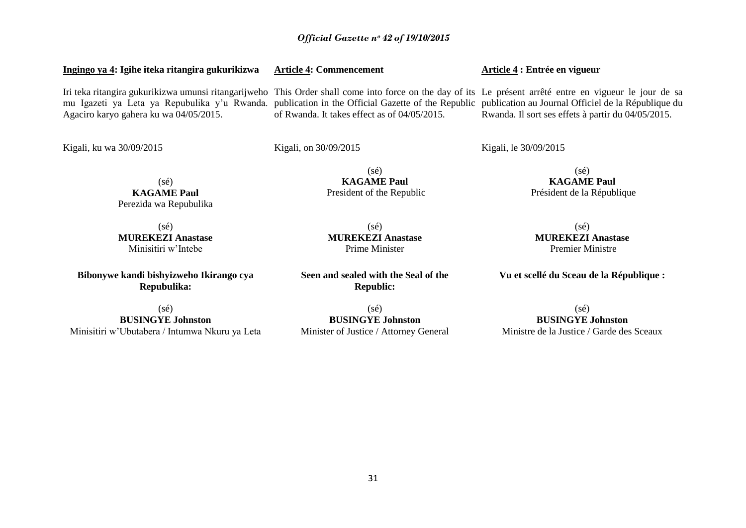**Ingingo ya 4: Igihe iteka ritangira gukurikizwa**

Iri teka ritangira gukurikizwa umunsi ritangarijweho mu Igazeti ya Leta ya Repubulika y'u Rwanda. Agaciro karyo gahera ku wa 04/05/2015.

Kigali, ku wa 30/09/2015

(sé)
**KAGAME Paul**
Perezida wa Repubulika

(sé)
**MUREKEZI Anastase**
Minisitiri w'Intebe

**Bibonywe kandi bishyizweho Ikirango cya Repubulika:**

(sé)
**BUSINGYE Johnston**
Minisitiri w'Ubutabera / Intumwa Nkuru ya Leta

**Article 4: Commencement**

This Order shall come into force on the day of its publication in the Official Gazette of the Republic of Rwanda. It takes effect as of 04/05/2015.

Kigali, on 30/09/2015

(sé)
**KAGAME Paul**
President of the Republic

(sé)
**MUREKEZI Anastase**
Prime Minister

**Seen and sealed with the Seal of the Republic:**

(sé)
**BUSINGYE Johnston**
Minister of Justice / Attorney General

**Article 4 : Entrée en vigueur**

Le présent arrêté entre en vigueur le jour de sa publication au Journal Officiel de la République du Rwanda. Il sort ses effets à partir du 04/05/2015.

Kigali, le 30/09/2015

(sé)
**KAGAME Paul**
Président de la République

(sé)
**MUREKEZI Anastase**
Premier Ministre

**Vu et scellé du Sceau de la République :**

(sé)
**BUSINGYE Johnston**
Ministre de la Justice / Garde des Sceaux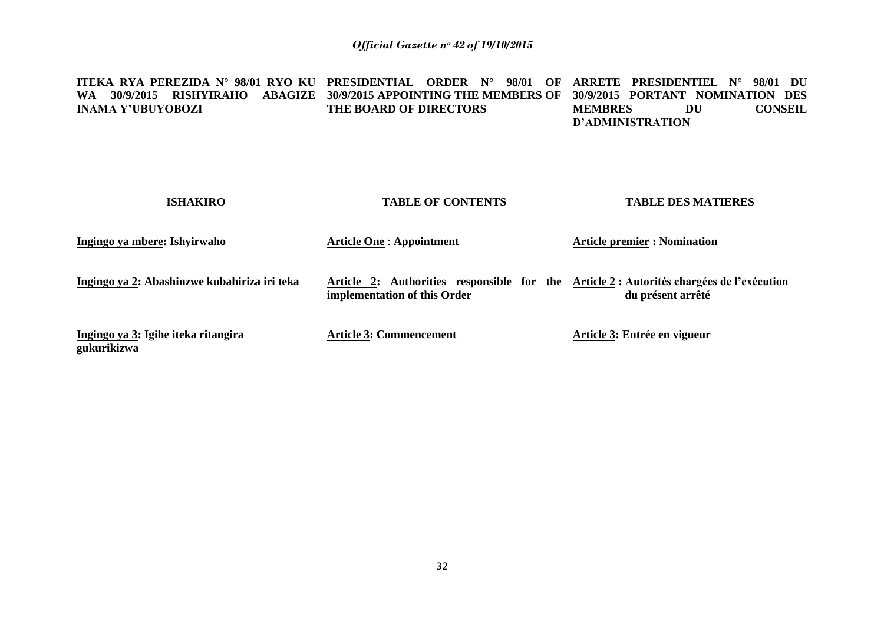**ITEKA RYA PEREZIDA N° 98/01 RYO KU WA 30/9/2015 RISHYIRAHO ABAGIZE INAMA Y'UBUYOBOZI**

**PRESIDENTIAL ORDER N° 98/01 OF 30/9/2015 APPOINTING THE MEMBERS OF THE BOARD OF DIRECTORS**

**ARRETE PRESIDENTIEL N° 98/01 DU 30/9/2015 PORTANT NOMINATION DES MEMBRES DU CONSEIL D'ADMINISTRATION**

| ISHAKIRO | TABLE OF CONTENTS | TABLE DES MATIERES |
|---|---|---|
| **<u>Ingingo ya mbere</u>: Ishyirwaho** | **<u>Article One</u> : Appointment** | **<u>Article premier</u> : Nomination** |
| **<u>Ingingo ya 2</u>: Abashinzwe kubahiriza iri teka** | **<u>Article 2</u>: Authorities responsible for the implementation of this Order** | **<u>Article 2</u> : Autorités chargées de l'exécution du présent arrêté** |
| **<u>Ingingo ya 3</u>: Igihe iteka ritangira gukurikizwa** | **<u>Article 3</u>: Commencement** | **<u>Article 3</u>: Entrée en vigueur** |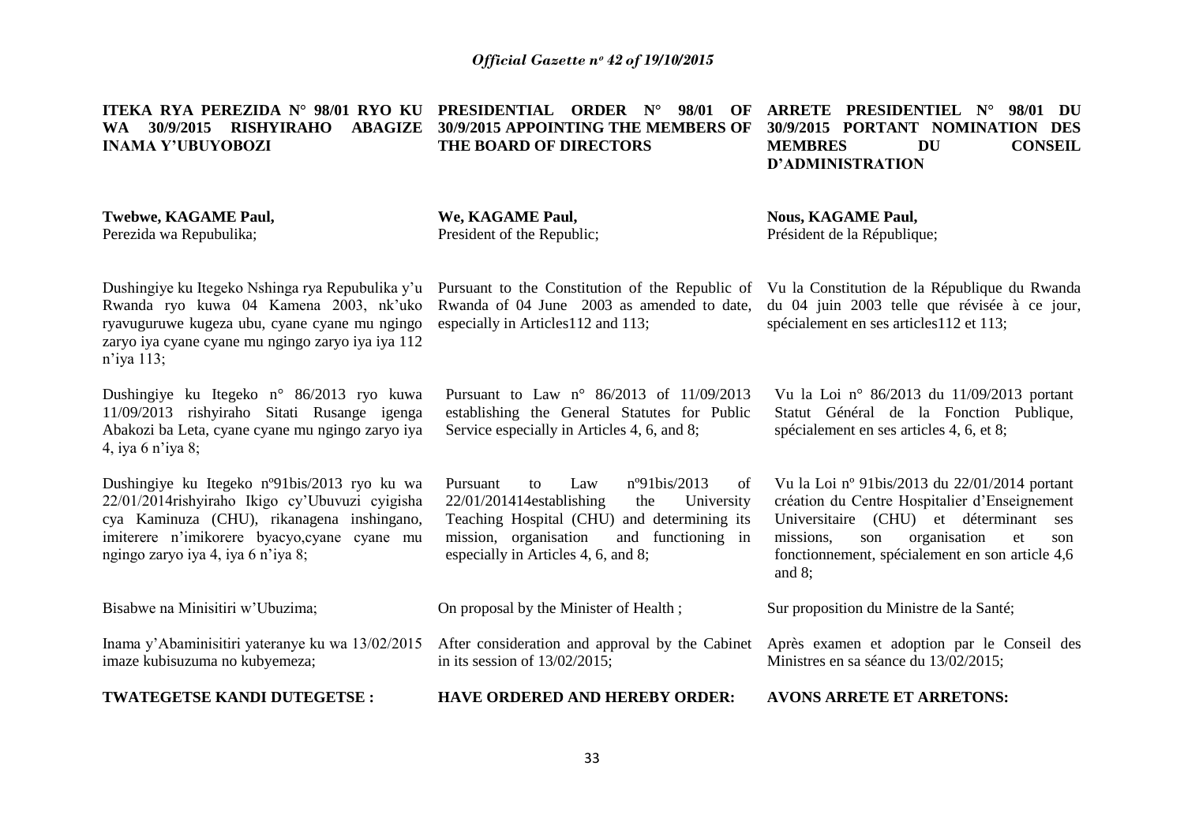**ITEKA RYA PEREZIDA N° 98/01 RYO KU WA 30/9/2015 RISHYIRAHO ABAGIZE INAMA Y'UBUYOBOZI**

**Twebwe, KAGAME Paul,**
Perezida wa Repubulika;

Dushingiye ku Itegeko Nshinga rya Repubulika y'u Rwanda ryo kuwa 04 Kamena 2003, nk'uko ryavuguruwe kugeza ubu, cyane cyane mu ngingo zaryo iya cyane cyane mu ngingo zaryo iya iya 112 n'iya 113;

Dushingiye ku Itegeko n° 86/2013 ryo kuwa 11/09/2013 rishyiraho Sitati Rusange igenga Abakozi ba Leta, cyane cyane mu ngingo zaryo iya 4, iya 6 n'iya 8;

Dushingiye ku Itegeko nº91bis/2013 ryo ku wa 22/01/2014rishyiraho Ikigo cy'Ubuvuzi cyigisha cya Kaminuza (CHU), rikanagena inshingano, imiterere n'imikorere byacyo,cyane cyane mu ngingo zaryo iya 4, iya 6 n'iya 8;

Bisabwe na Minisitiri w'Ubuzima;

Inama y'Abaminisitiri yateranye ku wa 13/02/2015 imaze kubisuzuma no kubyemeza;

**TWATEGETSE KANDI DUTEGETSE :**

**PRESIDENTIAL ORDER N° 98/01 OF 30/9/2015 APPOINTING THE MEMBERS OF THE BOARD OF DIRECTORS**

**We, KAGAME Paul,**
President of the Republic;

Pursuant to the Constitution of the Republic of Rwanda of 04 June 2003 as amended to date, especially in Articles112 and 113;

Pursuant to Law n° 86/2013 of 11/09/2013 establishing the General Statutes for Public Service especially in Articles 4, 6, and 8;

Pursuant to Law nº91bis/2013 of 22/01/201414establishing the University Teaching Hospital (CHU) and determining its mission, organisation and functioning in especially in Articles 4, 6, and 8;

On proposal by the Minister of Health ;

After consideration and approval by the Cabinet in its session of 13/02/2015;

**HAVE ORDERED AND HEREBY ORDER:**

**ARRETE PRESIDENTIEL N° 98/01 DU 30/9/2015 PORTANT NOMINATION DES MEMBRES DU CONSEIL D'ADMINISTRATION**

**Nous, KAGAME Paul,**
Président de la République;

Vu la Constitution de la République du Rwanda du 04 juin 2003 telle que révisée à ce jour, spécialement en ses articles112 et 113;

Vu la Loi n° 86/2013 du 11/09/2013 portant Statut Général de la Fonction Publique, spécialement en ses articles 4, 6, et 8;

Vu la Loi nº 91bis/2013 du 22/01/2014 portant création du Centre Hospitalier d'Enseignement Universitaire (CHU) et déterminant ses missions, son organisation et son fonctionnement, spécialement en son article 4,6 and 8;

Sur proposition du Ministre de la Santé;

Après examen et adoption par le Conseil des Ministres en sa séance du 13/02/2015;

**AVONS ARRETE ET ARRETONS:**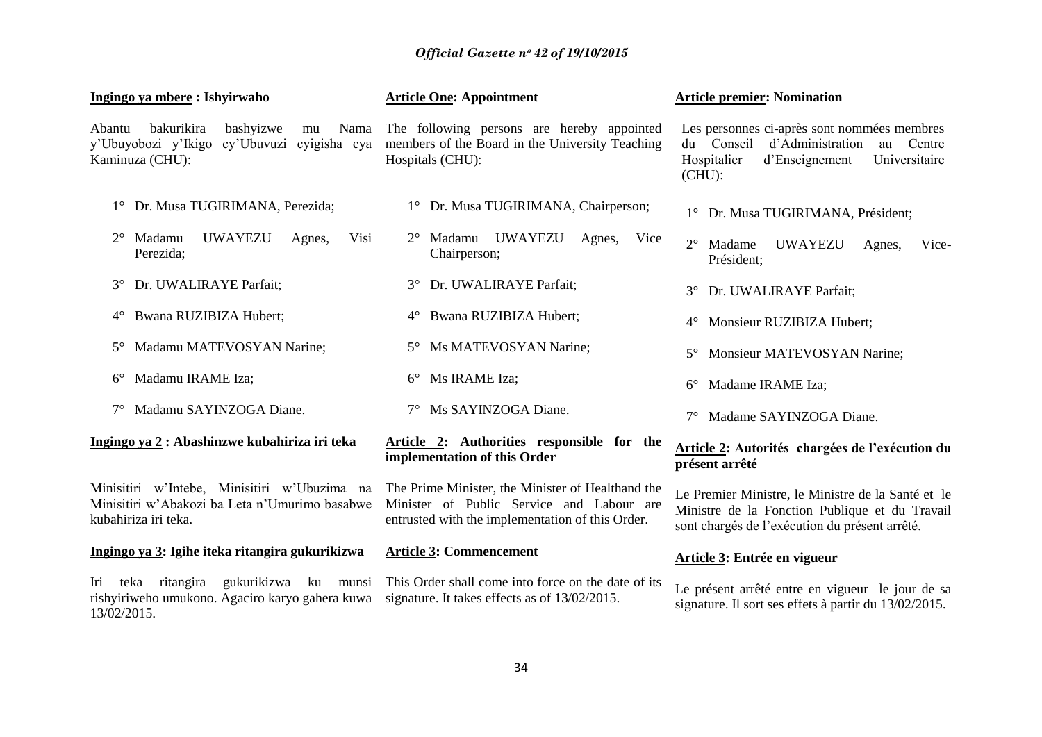**Ingingo ya mbere : Ishyirwaho**

Abantu bakurikira bashyizwe mu Nama y'Ubuyobozi y'Ikigo cy'Ubuvuzi cyigisha cya Kaminuza (CHU):

1° Dr. Musa TUGIRIMANA, Perezida;

2° Madamu UWAYEZU Agnes, Visi Perezida;

3° Dr. UWALIRAYE Parfait;

4° Bwana RUZIBIZA Hubert;

5° Madamu MATEVOSYAN Narine;

6° Madamu IRAME Iza;

7° Madamu SAYINZOGA Diane.

**Ingingo ya 2 : Abashinzwe kubahiriza iri teka**

Minisitiri w'Intebe, Minisitiri w'Ubuzima na Minisitiri w'Abakozi ba Leta n'Umurimo basabwe kubahiriza iri teka.

**Ingingo ya 3: Igihe iteka ritangira gukurikizwa**

Iri teka ritangira gukurikizwa ku munsi rishyiriweho umukono. Agaciro karyo gahera kuwa 13/02/2015.

**Article One: Appointment**

The following persons are hereby appointed members of the Board in the University Teaching Hospitals (CHU):

1° Dr. Musa TUGIRIMANA, Chairperson;

2° Madamu UWAYEZU Agnes, Vice Chairperson;

3° Dr. UWALIRAYE Parfait;

4° Bwana RUZIBIZA Hubert;

5° Ms MATEVOSYAN Narine;

6° Ms IRAME Iza;

7° Ms SAYINZOGA Diane.

**Article 2: Authorities responsible for the implementation of this Order**

The Prime Minister, the Minister of Healthand the Minister of Public Service and Labour are entrusted with the implementation of this Order.

**Article 3: Commencement**

This Order shall come into force on the date of its signature. It takes effects as of 13/02/2015.

**Article premier: Nomination**

Les personnes ci-après sont nommées membres du Conseil d'Administration au Centre Hospitalier d'Enseignement Universitaire (CHU):

1° Dr. Musa TUGIRIMANA, Président;

2° Madame UWAYEZU Agnes, Vice-Président;

3° Dr. UWALIRAYE Parfait;

4° Monsieur RUZIBIZA Hubert;

5° Monsieur MATEVOSYAN Narine;

6° Madame IRAME Iza;

7° Madame SAYINZOGA Diane.

**Article 2: Autorités chargées de l'exécution du présent arrêté**

Le Premier Ministre, le Ministre de la Santé et le Ministre de la Fonction Publique et du Travail sont chargés de l'exécution du présent arrêté.

**Article 3: Entrée en vigueur**

Le présent arrêté entre en vigueur le jour de sa signature. Il sort ses effets à partir du 13/02/2015.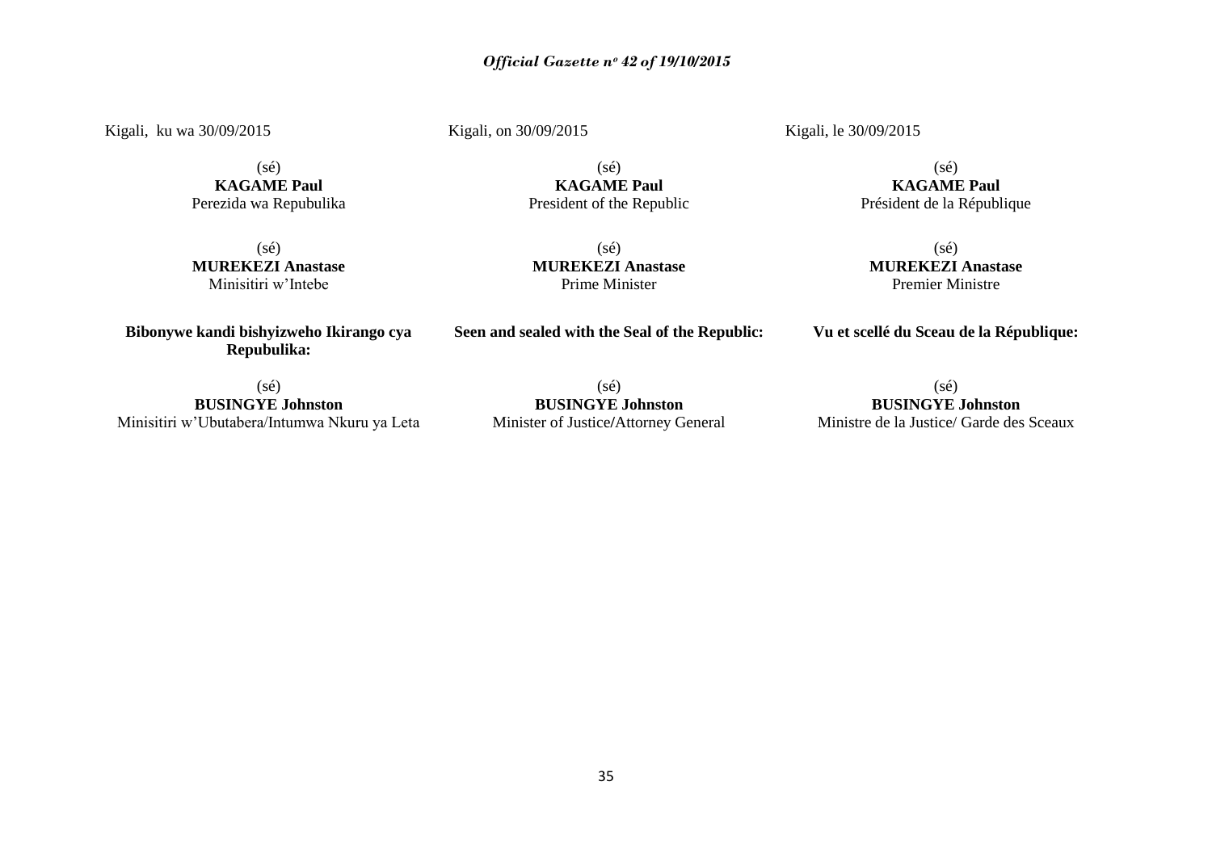Kigali, ku wa 30/09/2015

(sé)
**KAGAME Paul**
Perezida wa Repubulika

(sé)
**MUREKEZI Anastase**
Minisitiri w'Intebe

**Bibonywe kandi bishyizweho Ikirango cya Repubulika:**

(sé)
**BUSINGYE Johnston**
Minisitiri w'Ubutabera/Intumwa Nkuru ya Leta

Kigali, on 30/09/2015

(sé)
**KAGAME Paul**
President of the Republic

(sé)
**MUREKEZI Anastase**
Prime Minister

**Seen and sealed with the Seal of the Republic:**

(sé)
**BUSINGYE Johnston**
Minister of Justice/Attorney General

Kigali, le 30/09/2015

(sé)
**KAGAME Paul**
Président de la République

(sé)
**MUREKEZI Anastase**
Premier Ministre

**Vu et scellé du Sceau de la République:**

(sé)
**BUSINGYE Johnston**
Ministre de la Justice/ Garde des Sceaux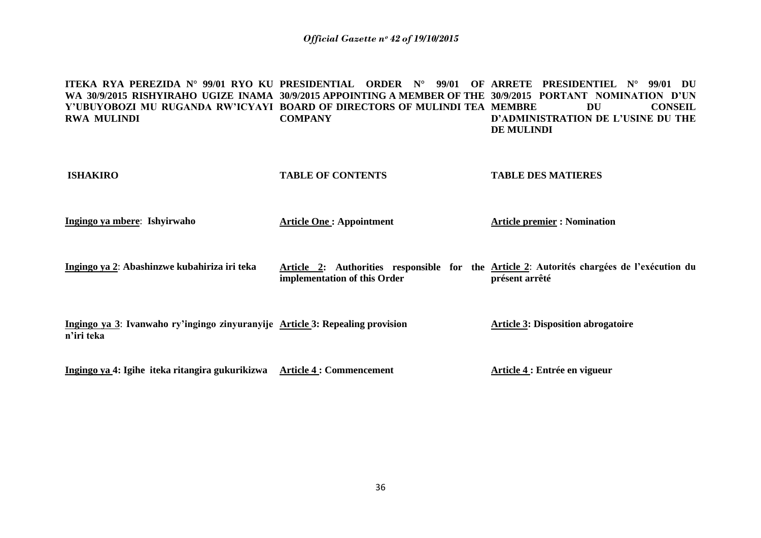**ITEKA RYA PEREZIDA N° 99/01 RYO KU WA 30/9/2015 RISHYIRAHO UGIZE INAMA Y'UBUYOBOZI MU RUGANDA RW'ICYAYI RWA MULINDI**

**ISHAKIRO**

**Ingingo ya mbere**: **Ishyirwaho**

**Ingingo ya 2**: **Abashinzwe kubahiriza iri teka**

**Ingingo ya 3**: **Ivanwaho ry'ingingo zinyuranyije n'iri teka**

**Ingingo ya 4: Igihe iteka ritangira gukurikizwa**

**PRESIDENTIAL ORDER N° 99/01 OF 30/9/2015 APPOINTING A MEMBER OF THE BOARD OF DIRECTORS OF MULINDI TEA COMPANY**

**TABLE OF CONTENTS**

**Article One : Appointment**

**Article 2: Authorities responsible for the implementation of this Order**

**Article 3: Repealing provision**

**Article 4 : Commencement**

**ARRETE PRESIDENTIEL N° 99/01 DU 30/9/2015 PORTANT NOMINATION D'UN MEMBRE DU CONSEIL D'ADMINISTRATION DE L'USINE DU THE DE MULINDI**

**TABLE DES MATIERES**

**Article premier : Nomination**

**Article 2**: **Autorités chargées de l'exécution du présent arrêté**

**Article 3: Disposition abrogatoire**

**Article 4 : Entrée en vigueur**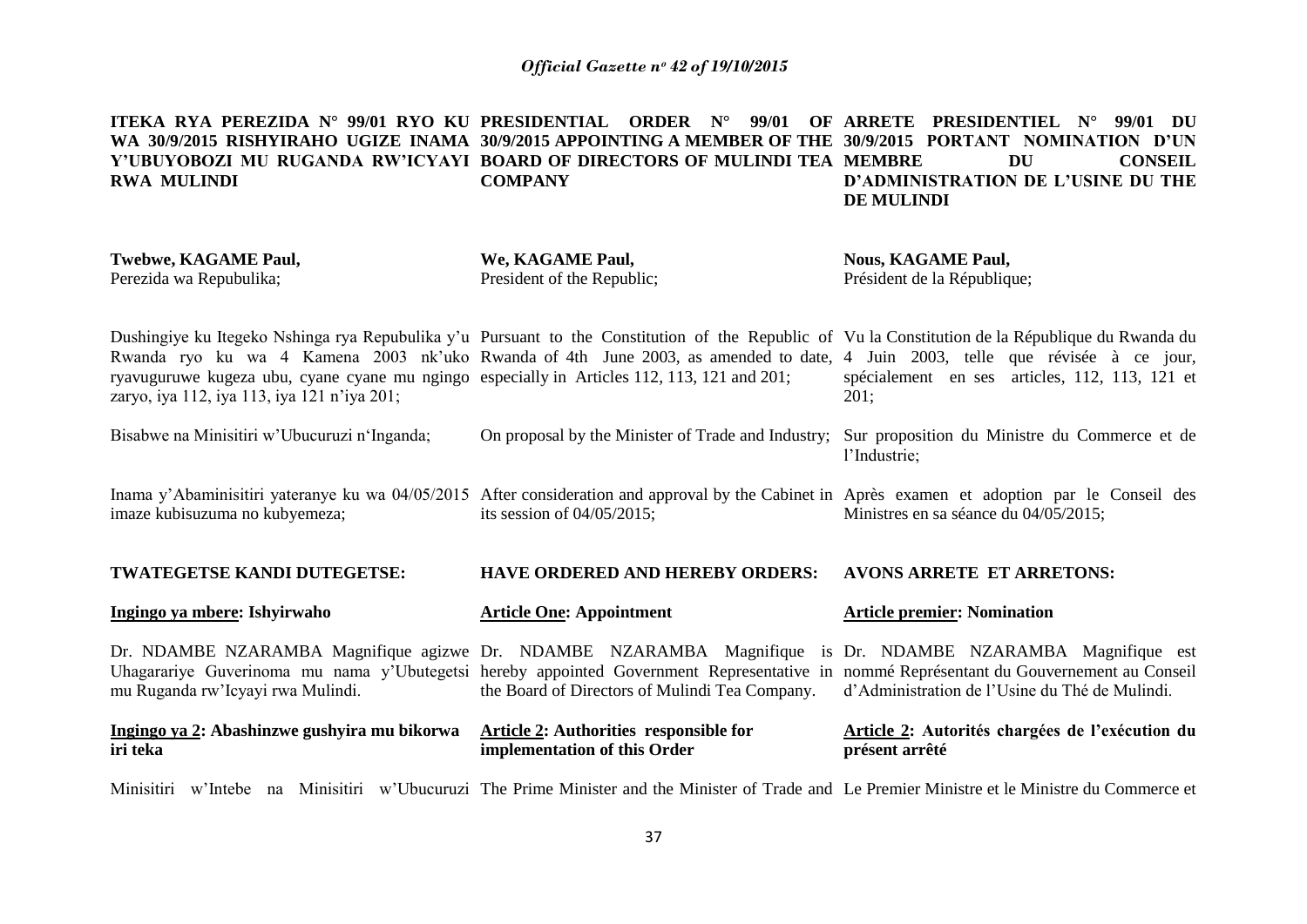**ITEKA RYA PEREZIDA N° 99/01 RYO KU WA 30/9/2015 RISHYIRAHO UGIZE INAMA Y'UBUYOBOZI MU RUGANDA RW'ICYAYI RWA MULINDI**

**Twebwe, KAGAME Paul,**
Perezida wa Repubulika;

Dushingiye ku Itegeko Nshinga rya Repubulika y'u Rwanda ryo ku wa 4 Kamena 2003 nk'uko ryavuguruwe kugeza ubu, cyane cyane mu ngingo zaryo, iya 112, iya 113, iya 121 n'iya 201;

Bisabwe na Minisitiri w'Ubucuruzi n'Inganda;

Inama y'Abaminisitiri yateranye ku wa 04/05/2015 imaze kubisuzuma no kubyemeza;

**TWATEGETSE KANDI DUTEGETSE:**

**Ingingo ya mbere: Ishyirwaho**

Dr. NDAMBE NZARAMBA Magnifique agizwe Uhagarariye Guverinoma mu nama y'Ubutegetsi mu Ruganda rw'Icyayi rwa Mulindi.

**Ingingo ya 2: Abashinzwe gushyira mu bikorwa iri teka**

Minisitiri w'Intebe na Minisitiri w'Ubucuruzi

**PRESIDENTIAL ORDER N° 99/01 OF 30/9/2015 APPOINTING A MEMBER OF THE BOARD OF DIRECTORS OF MULINDI TEA COMPANY**

**We, KAGAME Paul,**
President of the Republic;

Pursuant to the Constitution of the Republic of Rwanda of 4th June 2003, as amended to date, especially in Articles 112, 113, 121 and 201;

On proposal by the Minister of Trade and Industry;

After consideration and approval by the Cabinet in its session of 04/05/2015;

**HAVE ORDERED AND HEREBY ORDERS:**

**Article One: Appointment**

Dr. NDAMBE NZARAMBA Magnifique is hereby appointed Government Representative in the Board of Directors of Mulindi Tea Company.

**Article 2: Authorities responsible for implementation of this Order**

The Prime Minister and the Minister of Trade and

**ARRETE PRESIDENTIEL N° 99/01 DU 30/9/2015 PORTANT NOMINATION D'UN MEMBRE DU CONSEIL D'ADMINISTRATION DE L'USINE DU THE DE MULINDI**

**Nous, KAGAME Paul,**
Président de la République;

Vu la Constitution de la République du Rwanda du 4 Juin 2003, telle que révisée à ce jour, spécialement en ses articles, 112, 113, 121 et 201;

Sur proposition du Ministre du Commerce et de l'Industrie;

Après examen et adoption par le Conseil des Ministres en sa séance du 04/05/2015;

**AVONS ARRETE ET ARRETONS:**

**Article premier: Nomination**

Dr. NDAMBE NZARAMBA Magnifique est nommé Représentant du Gouvernement au Conseil d'Administration de l'Usine du Thé de Mulindi.

**Article 2: Autorités chargées de l'exécution du présent arrêté**

Le Premier Ministre et le Ministre du Commerce et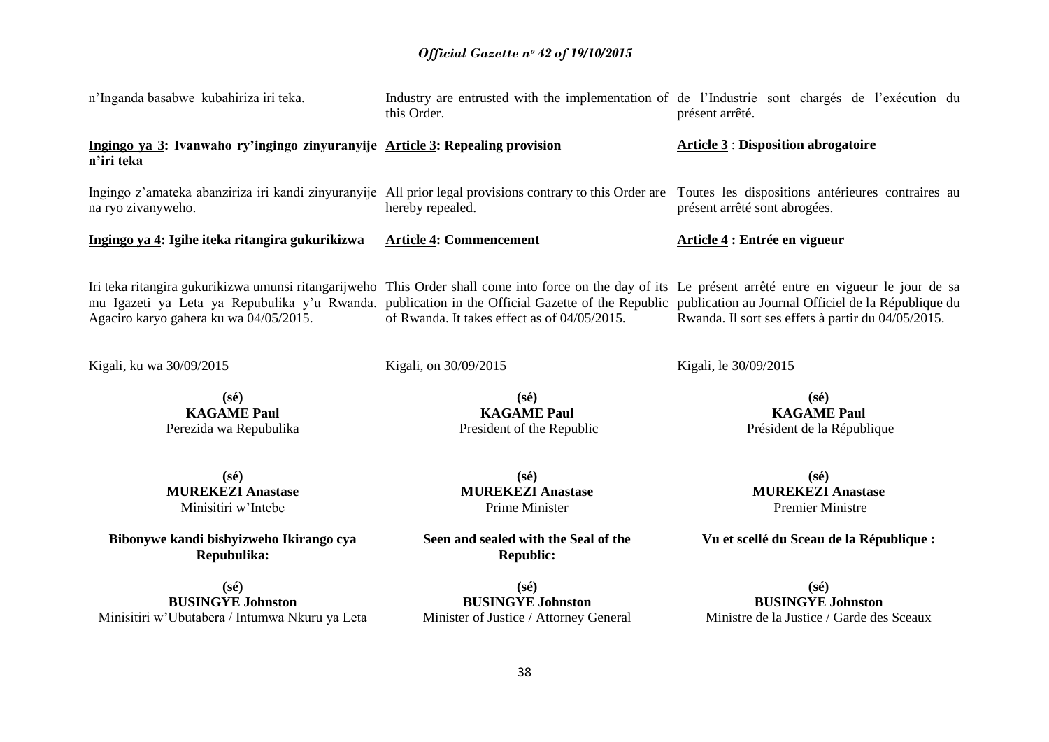n'Inganda basabwe kubahiriza iri teka.

**Ingingo ya 3: Ivanwaho ry'ingingo zinyuranyije n'iri teka**

Ingingo z'amateka abanziriza iri kandi zinyuranyije na ryo zivanyweho.

**Ingingo ya 4: Igihe iteka ritangira gukurikizwa**

Iri teka ritangira gukurikizwa umunsi ritangarijweho mu Igazeti ya Leta ya Repubulika y'u Rwanda. Agaciro karyo gahera ku wa 04/05/2015.

Kigali, ku wa 30/09/2015

**(sé)**
**KAGAME Paul**
Perezida wa Repubulika

**(sé)**
**MUREKEZI Anastase**
Minisitiri w'Intebe

**Bibonywe kandi bishyizweho Ikirango cya Repubulika:**

**(sé)**
**BUSINGYE Johnston**
Minisitiri w'Ubutabera / Intumwa Nkuru ya Leta

---

Industry are entrusted with the implementation of this Order.

**Article 3: Repealing provision**

All prior legal provisions contrary to this Order are hereby repealed.

**Article 4: Commencement**

This Order shall come into force on the day of its publication in the Official Gazette of the Republic of Rwanda. It takes effect as of 04/05/2015.

Kigali, on 30/09/2015

**(sé)**
**KAGAME Paul**
President of the Republic

**(sé)**
**MUREKEZI Anastase**
Prime Minister

**Seen and sealed with the Seal of the Republic:**

**(sé)**
**BUSINGYE Johnston**
Minister of Justice / Attorney General

---

de l'Industrie sont chargés de l'exécution du présent arrêté.

**Article 3 : Disposition abrogatoire**

Toutes les dispositions antérieures contraires au présent arrêté sont abrogées.

**Article 4 : Entrée en vigueur**

Le présent arrêté entre en vigueur le jour de sa publication au Journal Officiel de la République du Rwanda. Il sort ses effets à partir du 04/05/2015.

Kigali, le 30/09/2015

**(sé)**
**KAGAME Paul**
Président de la République

**(sé)**
**MUREKEZI Anastase**
Premier Ministre

**Vu et scellé du Sceau de la République :**

**(sé)**
**BUSINGYE Johnston**
Ministre de la Justice / Garde des Sceaux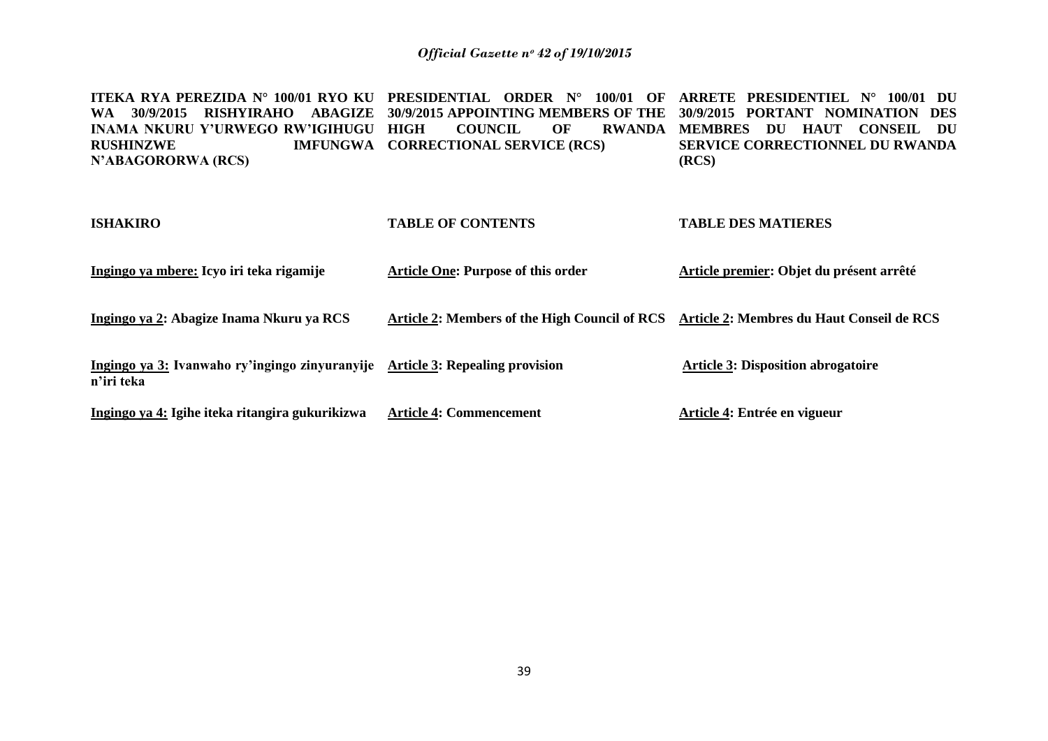| ITEKA RYA PEREZIDA N° 100/01 RYO KU WA 30/9/2015 RISHYIRAHO ABAGIZE INAMA NKURU Y'URWEGO RW'IGIHUGU RUSHINZWE IMFUNGWA N'ABAGORORWA (RCS) | PRESIDENTIAL ORDER N° 100/01 OF 30/9/2015 APPOINTING MEMBERS OF THE HIGH COUNCIL OF RWANDA CORRECTIONAL SERVICE (RCS) | ARRETE PRESIDENTIEL N° 100/01 DU 30/9/2015 PORTANT NOMINATION DES MEMBRES DU HAUT CONSEIL DU SERVICE CORRECTIONNEL DU RWANDA (RCS) |
|---|---|---|
| **ISHAKIRO** | **TABLE OF CONTENTS** | **TABLE DES MATIERES** |
| **Ingingo ya mbere: Icyo iri teka rigamije** | **Article One: Purpose of this order** | **Article premier: Objet du présent arrêté** |
| **Ingingo ya 2: Abagize Inama Nkuru ya RCS** | **Article 2: Members of the High Council of RCS** | **Article 2: Membres du Haut Conseil de RCS** |
| **Ingingo ya 3: Ivanwaho ry'ingingo zinyuranyije n'iri teka** | **Article 3: Repealing provision** | **Article 3: Disposition abrogatoire** |
| **Ingingo ya 4: Igihe iteka ritangira gukurikizwa** | **Article 4: Commencement** | **Article 4: Entrée en vigueur** |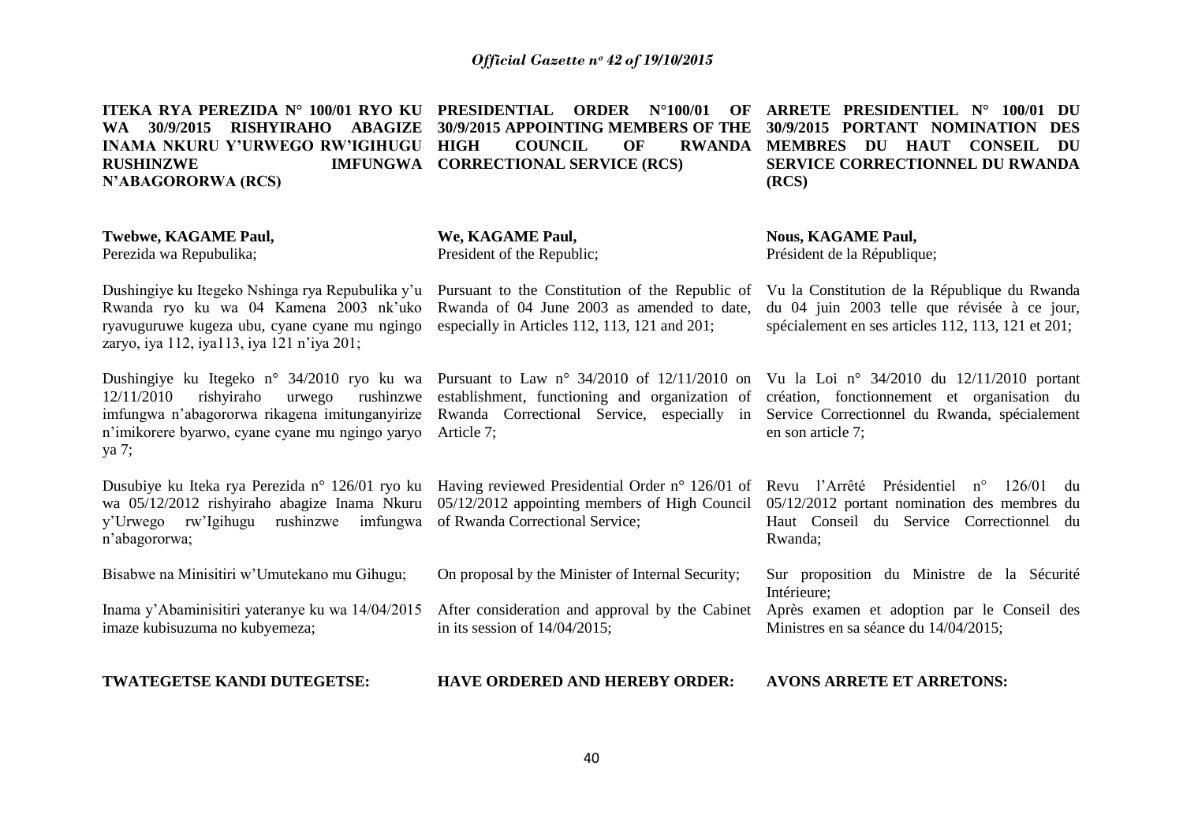**ITEKA RYA PEREZIDA N° 100/01 RYO KU WA 30/9/2015 RISHYIRAHO ABAGIZE INAMA NKURU Y'URWEGO RW'IGIHUGU RUSHINZWE IMFUNGWA N'ABAGORORWA (RCS)**

**Twebwe, KAGAME Paul,**
Perezida wa Repubulika;

Dushingiye ku Itegeko Nshinga rya Repubulika y'u Rwanda ryo ku wa 04 Kamena 2003 nk'uko ryavuguruwe kugeza ubu, cyane cyane mu ngingo zaryo, iya 112, iya113, iya 121 n'iya 201;

Dushingiye ku Itegeko n° 34/2010 ryo ku wa 12/11/2010 rishyiraho urwego rushinzwe imfungwa n'abagororwa rikagena imitunganyirize n'imikorere byarwo, cyane cyane mu ngingo yaryo ya 7;

Dusubiye ku Iteka rya Perezida n° 126/01 ryo ku wa 05/12/2012 rishyiraho abagize Inama Nkuru y'Urwego rw'Igihugu rushinzwe imfungwa n'abagororwa;

Bisabwe na Minisitiri w'Umutekano mu Gihugu;

Inama y'Abaminisitiri yateranye ku wa 14/04/2015 imaze kubisuzuma no kubyemeza;

**TWATEGETSE KANDI DUTEGETSE:**

**PRESIDENTIAL ORDER N°100/01 OF 30/9/2015 APPOINTING MEMBERS OF THE HIGH COUNCIL OF RWANDA CORRECTIONAL SERVICE (RCS)**

**We, KAGAME Paul,**
President of the Republic;

Pursuant to the Constitution of the Republic of Rwanda of 04 June 2003 as amended to date, especially in Articles 112, 113, 121 and 201;

Pursuant to Law n° 34/2010 of 12/11/2010 on establishment, functioning and organization of Rwanda Correctional Service, especially in Article 7;

Having reviewed Presidential Order n° 126/01 of 05/12/2012 appointing members of High Council of Rwanda Correctional Service;

On proposal by the Minister of Internal Security;

After consideration and approval by the Cabinet in its session of 14/04/2015;

**HAVE ORDERED AND HEREBY ORDER:**

**ARRETE PRESIDENTIEL N° 100/01 DU 30/9/2015 PORTANT NOMINATION DES MEMBRES DU HAUT CONSEIL DU SERVICE CORRECTIONNEL DU RWANDA (RCS)**

**Nous, KAGAME Paul,**
Président de la République;

Vu la Constitution de la République du Rwanda du 04 juin 2003 telle que révisée à ce jour, spécialement en ses articles 112, 113, 121 et 201;

Vu la Loi n° 34/2010 du 12/11/2010 portant création, fonctionnement et organisation du Service Correctionnel du Rwanda, spécialement en son article 7;

Revu l'Arrêté Présidentiel n° 126/01 du 05/12/2012 portant nomination des membres du Haut Conseil du Service Correctionnel du Rwanda;

Sur proposition du Ministre de la Sécurité Intérieure;

Après examen et adoption par le Conseil des Ministres en sa séance du 14/04/2015;

**AVONS ARRETE ET ARRETONS:**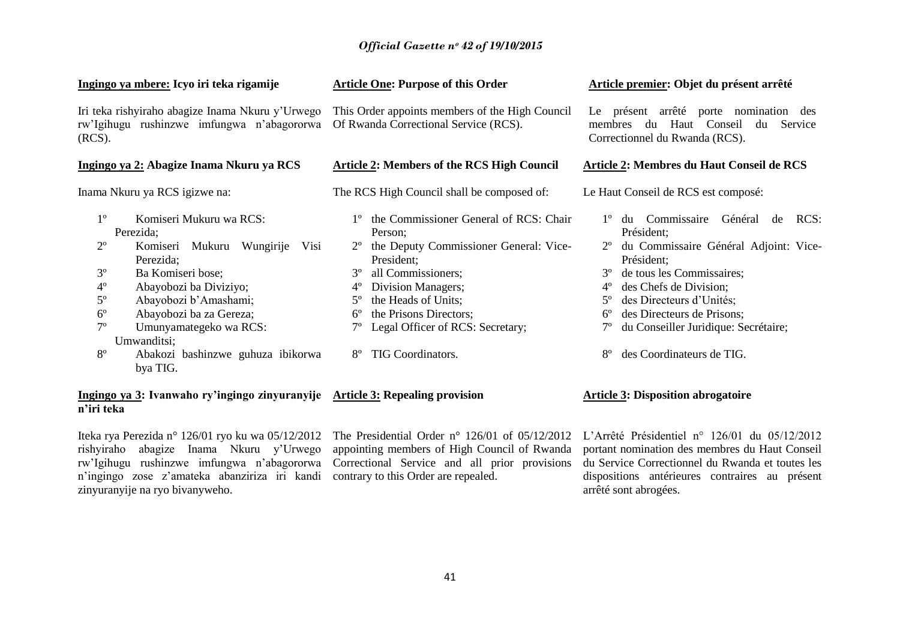**Ingingo ya mbere: Icyo iri teka rigamije**

Iri teka rishyiraho abagize Inama Nkuru y'Urwego rw'Igihugu rushinzwe imfungwa n'abagororwa (RCS).

**Ingingo ya 2: Abagize Inama Nkuru ya RCS**

Inama Nkuru ya RCS igizwe na:

1º Komiseri Mukuru wa RCS: Perezida;
2º Komiseri Mukuru Wungirije Visi Perezida;
3º Ba Komiseri bose;
4º Abayobozi ba Diviziyo;
5º Abayobozi b'Amashami;
6º Abayobozi ba za Gereza;
7º Umunyamategeko wa RCS: Umwanditsi;
8º Abakozi bashinzwe guhuza ibikorwa bya TIG.

**Ingingo ya 3: Ivanwaho ry'ingingo zinyuranyije n'iri teka**

Iteka rya Perezida n° 126/01 ryo ku wa 05/12/2012 rishyiraho abagize Inama Nkuru y'Urwego rw'Igihugu rushinzwe imfungwa n'abagororwa n'ingingo zose z'amateka abanziriza iri kandi zinyuranyije na ryo bivanyweho.

**Article One: Purpose of this Order**

This Order appoints members of the High Council Of Rwanda Correctional Service (RCS).

**Article 2: Members of the RCS High Council**

The RCS High Council shall be composed of:

1º the Commissioner General of RCS: Chair Person;
2º the Deputy Commissioner General: Vice-President;
3º all Commissioners;
4º Division Managers;
5º the Heads of Units;
6º the Prisons Directors;
7º Legal Officer of RCS: Secretary;
8º TIG Coordinators.

**Article 3: Repealing provision**

The Presidential Order n° 126/01 of 05/12/2012 appointing members of High Council of Rwanda Correctional Service and all prior provisions contrary to this Order are repealed.

**Article premier: Objet du présent arrêté**

Le présent arrêté porte nomination des membres du Haut Conseil du Service Correctionnel du Rwanda (RCS).

**Article 2: Membres du Haut Conseil de RCS**

Le Haut Conseil de RCS est composé:

1º du Commissaire Général de RCS: Président;
2º du Commissaire Général Adjoint: Vice-Président;
3º de tous les Commissaires;
4º des Chefs de Division;
5º des Directeurs d'Unités;
6º des Directeurs de Prisons;
7º du Conseiller Juridique: Secrétaire;
8º des Coordinateurs de TIG.

**Article 3: Disposition abrogatoire**

L'Arrêté Présidentiel n° 126/01 du 05/12/2012 portant nomination des membres du Haut Conseil du Service Correctionnel du Rwanda et toutes les dispositions antérieures contraires au présent arrêté sont abrogées.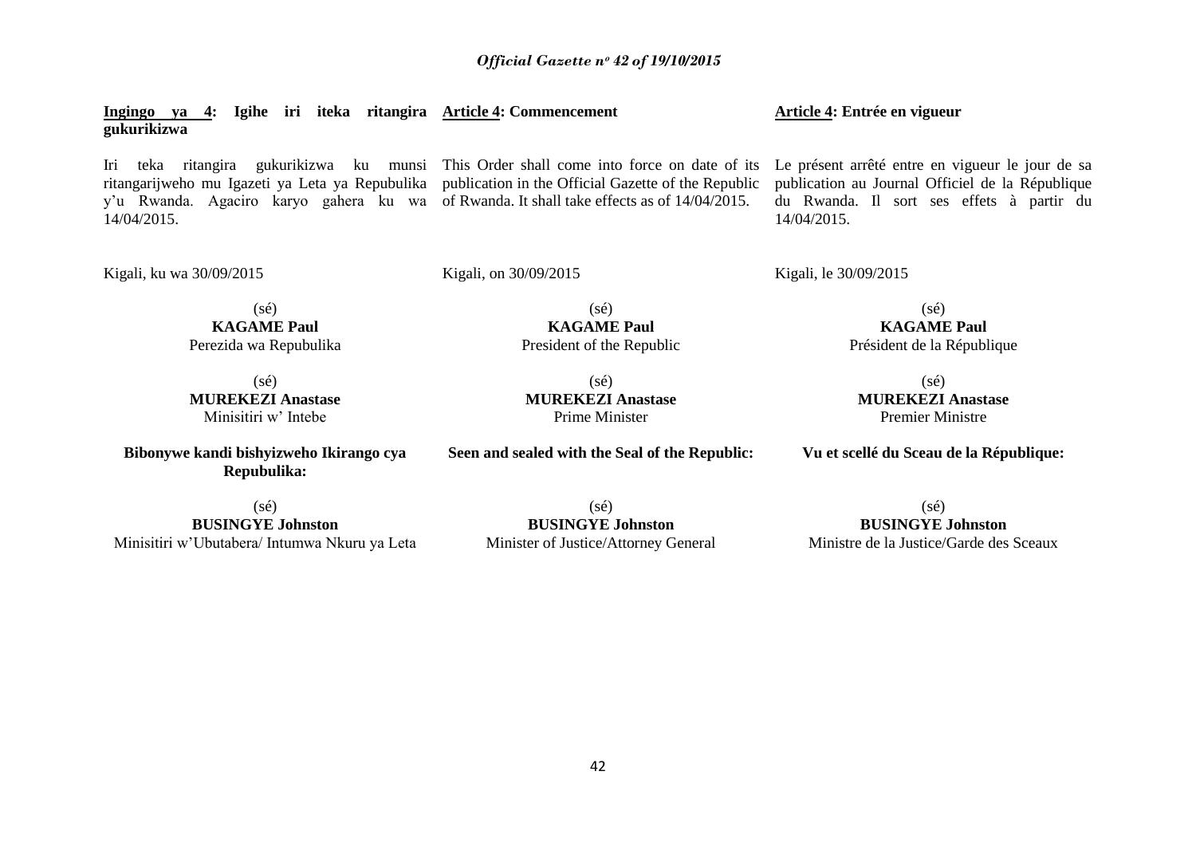**Ingingo ya 4: Igihe iri iteka ritangira gukurikizwa**

Iri teka ritangira gukurikizwa ku munsi ritangarijweho mu Igazeti ya Leta ya Repubulika y'u Rwanda. Agaciro karyo gahera ku wa 14/04/2015.

Kigali, ku wa 30/09/2015

(sé)
**KAGAME Paul**
Perezida wa Repubulika

(sé)
**MUREKEZI Anastase**
Minisitiri w' Intebe

**Bibonywe kandi bishyizweho Ikirango cya Repubulika:**

(sé)
**BUSINGYE Johnston**
Minisitiri w'Ubutabera/ Intumwa Nkuru ya Leta

**Article 4: Commencement**

This Order shall come into force on date of its publication in the Official Gazette of the Republic of Rwanda. It shall take effects as of 14/04/2015.

Kigali, on 30/09/2015

(sé)
**KAGAME Paul**
President of the Republic

(sé)
**MUREKEZI Anastase**
Prime Minister

**Seen and sealed with the Seal of the Republic:**

(sé)
**BUSINGYE Johnston**
Minister of Justice/Attorney General

**Article 4: Entrée en vigueur**

Le présent arrêté entre en vigueur le jour de sa publication au Journal Officiel de la République du Rwanda. Il sort ses effets à partir du 14/04/2015.

Kigali, le 30/09/2015

(sé)
**KAGAME Paul**
Président de la République

(sé)
**MUREKEZI Anastase**
Premier Ministre

**Vu et scellé du Sceau de la République:**

(sé)
**BUSINGYE Johnston**
Ministre de la Justice/Garde des Sceaux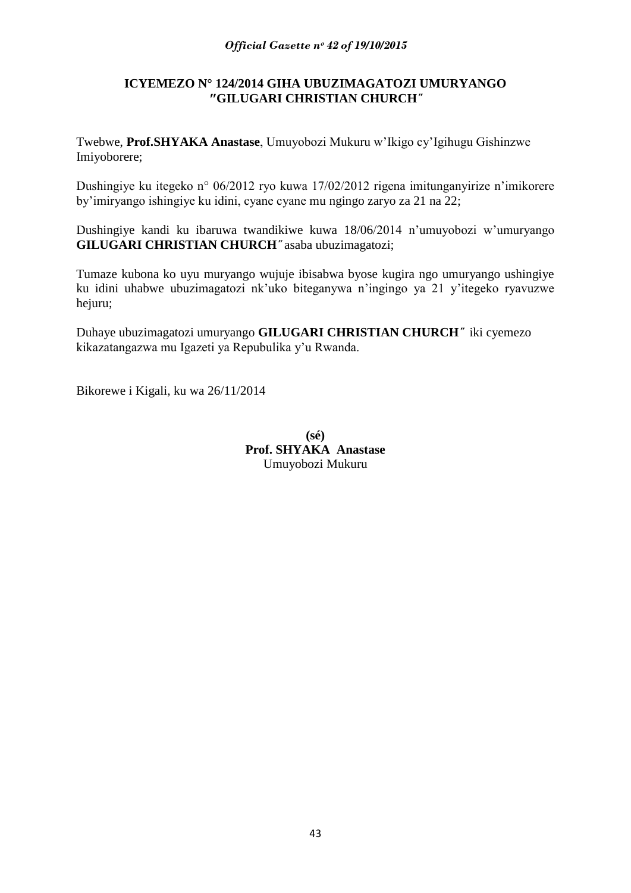**ICYEMEZO N° 124/2014 GIHA UBUZIMAGATOZI UMURYANGO ″GILUGARI CHRISTIAN CHURCH″**

Twebwe, **Prof.SHYAKA Anastase**, Umuyobozi Mukuru w'Ikigo cy'Igihugu Gishinzwe Imiyoborere;

Dushingiye ku itegeko n° 06/2012 ryo kuwa 17/02/2012 rigena imitunganyirize n'imikorere by'imiryango ishingiye ku idini, cyane cyane mu ngingo zaryo za 21 na 22;

Dushingiye kandi ku ibaruwa twandikiwe kuwa 18/06/2014 n'umuyobozi w'umuryango **GILUGARI CHRISTIAN CHURCH″** asaba ubuzimagatozi;

Tumaze kubona ko uyu muryango wujuje ibisabwa byose kugira ngo umuryango ushingiye ku idini uhabwe ubuzimagatozi nk'uko biteganywa n'ingingo ya 21 y'itegeko ryavuzwe hejuru;

Duhaye ubuzimagatozi umuryango **GILUGARI CHRISTIAN CHURCH″** iki cyemezo kikazatangazwa mu Igazeti ya Repubulika y'u Rwanda.

Bikorewe i Kigali, ku wa 26/11/2014

**(sé)**
**Prof. SHYAKA Anastase**
Umuyobozi Mukuru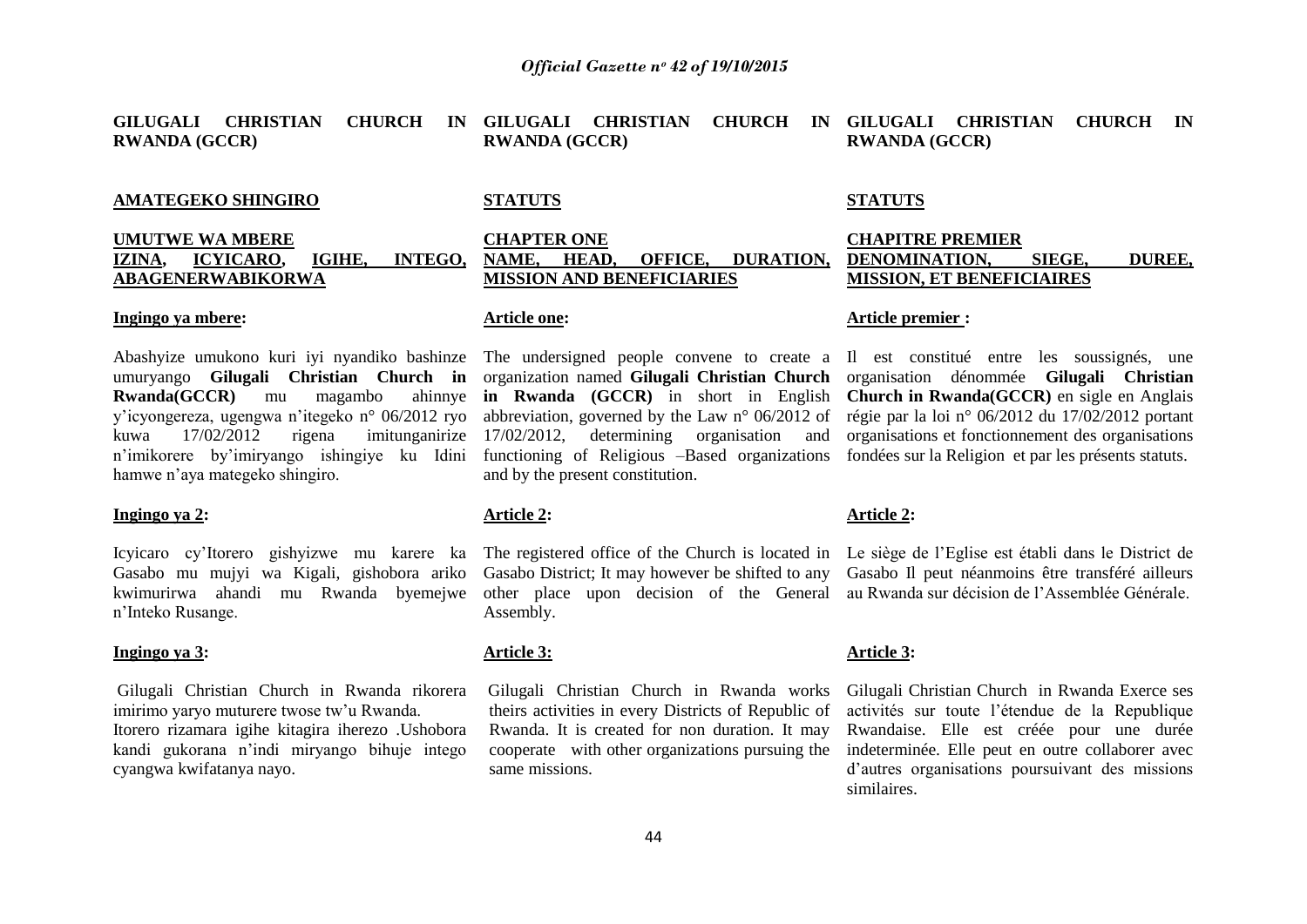**GILUGALI CHRISTIAN CHURCH IN RWANDA (GCCR)**

**AMATEGEKO SHINGIRO**

**UMUTWE WA MBERE**
**IZINA, ICYICARO, IGIHE, INTEGO, ABAGENERWABIKORWA**

**Ingingo ya mbere:**

Abashyize umukono kuri iyi nyandiko bashinze umuryango **Gilugali Christian Church in Rwanda(GCCR)** mu magambo ahinnye y'icyongereza, ugengwa n'itegeko n° 06/2012 ryo kuwa 17/02/2012 rigena imitunganirize n'imikorere by'imiryango ishingiye ku Idini hamwe n'aya mategeko shingiro.

**Ingingo ya 2:**

Icyicaro cy'Itorero gishyizwe mu karere ka Gasabo mu mujyi wa Kigali, gishobora ariko kwimurirwa ahandi mu Rwanda byemejwe n'Inteko Rusange.

**Ingingo ya 3:**

Gilugali Christian Church in Rwanda rikorera imirimo yaryo muturere twose tw'u Rwanda.
Itorero rizamara igihe kitagira iherezo .Ushobora kandi gukorana n'indi miryango bihuje intego cyangwa kwifatanya nayo.

**GILUGALI CHRISTIAN CHURCH IN RWANDA (GCCR)**

**STATUTS**

**CHAPTER ONE**
**NAME, HEAD, OFFICE, DURATION, MISSION AND BENEFICIARIES**

**Article one:**

The undersigned people convene to create a organization named **Gilugali Christian Church in Rwanda (GCCR)** in short in English abbreviation, governed by the Law n° 06/2012 of 17/02/2012, determining organisation and functioning of Religious –Based organizations and by the present constitution.

**Article 2:**

The registered office of the Church is located in Gasabo District; It may however be shifted to any other place upon decision of the General Assembly.

**Article 3:**

Gilugali Christian Church in Rwanda works theirs activities in every Districts of Republic of Rwanda. It is created for non duration. It may cooperate with other organizations pursuing the same missions.

**GILUGALI CHRISTIAN CHURCH IN RWANDA (GCCR)**

**STATUTS**

**CHAPITRE PREMIER**
**DENOMINATION, SIEGE, DUREE, MISSION, ET BENEFICIAIRES**

**Article premier :**

Il est constitué entre les soussignés, une organisation dénommée **Gilugali Christian Church in Rwanda(GCCR)** en sigle en Anglais régie par la loi n° 06/2012 du 17/02/2012 portant organisations et fonctionnement des organisations fondées sur la Religion et par les présents statuts.

**Article 2:**

Le siège de l'Eglise est établi dans le District de Gasabo Il peut néanmoins être transféré ailleurs au Rwanda sur décision de l'Assemblée Générale.

**Article 3:**

Gilugali Christian Church in Rwanda Exerce ses activités sur toute l'étendue de la Republique Rwandaise. Elle est créée pour une durée indeterminée. Elle peut en outre collaborer avec d'autres organisations poursuivant des missions similaires.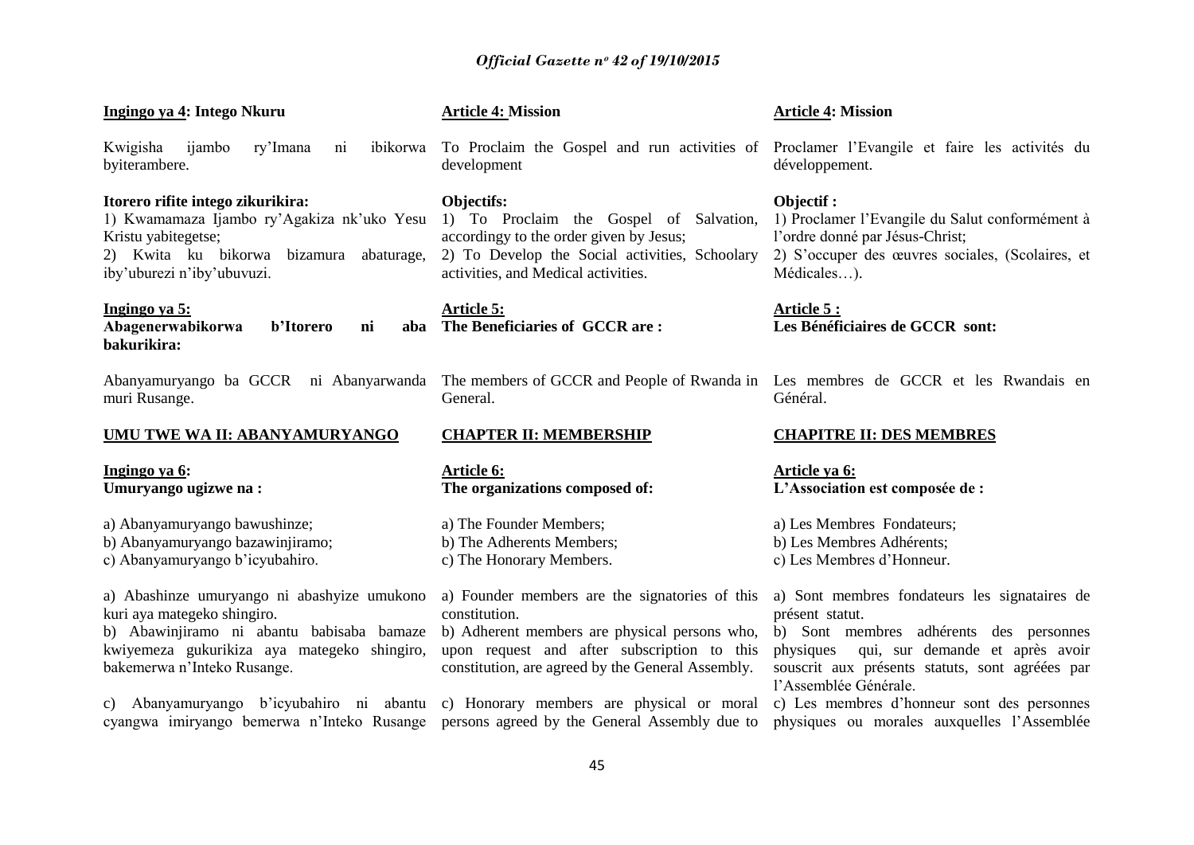**Ingingo ya 4: Intego Nkuru**

Kwigisha ijambo ry'Imana ni ibikorwa byiterambere.

**Itorero rifite intego zikurikira:**

1) Kwamamaza Ijambo ry'Agakiza nk'uko Yesu Kristu yabitegetse;
2) Kwita ku bikorwa bizamura abaturage, iby'uburezi n'iby'ubuvuzi.

**Ingingo ya 5:**
**Abagenerwabikorwa b'Itorero ni aba bakurikira:**

Abanyamuryango ba GCCR ni Abanyarwanda muri Rusange.

**UMU TWE WA II: ABANYAMURYANGO**

**Ingingo ya 6:**
**Umuryango ugizwe na :**

a) Abanyamuryango bawushinze;
b) Abanyamuryango bazawinjiramo;
c) Abanyamuryango b'icyubahiro.

a) Abashinze umuryango ni abashyize umukono kuri aya mategeko shingiro.
b) Abawinjiramo ni abantu babisaba bamaze kwiyemeza gukurikiza aya mategeko shingiro, bakemerwa n'Inteko Rusange.

c) Abanyamuryango b'icyubahiro ni abantu cyangwa imiryango bemerwa n'Inteko Rusange

**Article 4: Mission**

To Proclaim the Gospel and run activities of development

**Objectifs:**

1) To Proclaim the Gospel of Salvation, accordingy to the order given by Jesus;
2) To Develop the Social activities, Schoolary activities, and Medical activities.

**Article 5:**
**The Beneficiaries of GCCR are :**

The members of GCCR and People of Rwanda in General.

**CHAPTER II: MEMBERSHIP**

**Article 6:**
**The organizations composed of:**

a) The Founder Members;
b) The Adherents Members;
c) The Honorary Members.

a) Founder members are the signatories of this constitution.
b) Adherent members are physical persons who, upon request and after subscription to this constitution, are agreed by the General Assembly.

c) Honorary members are physical or moral persons agreed by the General Assembly due to

**Article 4: Mission**

Proclamer l'Evangile et faire les activités du développement.

**Objectif :**

1) Proclamer l'Evangile du Salut conformément à l'ordre donné par Jésus-Christ;
2) S'occuper des œuvres sociales, (Scolaires, et Médicales…).

**Article 5 :**
**Les Bénéficiaires de GCCR sont:**

Les membres de GCCR et les Rwandais en Général.

**CHAPITRE II: DES MEMBRES**

**Article ya 6:**
**L'Association est composée de :**

a) Les Membres Fondateurs;
b) Les Membres Adhérents;
c) Les Membres d'Honneur.

a) Sont membres fondateurs les signataires de présent statut.
b) Sont membres adhérents des personnes physiques qui, sur demande et après avoir souscrit aux présents statuts, sont agréées par l'Assemblée Générale.

c) Les membres d'honneur sont des personnes physiques ou morales auxquelles l'Assemblée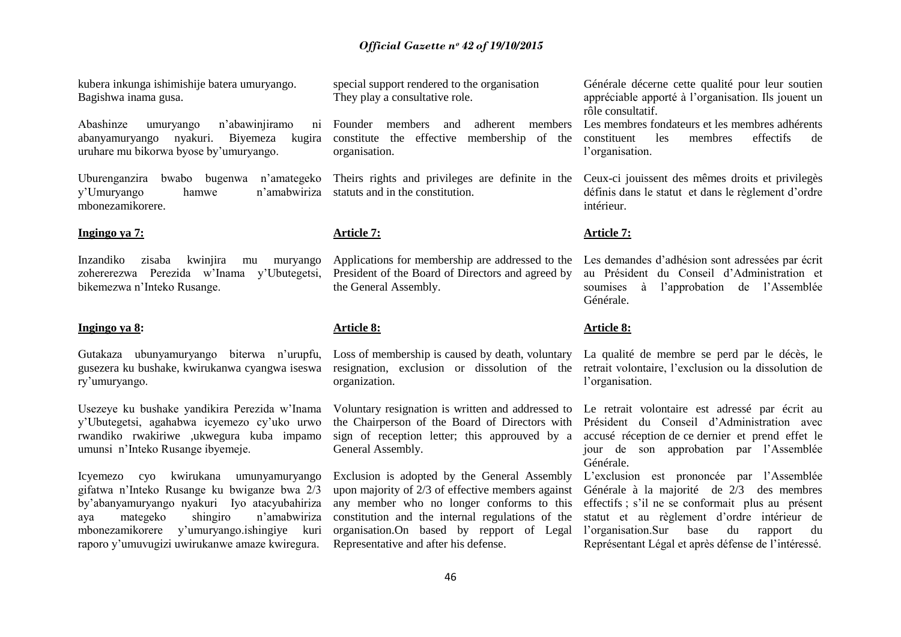kubera inkunga ishimishije batera umuryango. Bagishwa inama gusa.

Abashinze umuryango n'abawinjiramo ni abanyamuryango nyakuri. Biyemeza kugira uruhare mu bikorwa byose by'umuryango.

Uburenganzira bwabo bugenwa n'amategeko y'Umuryango hamwe n'amabwiriza mbonezamikorere.

**Ingingo ya 7:**

Inzandiko zisaba kwinjira mu muryango zohererezwa Perezida w'Inama y'Ubutegetsi, bikemezwa n'Inteko Rusange.

**Ingingo ya 8:**

Gutakaza ubunyamuryango biterwa n'urupfu, gusezera ku bushake, kwirukanwa cyangwa iseswa ry'umuryango.

Usezeye ku bushake yandikira Perezida w'Inama y'Ubutegetsi, agahabwa icyemezo cy'uko urwo rwandiko rwakiriwe ,ukwegura kuba impamo umunsi n'Inteko Rusange ibyemeje.

Icyemezo cyo kwirukana umunyamuryango gifatwa n'Inteko Rusange ku bwiganze bwa 2/3 by'abanyamuryango nyakuri Iyo atacyubahiriza aya mategeko shingiro n'amabwiriza mbonezamikorere y'umuryango.ishingiye kuri raporo y'umuvugizi uwirukanwe amaze kwiregura.

special support rendered to the organisation They play a consultative role.

Founder members and adherent members constitute the effective membership of the organisation.

Theirs rights and privileges are definite in the statuts and in the constitution.

**Article 7:**

Applications for membership are addressed to the President of the Board of Directors and agreed by the General Assembly.

**Article 8:**

Loss of membership is caused by death, voluntary resignation, exclusion or dissolution of the organization.

Voluntary resignation is written and addressed to the Chairperson of the Board of Directors with sign of reception letter; this approuved by a General Assembly.

Exclusion is adopted by the General Assembly upon majority of 2/3 of effective members against any member who no longer conforms to this constitution and the internal regulations of the organisation.On based by repport of Legal Representative and after his defense.

Générale décerne cette qualité pour leur soutien appréciable apporté à l'organisation. Ils jouent un rôle consultatif.

Les membres fondateurs et les membres adhérents constituent les membres effectifs de l'organisation.

Ceux-ci jouissent des mêmes droits et privilegès définis dans le statut et dans le règlement d'ordre intérieur.

**Article 7:**

Les demandes d'adhésion sont adressées par écrit au Président du Conseil d'Administration et soumises à l'approbation de l'Assemblée Générale.

**Article 8:**

La qualité de membre se perd par le décès, le retrait volontaire, l'exclusion ou la dissolution de l'organisation.

Le retrait volontaire est adressé par écrit au Président du Conseil d'Administration avec accusé réception de ce dernier et prend effet le jour de son approbation par l'Assemblée Générale.

L'exclusion est prononcée par l'Assemblée Générale à la majorité de 2/3 des membres effectifs ; s'il ne se conformait plus au présent statut et au règlement d'ordre intérieur de l'organisation.Sur base du rapport du Représentant Légal et après défense de l'intéressé.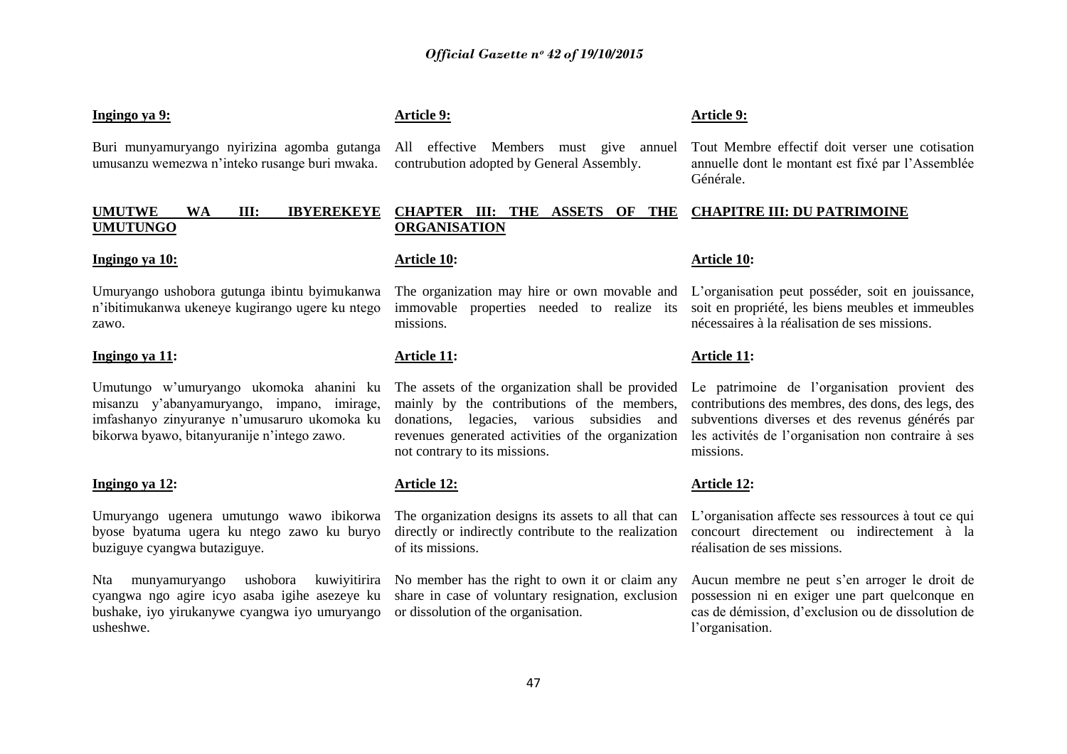**Ingingo ya 9:**

Buri munyamuryango nyirizina agomba gutanga umusanzu wemezwa n'inteko rusange buri mwaka.

**UMUTWE WA III: IBYEREKEYE UMUTUNGO**

**Ingingo ya 10:**

Umuryango ushobora gutunga ibintu byimukanwa n'ibitimukanwa ukeneye kugirango ugere ku ntego zawo.

**Ingingo ya 11:**

Umutungo w'umuryango ukomoka ahanini ku misanzu y'abanyamuryango, impano, imirage, imfashanyo zinyuranye n'umusaruro ukomoka ku bikorwa byawo, bitanyuranije n'intego zawo.

**Ingingo ya 12:**

Umuryango ugenera umutungo wawo ibikorwa byose byatuma ugera ku ntego zawo ku buryo buziguye cyangwa butaziguye.

Nta munyamuryango ushobora kuwiyitirira cyangwa ngo agire icyo asaba igihe asezeye ku bushake, iyo yirukanywe cyangwa iyo umuryango usheshwe.

**Article 9:**

All effective Members must give annuel contribution adopted by General Assembly.

**CHAPTER III: THE ASSETS OF THE ORGANISATION**

**Article 10:**

The organization may hire or own movable and immovable properties needed to realize its missions.

**Article 11:**

The assets of the organization shall be provided mainly by the contributions of the members, donations, legacies, various subsidies and revenues generated activities of the organization not contrary to its missions.

**Article 12:**

The organization designs its assets to all that can directly or indirectly contribute to the realization of its missions.

No member has the right to own it or claim any share in case of voluntary resignation, exclusion or dissolution of the organisation.

**Article 9:**

Tout Membre effectif doit verser une cotisation annuelle dont le montant est fixé par l'Assemblée Générale.

**CHAPITRE III: DU PATRIMOINE**

**Article 10:**

L'organisation peut posséder, soit en jouissance, soit en propriété, les biens meubles et immeubles nécessaires à la réalisation de ses missions.

**Article 11:**

Le patrimoine de l'organisation provient des contributions des membres, des dons, des legs, des subventions diverses et des revenus générés par les activités de l'organisation non contraire à ses missions.

**Article 12:**

L'organisation affecte ses ressources à tout ce qui concourt directement ou indirectement à la réalisation de ses missions.

Aucun membre ne peut s'en arroger le droit de possession ni en exiger une part quelconque en cas de démission, d'exclusion ou de dissolution de l'organisation.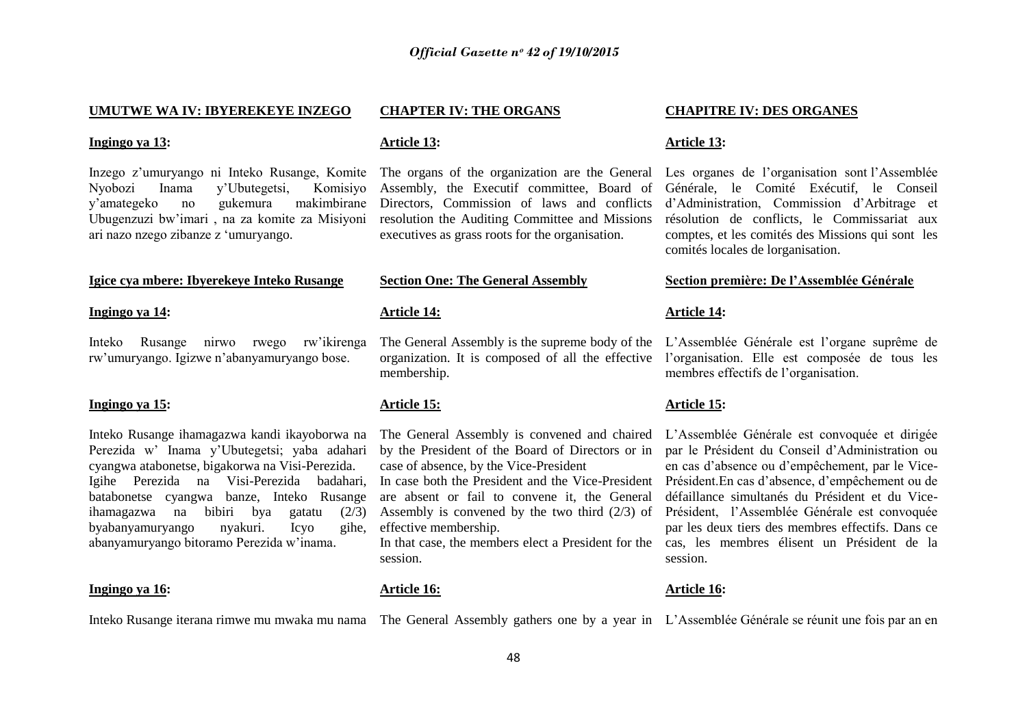**UMUTWE WA IV: IBYEREKEYE INZEGO**

**Ingingo ya 13:**

Inzego z'umuryango ni Inteko Rusange, Komite Nyobozi Inama y'Ubutegetsi, Komisiyo y'amategeko no gukemura makimbirane Ubugenzuzi bw'imari , na za komite za Misiyoni ari nazo nzego zibanze z 'umuryango.

**Igice cya mbere: Ibyerekeye Inteko Rusange**

**Ingingo ya 14:**

Inteko Rusange nirwo rwego rw'ikirenga rw'umuryango. Igizwe n'abanyamuryango bose.

**Ingingo ya 15:**

Inteko Rusange ihamagazwa kandi ikayoborwa na Perezida w' Inama y'Ubutegetsi; yaba adahari cyangwa atabonetse, bigakorwa na Visi-Perezida.
Igihe Perezida na Visi-Perezida badahari, batabonetse cyangwa banze, Inteko Rusange ihamagazwa na bibiri bya gatatu (2/3) byabanyamuryango nyakuri. Icyo gihe, abanyamuryango bitoramo Perezida w'inama.

**Ingingo ya 16:**

Inteko Rusange iterana rimwe mu mwaka mu nama

**CHAPTER IV: THE ORGANS**

**Article 13:**

The organs of the organization are the General Assembly, the Executif committee, Board of Directors, Commission of laws and conflicts resolution the Auditing Committee and Missions executives as grass roots for the organisation.

**Section One: The General Assembly**

**Article 14:**

The General Assembly is the supreme body of the organization. It is composed of all the effective membership.

**Article 15:**

The General Assembly is convened and chaired by the President of the Board of Directors or in case of absence, by the Vice-President
In case both the President and the Vice-President are absent or fail to convene it, the General Assembly is convened by the two third (2/3) of effective membership.
In that case, the members elect a President for the session.

**Article 16:**

The General Assembly gathers one by a year in

**CHAPITRE IV: DES ORGANES**

**Article 13:**

Les organes de l'organisation sont l'Assemblée Générale, le Comité Exécutif, le Conseil d'Administration, Commission d'Arbitrage et résolution de conflicts, le Commissariat aux comptes, et les comités des Missions qui sont les comités locales de lorganisation.

**Section première: De l'Assemblée Générale**

**Article 14:**

L'Assemblée Générale est l'organe suprême de l'organisation. Elle est composée de tous les membres effectifs de l'organisation.

**Article 15:**

L'Assemblée Générale est convoquée et dirigée par le Président du Conseil d'Administration ou en cas d'absence ou d'empêchement, par le Vice-Président.En cas d'absence, d'empêchement ou de défaillance simultanés du Président et du Vice-Président, l'Assemblée Générale est convoquée par les deux tiers des membres effectifs. Dans ce cas, les membres élisent un Président de la session.

**Article 16:**

L'Assemblée Générale se réunit une fois par an en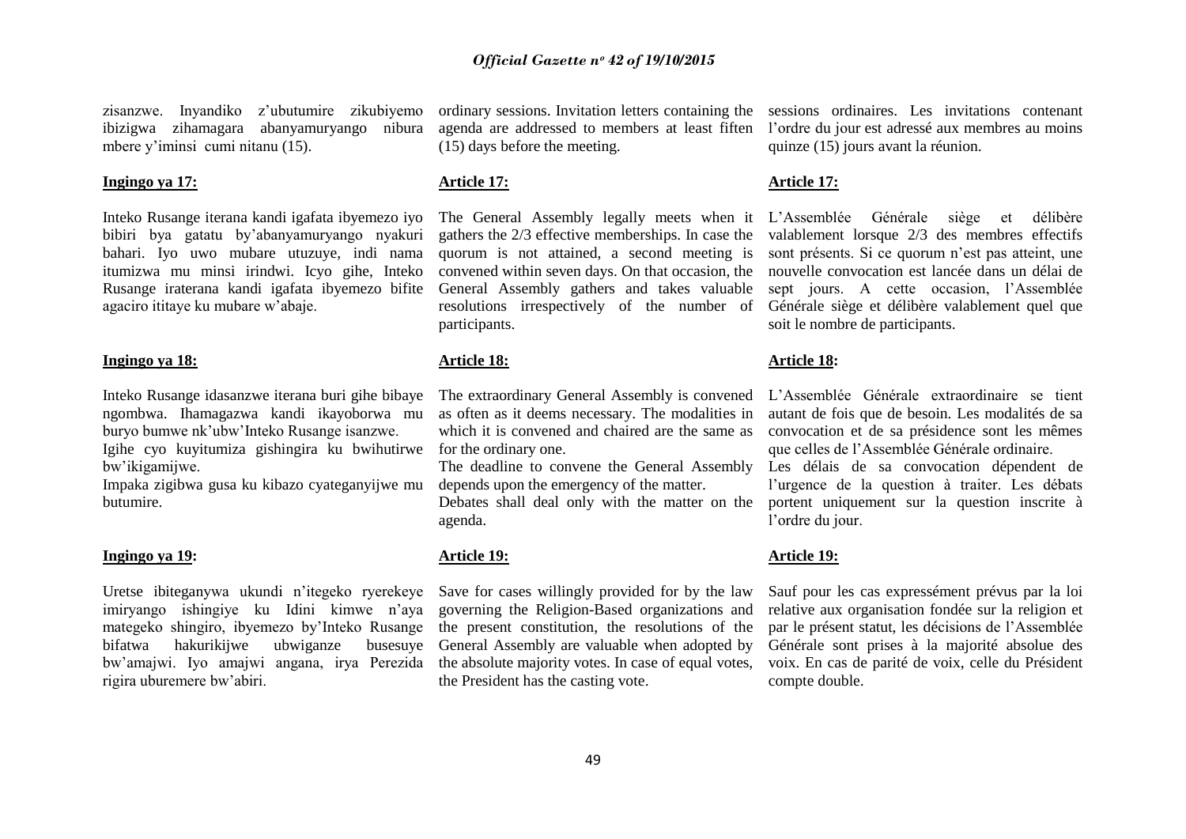zisanzwe. Inyandiko z'ubutumire zikubiyemo ibizigwa zihamagara abanyamuryango nibura mbere y'iminsi cumi nitanu (15).

**Ingingo ya 17:**

Inteko Rusange iterana kandi igafata ibyemezo iyo bibiri bya gatatu by'abanyamuryango nyakuri bahari. Iyo uwo mubare utuzuye, indi nama itumizwa mu minsi irindwi. Icyo gihe, Inteko Rusange iraterana kandi igafata ibyemezo bifite agaciro ititaye ku mubare w'abaje.

**Ingingo ya 18:**

Inteko Rusange idasanzwe iterana buri gihe bibaye ngombwa. Ihamagazwa kandi ikayoborwa mu buryo bumwe nk'ubw'Inteko Rusange isanzwe.
Igihe cyo kuyitumiza gishingira ku bwihutirwe bw'ikigamijwe.
Impaka zigibwa gusa ku kibazo cyateganyijwe mu butumire.

**Ingingo ya 19:**

Uretse ibiteganywa ukundi n'itegeko ryerekeye imiryango ishingiye ku Idini kimwe n'aya mategeko shingiro, ibyemezo by'Inteko Rusange bifatwa hakurikijwe ubwiganze busesuye bw'amajwi. Iyo amajwi angana, irya Perezida rigira uburemere bw'abiri.

ordinary sessions. Invitation letters containing the agenda are addressed to members at least fiften (15) days before the meeting.

**Article 17:**

The General Assembly legally meets when it gathers the 2/3 effective memberships. In case the quorum is not attained, a second meeting is convened within seven days. On that occasion, the General Assembly gathers and takes valuable resolutions irrespectively of the number of participants.

**Article 18:**

The extraordinary General Assembly is convened as often as it deems necessary. The modalities in which it is convened and chaired are the same as for the ordinary one.
The deadline to convene the General Assembly depends upon the emergency of the matter.
Debates shall deal only with the matter on the agenda.

**Article 19:**

Save for cases willingly provided for by the law governing the Religion-Based organizations and the present constitution, the resolutions of the General Assembly are valuable when adopted by the absolute majority votes. In case of equal votes, the President has the casting vote.

sessions ordinaires. Les invitations contenant l'ordre du jour est adressé aux membres au moins quinze (15) jours avant la réunion.

**Article 17:**

L'Assemblée Générale siège et délibère valablement lorsque 2/3 des membres effectifs sont présents. Si ce quorum n'est pas atteint, une nouvelle convocation est lancée dans un délai de sept jours. A cette occasion, l'Assemblée Générale siège et délibère valablement quel que soit le nombre de participants.

**Article 18:**

L'Assemblée Générale extraordinaire se tient autant de fois que de besoin. Les modalités de sa convocation et de sa présidence sont les mêmes que celles de l'Assemblée Générale ordinaire.
Les délais de sa convocation dépendent de l'urgence de la question à traiter. Les débats portent uniquement sur la question inscrite à l'ordre du jour.

**Article 19:**

Sauf pour les cas expressément prévus par la loi relative aux organisation fondée sur la religion et par le présent statut, les décisions de l'Assemblée Générale sont prises à la majorité absolue des voix. En cas de parité de voix, celle du Président compte double.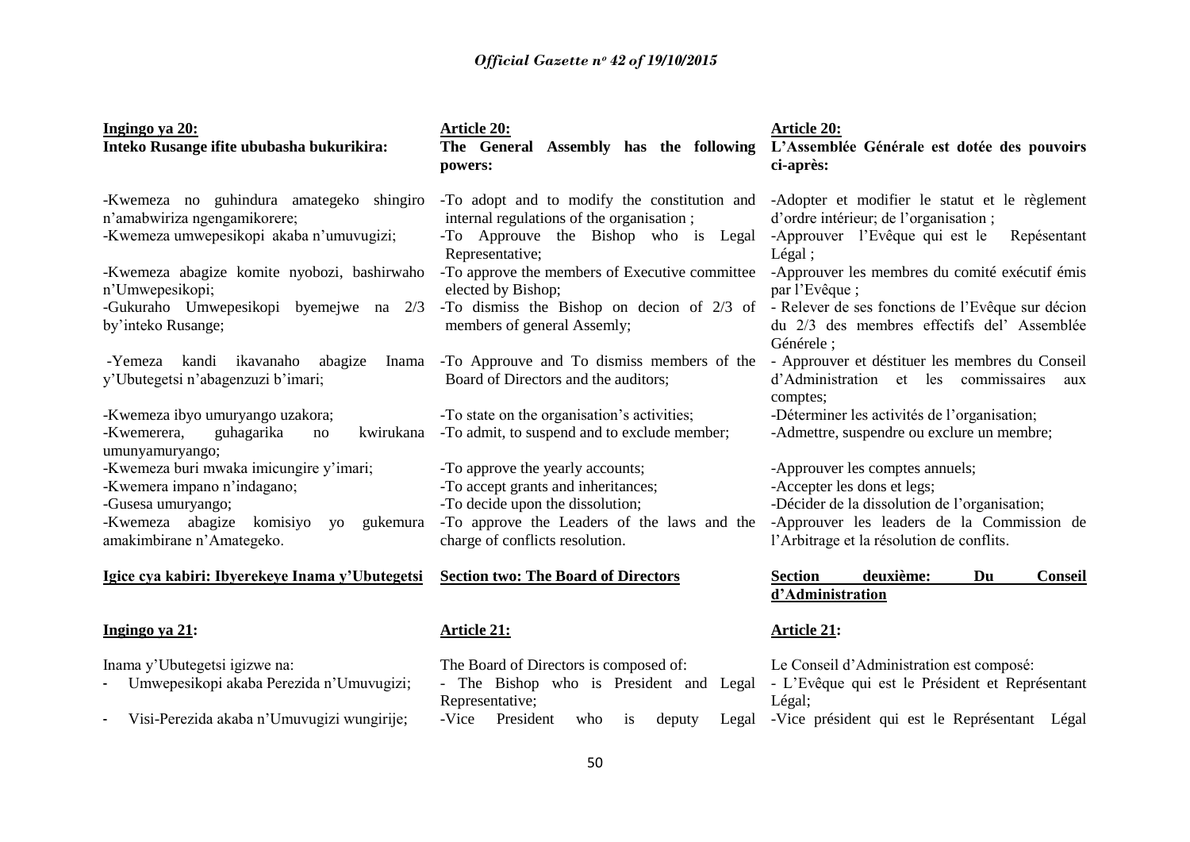**Ingingo ya 20:**
**Inteko Rusange ifite ububasha bukurikira:**

-Kwemeza no guhindura amategeko shingiro n'amabwiriza ngengamikorere;
-Kwemeza umwepesikopi akaba n'umuvugizi;

-Kwemeza abagize komite nyobozi, bashirwaho n'Umwepesikopi;
-Gukuraho Umwepesikopi byemejwe na 2/3 by'inteko Rusange;

-Yemeza kandi ikavanaho abagize Inama y'Ubutegetsi n'abagenzuzi b'imari;

-Kwemeza ibyo umuryango uzakora;
-Kwemerera, guhagarika no kwirukana umunyamuryango;
-Kwemeza buri mwaka imicungire y'imari;
-Kwemera impano n'indagano;
-Gusesa umuryango;
-Kwemeza abagize komisiyo yo gukemura amakimbirane n'Amategeko.

**Igice cya kabiri: Ibyerekeye Inama y'Ubutegetsi**

**Ingingo ya 21:**

Inama y'Ubutegetsi igizwe na:
- Umwepesikopi akaba Perezida n'Umuvugizi;
- Visi-Perezida akaba n'Umuvugizi wungirije;

**Article 20:**
**The General Assembly has the following powers:**

-To adopt and to modify the constitution and internal regulations of the organisation ;
-To Approuve the Bishop who is Legal Representative;
-To approve the members of Executive committee elected by Bishop;
-To dismiss the Bishop on decion of 2/3 of members of general Assemly;
-To Approuve and To dismiss members of the Board of Directors and the auditors;

-To state on the organisation's activities;
-To admit, to suspend and to exclude member;

-To approve the yearly accounts;
-To accept grants and inheritances;
-To decide upon the dissolution;
-To approve the Leaders of the laws and the charge of conflicts resolution.

**Section two: The Board of Directors**

**Article 21:**

The Board of Directors is composed of:
- The Bishop who is President and Legal Representative;
-Vice President who is deputy Legal

**Article 20:**
**L'Assemblée Générale est dotée des pouvoirs ci-après:**

-Adopter et modifier le statut et le règlement d'ordre intérieur; de l'organisation ;
-Approuver l'Evêque qui est le Repésentant Légal ;
-Approuver les membres du comité exécutif émis par l'Evêque ;
- Relever de ses fonctions de l'Evêque sur décion du 2/3 des membres effectifs del' Assemblée Générele ;
- Approuver et déstituer les membres du Conseil d'Administration et les commissaires aux comptes;
-Déterminer les activités de l'organisation;
-Admettre, suspendre ou exclure un membre;

-Approuver les comptes annuels;
-Accepter les dons et legs;
-Décider de la dissolution de l'organisation;
-Approuver les leaders de la Commission de l'Arbitrage et la résolution de conflits.

**Section deuxième: Du Conseil d'Administration**

**Article 21:**

Le Conseil d'Administration est composé:
- L'Evêque qui est le Président et Représentant Légal;
-Vice président qui est le Représentant Légal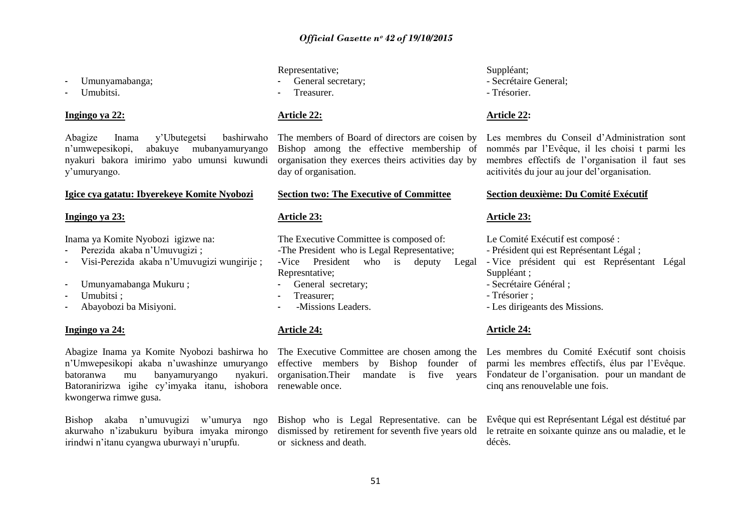- Umunyamabanga;
- Umubitsi.

**Ingingo ya 22:**

Abagize Inama y'Ubutegetsi bashirwaho n'umwepesikopi, abakuye mubanyamuryango nyakuri bakora imirimo yabo umunsi kuwundi y'umuryango.

**Igice cya gatatu: Ibyerekeye Komite Nyobozi**

**Ingingo ya 23:**

Inama ya Komite Nyobozi igizwe na:

- Perezida akaba n'Umuvugizi ;
- Visi-Perezida akaba n'Umuvugizi wungirije ;
- Umunyamabanga Mukuru ;
- Umubitsi ;
- Abayobozi ba Misiyoni.

**Ingingo ya 24:**

Abagize Inama ya Komite Nyobozi bashirwa ho n'Umwepesikopi akaba n'uwashinze umuryango batoranwa mu banyamuryango nyakuri. Batoranirizwa igihe cy'imyaka itanu, ishobora kwongerwa rimwe gusa.

Bishop akaba n'umuvugizi w'umurya ngo akurwaho n'izabukuru byibura imyaka mirongo irindwi n'itanu cyangwa uburwayi n'urupfu.

Representative;

- General secretary;
- Treasurer.

**Article 22:**

The members of Board of directors are coisen by Bishop among the effective membership of organisation they exerces theirs activities day by day of organisation.

**Section two: The Executive of Committee**

**Article 23:**

The Executive Committee is composed of:

-The President who is Legal Representative;

-Vice President who is deputy Legal Represntative;

- General secretary;
- Treasurer;
- -Missions Leaders.

**Article 24:**

The Executive Committee are chosen among the effective members by Bishop founder of organisation.Their mandate is five years renewable once.

Bishop who is Legal Representative. can be dismissed by retirement for seventh five years old or sickness and death.

Suppléant;

- Secrétaire General;
- Trésorier.

**Article 22:**

Les membres du Conseil d'Administration sont nommés par l'Evêque, il les choisi t parmi les membres effectifs de l'organisation il faut ses acitivités du jour au jour del'organisation.

**Section deuxième: Du Comité Exécutif**

**Article 23:**

Le Comité Exécutif est composé :

- Président qui est Représentant Légal ;
- Vice président qui est Représentant Légal Suppléant ;
- Secrétaire Général ;
- Trésorier ;
- Les dirigeants des Missions.

**Article 24:**

Les membres du Comité Exécutif sont choisis parmi les membres effectifs, élus par l'Evêque. Fondateur de l'organisation. pour un mandant de cinq ans renouvelable une fois.

Evêque qui est Représentant Légal est déstitué par le retraite en soixante quinze ans ou maladie, et le décès.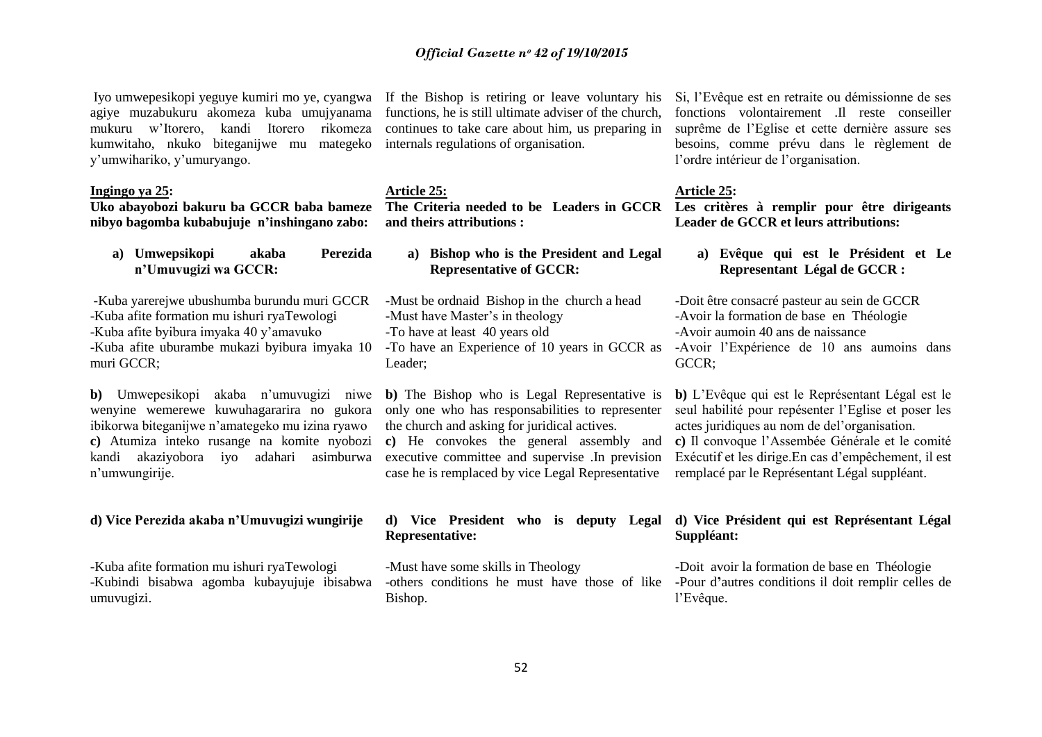Iyo umwepesikopi yeguye kumiri mo ye, cyangwa agiye muzabukuru akomeza kuba umujyanama mukuru w'Itorero, kandi Itorero rikomeza kumwitaho, nkuko biteganijwe mu mategeko y'umwihariko, y'umuryango.

**Ingingo ya 25:**
**Uko abayobozi bakuru ba GCCR baba bameze nibyo bagomba kubabujuje n'inshingano zabo:**

**a) Umwepsikopi akaba Perezida n'Umuvugizi wa GCCR:**

-Kuba yarerejwe ubushumba burundu muri GCCR
-Kuba afite formation mu ishuri ryaTewologi
-Kuba afite byibura imyaka 40 y'amavuko
-Kuba afite uburambe mukazi byibura imyaka 10 muri GCCR;

**b)** Umwepesikopi akaba n'umuvugizi niwe wenyine wemerewe kuwuhagararira no gukora ibikorwa biteganijwe n'amategeko mu izina ryawo
**c)** Atumiza inteko rusange na komite nyobozi kandi akaziyobora iyo adahari asimburwa n'umwungirije.

**d) Vice Perezida akaba n'Umuvugizi wungirije**

-Kuba afite formation mu ishuri ryaTewologi
-Kubindi bisabwa agomba kubayujuje ibisabwa umuvugizi.

If the Bishop is retiring or leave voluntary his functions, he is still ultimate adviser of the church, continues to take care about him, us preparing in internals regulations of organisation.

**Article 25:**
**The Criteria needed to be Leaders in GCCR and theirs attributions :**

**a) Bishop who is the President and Legal Representative of GCCR:**

-Must be ordnaid Bishop in the church a head
-Must have Master's in theology
-To have at least 40 years old
-To have an Experience of 10 years in GCCR as Leader;

**b)** The Bishop who is Legal Representative is only one who has responsabilities to representer the church and asking for juridical actives.
**c)** He convokes the general assembly and executive committee and supervise .In prevision case he is remplaced by vice Legal Representative

**d) Vice President who is deputy Legal Representative:**

-Must have some skills in Theology
-others conditions he must have those of like Bishop.

Si, l'Evêque est en retraite ou démissionne de ses fonctions volontairement .Il reste conseiller suprême de l'Eglise et cette dernière assure ses besoins, comme prévu dans le règlement de l'ordre intérieur de l'organisation.

**Article 25:**
**Les critères à remplir pour être dirigeants Leader de GCCR et leurs attributions:**

**a) Evêque qui est le Président et Le Representant Légal de GCCR :**

-Doit être consacré pasteur au sein de GCCR
-Avoir la formation de base en Théologie
-Avoir aumoin 40 ans de naissance
-Avoir l'Expérience de 10 ans aumoins dans GCCR;

**b)** L'Evêque qui est le Représentant Légal est le seul habilité pour repésenter l'Eglise et poser les actes juridiques au nom de del'organisation.
**c)** Il convoque l'Assembée Générale et le comité Exécutif et les dirige.En cas d'empêchement, il est remplacé par le Représentant Légal suppléant.

**d) Vice Président qui est Représentant Légal Suppléant:**

-Doit avoir la formation de base en Théologie
-Pour d'autres conditions il doit remplir celles de l'Evêque.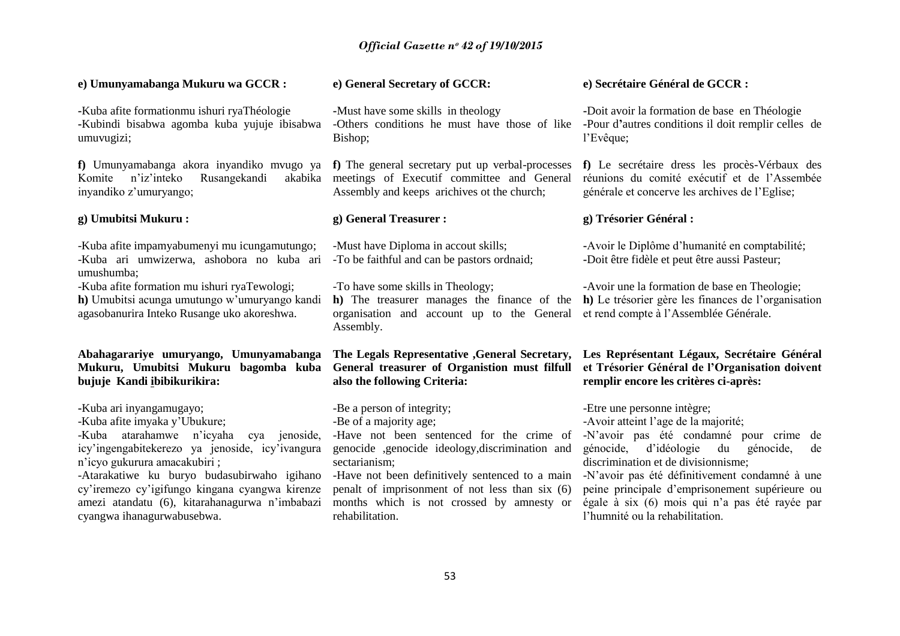**e) Umunyamabanga Mukuru wa GCCR :**

-Kuba afite formationmu ishuri ryaThéologie
-Kubindi bisabwa agomba kuba yujuje ibisabwa umuvugizi;

**f)** Umunyamabanga akora inyandiko mvugo ya Komite n'iz'inteko Rusangekandi akabika inyandiko z'umuryango;

**g) Umubitsi Mukuru :**

-Kuba afite impamyabumenyi mu icungamutungo;
-Kuba ari umwizerwa, ashobora no kuba ari umushumba;
-Kuba afite formation mu ishuri ryaTewologi;
**h)** Umubitsi acunga umutungo w'umuryango kandi agasobanurira Inteko Rusange uko akoreshwa.

**Abahagarariye umuryango, Umunyamabanga Mukuru, Umubitsi Mukuru bagomba kuba bujuje Kandi ibibikurikira:**

-Kuba ari inyangamugayo;
-Kuba afite imyaka y'Ubukure;
-Kuba atarahamwe n'icyaha cya jenoside, icy'ingengabitekerezo ya jenoside, icy'ivangura n'icyo gukurura amacakubiri ;
-Atarakatiwe ku buryo budasubirwaho igihano cy'iremezo cy'igifungo kingana cyangwa kirenze amezi atandatu (6), kitarahanagurwa n'imbabazi cyangwa ihanagurwabusebwa.

**e) General Secretary of GCCR:**

-Must have some skills in theology
-Others conditions he must have those of like Bishop;

**f)** The general secretary put up verbal-processes meetings of Executif committee and General Assembly and keeps arichives ot the church;

**g) General Treasurer :**

-Must have Diploma in accout skills;
-To be faithful and can be pastors ordnaid;
-To have some skills in Theology;
**h)** The treasurer manages the finance of the organisation and account up to the General Assembly.

**The Legals Representative ,General Secretary, General treasurer of Organistion must filfull also the following Criteria:**

-Be a person of integrity;
-Be of a majority age;
-Have not been sentenced for the crime of genocide ,genocide ideology,discrimination and sectarianism;
-Have not been definitively sentenced to a main penalt of imprisonment of not less than six (6) months which is not crossed by amnesty or rehabilitation.

**e) Secrétaire Général de GCCR :**

-Doit avoir la formation de base en Théologie
-Pour d'autres conditions il doit remplir celles de l'Evêque;

**f)** Le secrétaire dress les procès-Vérbaux des réunions du comité exécutif et de l'Assembée générale et concerve les archives de l'Eglise;

**g) Trésorier Général :**

-Avoir le Diplôme d'humanité en comptabilité;
-Doit être fidèle et peut être aussi Pasteur;
-Avoir une la formation de base en Theologie;
**h)** Le trésorier gère les finances de l'organisation et rend compte à l'Assemblée Générale.

**Les Représentant Légaux, Secrétaire Général et Trésorier Général de l'Organisation doivent remplir encore les critères ci-après:**

-Etre une personne intègre;
-Avoir atteint l'age de la majorité;
-N'avoir pas été condamné pour crime de génocide, d'idéologie du génocide, de discrimination et de divisionnisme;
-N'avoir pas été définitivement condamné à une peine principale d'emprisonement supérieure ou égale à six (6) mois qui n'a pas été rayée par l'humnité ou la rehabilitation.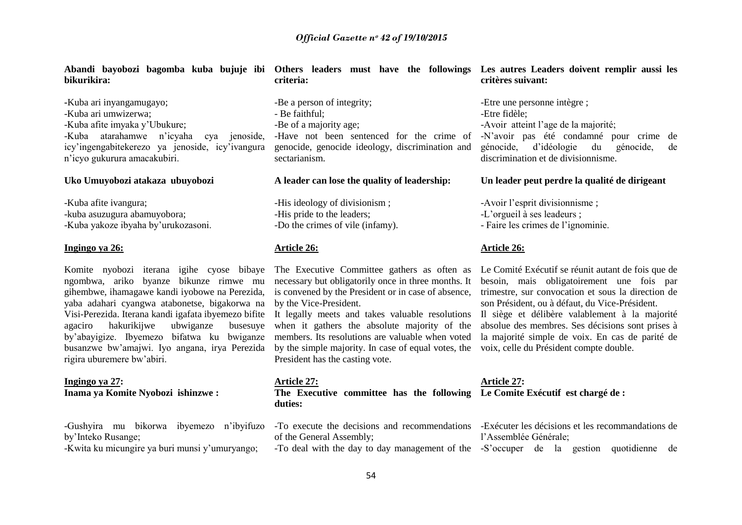**Abandi bayobozi bagomba kuba bujuje ibi bikurikira:**

-Kuba ari inyangamugayo;
-Kuba ari umwizerwa;
-Kuba afite imyaka y'Ubukure;
-Kuba atarahamwe n'icyaha cya jenoside, icy'ingengabitekerezo ya jenoside, icy'ivangura n'icyo gukurura amacakubiri.

**Uko Umuyobozi atakaza ubuyobozi**

-Kuba afite ivangura;
-kuba asuzugura abamuyobora;
-Kuba yakoze ibyaha by'urukozasoni.

**Ingingo ya 26:**

Komite nyobozi iterana igihe cyose bibaye ngombwa, ariko byanze bikunze rimwe mu gihembwe, ihamagawe kandi iyobowe na Perezida, yaba adahari cyangwa atabonetse, bigakorwa na Visi-Perezida. Iterana kandi igafata ibyemezo bifite agaciro hakurikijwe ubwiganze busesuye by'abayigize. Ibyemezo bifatwa ku bwiganze busanzwe bw'amajwi. Iyo angana, irya Perezida rigira uburemere bw'abiri.

**Ingingo ya 27:**
**Inama ya Komite Nyobozi ishinzwe :**

-Gushyira mu bikorwa ibyemezo n'ibyifuzo by'Inteko Rusange;
-Kwita ku micungire ya buri munsi y'umuryango;

**Others leaders must have the followings criteria:**

-Be a person of integrity;
- Be faithful;
-Be of a majority age;
-Have not been sentenced for the crime of genocide, genocide ideology, discrimination and sectarianism.

**A leader can lose the quality of leadership:**

-His ideology of divisionism ;
-His pride to the leaders;
-Do the crimes of vile (infamy).

**Article 26:**

The Executive Committee gathers as often as necessary but obligatorily once in three months. It is convened by the President or in case of absence, by the Vice-President.
It legally meets and takes valuable resolutions when it gathers the absolute majority of the members. Its resolutions are valuable when voted by the simple majority. In case of equal votes, the President has the casting vote.

**Article 27:**
**The Executive committee has the following duties:**

-To execute the decisions and recommendations of the General Assembly;
-To deal with the day to day management of the

**Les autres Leaders doivent remplir aussi les critères suivant:**

-Etre une personne intègre ;
-Etre fidèle;
-Avoir atteint l'age de la majorité;
-N'avoir pas été condamné pour crime de génocide, d'idéologie du génocide, de discrimination et de divisionnisme.

**Un leader peut perdre la qualité de dirigeant**

-Avoir l'esprit divisionnisme ;
-L'orgueil à ses leadeurs ;
- Faire les crimes de l'ignominie.

**Article 26:**

Le Comité Exécutif se réunit autant de fois que de besoin, mais obligatoirement une fois par trimestre, sur convocation et sous la direction de son Président, ou à défaut, du Vice-Président.
Il siège et délibère valablement à la majorité absolue des membres. Ses décisions sont prises à la majorité simple de voix. En cas de parité de voix, celle du Président compte double.

**Article 27:**
**Le Comite Exécutif est chargé de :**

-Exécuter les décisions et les recommandations de l'Assemblée Générale;
-S'occuper de la gestion quotidienne de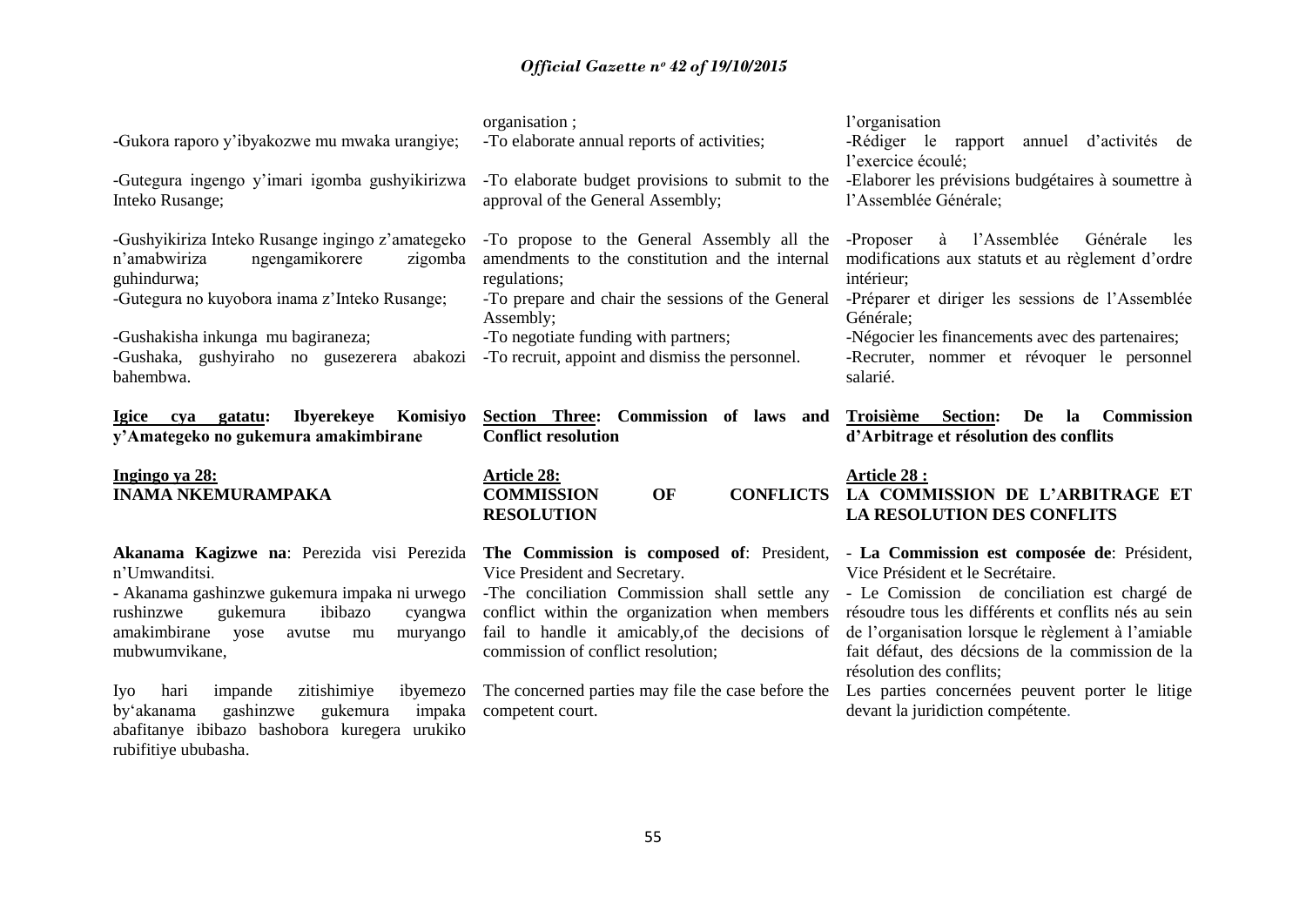-Gukora raporo y'ibyakozwe mu mwaka urangiye;

-Gutegura ingengo y'imari igomba gushyikirizwa Inteko Rusange;

-Gushyikiriza Inteko Rusange ingingo z'amategeko n'amabwiriza ngengamikorere zigomba guhindurwa;

-Gutegura no kuyobora inama z'Inteko Rusange;

-Gushakisha inkunga mu bagiraneza;

-Gushaka, gushyiraho no gusezerera abakozi bahembwa.

**Igice cya gatatu: Ibyerekeye Komisiyo y'Amategeko no gukemura amakimbirane**

**Ingingo ya 28:**
**INAMA NKEMURAMPAKA**

**Akanama Kagizwe na**: Perezida visi Perezida n'Umwanditsi.

- Akanama gashinzwe gukemura impaka ni urwego rushinzwe gukemura ibibazo cyangwa amakimbirane yose avutse mu muryango mubwumvikane,

Iyo hari impande zitishimiye ibyemezo by'akanama gashinzwe gukemura impaka abafitanye ibibazo bashobora kuregera urukiko rubifitiye ububasha.

organisation ;

-To elaborate annual reports of activities;

-To elaborate budget provisions to submit to the approval of the General Assembly;

-To propose to the General Assembly all the amendments to the constitution and the internal regulations;

-To prepare and chair the sessions of the General Assembly;

-To negotiate funding with partners;

-To recruit, appoint and dismiss the personnel.

**Section Three: Commission of laws and Conflict resolution**

**Article 28:**
**COMMISSION OF CONFLICTS RESOLUTION**

**The Commission is composed of**: President, Vice President and Secretary.

-The conciliation Commission shall settle any conflict within the organization when members fail to handle it amicably,of the decisions of commission of conflict resolution;

The concerned parties may file the case before the competent court.

l'organisation

-Rédiger le rapport annuel d'activités de l'exercice écoulé;

-Elaborer les prévisions budgétaires à soumettre à l'Assemblée Générale;

-Proposer à l'Assemblée Générale les modifications aux statuts et au règlement d'ordre intérieur;

-Préparer et diriger les sessions de l'Assemblée Générale;

-Négocier les financements avec des partenaires;

-Recruter, nommer et révoquer le personnel salarié.

**Troisième Section: De la Commission d'Arbitrage et résolution des conflits**

**Article 28 :**
**LA COMMISSION DE L'ARBITRAGE ET LA RESOLUTION DES CONFLITS**

- **La Commission est composée de**: Président, Vice Président et le Secrétaire.

- Le Comission de conciliation est chargé de résoudre tous les différents et conflits nés au sein de l'organisation lorsque le règlement à l'amiable fait défaut, des décsions de la commission de la résolution des conflits;

Les parties concernées peuvent porter le litige devant la juridiction compétente.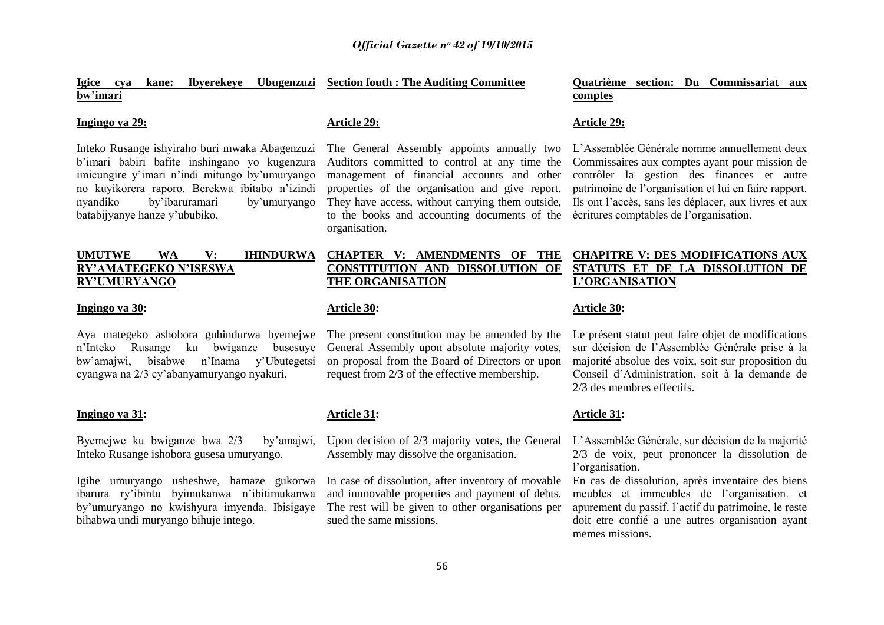**Igice cya kane: Ibyerekeye Ubugenzuzi bw'imari**

**Ingingo ya 29:**

Inteko Rusange ishyiraho buri mwaka Abagenzuzi b'imari babiri bafite inshingano yo kugenzura imicungire y'imari n'indi mitungo by'umuryango no kuyikorera raporo. Berekwa ibitabo n'izindi nyandiko by'ibaruramari by'umuryango batabijyanye hanze y'ububiko.

**UMUTWE WA V: IHINDURWA RY'AMATEGEKO N'ISESWA RY'UMURYANGO**

**Ingingo ya 30:**

Aya mategeko ashobora guhindurwa byemejwe n'Inteko Rusange ku bwiganze busesuye bw'amajwi, bisabwe n'Inama y'Ubutegetsi cyangwa na 2/3 cy'abanyamuryango nyakuri.

**Ingingo ya 31:**

Byemejwe ku bwiganze bwa 2/3 by'amajwi, Inteko Rusange ishobora gusesa umuryango.

Igihe umuryango usheshwe, hamaze gukorwa ibarura ry'ibintu byimukanwa n'ibitimukanwa by'umuryango no kwishyura imyenda. Ibisigaye bihabwa undi muryango bihuje intego.

**Section fouth : The Auditing Committee**

**Article 29:**

The General Assembly appoints annually two Auditors committed to control at any time the management of financial accounts and other properties of the organisation and give report. They have access, without carrying them outside, to the books and accounting documents of the organisation.

**CHAPTER V: AMENDMENTS OF THE CONSTITUTION AND DISSOLUTION OF THE ORGANISATION**

**Article 30:**

The present constitution may be amended by the General Assembly upon absolute majority votes, on proposal from the Board of Directors or upon request from 2/3 of the effective membership.

**Article 31:**

Upon decision of 2/3 majority votes, the General Assembly may dissolve the organisation.

In case of dissolution, after inventory of movable and immovable properties and payment of debts. The rest will be given to other organisations per sued the same missions.

**Quatrième section: Du Commissariat aux comptes**

**Article 29:**

L'Assemblée Générale nomme annuellement deux Commissaires aux comptes ayant pour mission de contrôler la gestion des finances et autre patrimoine de l'organisation et lui en faire rapport. Ils ont l'accès, sans les déplacer, aux livres et aux écritures comptables de l'organisation.

**CHAPITRE V: DES MODIFICATIONS AUX STATUTS ET DE LA DISSOLUTION DE L'ORGANISATION**

**Article 30:**

Le présent statut peut faire objet de modifications sur décision de l'Assemblée Générale prise à la majorité absolue des voix, soit sur proposition du Conseil d'Administration, soit à la demande de 2/3 des membres effectifs.

**Article 31:**

L'Assemblée Générale, sur décision de la majorité 2/3 de voix, peut prononcer la dissolution de l'organisation.

En cas de dissolution, après inventaire des biens meubles et immeubles de l'organisation. et apurement du passif, l'actif du patrimoine, le reste doit etre confié a une autres organisation ayant memes missions.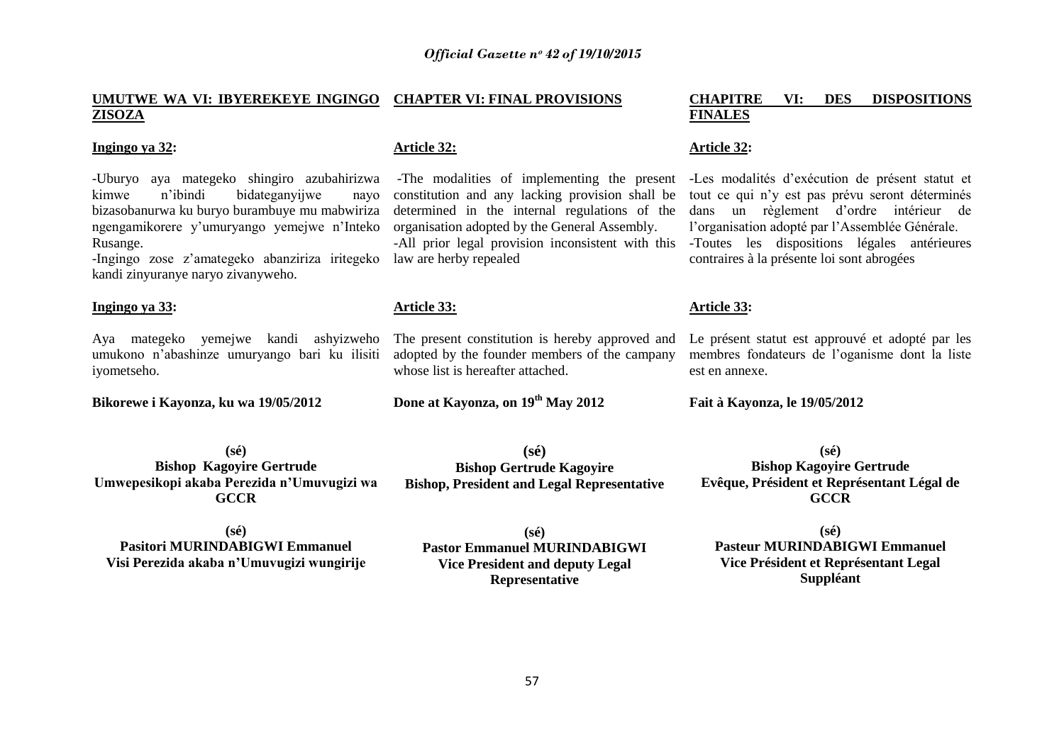**UMUTWE WA VI: IBYEREKEYE INGINGO ZISOZA**

**Ingingo ya 32:**

-Uburyo aya mategeko shingiro azubahirizwa kimwe n'ibindi bidateganyijwe nayo bizasobanurwa ku buryo burambuye mu mabwiriza ngengamikorere y'umuryango yemejwe n'Inteko Rusange.
-Ingingo zose z'amategeko abanziriza iritegeko kandi zinyuranye naryo zivanyweho.

**Ingingo ya 33:**

Aya mategeko yemejwe kandi ashyizweho umukono n'abashinze umuryango bari ku ilisiti iyometseho.

**Bikorewe i Kayonza, ku wa 19/05/2012**

**(sé)**
**Bishop Kagoyire Gertrude**
**Umwepesikopi akaba Perezida n'Umuvugizi wa GCCR**

**(sé)**
**Pasitori MURINDABIGWI Emmanuel**
**Visi Perezida akaba n'Umuvugizi wungirije**

**CHAPTER VI: FINAL PROVISIONS**

**Article 32:**

-The modalities of implementing the present constitution and any lacking provision shall be determined in the internal regulations of the organisation adopted by the General Assembly.
-All prior legal provision inconsistent with this law are herby repealed

**Article 33:**

The present constitution is hereby approved and adopted by the founder members of the campany whose list is hereafter attached.

**Done at Kayonza, on 19th May 2012**

**(sé)**
**Bishop Gertrude Kagoyire**
**Bishop, President and Legal Representative**

**(sé)**
**Pastor Emmanuel MURINDABIGWI**
**Vice President and deputy Legal Representative**

**CHAPITRE VI: DES DISPOSITIONS FINALES**

**Article 32:**

-Les modalités d'exécution de présent statut et tout ce qui n'y est pas prévu seront déterminés dans un règlement d'ordre intérieur de l'organisation adopté par l'Assemblée Générale.
-Toutes les dispositions légales antérieures contraires à la présente loi sont abrogées

**Article 33:**

Le présent statut est approuvé et adopté par les membres fondateurs de l'oganisme dont la liste est en annexe.

**Fait à Kayonza, le 19/05/2012**

**(sé)**
**Bishop Kagoyire Gertrude**
**Evêque, Président et Représentant Légal de GCCR**

**(sé)**
**Pasteur MURINDABIGWI Emmanuel**
**Vice Président et Représentant Legal Suppléant**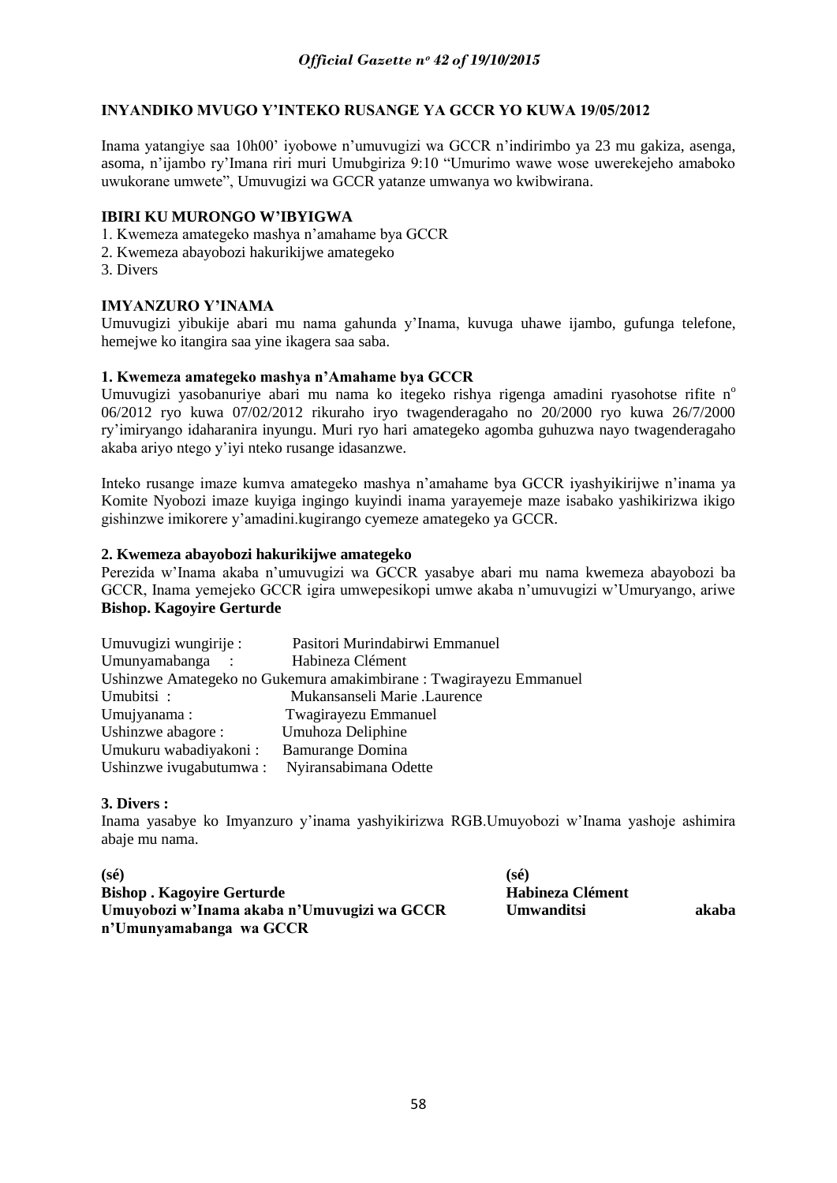## INYANDIKO MVUGO Y'INTEKO RUSANGE YA GCCR YO KUWA 19/05/2012

Inama yatangiye saa 10h00' iyobowe n'umuvugizi wa GCCR n'indirimbo ya 23 mu gakiza, asenga, asoma, n'ijambo ry'Imana riri muri Umubgiriza 9:10 "Umurimo wawe wose uwerekejeho amaboko uwukorane umwete", Umuvugizi wa GCCR yatanze umwanya wo kwibwirana.

### IBIRI KU MURONGO W'IBYIGWA

1. Kwemeza amategeko mashya n'amahame bya GCCR
2. Kwemeza abayobozi hakurikijwe amategeko
3. Divers

### IMYANZURO Y'INAMA

Umuvugizi yibukije abari mu nama gahunda y'Inama, kuvuga uhawe ijambo, gufunga telefone, hemejwe ko itangira saa yine ikagera saa saba.

#### 1. Kwemeza amategeko mashya n'Amahame bya GCCR

Umuvugizi yasobanuriye abari mu nama ko itegeko rishya rigenga amadini ryasohotse rifite n° 06/2012 ryo kuwa 07/02/2012 rikuraho iryo twagenderagaho no 20/2000 ryo kuwa 26/7/2000 ry'imiryango idaharanira inyungu. Muri ryo hari amategeko agomba guhuzwa nayo twagenderagaho akaba ariyo ntego y'iyi nteko rusange idasanzwe.

Inteko rusange imaze kumva amategeko mashya n'amahame bya GCCR iyashyikirijwe n'inama ya Komite Nyobozi imaze kuyiga ingingo kuyindi inama yarayemeje maze isabako yashikirizwa ikigo gishinzwe imikorere y'amadini.kugirango cyemeze amategeko ya GCCR.

#### 2. Kwemeza abayobozi hakurikijwe amategeko

Perezida w'Inama akaba n'umuvugizi wa GCCR yasabye abari mu nama kwemeza abayobozi ba GCCR, Inama yemejeko GCCR igira umwepesikopi umwe akaba n'umuvugizi w'Umuryango, ariwe **Bishop. Kagoyire Gerturde**

Umuvugizi wungirije : Pasitori Murindabirwi Emmanuel
Umunyamabanga : Habineza Clément
Ushinzwe Amategeko no Gukemura amakimbirane : Twagirayezu Emmanuel
Umubitsi : Mukansanseli Marie .Laurence
Umujyanama : Twagirayezu Emmanuel
Ushinzwe abagore : Umuhoza Deliphine
Umukuru wabadiyakoni : Bamurange Domina
Ushinzwe ivugabutumwa : Nyiransabimana Odette

#### 3. Divers :

Inama yasabye ko Imyanzuro y'inama yashyikirizwa RGB.Umuyobozi w'Inama yashoje ashimira abaje mu nama.

**(sé)**
**Bishop . Kagoyire Gerturde**
**Umuyobozi w'Inama akaba n'Umuvugizi wa GCCR n'Umunyamabanga wa GCCR**

**(sé)**
**Habineza Clément**
**Umwanditsi akaba**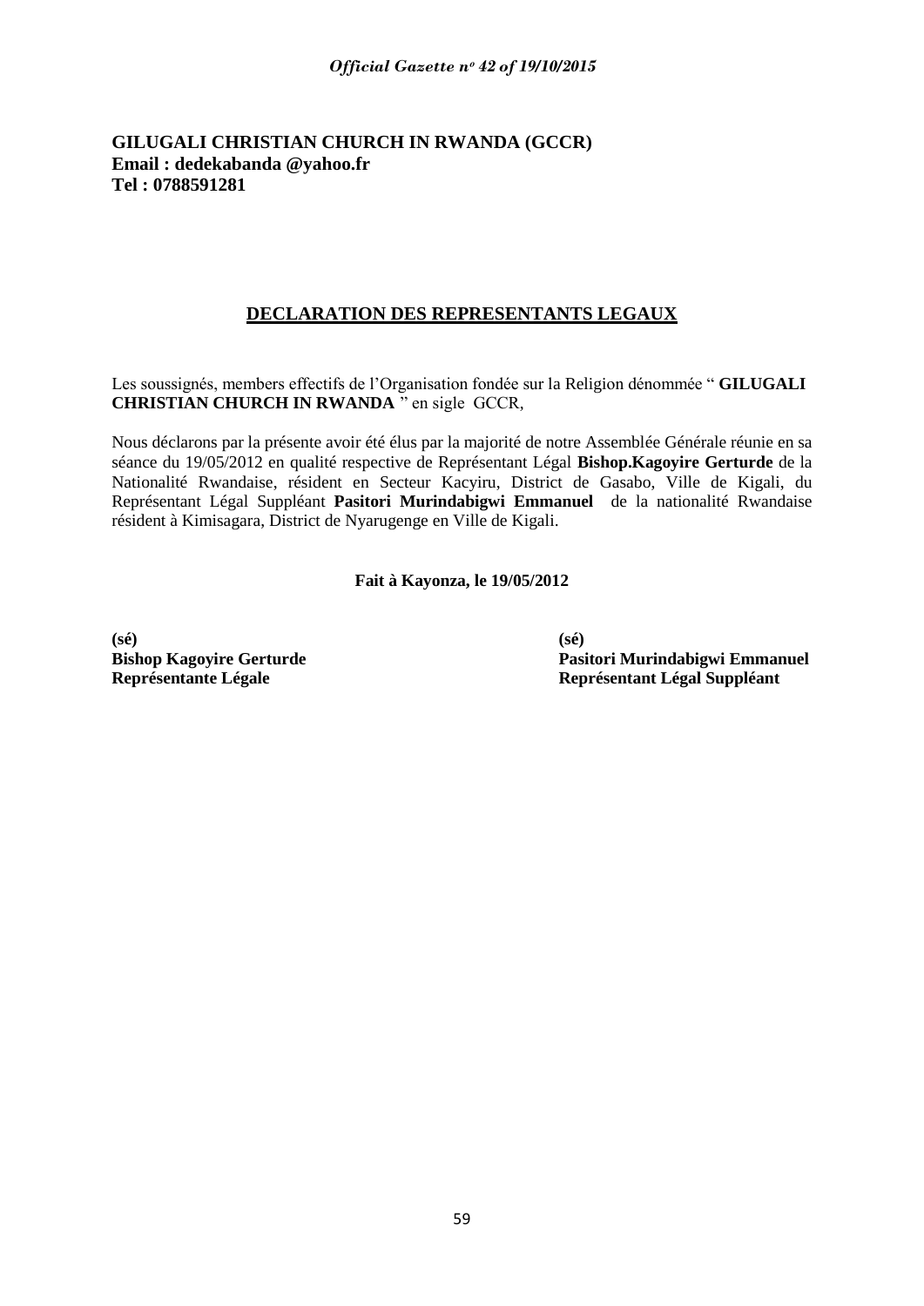**GILUGALI CHRISTIAN CHURCH IN RWANDA (GCCR)**
**Email : dedekabanda @yahoo.fr**
**Tel : 0788591281**

## DECLARATION DES REPRESENTANTS LEGAUX

Les soussignés, members effectifs de l'Organisation fondée sur la Religion dénommée " **GILUGALI CHRISTIAN CHURCH IN RWANDA** " en sigle GCCR,

Nous déclarons par la présente avoir été élus par la majorité de notre Assemblée Générale réunie en sa séance du 19/05/2012 en qualité respective de Représentant Légal **Bishop.Kagoyire Gerturde** de la Nationalité Rwandaise, résident en Secteur Kacyiru, District de Gasabo, Ville de Kigali, du Représentant Légal Suppléant **Pasitori Murindabigwi Emmanuel** de la nationalité Rwandaise résident à Kimisagara, District de Nyarugenge en Ville de Kigali.

**Fait à Kayonza, le 19/05/2012**

**(sé)**
**Bishop Kagoyire Gerturde**
**Représentante Légale**

**(sé)**
**Pasitori Murindabigwi Emmanuel**
**Représentant Légal Suppléant**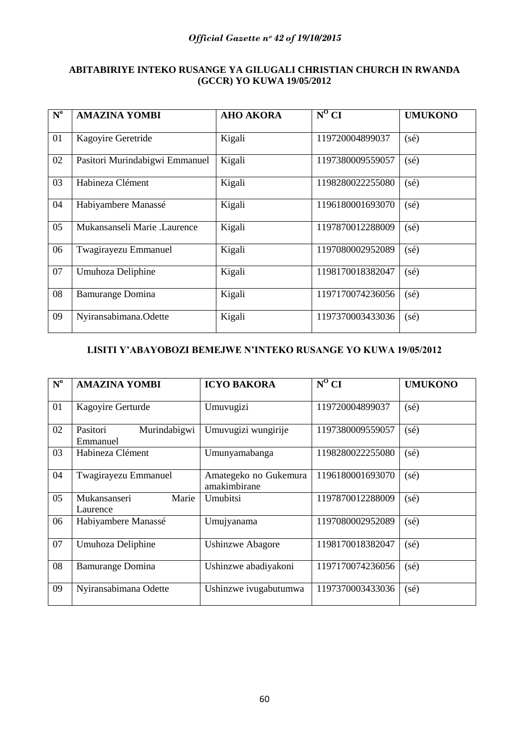**ABITABIRIYE INTEKO RUSANGE YA GILUGALI CHRISTIAN CHURCH IN RWANDA (GCCR) YO KUWA 19/05/2012**

| N° | AMAZINA YOMBI | AHO AKORA | N° CI | UMUKONO |
|---|---|---|---|---|
| 01 | Kagoyire Geretride | Kigali | 119720004899037 | (sé) |
| 02 | Pasitori Murindabigwi Emmanuel | Kigali | 1197380009559057 | (sé) |
| 03 | Habineza Clément | Kigali | 1198280022255080 | (sé) |
| 04 | Habiyambere Manassé | Kigali | 1196180001693070 | (sé) |
| 05 | Mukansanseli Marie .Laurence | Kigali | 1197870012288009 | (sé) |
| 06 | Twagirayezu Emmanuel | Kigali | 1197080002952089 | (sé) |
| 07 | Umuhoza Deliphine | Kigali | 1198170018382047 | (sé) |
| 08 | Bamurange Domina | Kigali | 1197170074236056 | (sé) |
| 09 | Nyiransabimana.Odette | Kigali | 1197370003433036 | (sé) |

**LISITI Y'ABAYOBOZI BEMEJWE N'INTEKO RUSANGE YO KUWA 19/05/2012**

| N° | AMAZINA YOMBI | ICYO BAKORA | N° CI | UMUKONO |
|---|---|---|---|---|
| 01 | Kagoyire Gerturde | Umuvugizi | 119720004899037 | (sé) |
| 02 | Pasitori Murindabigwi Emmanuel | Umuvugizi wungirije | 1197380009559057 | (sé) |
| 03 | Habineza Clément | Umunyamabanga | 1198280022255080 | (sé) |
| 04 | Twagirayezu Emmanuel | Amategeko no Gukemura amakimbirane | 1196180001693070 | (sé) |
| 05 | Mukansanseri Marie Laurence | Umubitsi | 1197870012288009 | (sé) |
| 06 | Habiyambere Manassé | Umujyanama | 1197080002952089 | (sé) |
| 07 | Umuhoza Deliphine | Ushinzwe Abagore | 1198170018382047 | (sé) |
| 08 | Bamurange Domina | Ushinzwe abadiyakoni | 1197170074236056 | (sé) |
| 09 | Nyiransabimana Odette | Ushinzwe ivugabutumwa | 1197370003433036 | (sé) |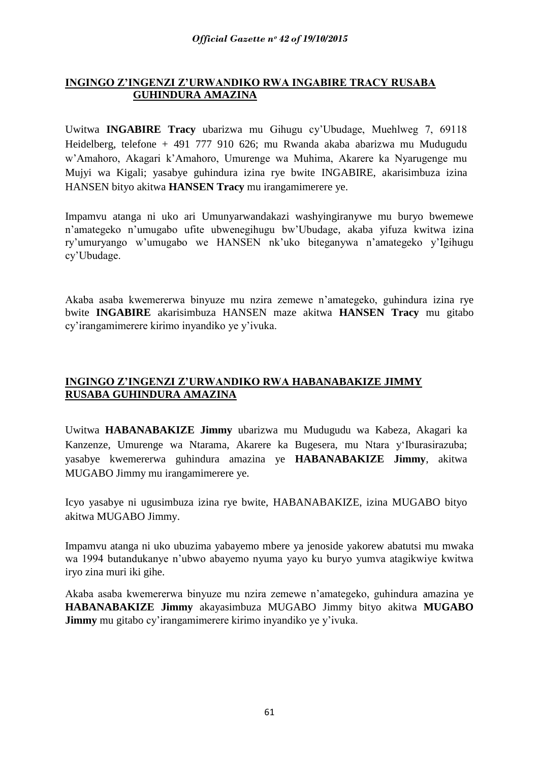## INGINGO Z'INGENZI Z'URWANDIKO RWA INGABIRE TRACY RUSABA GUHINDURA AMAZINA

Uwitwa **INGABIRE Tracy** ubarizwa mu Gihugu cy'Ubudage, Muehlweg 7, 69118 Heidelberg, telefone + 491 777 910 626; mu Rwanda akaba abarizwa mu Mudugudu w'Amahoro, Akagari k'Amahoro, Umurenge wa Muhima, Akarere ka Nyarugenge mu Mujyi wa Kigali; yasabye guhindura izina rye bwite INGABIRE, akarisimbuza izina HANSEN bityo akitwa **HANSEN Tracy** mu irangamimerere ye.

Impamvu atanga ni uko ari Umunyarwandakazi washyingiranywe mu buryo bwemewe n'amategeko n'umugabo ufite ubwenegihugu bw'Ubudage, akaba yifuza kwitwa izina ry'umuryango w'umugabo we HANSEN nk'uko biteganywa n'amategeko y'Igihugu cy'Ubudage.

Akaba asaba kwemererwa binyuze mu nzira zemewe n'amategeko, guhindura izina rye bwite **INGABIRE** akarisimbuza HANSEN maze akitwa **HANSEN Tracy** mu gitabo cy'irangamimerere kirimo inyandiko ye y'ivuka.

## INGINGO Z'INGENZI Z'URWANDIKO RWA HABANABAKIZE JIMMY RUSABA GUHINDURA AMAZINA

Uwitwa **HABANABAKIZE Jimmy** ubarizwa mu Mudugudu wa Kabeza, Akagari ka Kanzenze, Umurenge wa Ntarama, Akarere ka Bugesera, mu Ntara y'Iburasirazuba; yasabye kwemererwa guhindura amazina ye **HABANABAKIZE Jimmy**, akitwa MUGABO Jimmy mu irangamimerere ye.

Icyo yasabye ni ugusimbuza izina rye bwite, HABANABAKIZE, izina MUGABO bityo akitwa MUGABO Jimmy.

Impamvu atanga ni uko ubuzima yabayemo mbere ya jenoside yakorew abatutsi mu mwaka wa 1994 butandukanye n'ubwo abayemo nyuma yayo ku buryo yumva atagikwiye kwitwa iryo zina muri iki gihe.

Akaba asaba kwemererwa binyuze mu nzira zemewe n'amategeko, guhindura amazina ye **HABANABAKIZE Jimmy** akayasimbuza MUGABO Jimmy bityo akitwa **MUGABO Jimmy** mu gitabo cy'irangamimerere kirimo inyandiko ye y'ivuka.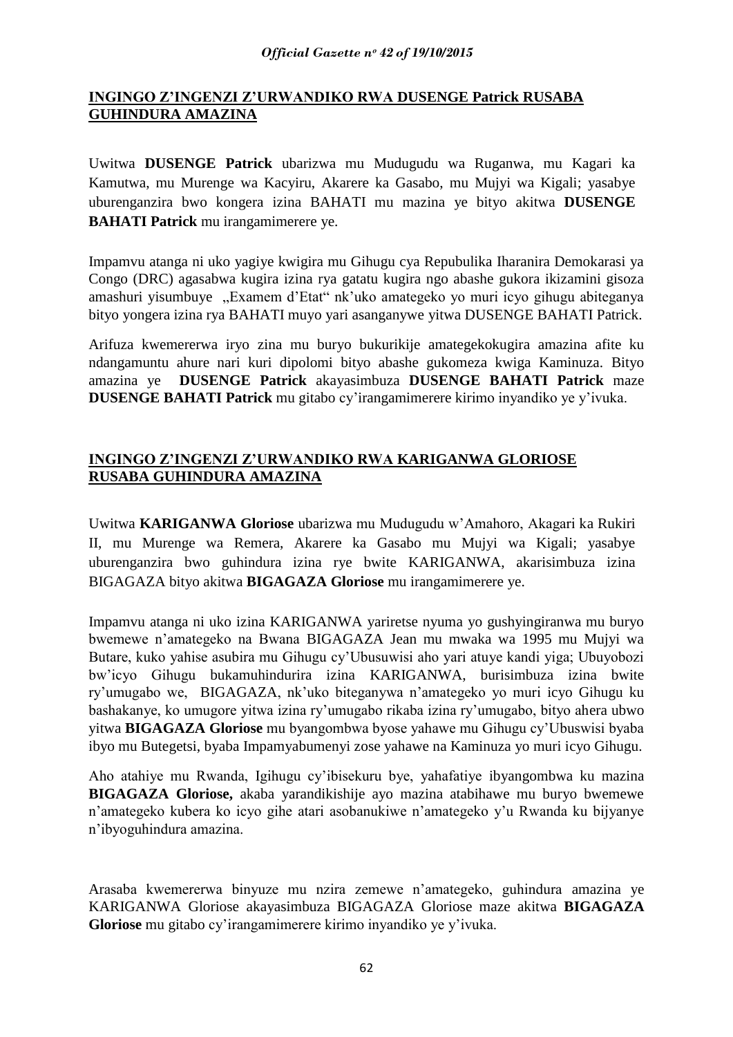## INGINGO Z'INGENZI Z'URWANDIKO RWA DUSENGE Patrick RUSABA GUHINDURA AMAZINA

Uwitwa **DUSENGE Patrick** ubarizwa mu Mudugudu wa Ruganwa, mu Kagari ka Kamutwa, mu Murenge wa Kacyiru, Akarere ka Gasabo, mu Mujyi wa Kigali; yasabye uburenganzira bwo kongera izina BAHATI mu mazina ye bityo akitwa **DUSENGE BAHATI Patrick** mu irangamimerere ye.

Impamvu atanga ni uko yagiye kwigira mu Gihugu cya Repubulika Iharanira Demokarasi ya Congo (DRC) agasabwa kugira izina rya gatatu kugira ngo abashe gukora ikizamini gisoza amashuri yisumbuye „Examem d'Etat" nk'uko amategeko yo muri icyo gihugu abiteganya bityo yongera izina rya BAHATI muyo yari asanganywe yitwa DUSENGE BAHATI Patrick.

Arifuza kwemererwa iryo zina mu buryo bukurikije amategekokugira amazina afite ku ndangamuntu ahure nari kuri dipolomi bityo abashe gukomeza kwiga Kaminuza. Bityo amazina ye **DUSENGE Patrick** akayasimbuza **DUSENGE BAHATI Patrick** maze **DUSENGE BAHATI Patrick** mu gitabo cy'irangamimerere kirimo inyandiko ye y'ivuka.

## INGINGO Z'INGENZI Z'URWANDIKO RWA KARIGANWA GLORIOSE RUSABA GUHINDURA AMAZINA

Uwitwa **KARIGANWA Gloriose** ubarizwa mu Mudugudu w'Amahoro, Akagari ka Rukiri II, mu Murenge wa Remera, Akarere ka Gasabo mu Mujyi wa Kigali; yasabye uburenganzira bwo guhindura izina rye bwite KARIGANWA, akarisimbuza izina BIGAGAZA bityo akitwa **BIGAGAZA Gloriose** mu irangamimerere ye.

Impamvu atanga ni uko izina KARIGANWA yariretse nyuma yo gushyingiranwa mu buryo bwemewe n'amategeko na Bwana BIGAGAZA Jean mu mwaka wa 1995 mu Mujyi wa Butare, kuko yahise asubira mu Gihugu cy'Ubusuwisi aho yari atuye kandi yiga; Ubuyobozi bw'icyo Gihugu bukamuhindurira izina KARIGANWA, burisimbuza izina bwite ry'umugabo we, BIGAGAZA, nk'uko biteganywa n'amategeko yo muri icyo Gihugu ku bashakanye, ko umugore yitwa izina ry'umugabo rikaba izina ry'umugabo, bityo ahera ubwo yitwa **BIGAGAZA Gloriose** mu byangombwa byose yahawe mu Gihugu cy'Ubuswisi byaba ibyo mu Butegetsi, byaba Impamyabumenyi zose yahawe na Kaminuza yo muri icyo Gihugu.

Aho atahiye mu Rwanda, Igihugu cy'ibisekuru bye, yahafatiye ibyangombwa ku mazina **BIGAGAZA Gloriose,** akaba yarandikishije ayo mazina atabihawe mu buryo bwemewe n'amategeko kubera ko icyo gihe atari asobanukiwe n'amategeko y'u Rwanda ku bijyanye n'ibyoguhindura amazina.

Arasaba kwemererwa binyuze mu nzira zemewe n'amategeko, guhindura amazina ye KARIGANWA Gloriose akayasimbuza BIGAGAZA Gloriose maze akitwa **BIGAGAZA Gloriose** mu gitabo cy'irangamimerere kirimo inyandiko ye y'ivuka.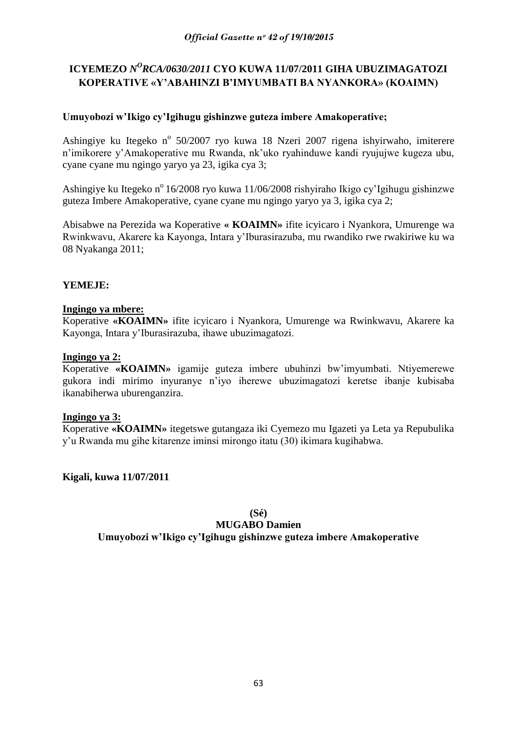## ICYEMEZO *N^O RCA/0630/2011* CYO KUWA 11/07/2011 GIHA UBUZIMAGATOZI KOPERATIVE «Y'ABAHINZI B'IMYUMBATI BA NYANKORA» (KOAIMN)

**Umuyobozi w'Ikigo cy'Igihugu gishinzwe guteza imbere Amakoperative;**

Ashingiye ku Itegeko n° 50/2007 ryo kuwa 18 Nzeri 2007 rigena ishyirwaho, imiterere n'imikorere y'Amakoperative mu Rwanda, nk'uko ryahinduwe kandi ryujujwe kugeza ubu, cyane cyane mu ngingo yaryo ya 23, igika cya 3;

Ashingiye ku Itegeko n° 16/2008 ryo kuwa 11/06/2008 rishyiraho Ikigo cy'Igihugu gishinzwe guteza Imbere Amakoperative, cyane cyane mu ngingo yaryo ya 3, igika cya 2;

Abisabwe na Perezida wa Koperative **« KOAIMN»** ifite icyicaro i Nyankora, Umurenge wa Rwinkwavu, Akarere ka Kayonga, Intara y'Iburasirazuba, mu rwandiko rwe rwakiriwe ku wa 08 Nyakanga 2011;

**YEMEJE:**

**Ingingo ya mbere:**

Koperative **«KOAIMN»** ifite icyicaro i Nyankora, Umurenge wa Rwinkwavu, Akarere ka Kayonga, Intara y'Iburasirazuba, ihawe ubuzimagatozi.

**Ingingo ya 2:**

Koperative **«KOAIMN»** igamije guteza imbere ubuhinzi bw'imyumbati. Ntiyemerewe gukora indi mirimo inyuranye n'iyo iherewe ubuzimagatozi keretse ibanje kubisaba ikanabiherwa uburenganzira.

**Ingingo ya 3:**

Koperative **«KOAIMN»** itegetswe gutangaza iki Cyemezo mu Igazeti ya Leta ya Repubulika y'u Rwanda mu gihe kitarenze iminsi mirongo itatu (30) ikimara kugihabwa.

**Kigali, kuwa 11/07/2011**

**(Sé)**

**MUGABO Damien**

**Umuyobozi w'Ikigo cy'Igihugu gishinzwe guteza imbere Amakoperative**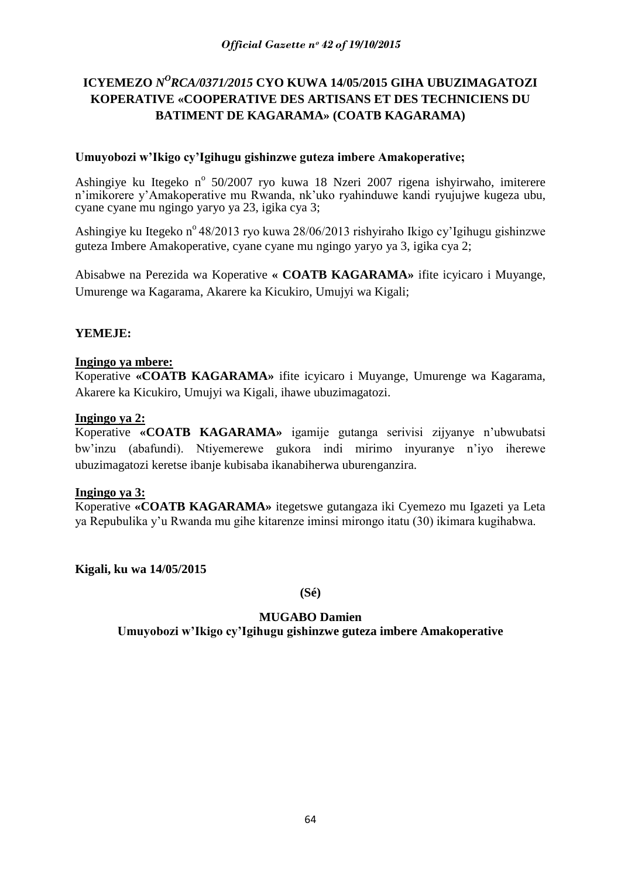# ICYEMEZO *N^O RCA/0371/2015* CYO KUWA 14/05/2015 GIHA UBUZIMAGATOZI KOPERATIVE «COOPERATIVE DES ARTISANS ET DES TECHNICIENS DU BATIMENT DE KAGARAMA» (COATB KAGARAMA)

**Umuyobozi w'Ikigo cy'Igihugu gishinzwe guteza imbere Amakoperative;**

Ashingiye ku Itegeko n° 50/2007 ryo kuwa 18 Nzeri 2007 rigena ishyirwaho, imiterere n'imikorere y'Amakoperative mu Rwanda, nk'uko ryahinduwe kandi ryujujwe kugeza ubu, cyane cyane mu ngingo yaryo ya 23, igika cya 3;

Ashingiye ku Itegeko n° 48/2013 ryo kuwa 28/06/2013 rishyiraho Ikigo cy'Igihugu gishinzwe guteza Imbere Amakoperative, cyane cyane mu ngingo yaryo ya 3, igika cya 2;

Abisabwe na Perezida wa Koperative **« COATB KAGARAMA»** ifite icyicaro i Muyange, Umurenge wa Kagarama, Akarere ka Kicukiro, Umujyi wa Kigali;

**YEMEJE:**

**Ingingo ya mbere:**

Koperative **«COATB KAGARAMA»** ifite icyicaro i Muyange, Umurenge wa Kagarama, Akarere ka Kicukiro, Umujyi wa Kigali, ihawe ubuzimagatozi.

**Ingingo ya 2:**

Koperative **«COATB KAGARAMA»** igamije gutanga serivisi zijyanye n'ubwubatsi bw'inzu (abafundi). Ntiyemerewe gukora indi mirimo inyuranye n'iyo iherewe ubuzimagatozi keretse ibanje kubisaba ikanabiherwa uburenganzira.

**Ingingo ya 3:**

Koperative **«COATB KAGARAMA»** itegetswe gutangaza iki Cyemezo mu Igazeti ya Leta ya Repubulika y'u Rwanda mu gihe kitarenze iminsi mirongo itatu (30) ikimara kugihabwa.

**Kigali, ku wa 14/05/2015**

**(Sé)**

**MUGABO Damien**

**Umuyobozi w'Ikigo cy'Igihugu gishinzwe guteza imbere Amakoperative**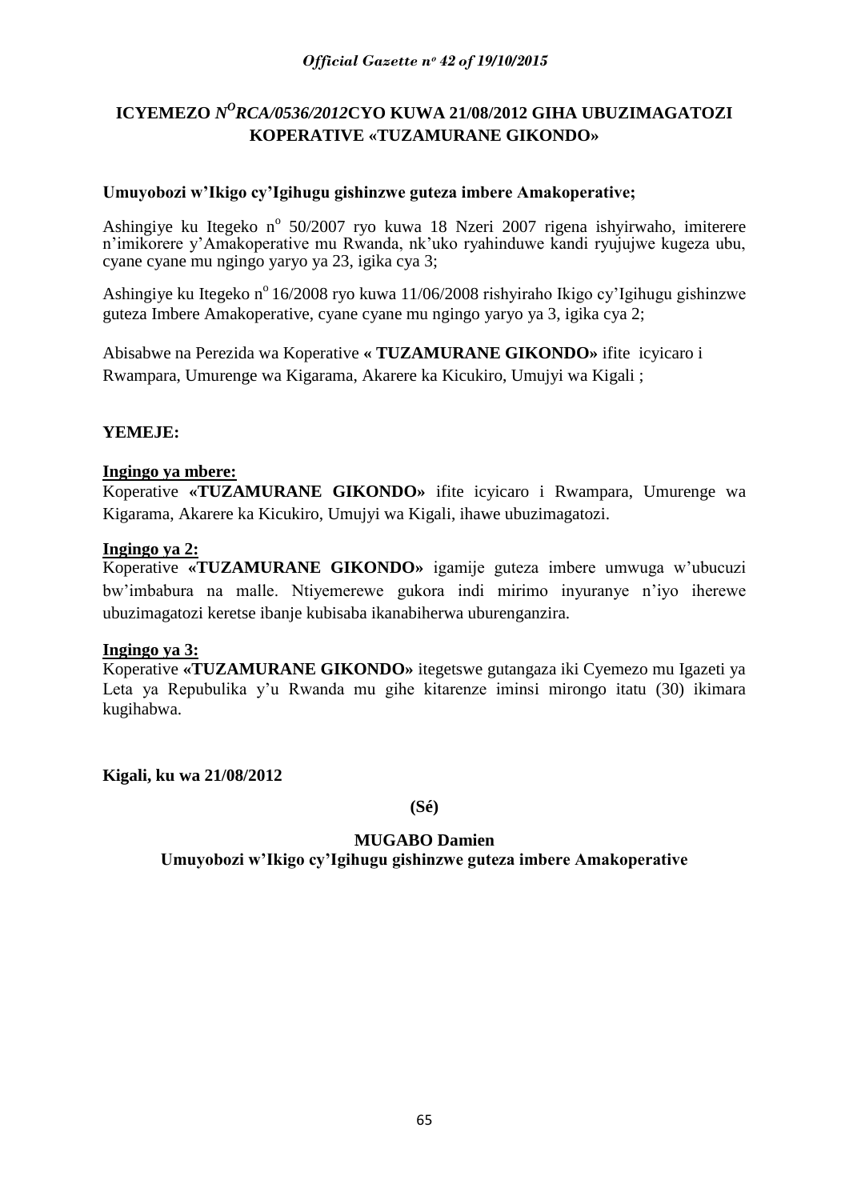# ICYEMEZO *N^O^RCA/0536/2012*CYO KUWA 21/08/2012 GIHA UBUZIMAGATOZI KOPERATIVE «TUZAMURANE GIKONDO»

**Umuyobozi w'Ikigo cy'Igihugu gishinzwe guteza imbere Amakoperative;**

Ashingiye ku Itegeko n° 50/2007 ryo kuwa 18 Nzeri 2007 rigena ishyirwaho, imiterere n'imikorere y'Amakoperative mu Rwanda, nk'uko ryahinduwe kandi ryujujwe kugeza ubu, cyane cyane mu ngingo yaryo ya 23, igika cya 3;

Ashingiye ku Itegeko n° 16/2008 ryo kuwa 11/06/2008 rishyiraho Ikigo cy'Igihugu gishinzwe guteza Imbere Amakoperative, cyane cyane mu ngingo yaryo ya 3, igika cya 2;

Abisabwe na Perezida wa Koperative **« TUZAMURANE GIKONDO»** ifite icyicaro i Rwampara, Umurenge wa Kigarama, Akarere ka Kicukiro, Umujyi wa Kigali ;

**YEMEJE:**

**Ingingo ya mbere:**

Koperative **«TUZAMURANE GIKONDO»** ifite icyicaro i Rwampara, Umurenge wa Kigarama, Akarere ka Kicukiro, Umujyi wa Kigali, ihawe ubuzimagatozi.

**Ingingo ya 2:**

Koperative **«TUZAMURANE GIKONDO»** igamije guteza imbere umwuga w'ubucuzi bw'imbabura na malle. Ntiyemerewe gukora indi mirimo inyuranye n'iyo iherewe ubuzimagatozi keretse ibanje kubisaba ikanabiherwa uburenganzira.

**Ingingo ya 3:**

Koperative **«TUZAMURANE GIKONDO»** itegetswe gutangaza iki Cyemezo mu Igazeti ya Leta ya Repubulika y'u Rwanda mu gihe kitarenze iminsi mirongo itatu (30) ikimara kugihabwa.

**Kigali, ku wa 21/08/2012**

**(Sé)**

**MUGABO Damien**

**Umuyobozi w'Ikigo cy'Igihugu gishinzwe guteza imbere Amakoperative**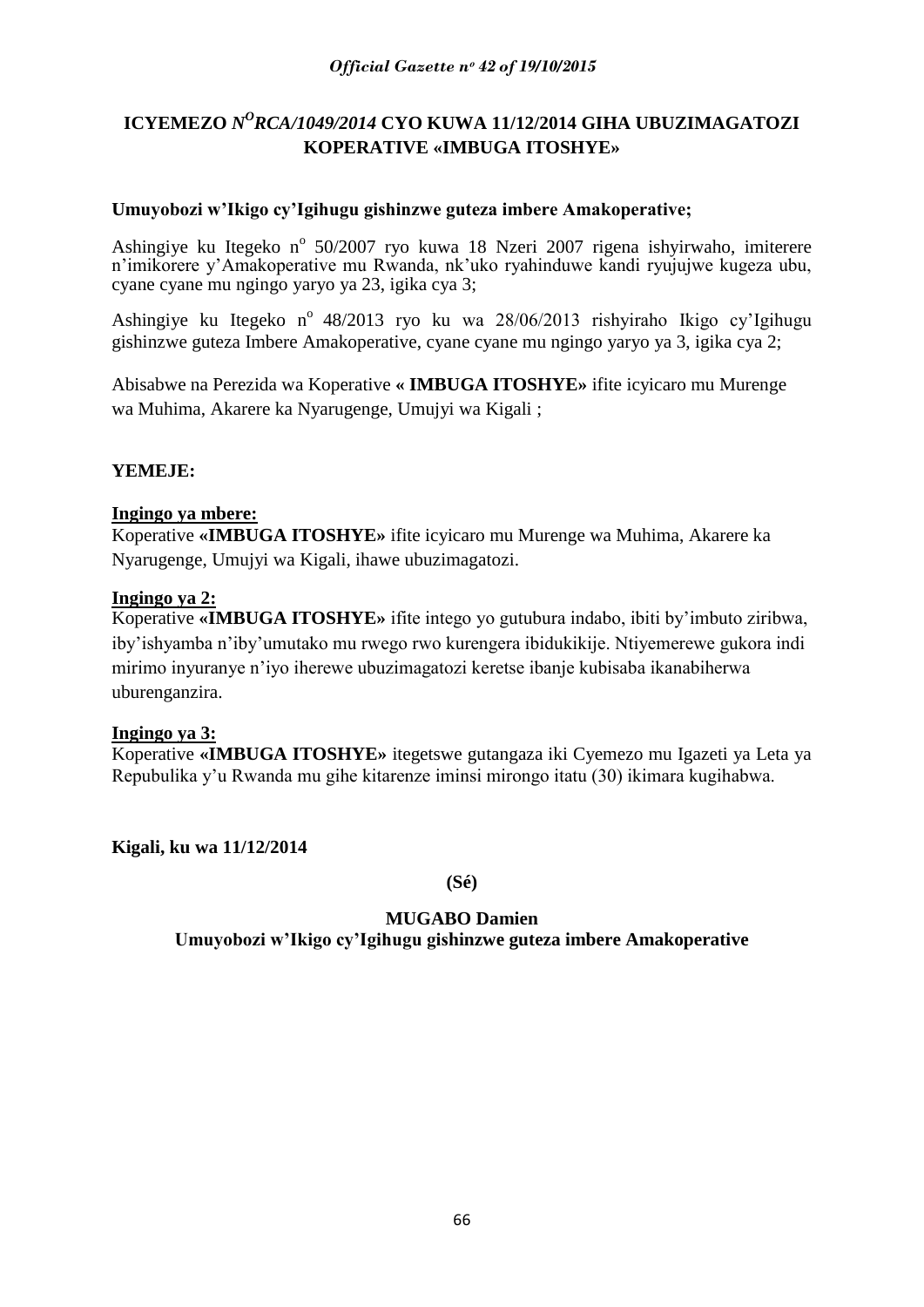# ICYEMEZO *N^O RCA/1049/2014* CYO KUWA 11/12/2014 GIHA UBUZIMAGATOZI KOPERATIVE «IMBUGA ITOSHYE»

**Umuyobozi w'Ikigo cy'Igihugu gishinzwe guteza imbere Amakoperative;**

Ashingiye ku Itegeko n° 50/2007 ryo kuwa 18 Nzeri 2007 rigena ishyirwaho, imiterere n'imikorere y'Amakoperative mu Rwanda, nk'uko ryahinduwe kandi ryujujwe kugeza ubu, cyane cyane mu ngingo yaryo ya 23, igika cya 3;

Ashingiye ku Itegeko n° 48/2013 ryo ku wa 28/06/2013 rishyiraho Ikigo cy'Igihugu gishinzwe guteza Imbere Amakoperative, cyane cyane mu ngingo yaryo ya 3, igika cya 2;

Abisabwe na Perezida wa Koperative **« IMBUGA ITOSHYE»** ifite icyicaro mu Murenge wa Muhima, Akarere ka Nyarugenge, Umujyi wa Kigali ;

**YEMEJE:**

**Ingingo ya mbere:**
Koperative **«IMBUGA ITOSHYE»** ifite icyicaro mu Murenge wa Muhima, Akarere ka Nyarugenge, Umujyi wa Kigali, ihawe ubuzimagatozi.

**Ingingo ya 2:**
Koperative **«IMBUGA ITOSHYE»** ifite intego yo gutubura indabo, ibiti by'imbuto ziribwa, iby'ishyamba n'iby'umutako mu rwego rwo kurengera ibidukikije. Ntiyemerewe gukora indi mirimo inyuranye n'iyo iherewe ubuzimagatozi keretse ibanje kubisaba ikanabiherwa uburenganzira.

**Ingingo ya 3:**
Koperative **«IMBUGA ITOSHYE»** itegetswe gutangaza iki Cyemezo mu Igazeti ya Leta ya Repubulika y'u Rwanda mu gihe kitarenze iminsi mirongo itatu (30) ikimara kugihabwa.

**Kigali, ku wa 11/12/2014**

**(Sé)**

**MUGABO Damien**
**Umuyobozi w'Ikigo cy'Igihugu gishinzwe guteza imbere Amakoperative**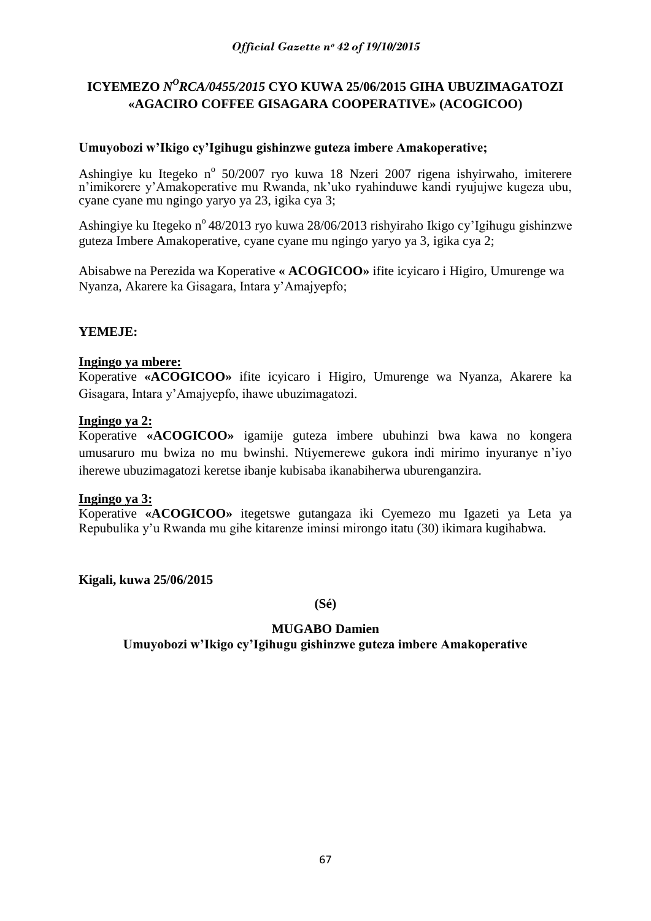# ICYEMEZO $N^{O}$*RCA/0455/2015* CYO KUWA 25/06/2015 GIHA UBUZIMAGATOZI «AGACIRO COFFEE GISAGARA COOPERATIVE» (ACOGICOO)

**Umuyobozi w'Ikigo cy'Igihugu gishinzwe guteza imbere Amakoperative;**

Ashingiye ku Itegeko n° 50/2007 ryo kuwa 18 Nzeri 2007 rigena ishyirwaho, imiterere n'imikorere y'Amakoperative mu Rwanda, nk'uko ryahinduwe kandi ryujujwe kugeza ubu, cyane cyane mu ngingo yaryo ya 23, igika cya 3;

Ashingiye ku Itegeko n° 48/2013 ryo kuwa 28/06/2013 rishyiraho Ikigo cy'Igihugu gishinzwe guteza Imbere Amakoperative, cyane cyane mu ngingo yaryo ya 3, igika cya 2;

Abisabwe na Perezida wa Koperative **« ACOGICOO»** ifite icyicaro i Higiro, Umurenge wa Nyanza, Akarere ka Gisagara, Intara y'Amajyepfo;

**YEMEJE:**

**Ingingo ya mbere:**
Koperative **«ACOGICOO»** ifite icyicaro i Higiro, Umurenge wa Nyanza, Akarere ka Gisagara, Intara y'Amajyepfo, ihawe ubuzimagatozi.

**Ingingo ya 2:**
Koperative **«ACOGICOO»** igamije guteza imbere ubuhinzi bwa kawa no kongera umusaruro mu bwiza no mu bwinshi. Ntiyemerewe gukora indi mirimo inyuranye n'iyo iherewe ubuzimagatozi keretse ibanje kubisaba ikanabiherwa uburenganzira.

**Ingingo ya 3:**
Koperative **«ACOGICOO»** itegetswe gutangaza iki Cyemezo mu Igazeti ya Leta ya Repubulika y'u Rwanda mu gihe kitarenze iminsi mirongo itatu (30) ikimara kugihabwa.

**Kigali, kuwa 25/06/2015**

**(Sé)**

**MUGABO Damien**
**Umuyobozi w'Ikigo cy'Igihugu gishinzwe guteza imbere Amakoperative**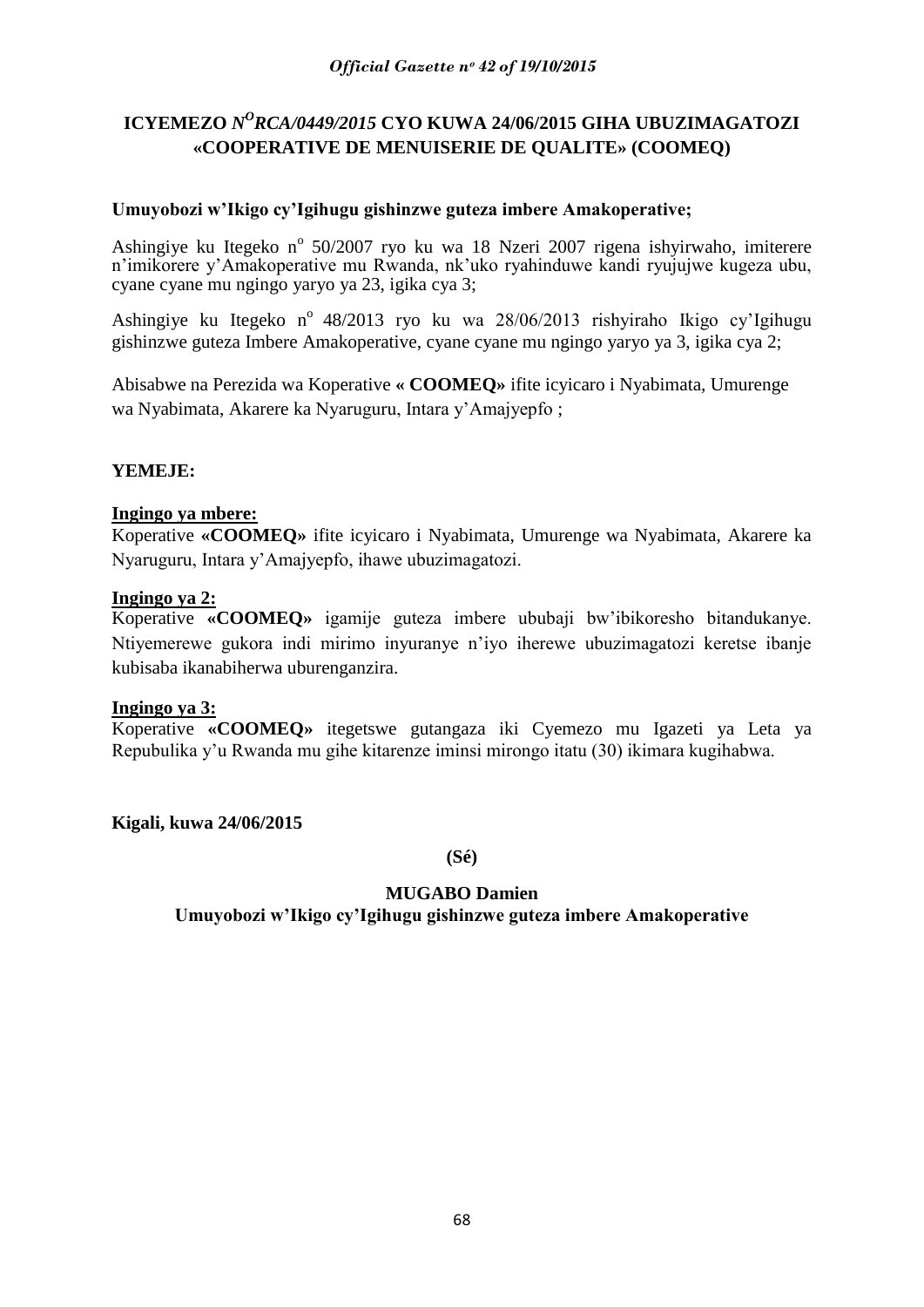# ICYEMEZO *N$^{O}$RCA/0449/2015* CYO KUWA 24/06/2015 GIHA UBUZIMAGATOZI «COOPERATIVE DE MENUISERIE DE QUALITE» (COOMEQ)

**Umuyobozi w'Ikigo cy'Igihugu gishinzwe guteza imbere Amakoperative;**

Ashingiye ku Itegeko n$^{o}$ 50/2007 ryo ku wa 18 Nzeri 2007 rigena ishyirwaho, imiterere n'imikorere y'Amakoperative mu Rwanda, nk'uko ryahinduwe kandi ryujujwe kugeza ubu, cyane cyane mu ngingo yaryo ya 23, igika cya 3;

Ashingiye ku Itegeko n$^{o}$ 48/2013 ryo ku wa 28/06/2013 rishyiraho Ikigo cy'Igihugu gishinzwe guteza Imbere Amakoperative, cyane cyane mu ngingo yaryo ya 3, igika cya 2;

Abisabwe na Perezida wa Koperative **« COOMEQ»** ifite icyicaro i Nyabimata, Umurenge wa Nyabimata, Akarere ka Nyaruguru, Intara y'Amajyepfo ;

**YEMEJE:**

**Ingingo ya mbere:**
Koperative **«COOMEQ»** ifite icyicaro i Nyabimata, Umurenge wa Nyabimata, Akarere ka Nyaruguru, Intara y'Amajyepfo, ihawe ubuzimagatozi.

**Ingingo ya 2:**
Koperative **«COOMEQ»** igamije guteza imbere ububaji bw'ibikoresho bitandukanye. Ntiyemerewe gukora indi mirimo inyuranye n'iyo iherewe ubuzimagatozi keretse ibanje kubisaba ikanabiherwa uburenganzira.

**Ingingo ya 3:**
Koperative **«COOMEQ»** itegetswe gutangaza iki Cyemezo mu Igazeti ya Leta ya Repubulika y'u Rwanda mu gihe kitarenze iminsi mirongo itatu (30) ikimara kugihabwa.

**Kigali, kuwa 24/06/2015**

**(Sé)**

**MUGABO Damien**

**Umuyobozi w'Ikigo cy'Igihugu gishinzwe guteza imbere Amakoperative**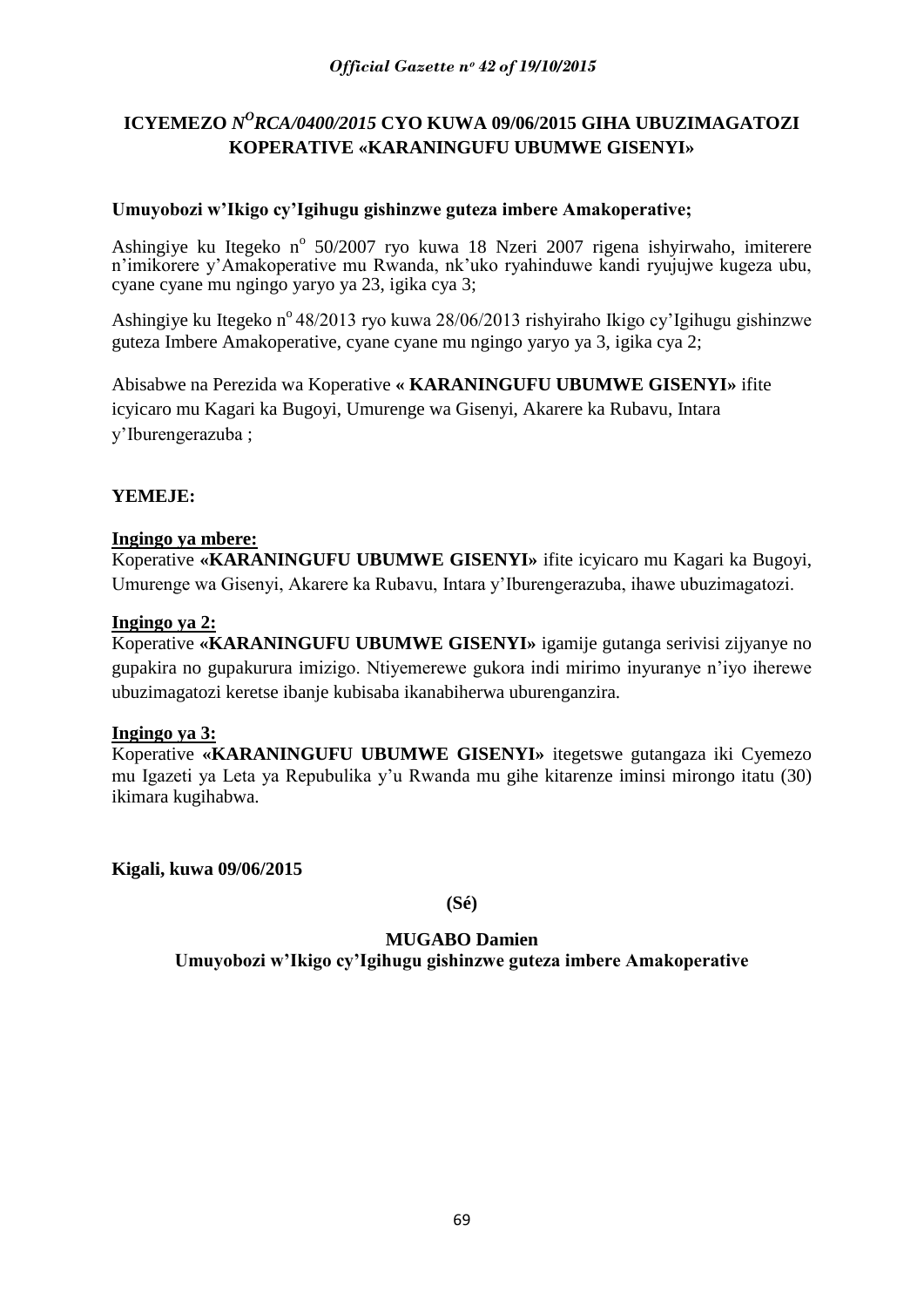# ICYEMEZO *N^O RCA/0400/2015* CYO KUWA 09/06/2015 GIHA UBUZIMAGATOZI KOPERATIVE «KARANINGUFU UBUMWE GISENYI»

**Umuyobozi w'Ikigo cy'Igihugu gishinzwe guteza imbere Amakoperative;**

Ashingiye ku Itegeko n° 50/2007 ryo kuwa 18 Nzeri 2007 rigena ishyirwaho, imiterere n'imikorere y'Amakoperative mu Rwanda, nk'uko ryahinduwe kandi ryujujwe kugeza ubu, cyane cyane mu ngingo yaryo ya 23, igika cya 3;

Ashingiye ku Itegeko n° 48/2013 ryo kuwa 28/06/2013 rishyiraho Ikigo cy'Igihugu gishinzwe guteza Imbere Amakoperative, cyane cyane mu ngingo yaryo ya 3, igika cya 2;

Abisabwe na Perezida wa Koperative **« KARANINGUFU UBUMWE GISENYI»** ifite icyicaro mu Kagari ka Bugoyi, Umurenge wa Gisenyi, Akarere ka Rubavu, Intara y'Iburengerazuba ;

**YEMEJE:**

**Ingingo ya mbere:**

Koperative **«KARANINGUFU UBUMWE GISENYI»** ifite icyicaro mu Kagari ka Bugoyi, Umurenge wa Gisenyi, Akarere ka Rubavu, Intara y'Iburengerazuba, ihawe ubuzimagatozi.

**Ingingo ya 2:**

Koperative **«KARANINGUFU UBUMWE GISENYI»** igamije gutanga serivisi zijyanye no gupakira no gupakurura imizigo. Ntiyemerewe gukora indi mirimo inyuranye n'iyo iherewe ubuzimagatozi keretse ibanje kubisaba ikanabiherwa uburenganzira.

**Ingingo ya 3:**

Koperative **«KARANINGUFU UBUMWE GISENYI»** itegetswe gutangaza iki Cyemezo mu Igazeti ya Leta ya Repubulika y'u Rwanda mu gihe kitarenze iminsi mirongo itatu (30) ikimara kugihabwa.

**Kigali, kuwa 09/06/2015**

**(Sé)**

**MUGABO Damien**

**Umuyobozi w'Ikigo cy'Igihugu gishinzwe guteza imbere Amakoperative**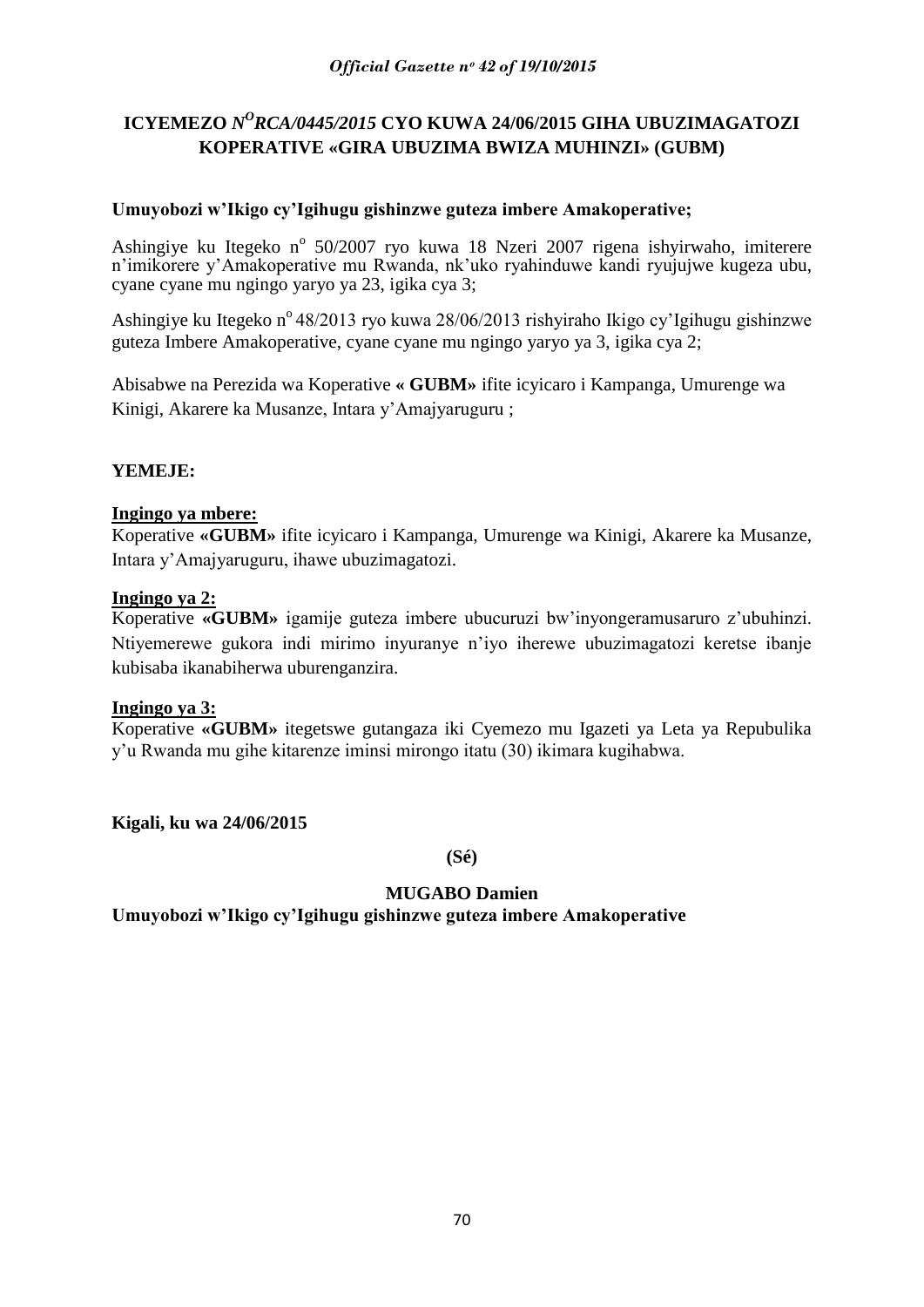## ICYEMEZO *N^O RCA/0445/2015* CYO KUWA 24/06/2015 GIHA UBUZIMAGATOZI KOPERATIVE «GIRA UBUZIMA BWIZA MUHINZI» (GUBM)

**Umuyobozi w'Ikigo cy'Igihugu gishinzwe guteza imbere Amakoperative;**

Ashingiye ku Itegeko n° 50/2007 ryo kuwa 18 Nzeri 2007 rigena ishyirwaho, imiterere n'imikorere y'Amakoperative mu Rwanda, nk'uko ryahinduwe kandi ryujujwe kugeza ubu, cyane cyane mu ngingo yaryo ya 23, igika cya 3;

Ashingiye ku Itegeko n° 48/2013 ryo kuwa 28/06/2013 rishyiraho Ikigo cy'Igihugu gishinzwe guteza Imbere Amakoperative, cyane cyane mu ngingo yaryo ya 3, igika cya 2;

Abisabwe na Perezida wa Koperative **« GUBM»** ifite icyicaro i Kampanga, Umurenge wa Kinigi, Akarere ka Musanze, Intara y'Amajyaruguru ;

**YEMEJE:**

**Ingingo ya mbere:**

Koperative **«GUBM»** ifite icyicaro i Kampanga, Umurenge wa Kinigi, Akarere ka Musanze, Intara y'Amajyaruguru, ihawe ubuzimagatozi.

**Ingingo ya 2:**

Koperative **«GUBM»** igamije guteza imbere ubucuruzi bw'inyongeramusaruro z'ubuhinzi. Ntiyemerewe gukora indi mirimo inyuranye n'iyo iherewe ubuzimagatozi keretse ibanje kubisaba ikanabiherwa uburenganzira.

**Ingingo ya 3:**

Koperative **«GUBM»** itegetswe gutangaza iki Cyemezo mu Igazeti ya Leta ya Repubulika y'u Rwanda mu gihe kitarenze iminsi mirongo itatu (30) ikimara kugihabwa.

**Kigali, ku wa 24/06/2015**

**(Sé)**

**MUGABO Damien**

**Umuyobozi w'Ikigo cy'Igihugu gishinzwe guteza imbere Amakoperative**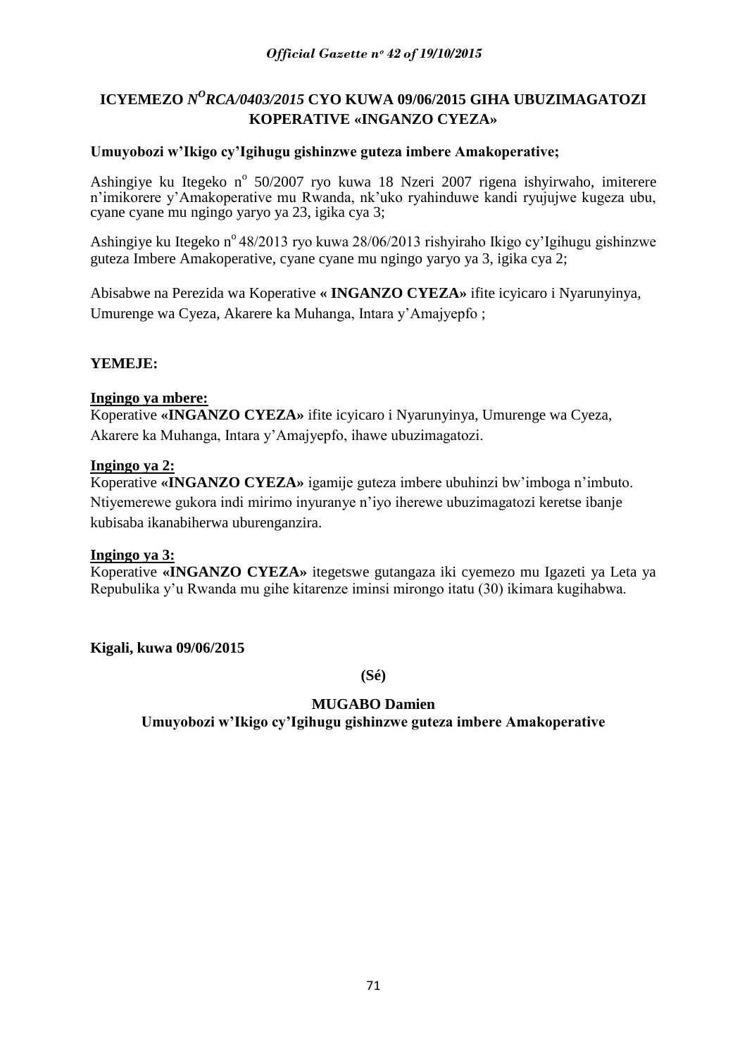# ICYEMEZO $N^O$*RCA/0403/2015* CYO KUWA 09/06/2015 GIHA UBUZIMAGATOZI KOPERATIVE «INGANZO CYEZA»

**Umuyobozi w'Ikigo cy'Igihugu gishinzwe guteza imbere Amakoperative;**

Ashingiye ku Itegeko n° 50/2007 ryo kuwa 18 Nzeri 2007 rigena ishyirwaho, imiterere n'imikorere y'Amakoperative mu Rwanda, nk'uko ryahinduwe kandi ryujujwe kugeza ubu, cyane cyane mu ngingo yaryo ya 23, igika cya 3;

Ashingiye ku Itegeko n° 48/2013 ryo kuwa 28/06/2013 rishyiraho Ikigo cy'Igihugu gishinzwe guteza Imbere Amakoperative, cyane cyane mu ngingo yaryo ya 3, igika cya 2;

Abisabwe na Perezida wa Koperative **« INGANZO CYEZA»** ifite icyicaro i Nyarunyinya, Umurenge wa Cyeza, Akarere ka Muhanga, Intara y'Amajyepfo ;

**YEMEJE:**

**Ingingo ya mbere:**

Koperative **«INGANZO CYEZA»** ifite icyicaro i Nyarunyinya, Umurenge wa Cyeza, Akarere ka Muhanga, Intara y'Amajyepfo, ihawe ubuzimagatozi.

**Ingingo ya 2:**

Koperative **«INGANZO CYEZA»** igamije guteza imbere ubuhinzi bw'imboga n'imbuto. Ntiyemerewe gukora indi mirimo inyuranye n'iyo iherewe ubuzimagatozi keretse ibanje kubisaba ikanabiherwa uburenganzira.

**Ingingo ya 3:**

Koperative **«INGANZO CYEZA»** itegetswe gutangaza iki cyemezo mu Igazeti ya Leta ya Repubulika y'u Rwanda mu gihe kitarenze iminsi mirongo itatu (30) ikimara kugihabwa.

**Kigali, kuwa 09/06/2015**

**(Sé)**

**MUGABO Damien**

**Umuyobozi w'Ikigo cy'Igihugu gishinzwe guteza imbere Amakoperative**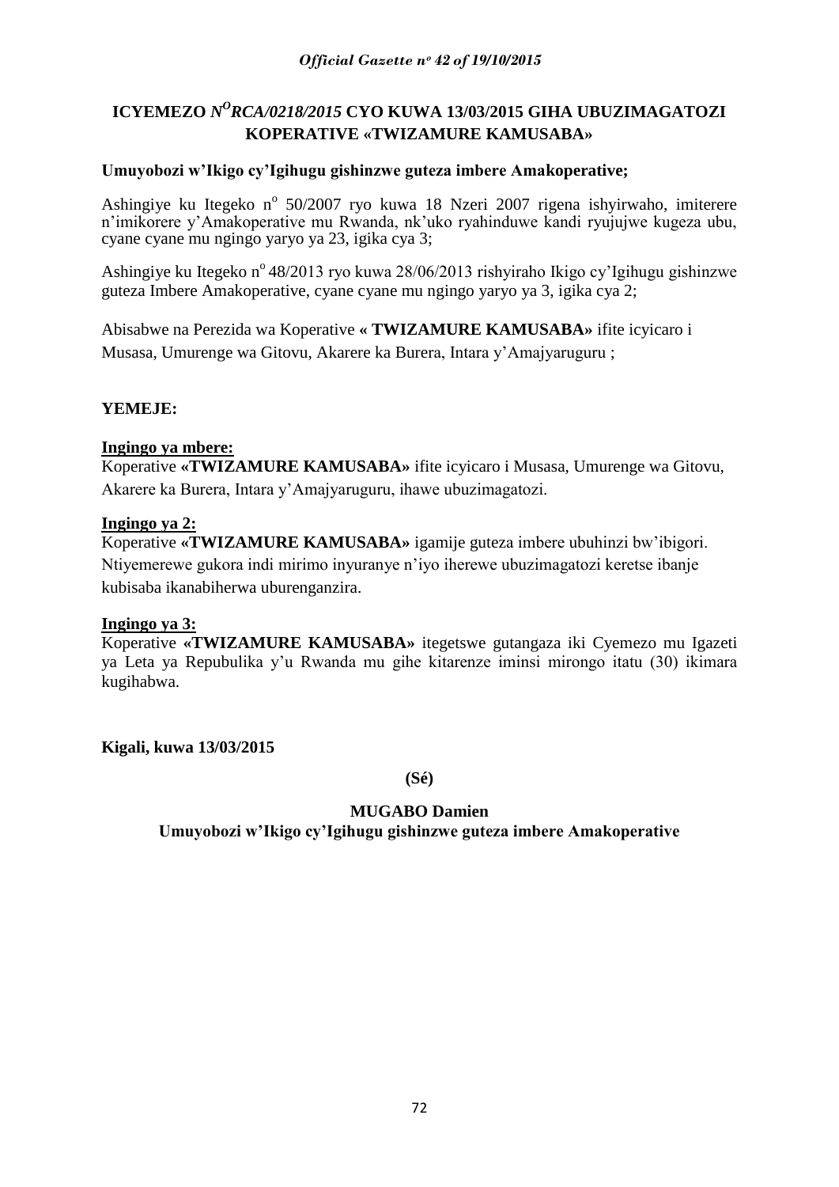## ICYEMEZO *N^O^RCA/0218/2015* CYO KUWA 13/03/2015 GIHA UBUZIMAGATOZI KOPERATIVE «TWIZAMURE KAMUSABA»

**Umuyobozi w'Ikigo cy'Igihugu gishinzwe guteza imbere Amakoperative;**

Ashingiye ku Itegeko n° 50/2007 ryo kuwa 18 Nzeri 2007 rigena ishyirwaho, imiterere n'imikorere y'Amakoperative mu Rwanda, nk'uko ryahinduwe kandi ryujujwe kugeza ubu, cyane cyane mu ngingo yaryo ya 23, igika cya 3;

Ashingiye ku Itegeko n° 48/2013 ryo kuwa 28/06/2013 rishyiraho Ikigo cy'Igihugu gishinzwe guteza Imbere Amakoperative, cyane cyane mu ngingo yaryo ya 3, igika cya 2;

Abisabwe na Perezida wa Koperative **« TWIZAMURE KAMUSABA»** ifite icyicaro i Musasa, Umurenge wa Gitovu, Akarere ka Burera, Intara y'Amajyaruguru ;

**YEMEJE:**

**Ingingo ya mbere:**

Koperative **«TWIZAMURE KAMUSABA»** ifite icyicaro i Musasa, Umurenge wa Gitovu, Akarere ka Burera, Intara y'Amajyaruguru, ihawe ubuzimagatozi.

**Ingingo ya 2:**

Koperative **«TWIZAMURE KAMUSABA»** igamije guteza imbere ubuhinzi bw'ibigori. Ntiyemerewe gukora indi mirimo inyuranye n'iyo iherewe ubuzimagatozi keretse ibanje kubisaba ikanabiherwa uburenganzira.

**Ingingo ya 3:**

Koperative **«TWIZAMURE KAMUSABA»** itegetswe gutangaza iki Cyemezo mu Igazeti ya Leta ya Repubulika y'u Rwanda mu gihe kitarenze iminsi mirongo itatu (30) ikimara kugihabwa.

**Kigali, kuwa 13/03/2015**

**(Sé)**

**MUGABO Damien**

**Umuyobozi w'Ikigo cy'Igihugu gishinzwe guteza imbere Amakoperative**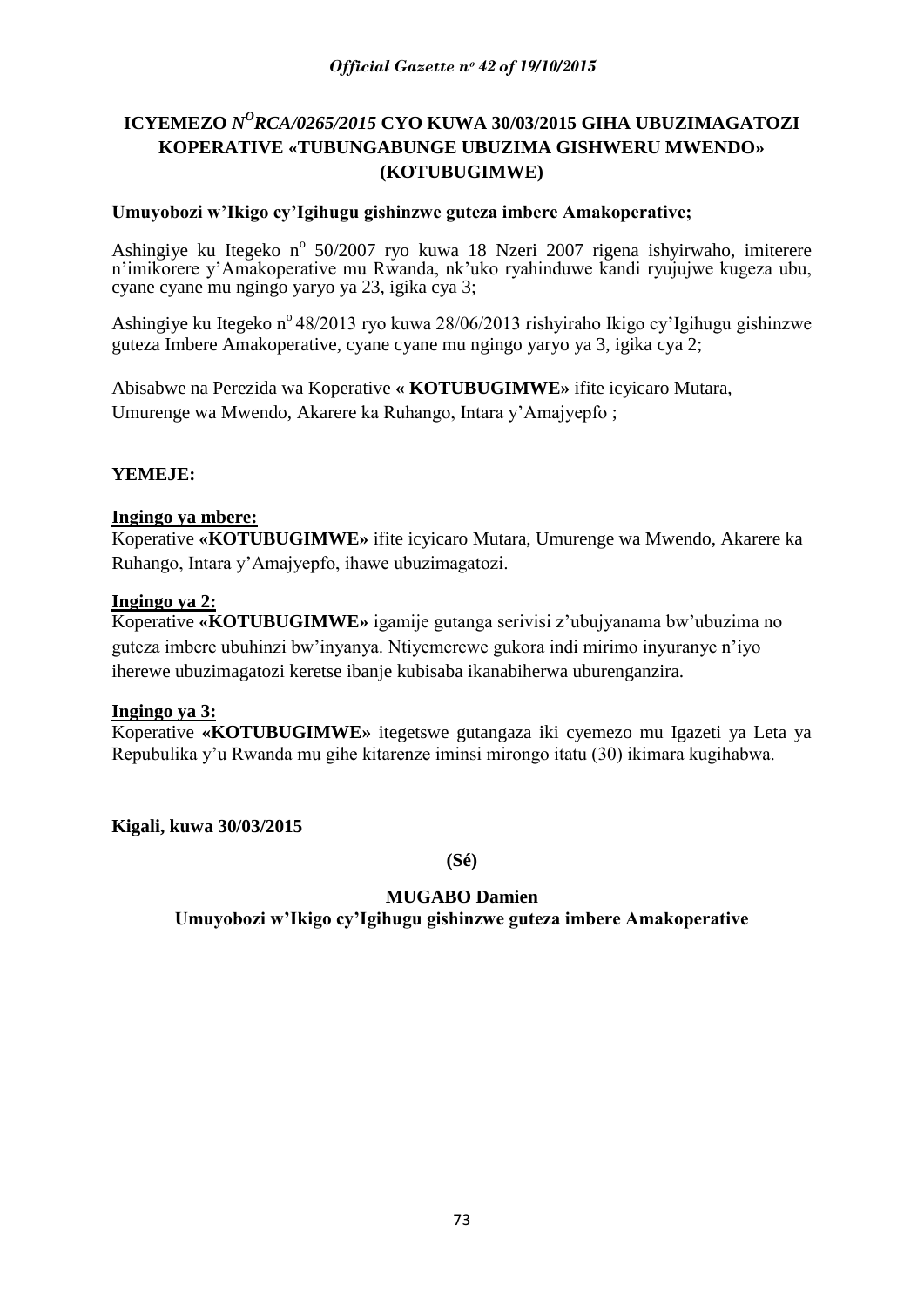# ICYEMEZO *N^O RCA/0265/2015* CYO KUWA 30/03/2015 GIHA UBUZIMAGATOZI KOPERATIVE «TUBUNGABUNGE UBUZIMA GISHWERU MWENDO» (KOTUBUGIMWE)

**Umuyobozi w'Ikigo cy'Igihugu gishinzwe guteza imbere Amakoperative;**

Ashingiye ku Itegeko n° 50/2007 ryo kuwa 18 Nzeri 2007 rigena ishyirwaho, imiterere n'imikorere y'Amakoperative mu Rwanda, nk'uko ryahinduwe kandi ryujujwe kugeza ubu, cyane cyane mu ngingo yaryo ya 23, igika cya 3;

Ashingiye ku Itegeko n° 48/2013 ryo kuwa 28/06/2013 rishyiraho Ikigo cy'Igihugu gishinzwe guteza Imbere Amakoperative, cyane cyane mu ngingo yaryo ya 3, igika cya 2;

Abisabwe na Perezida wa Koperative **« KOTUBUGIMWE»** ifite icyicaro Mutara, Umurenge wa Mwendo, Akarere ka Ruhango, Intara y'Amajyepfo ;

**YEMEJE:**

**Ingingo ya mbere:**
Koperative **«KOTUBUGIMWE»** ifite icyicaro Mutara, Umurenge wa Mwendo, Akarere ka Ruhango, Intara y'Amajyepfo, ihawe ubuzimagatozi.

**Ingingo ya 2:**
Koperative **«KOTUBUGIMWE»** igamije gutanga serivisi z'ubujyanama bw'ubuzima no guteza imbere ubuhinzi bw'inyanya. Ntiyemerewe gukora indi mirimo inyuranye n'iyo iherewe ubuzimagatozi keretse ibanje kubisaba ikanabiherwa uburenganzira.

**Ingingo ya 3:**
Koperative **«KOTUBUGIMWE»** itegetswe gutangaza iki cyemezo mu Igazeti ya Leta ya Repubulika y'u Rwanda mu gihe kitarenze iminsi mirongo itatu (30) ikimara kugihabwa.

**Kigali, kuwa 30/03/2015**

**(Sé)**

**MUGABO Damien**
**Umuyobozi w'Ikigo cy'Igihugu gishinzwe guteza imbere Amakoperative**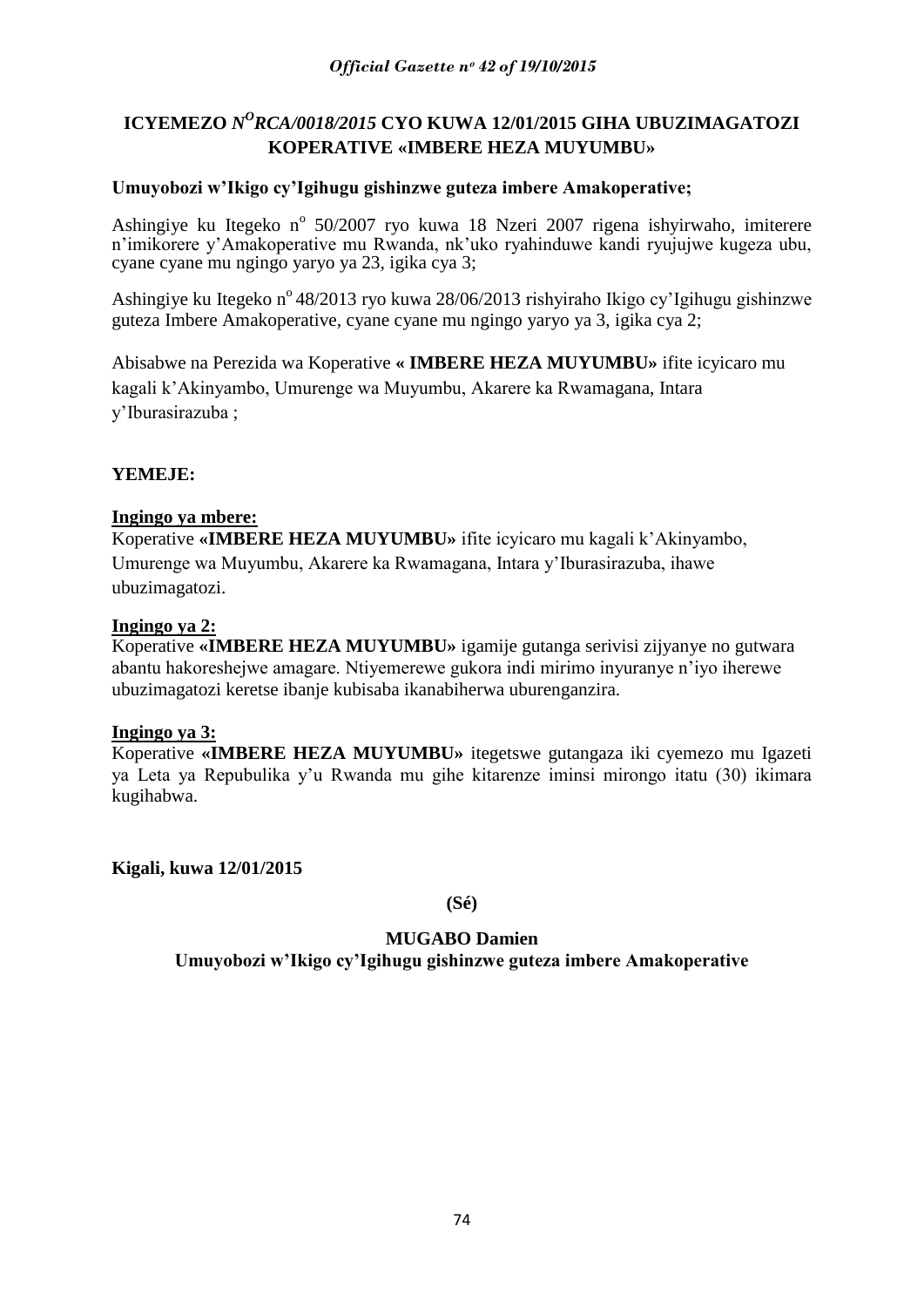**ICYEMEZO N[O]RCA/0018/2015 CYO KUWA 12/01/2015 GIHA UBUZIMAGATOZI KOPERATIVE «IMBERE HEZA MUYUMBU»**

**Umuyobozi w'Ikigo cy'Igihugu gishinzwe guteza imbere Amakoperative;**

Ashingiye ku Itegeko n° 50/2007 ryo kuwa 18 Nzeri 2007 rigena ishyirwaho, imiterere n'imikorere y'Amakoperative mu Rwanda, nk'uko ryahinduwe kandi ryujujwe kugeza ubu, cyane cyane mu ngingo yaryo ya 23, igika cya 3;

Ashingiye ku Itegeko n° 48/2013 ryo kuwa 28/06/2013 rishyiraho Ikigo cy'Igihugu gishinzwe guteza Imbere Amakoperative, cyane cyane mu ngingo yaryo ya 3, igika cya 2;

Abisabwe na Perezida wa Koperative **« IMBERE HEZA MUYUMBU»** ifite icyicaro mu kagali k'Akinyambo, Umurenge wa Muyumbu, Akarere ka Rwamagana, Intara y'Iburasirazuba ;

**YEMEJE:**

**Ingingo ya mbere:**

Koperative **«IMBERE HEZA MUYUMBU»** ifite icyicaro mu kagali k'Akinyambo, Umurenge wa Muyumbu, Akarere ka Rwamagana, Intara y'Iburasirazuba, ihawe ubuzimagatozi.

**Ingingo ya 2:**

Koperative **«IMBERE HEZA MUYUMBU»** igamije gutanga serivisi zijyanye no gutwara abantu hakoreshejwe amagare. Ntiyemerewe gukora indi mirimo inyuranye n'iyo iherewe ubuzimagatozi keretse ibanje kubisaba ikanabiherwa uburenganzira.

**Ingingo ya 3:**

Koperative **«IMBERE HEZA MUYUMBU»** itegetswe gutangaza iki cyemezo mu Igazeti ya Leta ya Repubulika y'u Rwanda mu gihe kitarenze iminsi mirongo itatu (30) ikimara kugihabwa.

**Kigali, kuwa 12/01/2015**

**(Sé)**

**MUGABO Damien**

**Umuyobozi w'Ikigo cy'Igihugu gishinzwe guteza imbere Amakoperative**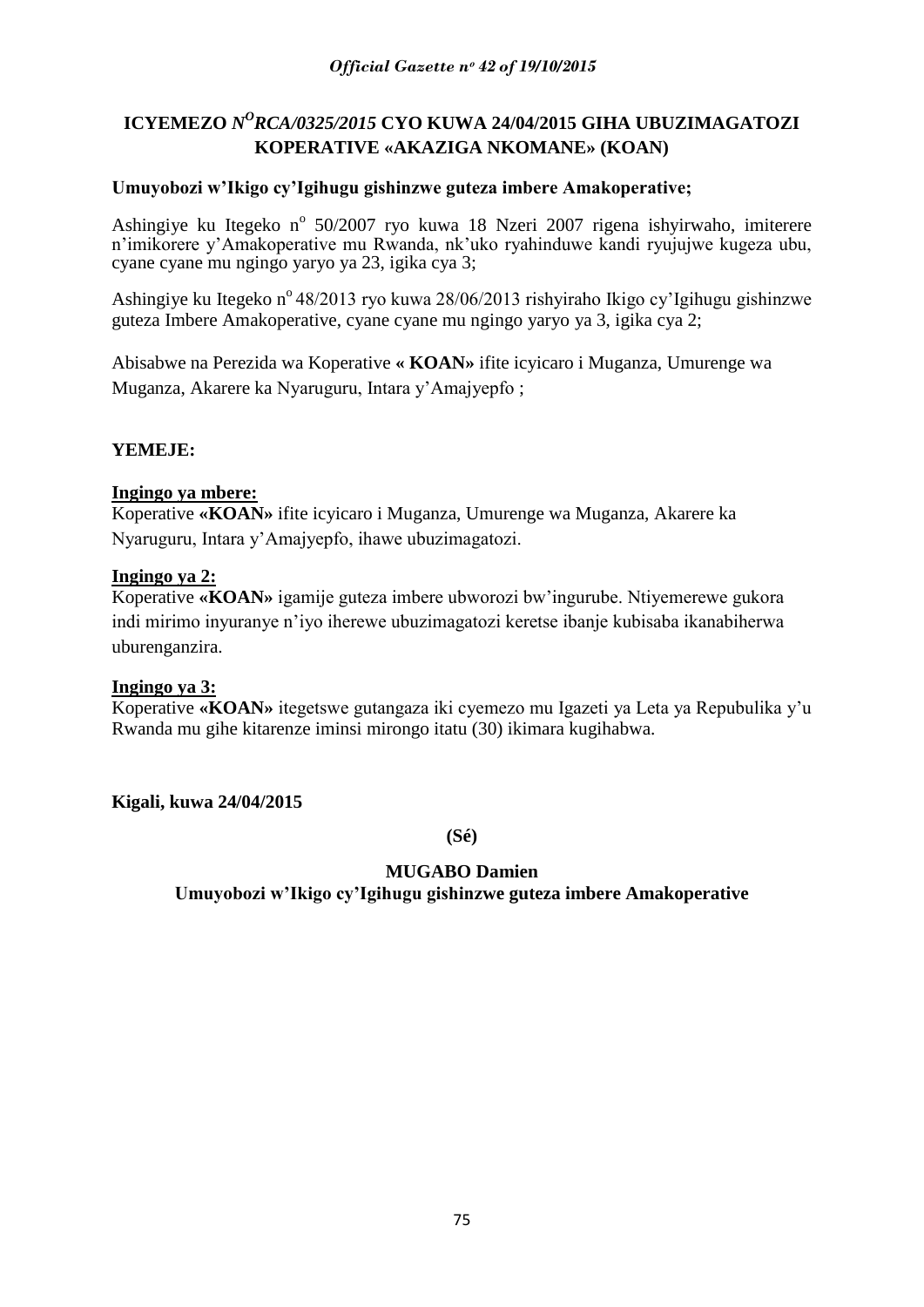# ICYEMEZO *N^O RCA/0325/2015* CYO KUWA 24/04/2015 GIHA UBUZIMAGATOZI KOPERATIVE «AKAZIGA NKOMANE» (KOAN)

**Umuyobozi w'Ikigo cy'Igihugu gishinzwe guteza imbere Amakoperative;**

Ashingiye ku Itegeko n° 50/2007 ryo kuwa 18 Nzeri 2007 rigena ishyirwaho, imiterere n'imikorere y'Amakoperative mu Rwanda, nk'uko ryahinduwe kandi ryujujwe kugeza ubu, cyane cyane mu ngingo yaryo ya 23, igika cya 3;

Ashingiye ku Itegeko n° 48/2013 ryo kuwa 28/06/2013 rishyiraho Ikigo cy'Igihugu gishinzwe guteza Imbere Amakoperative, cyane cyane mu ngingo yaryo ya 3, igika cya 2;

Abisabwe na Perezida wa Koperative **« KOAN»** ifite icyicaro i Muganza, Umurenge wa Muganza, Akarere ka Nyaruguru, Intara y'Amajyepfo ;

**YEMEJE:**

**Ingingo ya mbere:**

Koperative **«KOAN»** ifite icyicaro i Muganza, Umurenge wa Muganza, Akarere ka Nyaruguru, Intara y'Amajyepfo, ihawe ubuzimagatozi.

**Ingingo ya 2:**

Koperative **«KOAN»** igamije guteza imbere ubworozi bw'ingurube. Ntiyemerewe gukora indi mirimo inyuranye n'iyo iherewe ubuzimagatozi keretse ibanje kubisaba ikanabiherwa uburenganzira.

**Ingingo ya 3:**

Koperative **«KOAN»** itegetswe gutangaza iki cyemezo mu Igazeti ya Leta ya Repubulika y'u Rwanda mu gihe kitarenze iminsi mirongo itatu (30) ikimara kugihabwa.

**Kigali, kuwa 24/04/2015**

**(Sé)**

**MUGABO Damien**

**Umuyobozi w'Ikigo cy'Igihugu gishinzwe guteza imbere Amakoperative**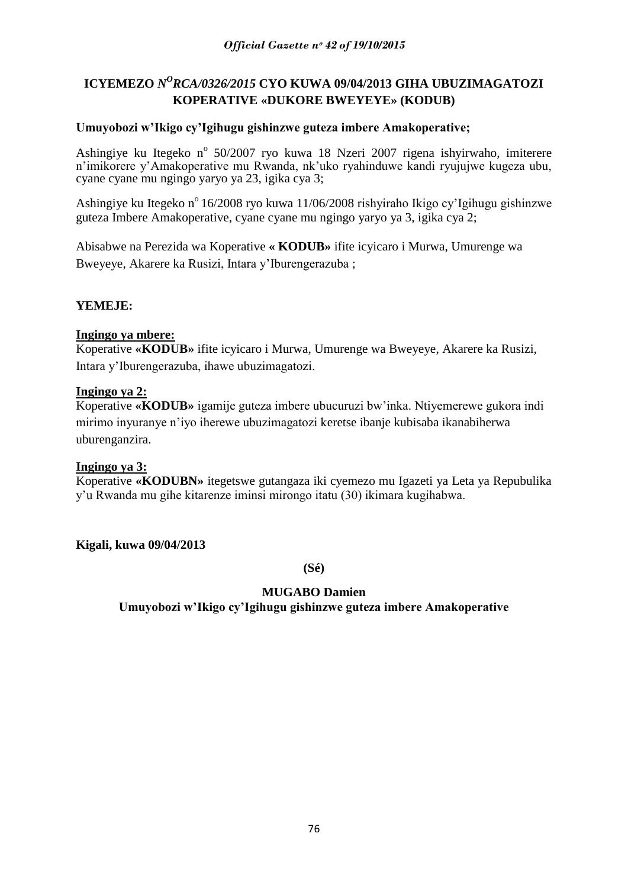# ICYEMEZO *N°RCA/0326/2015* CYO KUWA 09/04/2013 GIHA UBUZIMAGATOZI KOPERATIVE «DUKORE BWEYEYE» (KODUB)

**Umuyobozi w'Ikigo cy'Igihugu gishinzwe guteza imbere Amakoperative;**

Ashingiye ku Itegeko n° 50/2007 ryo kuwa 18 Nzeri 2007 rigena ishyirwaho, imiterere n'imikorere y'Amakoperative mu Rwanda, nk'uko ryahinduwe kandi ryujujwe kugeza ubu, cyane cyane mu ngingo yaryo ya 23, igika cya 3;

Ashingiye ku Itegeko n° 16/2008 ryo kuwa 11/06/2008 rishyiraho Ikigo cy'Igihugu gishinzwe guteza Imbere Amakoperative, cyane cyane mu ngingo yaryo ya 3, igika cya 2;

Abisabwe na Perezida wa Koperative **« KODUB»** ifite icyicaro i Murwa, Umurenge wa Bweyeye, Akarere ka Rusizi, Intara y'Iburengerazuba ;

**YEMEJE:**

**Ingingo ya mbere:**
Koperative **«KODUB»** ifite icyicaro i Murwa, Umurenge wa Bweyeye, Akarere ka Rusizi, Intara y'Iburengerazuba, ihawe ubuzimagatozi.

**Ingingo ya 2:**
Koperative **«KODUB»** igamije guteza imbere ubucuruzi bw'inka. Ntiyemerewe gukora indi mirimo inyuranye n'iyo iherewe ubuzimagatozi keretse ibanje kubisaba ikanabiherwa uburenganzira.

**Ingingo ya 3:**
Koperative **«KODUBN»** itegetswe gutangaza iki cyemezo mu Igazeti ya Leta ya Repubulika y'u Rwanda mu gihe kitarenze iminsi mirongo itatu (30) ikimara kugihabwa.

**Kigali, kuwa 09/04/2013**

**(Sé)**

**MUGABO Damien**
**Umuyobozi w'Ikigo cy'Igihugu gishinzwe guteza imbere Amakoperative**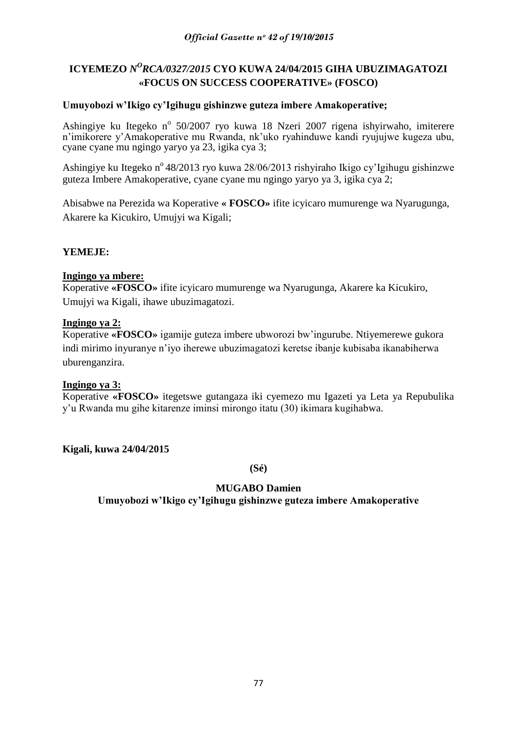**ICYEMEZO** ***N<sup>O</sup>RCA/0327/2015*** **CYO KUWA 24/04/2015 GIHA UBUZIMAGATOZI «FOCUS ON SUCCESS COOPERATIVE» (FOSCO)**

**Umuyobozi w'Ikigo cy'Igihugu gishinzwe guteza imbere Amakoperative;**

Ashingiye ku Itegeko n° 50/2007 ryo kuwa 18 Nzeri 2007 rigena ishyirwaho, imiterere n'imikorere y'Amakoperative mu Rwanda, nk'uko ryahinduwe kandi ryujujwe kugeza ubu, cyane cyane mu ngingo yaryo ya 23, igika cya 3;

Ashingiye ku Itegeko n° 48/2013 ryo kuwa 28/06/2013 rishyiraho Ikigo cy'Igihugu gishinzwe guteza Imbere Amakoperative, cyane cyane mu ngingo yaryo ya 3, igika cya 2;

Abisabwe na Perezida wa Koperative **« FOSCO»** ifite icyicaro mumurenge wa Nyarugunga, Akarere ka Kicukiro, Umujyi wa Kigali;

**YEMEJE:**

**Ingingo ya mbere:**
Koperative **«FOSCO»** ifite icyicaro mumurenge wa Nyarugunga, Akarere ka Kicukiro, Umujyi wa Kigali, ihawe ubuzimagatozi.

**Ingingo ya 2:**
Koperative **«FOSCO»** igamije guteza imbere ubworozi bw'ingurube. Ntiyemerewe gukora indi mirimo inyuranye n'iyo iherewe ubuzimagatozi keretse ibanje kubisaba ikanabiherwa uburenganzira.

**Ingingo ya 3:**
Koperative **«FOSCO»** itegetswe gutangaza iki cyemezo mu Igazeti ya Leta ya Repubulika y'u Rwanda mu gihe kitarenze iminsi mirongo itatu (30) ikimara kugihabwa.

**Kigali, kuwa 24/04/2015**

**(Sé)**

**MUGABO Damien**
**Umuyobozi w'Ikigo cy'Igihugu gishinzwe guteza imbere Amakoperative**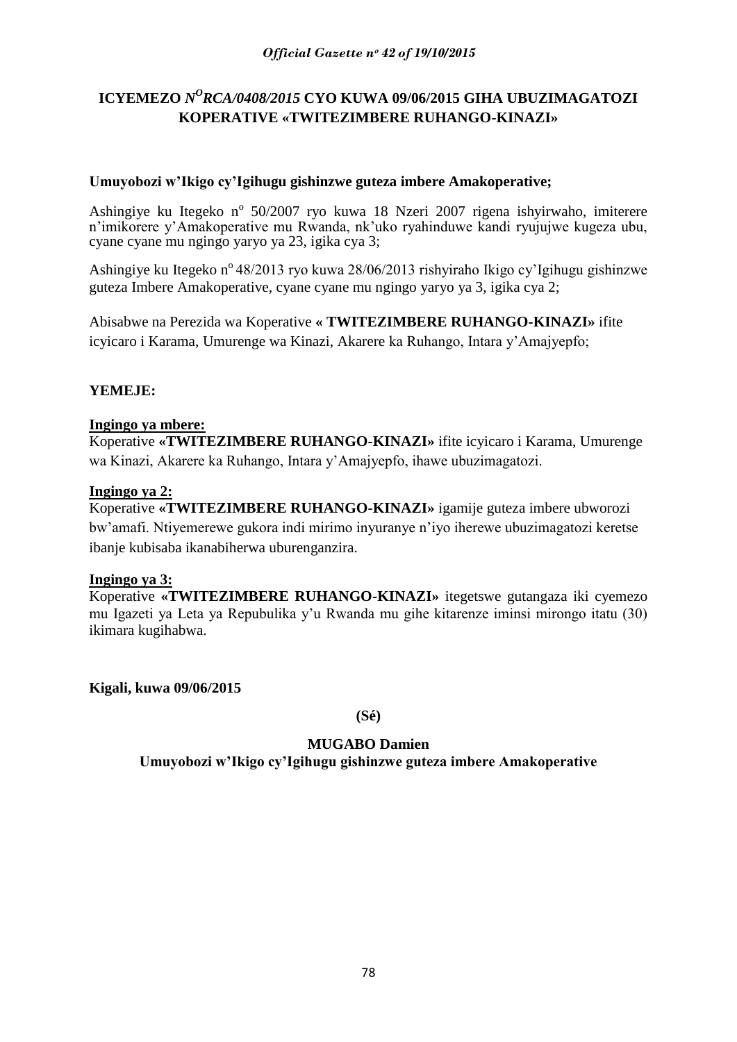## ICYEMEZO *N^O^RCA/0408/2015* CYO KUWA 09/06/2015 GIHA UBUZIMAGATOZI KOPERATIVE «TWITEZIMBERE RUHANGO-KINAZI»

**Umuyobozi w'Ikigo cy'Igihugu gishinzwe guteza imbere Amakoperative;**

Ashingiye ku Itegeko n° 50/2007 ryo kuwa 18 Nzeri 2007 rigena ishyirwaho, imiterere n'imikorere y'Amakoperative mu Rwanda, nk'uko ryahinduwe kandi ryujujwe kugeza ubu, cyane cyane mu ngingo yaryo ya 23, igika cya 3;

Ashingiye ku Itegeko n° 48/2013 ryo kuwa 28/06/2013 rishyiraho Ikigo cy'Igihugu gishinzwe guteza Imbere Amakoperative, cyane cyane mu ngingo yaryo ya 3, igika cya 2;

Abisabwe na Perezida wa Koperative **« TWITEZIMBERE RUHANGO-KINAZI»** ifite icyicaro i Karama, Umurenge wa Kinazi, Akarere ka Ruhango, Intara y'Amajyepfo;

**YEMEJE:**

**Ingingo ya mbere:**

Koperative **«TWITEZIMBERE RUHANGO-KINAZI»** ifite icyicaro i Karama, Umurenge wa Kinazi, Akarere ka Ruhango, Intara y'Amajyepfo, ihawe ubuzimagatozi.

**Ingingo ya 2:**

Koperative **«TWITEZIMBERE RUHANGO-KINAZI»** igamije guteza imbere ubworozi bw'amafi. Ntiyemerewe gukora indi mirimo inyuranye n'iyo iherewe ubuzimagatozi keretse ibanje kubisaba ikanabiherwa uburenganzira.

**Ingingo ya 3:**

Koperative **«TWITEZIMBERE RUHANGO-KINAZI»** itegetswe gutangaza iki cyemezo mu Igazeti ya Leta ya Repubulika y'u Rwanda mu gihe kitarenze iminsi mirongo itatu (30) ikimara kugihabwa.

**Kigali, kuwa 09/06/2015**

**(Sé)**

**MUGABO Damien**

**Umuyobozi w'Ikigo cy'Igihugu gishinzwe guteza imbere Amakoperative**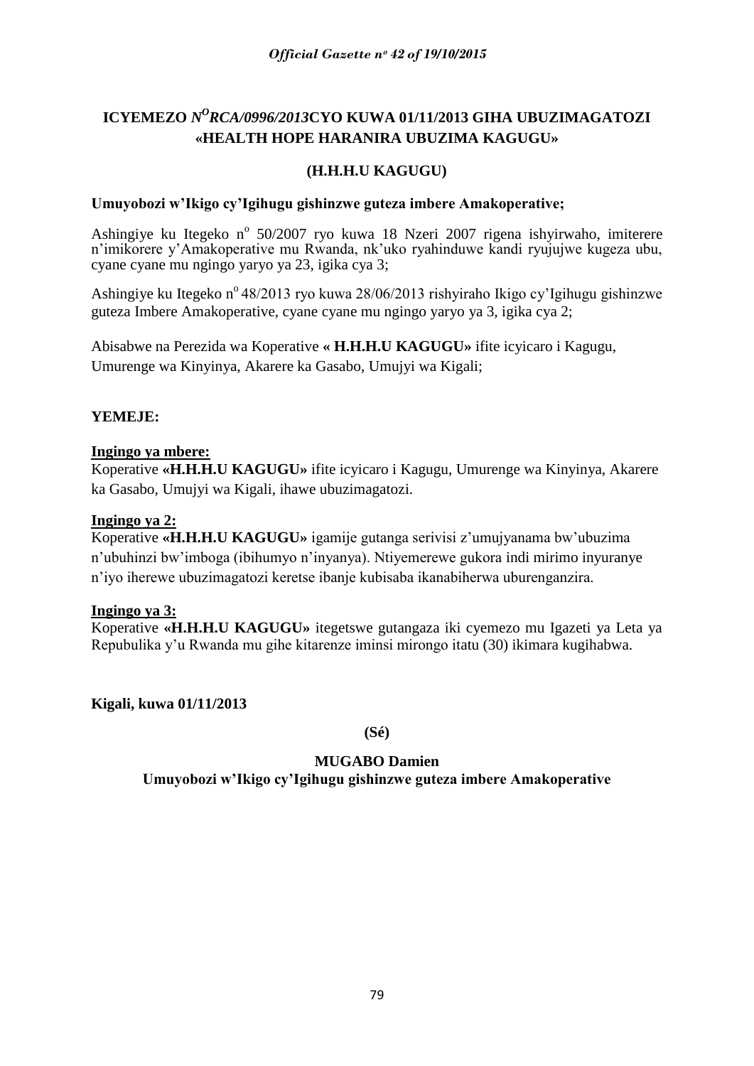# ICYEMEZO *N$^{O}$RCA/0996/2013*CYO KUWA 01/11/2013 GIHA UBUZIMAGATOZI «HEALTH HOPE HARANIRA UBUZIMA KAGUGU»

## (H.H.H.U KAGUGU)

**Umuyobozi w'Ikigo cy'Igihugu gishinzwe guteza imbere Amakoperative;**

Ashingiye ku Itegeko n$^{o}$ 50/2007 ryo kuwa 18 Nzeri 2007 rigena ishyirwaho, imiterere n'imikorere y'Amakoperative mu Rwanda, nk'uko ryahinduwe kandi ryujujwe kugeza ubu, cyane cyane mu ngingo yaryo ya 23, igika cya 3;

Ashingiye ku Itegeko n$^{o}$ 48/2013 ryo kuwa 28/06/2013 rishyiraho Ikigo cy'Igihugu gishinzwe guteza Imbere Amakoperative, cyane cyane mu ngingo yaryo ya 3, igika cya 2;

Abisabwe na Perezida wa Koperative **« H.H.H.U KAGUGU»** ifite icyicaro i Kagugu, Umurenge wa Kinyinya, Akarere ka Gasabo, Umujyi wa Kigali;

**YEMEJE:**

**Ingingo ya mbere:**

Koperative **«H.H.H.U KAGUGU»** ifite icyicaro i Kagugu, Umurenge wa Kinyinya, Akarere ka Gasabo, Umujyi wa Kigali, ihawe ubuzimagatozi.

**Ingingo ya 2:**

Koperative **«H.H.H.U KAGUGU»** igamije gutanga serivisi z'umujyanama bw'ubuzima n'ubuhinzi bw'imboga (ibihumyo n'inyanya). Ntiyemerewe gukora indi mirimo inyuranye n'iyo iherewe ubuzimagatozi keretse ibanje kubisaba ikanabiherwa uburenganzira.

**Ingingo ya 3:**

Koperative **«H.H.H.U KAGUGU»** itegetswe gutangaza iki cyemezo mu Igazeti ya Leta ya Repubulika y'u Rwanda mu gihe kitarenze iminsi mirongo itatu (30) ikimara kugihabwa.

**Kigali, kuwa 01/11/2013**

**(Sé)**

**MUGABO Damien**

**Umuyobozi w'Ikigo cy'Igihugu gishinzwe guteza imbere Amakoperative**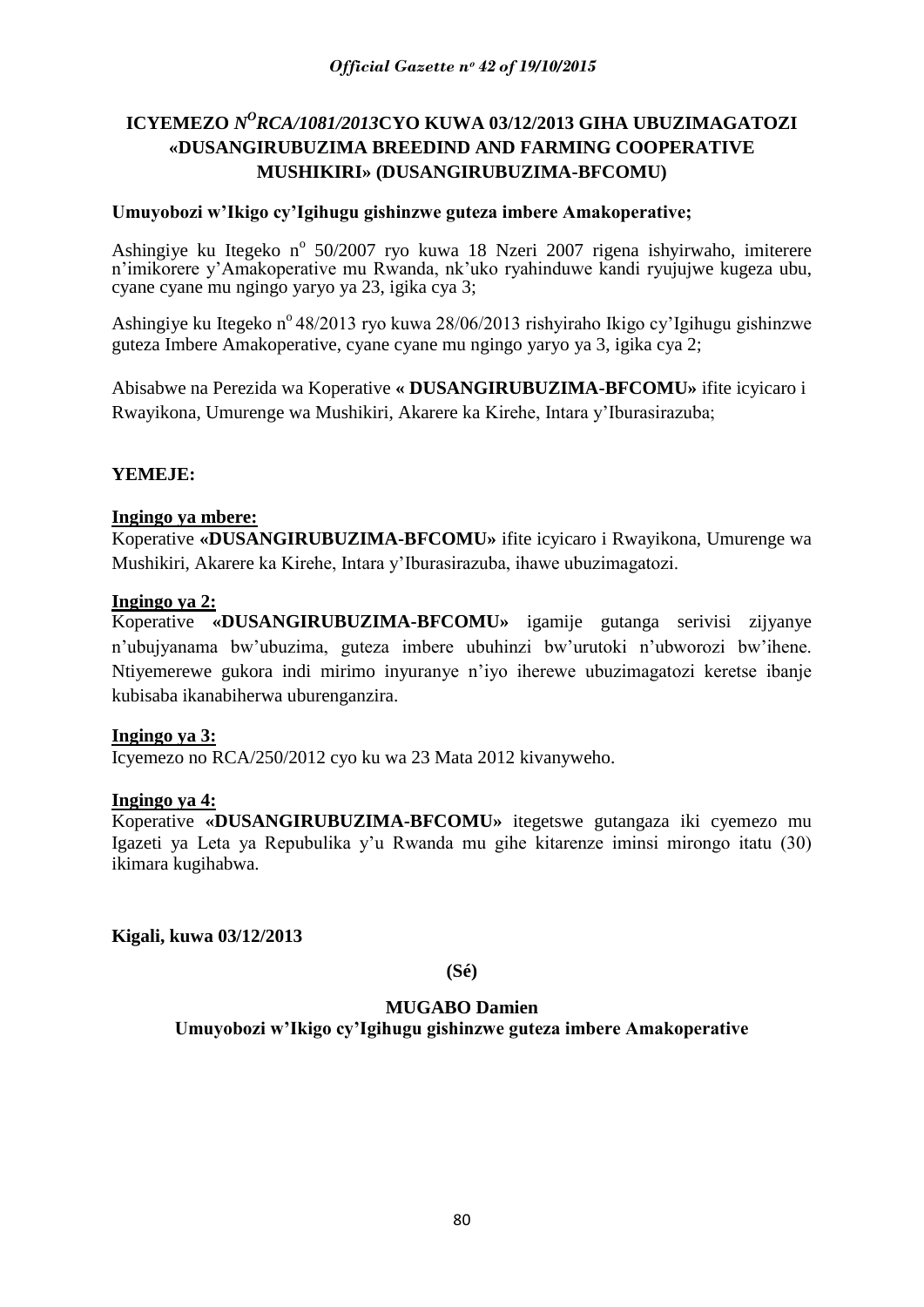**ICYEMEZO *N<sup>O</sup>RCA/1081/2013*CYO KUWA 03/12/2013 GIHA UBUZIMAGATOZI «DUSANGIRUBUZIMA BREEDIND AND FARMING COOPERATIVE MUSHIKIRI» (DUSANGIRUBUZIMA-BFCOMU)**

**Umuyobozi w'Ikigo cy'Igihugu gishinzwe guteza imbere Amakoperative;**

Ashingiye ku Itegeko n$^{o}$ 50/2007 ryo kuwa 18 Nzeri 2007 rigena ishyirwaho, imiterere n'imikorere y'Amakoperative mu Rwanda, nk'uko ryahinduwe kandi ryujujwe kugeza ubu, cyane cyane mu ngingo yaryo ya 23, igika cya 3;

Ashingiye ku Itegeko n$^{o}$ 48/2013 ryo kuwa 28/06/2013 rishyiraho Ikigo cy'Igihugu gishinzwe guteza Imbere Amakoperative, cyane cyane mu ngingo yaryo ya 3, igika cya 2;

Abisabwe na Perezida wa Koperative **« DUSANGIRUBUZIMA-BFCOMU»** ifite icyicaro i Rwayikona, Umurenge wa Mushikiri, Akarere ka Kirehe, Intara y'Iburasirazuba;

**YEMEJE:**

**Ingingo ya mbere:**

Koperative **«DUSANGIRUBUZIMA-BFCOMU»** ifite icyicaro i Rwayikona, Umurenge wa Mushikiri, Akarere ka Kirehe, Intara y'Iburasirazuba, ihawe ubuzimagatozi.

**Ingingo ya 2:**

Koperative **«DUSANGIRUBUZIMA-BFCOMU»** igamije gutanga serivisi zijyanye n'ubujyanama bw'ubuzima, guteza imbere ubuhinzi bw'urutoki n'ubworozi bw'ihene. Ntiyemerewe gukora indi mirimo inyuranye n'iyo iherewe ubuzimagatozi keretse ibanje kubisaba ikanabiherwa uburenganzira.

**Ingingo ya 3:**

Icyemezo no RCA/250/2012 cyo ku wa 23 Mata 2012 kivanyweho.

**Ingingo ya 4:**

Koperative **«DUSANGIRUBUZIMA-BFCOMU»** itegetswe gutangaza iki cyemezo mu Igazeti ya Leta ya Repubulika y'u Rwanda mu gihe kitarenze iminsi mirongo itatu (30) ikimara kugihabwa.

**Kigali, kuwa 03/12/2013**

**(Sé)**

**MUGABO Damien**

**Umuyobozi w'Ikigo cy'Igihugu gishinzwe guteza imbere Amakoperative**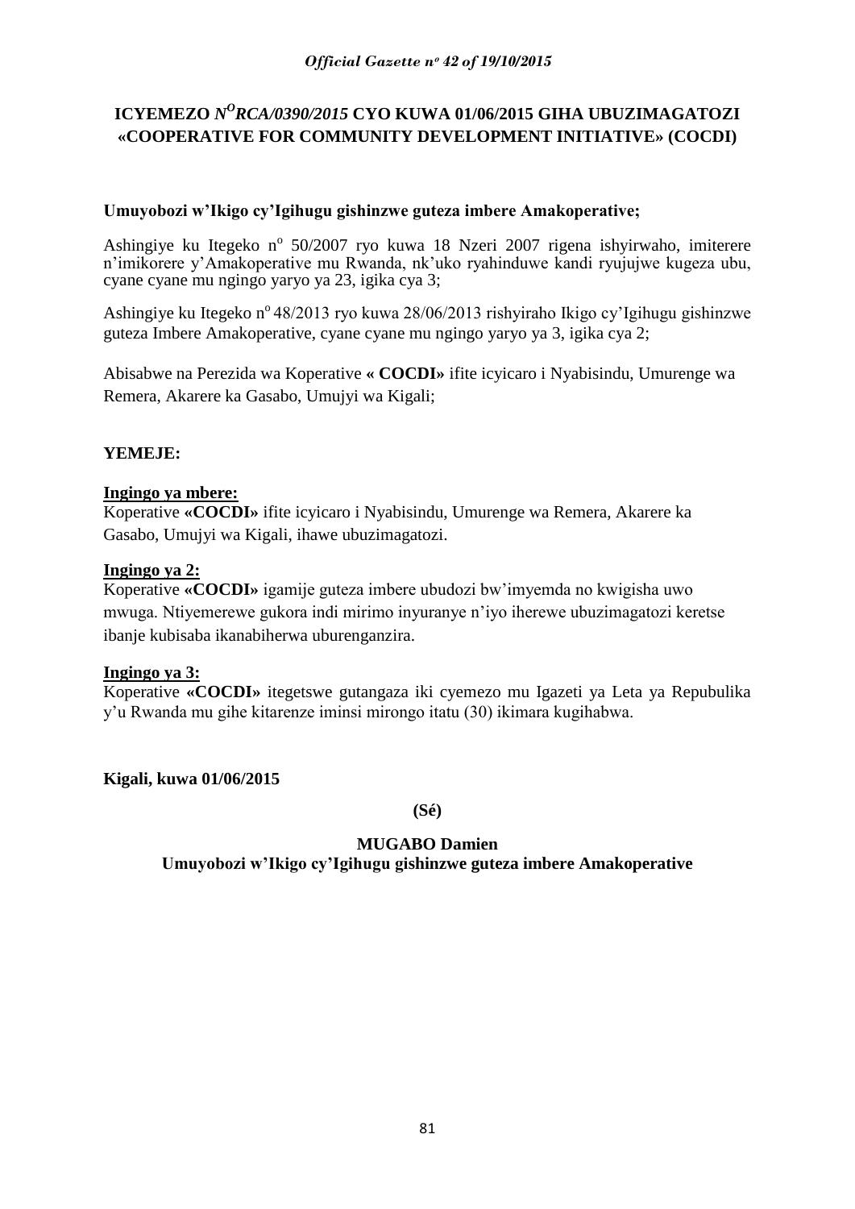# ICYEMEZO *N^O RCA/0390/2015* CYO KUWA 01/06/2015 GIHA UBUZIMAGATOZI «COOPERATIVE FOR COMMUNITY DEVELOPMENT INITIATIVE» (COCDI)

**Umuyobozi w'Ikigo cy'Igihugu gishinzwe guteza imbere Amakoperative;**

Ashingiye ku Itegeko n° 50/2007 ryo kuwa 18 Nzeri 2007 rigena ishyirwaho, imiterere n'imikorere y'Amakoperative mu Rwanda, nk'uko ryahinduwe kandi ryujujwe kugeza ubu, cyane cyane mu ngingo yaryo ya 23, igika cya 3;

Ashingiye ku Itegeko n° 48/2013 ryo kuwa 28/06/2013 rishyiraho Ikigo cy'Igihugu gishinzwe guteza Imbere Amakoperative, cyane cyane mu ngingo yaryo ya 3, igika cya 2;

Abisabwe na Perezida wa Koperative **« COCDI»** ifite icyicaro i Nyabisindu, Umurenge wa Remera, Akarere ka Gasabo, Umujyi wa Kigali;

**YEMEJE:**

**Ingingo ya mbere:**

Koperative **«COCDI»** ifite icyicaro i Nyabisindu, Umurenge wa Remera, Akarere ka Gasabo, Umujyi wa Kigali, ihawe ubuzimagatozi.

**Ingingo ya 2:**

Koperative **«COCDI»** igamije guteza imbere ubudozi bw'imyemda no kwigisha uwo mwuga. Ntiyemerewe gukora indi mirimo inyuranye n'iyo iherewe ubuzimagatozi keretse ibanje kubisaba ikanabiherwa uburenganzira.

**Ingingo ya 3:**

Koperative **«COCDI»** itegetswe gutangaza iki cyemezo mu Igazeti ya Leta ya Repubulika y'u Rwanda mu gihe kitarenze iminsi mirongo itatu (30) ikimara kugihabwa.

**Kigali, kuwa 01/06/2015**

**(Sé)**

**MUGABO Damien**

**Umuyobozi w'Ikigo cy'Igihugu gishinzwe guteza imbere Amakoperative**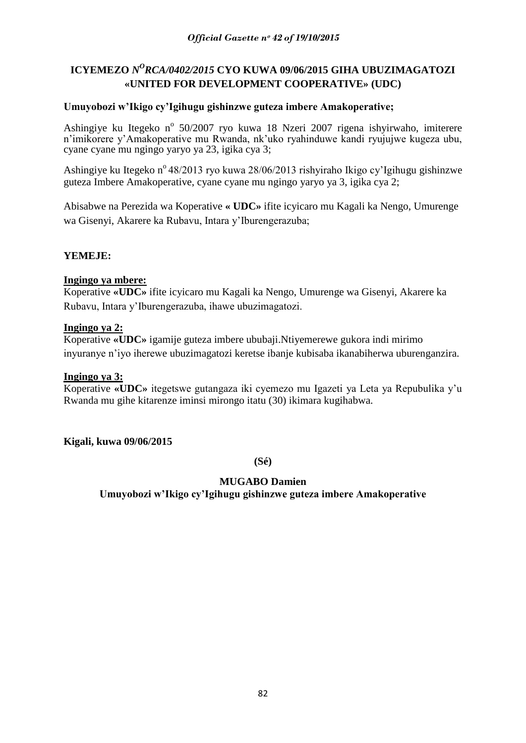**ICYEMEZO *N^O RCA/0402/2015* CYO KUWA 09/06/2015 GIHA UBUZIMAGATOZI «UNITED FOR DEVELOPMENT COOPERATIVE» (UDC)**

**Umuyobozi w'Ikigo cy'Igihugu gishinzwe guteza imbere Amakoperative;**

Ashingiye ku Itegeko n° 50/2007 ryo kuwa 18 Nzeri 2007 rigena ishyirwaho, imiterere n'imikorere y'Amakoperative mu Rwanda, nk'uko ryahinduwe kandi ryujujwe kugeza ubu, cyane cyane mu ngingo yaryo ya 23, igika cya 3;

Ashingiye ku Itegeko n° 48/2013 ryo kuwa 28/06/2013 rishyiraho Ikigo cy'Igihugu gishinzwe guteza Imbere Amakoperative, cyane cyane mu ngingo yaryo ya 3, igika cya 2;

Abisabwe na Perezida wa Koperative **« UDC»** ifite icyicaro mu Kagali ka Nengo, Umurenge wa Gisenyi, Akarere ka Rubavu, Intara y'Iburengerazuba;

**YEMEJE:**

**Ingingo ya mbere:**

Koperative **«UDC»** ifite icyicaro mu Kagali ka Nengo, Umurenge wa Gisenyi, Akarere ka Rubavu, Intara y'Iburengerazuba, ihawe ubuzimagatozi.

**Ingingo ya 2:**

Koperative **«UDC»** igamije guteza imbere ububaji.Ntiyemerewe gukora indi mirimo inyuranye n'iyo iherewe ubuzimagatozi keretse ibanje kubisaba ikanabiherwa uburenganzira.

**Ingingo ya 3:**

Koperative **«UDC»** itegetswe gutangaza iki cyemezo mu Igazeti ya Leta ya Repubulika y'u Rwanda mu gihe kitarenze iminsi mirongo itatu (30) ikimara kugihabwa.

**Kigali, kuwa 09/06/2015**

**(Sé)**

**MUGABO Damien**

**Umuyobozi w'Ikigo cy'Igihugu gishinzwe guteza imbere Amakoperative**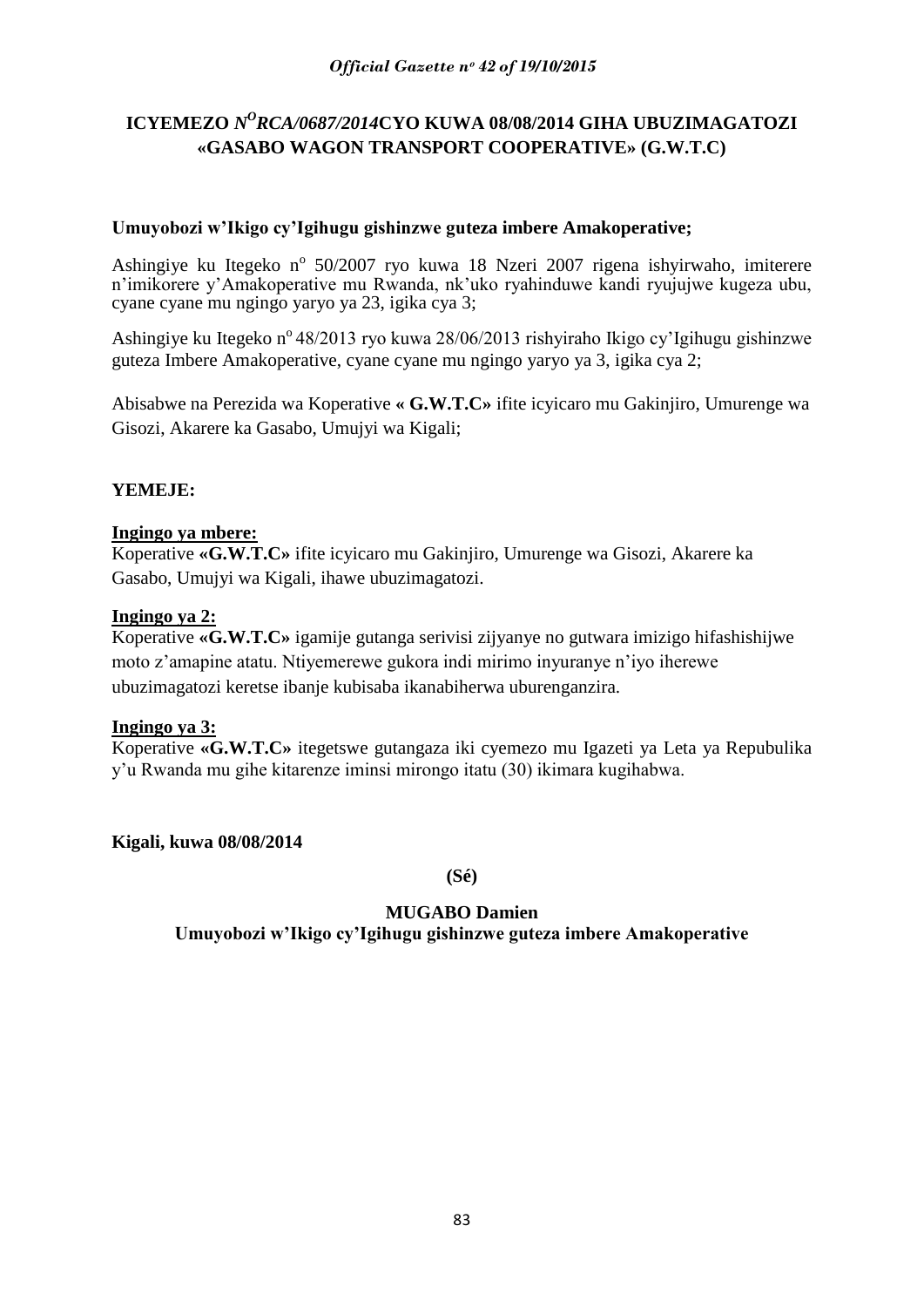# ICYEMEZO N$^{O}$RCA/0687/2014CYO KUWA 08/08/2014 GIHA UBUZIMAGATOZI «GASABO WAGON TRANSPORT COOPERATIVE» (G.W.T.C)

**Umuyobozi w'Ikigo cy'Igihugu gishinzwe guteza imbere Amakoperative;**

Ashingiye ku Itegeko n$^{o}$ 50/2007 ryo kuwa 18 Nzeri 2007 rigena ishyirwaho, imiterere n'imikorere y'Amakoperative mu Rwanda, nk'uko ryahinduwe kandi ryujujwe kugeza ubu, cyane cyane mu ngingo yaryo ya 23, igika cya 3;

Ashingiye ku Itegeko n$^{o}$ 48/2013 ryo kuwa 28/06/2013 rishyiraho Ikigo cy'Igihugu gishinzwe guteza Imbere Amakoperative, cyane cyane mu ngingo yaryo ya 3, igika cya 2;

Abisabwe na Perezida wa Koperative **« G.W.T.C»** ifite icyicaro mu Gakinjiro, Umurenge wa Gisozi, Akarere ka Gasabo, Umujyi wa Kigali;

**YEMEJE:**

**Ingingo ya mbere:**
Koperative **«G.W.T.C»** ifite icyicaro mu Gakinjiro, Umurenge wa Gisozi, Akarere ka Gasabo, Umujyi wa Kigali, ihawe ubuzimagatozi.

**Ingingo ya 2:**
Koperative **«G.W.T.C»** igamije gutanga serivisi zijyanye no gutwara imizigo hifashishijwe moto z'amapine atatu. Ntiyemerewe gukora indi mirimo inyuranye n'iyo iherewe ubuzimagatozi keretse ibanje kubisaba ikanabiherwa uburenganzira.

**Ingingo ya 3:**
Koperative **«G.W.T.C»** itegetswe gutangaza iki cyemezo mu Igazeti ya Leta ya Repubulika y'u Rwanda mu gihe kitarenze iminsi mirongo itatu (30) ikimara kugihabwa.

**Kigali, kuwa 08/08/2014**

**(Sé)**

**MUGABO Damien**
**Umuyobozi w'Ikigo cy'Igihugu gishinzwe guteza imbere Amakoperative**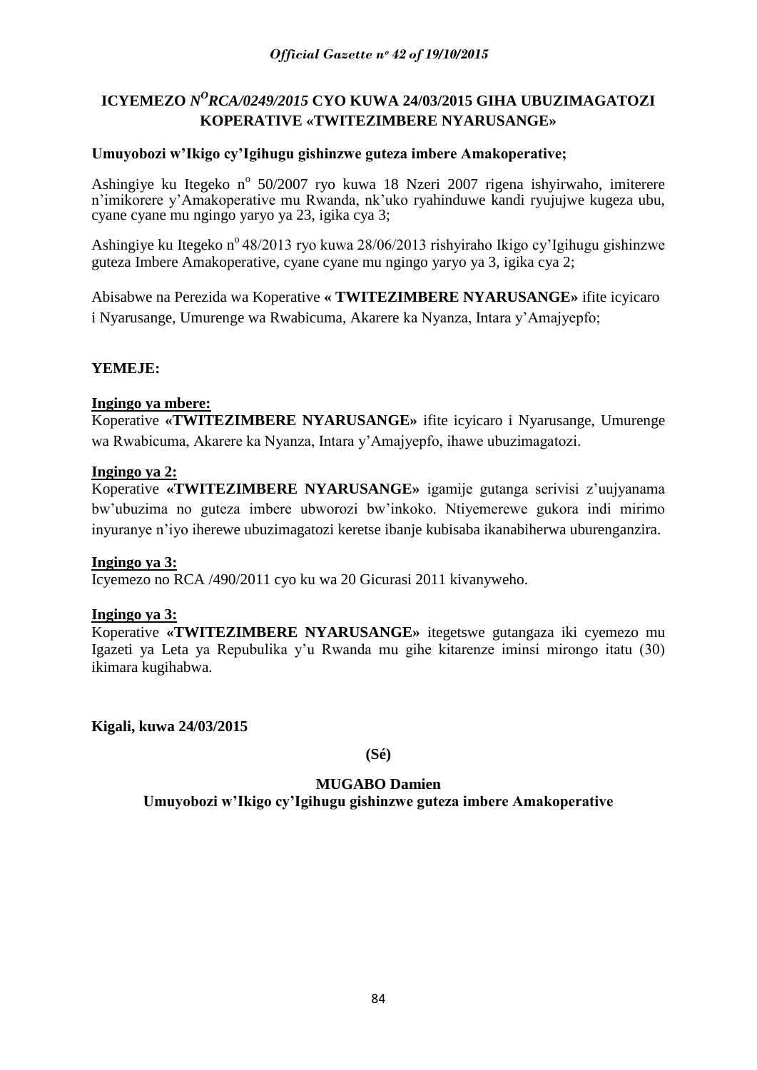# ICYEMEZO *N^O^RCA/0249/2015* CYO KUWA 24/03/2015 GIHA UBUZIMAGATOZI KOPERATIVE «TWITEZIMBERE NYARUSANGE»

**Umuyobozi w'Ikigo cy'Igihugu gishinzwe guteza imbere Amakoperative;**

Ashingiye ku Itegeko n° 50/2007 ryo kuwa 18 Nzeri 2007 rigena ishyirwaho, imiterere n'imikorere y'Amakoperative mu Rwanda, nk'uko ryahinduwe kandi ryujujwe kugeza ubu, cyane cyane mu ngingo yaryo ya 23, igika cya 3;

Ashingiye ku Itegeko n° 48/2013 ryo kuwa 28/06/2013 rishyiraho Ikigo cy'Igihugu gishinzwe guteza Imbere Amakoperative, cyane cyane mu ngingo yaryo ya 3, igika cya 2;

Abisabwe na Perezida wa Koperative **« TWITEZIMBERE NYARUSANGE»** ifite icyicaro i Nyarusange, Umurenge wa Rwabicuma, Akarere ka Nyanza, Intara y'Amajyepfo;

**YEMEJE:**

**Ingingo ya mbere:**

Koperative **«TWITEZIMBERE NYARUSANGE»** ifite icyicaro i Nyarusange, Umurenge wa Rwabicuma, Akarere ka Nyanza, Intara y'Amajyepfo, ihawe ubuzimagatozi.

**Ingingo ya 2:**

Koperative **«TWITEZIMBERE NYARUSANGE»** igamije gutanga serivisi z'uujyanama bw'ubuzima no guteza imbere ubworozi bw'inkoko. Ntiyemerewe gukora indi mirimo inyuranye n'iyo iherewe ubuzimagatozi keretse ibanje kubisaba ikanabiherwa uburenganzira.

**Ingingo ya 3:**

Icyemezo no RCA /490/2011 cyo ku wa 20 Gicurasi 2011 kivanyweho.

**Ingingo ya 3:**

Koperative **«TWITEZIMBERE NYARUSANGE»** itegetswe gutangaza iki cyemezo mu Igazeti ya Leta ya Repubulika y'u Rwanda mu gihe kitarenze iminsi mirongo itatu (30) ikimara kugihabwa.

**Kigali, kuwa 24/03/2015**

**(Sé)**

**MUGABO Damien**
**Umuyobozi w'Ikigo cy'Igihugu gishinzwe guteza imbere Amakoperative**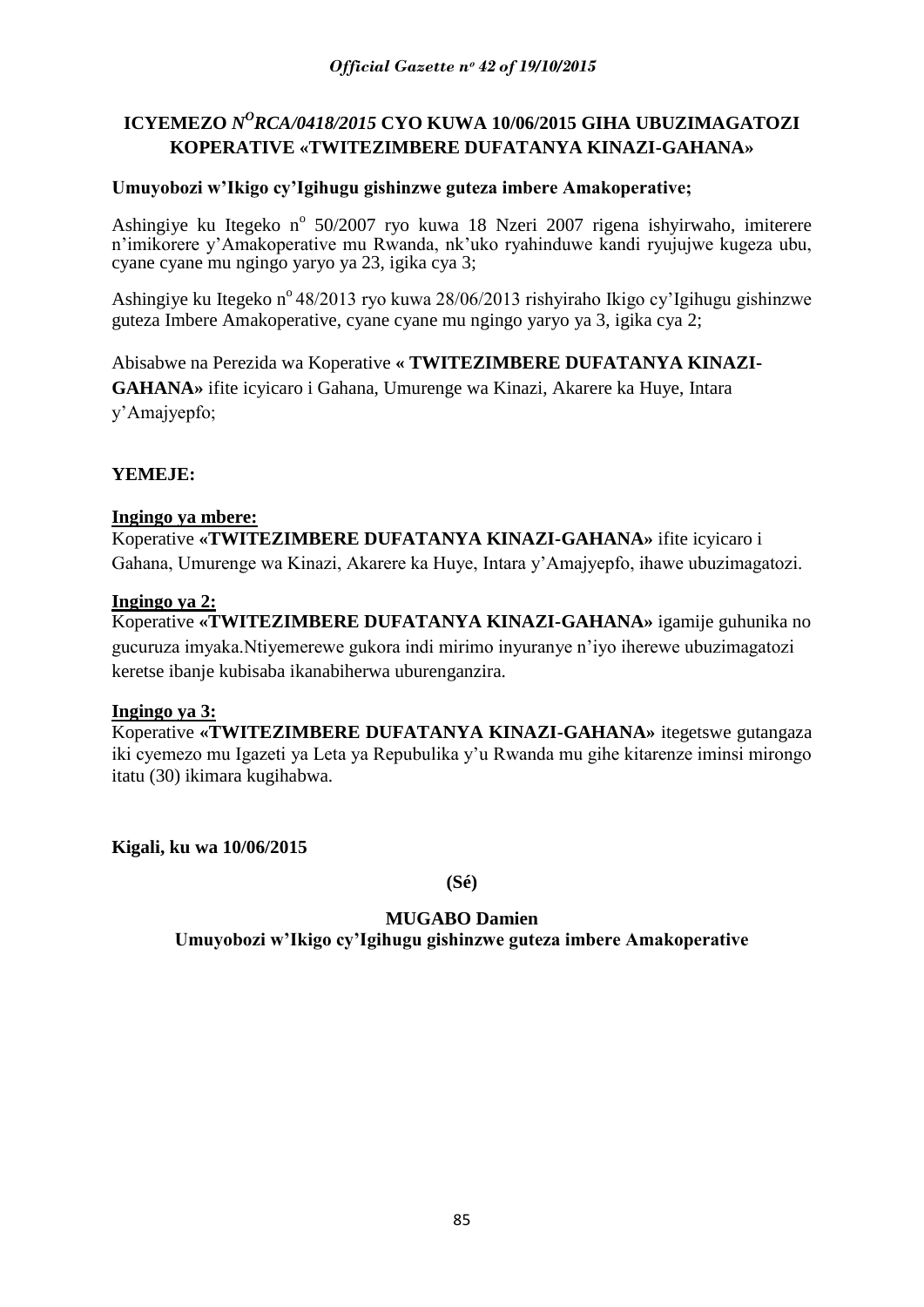# ICYEMEZO $N^{O}$*RCA/0418/2015* CYO KUWA 10/06/2015 GIHA UBUZIMAGATOZI KOPERATIVE «TWITEZIMBERE DUFATANYA KINAZI-GAHANA»

**Umuyobozi w'Ikigo cy'Igihugu gishinzwe guteza imbere Amakoperative;**

Ashingiye ku Itegeko n° 50/2007 ryo kuwa 18 Nzeri 2007 rigena ishyirwaho, imiterere n'imikorere y'Amakoperative mu Rwanda, nk'uko ryahinduwe kandi ryujujwe kugeza ubu, cyane cyane mu ngingo yaryo ya 23, igika cya 3;

Ashingiye ku Itegeko n° 48/2013 ryo kuwa 28/06/2013 rishyiraho Ikigo cy'Igihugu gishinzwe guteza Imbere Amakoperative, cyane cyane mu ngingo yaryo ya 3, igika cya 2;

Abisabwe na Perezida wa Koperative **« TWITEZIMBERE DUFATANYA KINAZI-GAHANA»** ifite icyicaro i Gahana, Umurenge wa Kinazi, Akarere ka Huye, Intara y'Amajyepfo;

**YEMEJE:**

**Ingingo ya mbere:**

Koperative **«TWITEZIMBERE DUFATANYA KINAZI-GAHANA»** ifite icyicaro i Gahana, Umurenge wa Kinazi, Akarere ka Huye, Intara y'Amajyepfo, ihawe ubuzimagatozi.

**Ingingo ya 2:**

Koperative **«TWITEZIMBERE DUFATANYA KINAZI-GAHANA»** igamije guhunika no gucuruza imyaka.Ntiyemerewe gukora indi mirimo inyuranye n'iyo iherewe ubuzimagatozi keretse ibanje kubisaba ikanabiherwa uburenganzira.

**Ingingo ya 3:**

Koperative **«TWITEZIMBERE DUFATANYA KINAZI-GAHANA»** itegetswe gutangaza iki cyemezo mu Igazeti ya Leta ya Repubulika y'u Rwanda mu gihe kitarenze iminsi mirongo itatu (30) ikimara kugihabwa.

**Kigali, ku wa 10/06/2015**

**(Sé)**

**MUGABO Damien**

**Umuyobozi w'Ikigo cy'Igihugu gishinzwe guteza imbere Amakoperative**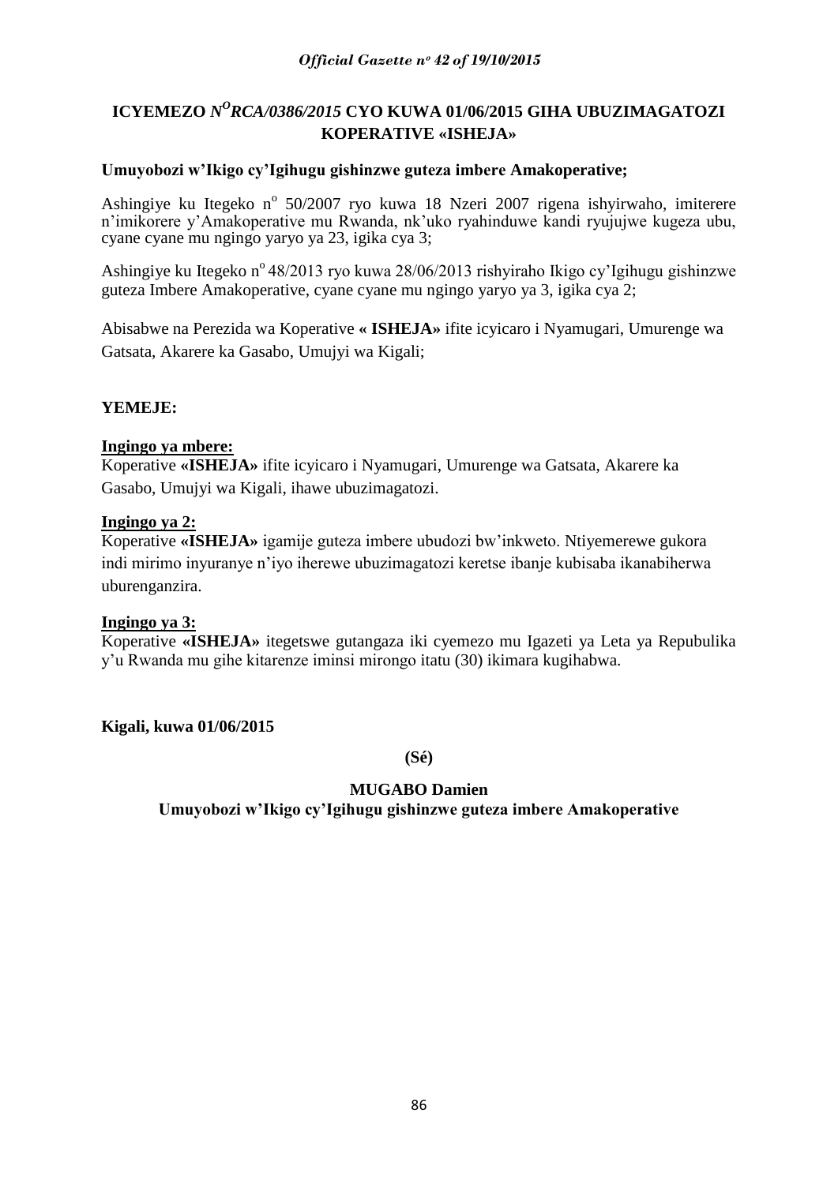# ICYEMEZO N[O]RCA/0386/2015 CYO KUWA 01/06/2015 GIHA UBUZIMAGATOZI KOPERATIVE «ISHEJA»

**Umuyobozi w'Ikigo cy'Igihugu gishinzwe guteza imbere Amakoperative;**

Ashingiye ku Itegeko n° 50/2007 ryo kuwa 18 Nzeri 2007 rigena ishyirwaho, imiterere n'imikorere y'Amakoperative mu Rwanda, nk'uko ryahinduwe kandi ryujujwe kugeza ubu, cyane cyane mu ngingo yaryo ya 23, igika cya 3;

Ashingiye ku Itegeko n° 48/2013 ryo kuwa 28/06/2013 rishyiraho Ikigo cy'Igihugu gishinzwe guteza Imbere Amakoperative, cyane cyane mu ngingo yaryo ya 3, igika cya 2;

Abisabwe na Perezida wa Koperative **« ISHEJA»** ifite icyicaro i Nyamugari, Umurenge wa Gatsata, Akarere ka Gasabo, Umujyi wa Kigali;

**YEMEJE:**

**Ingingo ya mbere:**

Koperative **«ISHEJA»** ifite icyicaro i Nyamugari, Umurenge wa Gatsata, Akarere ka Gasabo, Umujyi wa Kigali, ihawe ubuzimagatozi.

**Ingingo ya 2:**

Koperative **«ISHEJA»** igamije guteza imbere ubudozi bw'inkweto. Ntiyemerewe gukora indi mirimo inyuranye n'iyo iherewe ubuzimagatozi keretse ibanje kubisaba ikanabiherwa uburenganzira.

**Ingingo ya 3:**

Koperative **«ISHEJA»** itegetswe gutangaza iki cyemezo mu Igazeti ya Leta ya Repubulika y'u Rwanda mu gihe kitarenze iminsi mirongo itatu (30) ikimara kugihabwa.

**Kigali, kuwa 01/06/2015**

**(Sé)**

**MUGABO Damien**

**Umuyobozi w'Ikigo cy'Igihugu gishinzwe guteza imbere Amakoperative**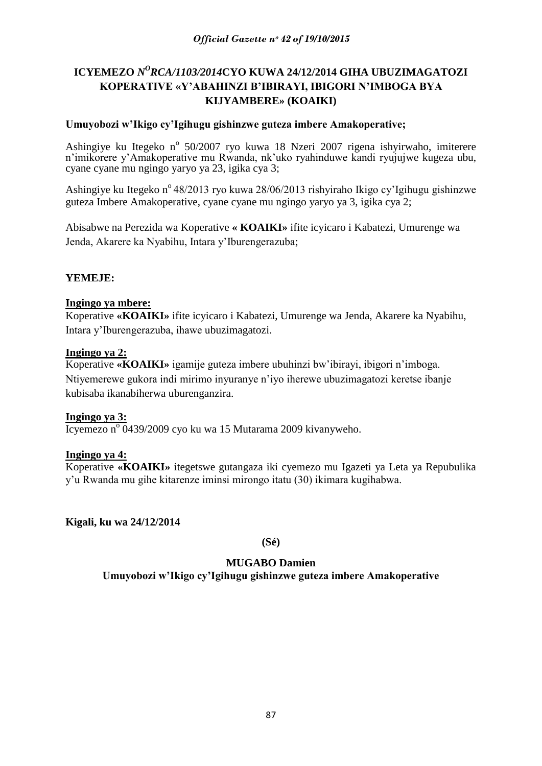# ICYEMEZO *N$^O$RCA/1103/2014*CYO KUWA 24/12/2014 GIHA UBUZIMAGATOZI KOPERATIVE «Y'ABAHINZI B'IBIRAYI, IBIGORI N'IMBOGA BYA KIJYAMBERE» (KOAIKI)

**Umuyobozi w'Ikigo cy'Igihugu gishinzwe guteza imbere Amakoperative;**

Ashingiye ku Itegeko n$^o$ 50/2007 ryo kuwa 18 Nzeri 2007 rigena ishyirwaho, imiterere n'imikorere y'Amakoperative mu Rwanda, nk'uko ryahinduwe kandi ryujujwe kugeza ubu, cyane cyane mu ngingo yaryo ya 23, igika cya 3;

Ashingiye ku Itegeko n$^o$ 48/2013 ryo kuwa 28/06/2013 rishyiraho Ikigo cy'Igihugu gishinzwe guteza Imbere Amakoperative, cyane cyane mu ngingo yaryo ya 3, igika cya 2;

Abisabwe na Perezida wa Koperative **« KOAIKI»** ifite icyicaro i Kabatezi, Umurenge wa Jenda, Akarere ka Nyabihu, Intara y'Iburengerazuba;

**YEMEJE:**

**Ingingo ya mbere:**

Koperative **«KOAIKI»** ifite icyicaro i Kabatezi, Umurenge wa Jenda, Akarere ka Nyabihu, Intara y'Iburengerazuba, ihawe ubuzimagatozi.

**Ingingo ya 2:**

Koperative **«KOAIKI»** igamije guteza imbere ubuhinzi bw'ibirayi, ibigori n'imboga. Ntiyemerewe gukora indi mirimo inyuranye n'iyo iherewe ubuzimagatozi keretse ibanje kubisaba ikanabiherwa uburenganzira.

**Ingingo ya 3:**

Icyemezo n$^o$ 0439/2009 cyo ku wa 15 Mutarama 2009 kivanyweho.

**Ingingo ya 4:**

Koperative **«KOAIKI»** itegetswe gutangaza iki cyemezo mu Igazeti ya Leta ya Repubulika y'u Rwanda mu gihe kitarenze iminsi mirongo itatu (30) ikimara kugihabwa.

**Kigali, ku wa 24/12/2014**

**(Sé)**

**MUGABO Damien**

**Umuyobozi w'Ikigo cy'Igihugu gishinzwe guteza imbere Amakoperative**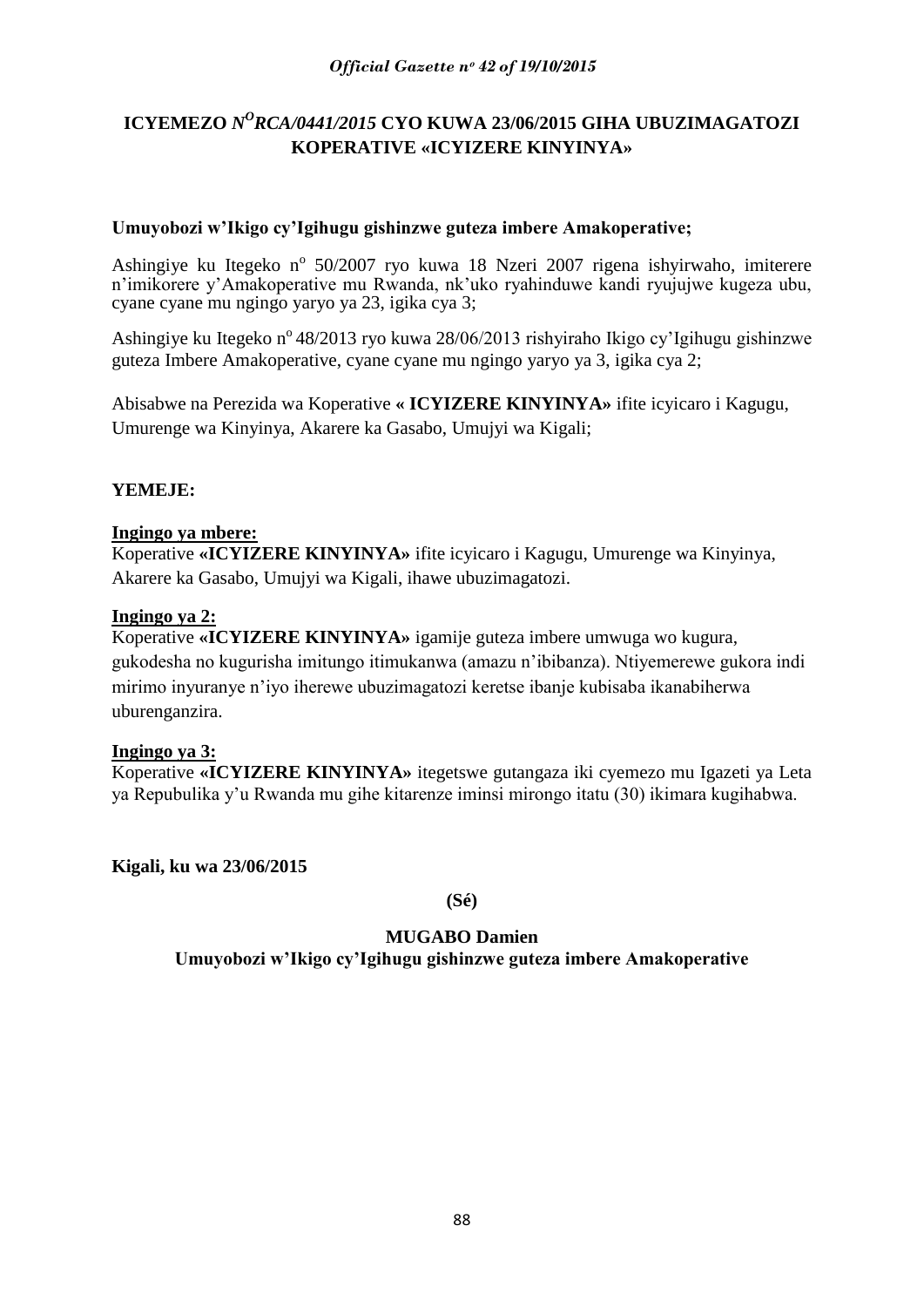**ICYEMEZO *N^O RCA/0441/2015* CYO KUWA 23/06/2015 GIHA UBUZIMAGATOZI KOPERATIVE «ICYIZERE KINYINYA»**

**Umuyobozi w'Ikigo cy'Igihugu gishinzwe guteza imbere Amakoperative;**

Ashingiye ku Itegeko n° 50/2007 ryo kuwa 18 Nzeri 2007 rigena ishyirwaho, imiterere n'imikorere y'Amakoperative mu Rwanda, nk'uko ryahinduwe kandi ryujujwe kugeza ubu, cyane cyane mu ngingo yaryo ya 23, igika cya 3;

Ashingiye ku Itegeko n° 48/2013 ryo kuwa 28/06/2013 rishyiraho Ikigo cy'Igihugu gishinzwe guteza Imbere Amakoperative, cyane cyane mu ngingo yaryo ya 3, igika cya 2;

Abisabwe na Perezida wa Koperative **« ICYIZERE KINYINYA»** ifite icyicaro i Kagugu, Umurenge wa Kinyinya, Akarere ka Gasabo, Umujyi wa Kigali;

**YEMEJE:**

**Ingingo ya mbere:**

Koperative **«ICYIZERE KINYINYA»** ifite icyicaro i Kagugu, Umurenge wa Kinyinya, Akarere ka Gasabo, Umujyi wa Kigali, ihawe ubuzimagatozi.

**Ingingo ya 2:**

Koperative **«ICYIZERE KINYINYA»** igamije guteza imbere umwuga wo kugura, gukodesha no kugurisha imitungo itimukanwa (amazu n'ibibanza). Ntiyemerewe gukora indi mirimo inyuranye n'iyo iherewe ubuzimagatozi keretse ibanje kubisaba ikanabiherwa uburenganzira.

**Ingingo ya 3:**

Koperative **«ICYIZERE KINYINYA»** itegetswe gutangaza iki cyemezo mu Igazeti ya Leta ya Repubulika y'u Rwanda mu gihe kitarenze iminsi mirongo itatu (30) ikimara kugihabwa.

**Kigali, ku wa 23/06/2015**

**(Sé)**

**MUGABO Damien**

**Umuyobozi w'Ikigo cy'Igihugu gishinzwe guteza imbere Amakoperative**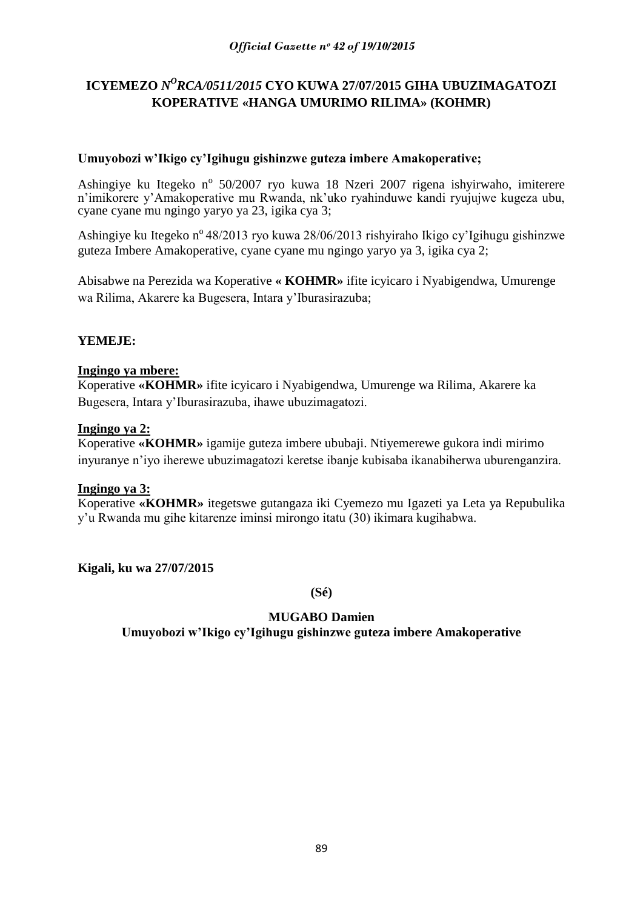# ICYEMEZO *N^O RCA/0511/2015* CYO KUWA 27/07/2015 GIHA UBUZIMAGATOZI KOPERATIVE «HANGA UMURIMO RILIMA» (KOHMR)

**Umuyobozi w'Ikigo cy'Igihugu gishinzwe guteza imbere Amakoperative;**

Ashingiye ku Itegeko n° 50/2007 ryo kuwa 18 Nzeri 2007 rigena ishyirwaho, imiterere n'imikorere y'Amakoperative mu Rwanda, nk'uko ryahinduwe kandi ryujujwe kugeza ubu, cyane cyane mu ngingo yaryo ya 23, igika cya 3;

Ashingiye ku Itegeko n° 48/2013 ryo kuwa 28/06/2013 rishyiraho Ikigo cy'Igihugu gishinzwe guteza Imbere Amakoperative, cyane cyane mu ngingo yaryo ya 3, igika cya 2;

Abisabwe na Perezida wa Koperative **« KOHMR»** ifite icyicaro i Nyabigendwa, Umurenge wa Rilima, Akarere ka Bugesera, Intara y'Iburasirazuba;

**YEMEJE:**

**Ingingo ya mbere:**
Koperative **«KOHMR»** ifite icyicaro i Nyabigendwa, Umurenge wa Rilima, Akarere ka Bugesera, Intara y'Iburasirazuba, ihawe ubuzimagatozi.

**Ingingo ya 2:**
Koperative **«KOHMR»** igamije guteza imbere ububaji. Ntiyemerewe gukora indi mirimo inyuranye n'iyo iherewe ubuzimagatozi keretse ibanje kubisaba ikanabiherwa uburenganzira.

**Ingingo ya 3:**
Koperative **«KOHMR»** itegetswe gutangaza iki Cyemezo mu Igazeti ya Leta ya Repubulika y'u Rwanda mu gihe kitarenze iminsi mirongo itatu (30) ikimara kugihabwa.

**Kigali, ku wa 27/07/2015**

**(Sé)**

**MUGABO Damien**
**Umuyobozi w'Ikigo cy'Igihugu gishinzwe guteza imbere Amakoperative**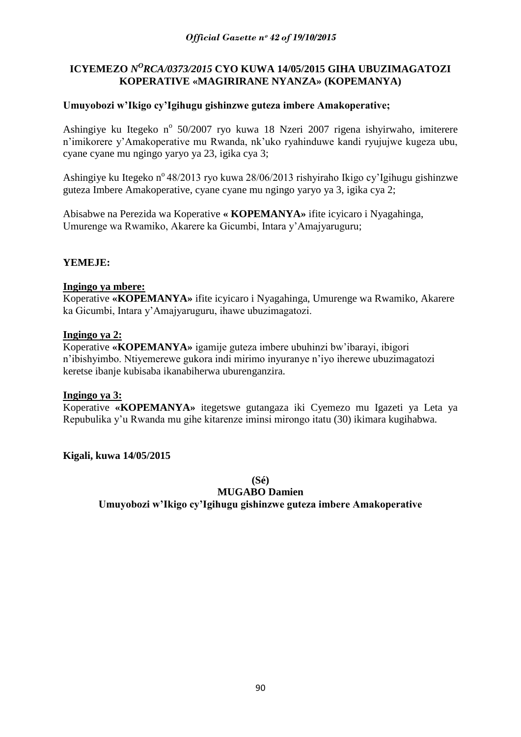**ICYEMEZO *N°RCA/0373/2015* CYO KUWA 14/05/2015 GIHA UBUZIMAGATOZI KOPERATIVE «MAGIRIRANE NYANZA» (KOPEMANYA)**

**Umuyobozi w'Ikigo cy'Igihugu gishinzwe guteza imbere Amakoperative;**

Ashingiye ku Itegeko n° 50/2007 ryo kuwa 18 Nzeri 2007 rigena ishyirwaho, imiterere n'imikorere y'Amakoperative mu Rwanda, nk'uko ryahinduwe kandi ryujujwe kugeza ubu, cyane cyane mu ngingo yaryo ya 23, igika cya 3;

Ashingiye ku Itegeko n° 48/2013 ryo kuwa 28/06/2013 rishyiraho Ikigo cy'Igihugu gishinzwe guteza Imbere Amakoperative, cyane cyane mu ngingo yaryo ya 3, igika cya 2;

Abisabwe na Perezida wa Koperative **« KOPEMANYA»** ifite icyicaro i Nyagahinga, Umurenge wa Rwamiko, Akarere ka Gicumbi, Intara y'Amajyaruguru;

**YEMEJE:**

**Ingingo ya mbere:**

Koperative **«KOPEMANYA»** ifite icyicaro i Nyagahinga, Umurenge wa Rwamiko, Akarere ka Gicumbi, Intara y'Amajyaruguru, ihawe ubuzimagatozi.

**Ingingo ya 2:**

Koperative **«KOPEMANYA»** igamije guteza imbere ubuhinzi bw'ibarayi, ibigori n'ibishyimbo. Ntiyemerewe gukora indi mirimo inyuranye n'iyo iherewe ubuzimagatozi keretse ibanje kubisaba ikanabiherwa uburenganzira.

**Ingingo ya 3:**

Koperative **«KOPEMANYA»** itegetswe gutangaza iki Cyemezo mu Igazeti ya Leta ya Repubulika y'u Rwanda mu gihe kitarenze iminsi mirongo itatu (30) ikimara kugihabwa.

**Kigali, kuwa 14/05/2015**

**(Sé)**

**MUGABO Damien**

**Umuyobozi w'Ikigo cy'Igihugu gishinzwe guteza imbere Amakoperative**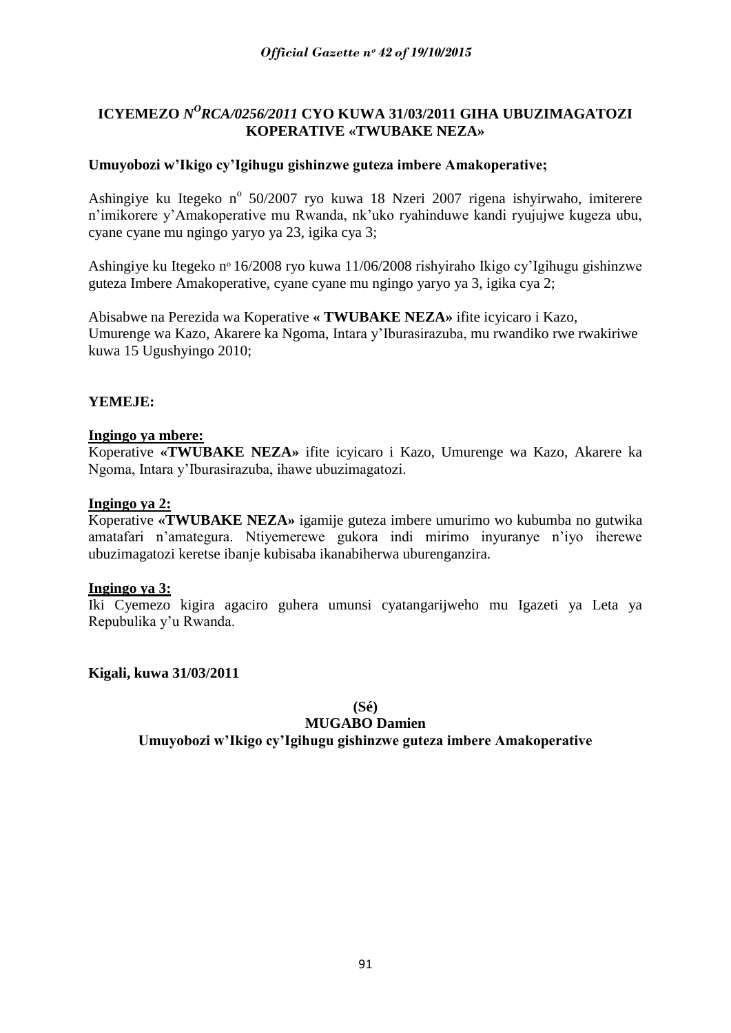**ICYEMEZO *N<sup>O</sup>RCA/0256/2011* CYO KUWA 31/03/2011 GIHA UBUZIMAGATOZI KOPERATIVE «TWUBAKE NEZA»**

**Umuyobozi w'Ikigo cy'Igihugu gishinzwe guteza imbere Amakoperative;**

Ashingiye ku Itegeko n° 50/2007 ryo kuwa 18 Nzeri 2007 rigena ishyirwaho, imiterere n'imikorere y'Amakoperative mu Rwanda, nk'uko ryahinduwe kandi ryujujwe kugeza ubu, cyane cyane mu ngingo yaryo ya 23, igika cya 3;

Ashingiye ku Itegeko n° 16/2008 ryo kuwa 11/06/2008 rishyiraho Ikigo cy'Igihugu gishinzwe guteza Imbere Amakoperative, cyane cyane mu ngingo yaryo ya 3, igika cya 2;

Abisabwe na Perezida wa Koperative **« TWUBAKE NEZA»** ifite icyicaro i Kazo, Umurenge wa Kazo, Akarere ka Ngoma, Intara y'Iburasirazuba, mu rwandiko rwe rwakiriwe kuwa 15 Ugushyingo 2010;

**YEMEJE:**

**Ingingo ya mbere:**

Koperative **«TWUBAKE NEZA»** ifite icyicaro i Kazo, Umurenge wa Kazo, Akarere ka Ngoma, Intara y'Iburasirazuba, ihawe ubuzimagatozi.

**Ingingo ya 2:**

Koperative **«TWUBAKE NEZA»** igamije guteza imbere umurimo wo kubumba no gutwika amatafari n'amategura. Ntiyemerewe gukora indi mirimo inyuranye n'iyo iherewe ubuzimagatozi keretse ibanje kubisaba ikanabiherwa uburenganzira.

**Ingingo ya 3:**

Iki Cyemezo kigira agaciro guhera umunsi cyatangarijweho mu Igazeti ya Leta ya Repubulika y'u Rwanda.

**Kigali, kuwa 31/03/2011**

**(Sé)**

**MUGABO Damien**

**Umuyobozi w'Ikigo cy'Igihugu gishinzwe guteza imbere Amakoperative**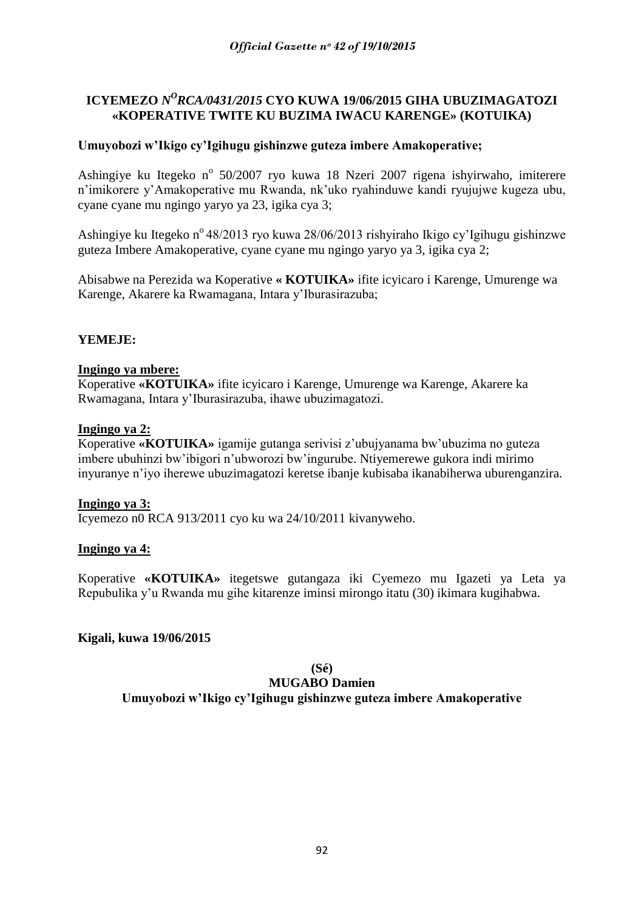# ICYEMEZO *N^O^RCA/0431/2015* CYO KUWA 19/06/2015 GIHA UBUZIMAGATOZI «KOPERATIVE TWITE KU BUZIMA IWACU KARENGE» (KOTUIKA)

**Umuyobozi w'Ikigo cy'Igihugu gishinzwe guteza imbere Amakoperative;**

Ashingiye ku Itegeko n° 50/2007 ryo kuwa 18 Nzeri 2007 rigena ishyirwaho, imiterere n'imikorere y'Amakoperative mu Rwanda, nk'uko ryahinduwe kandi ryujujwe kugeza ubu, cyane cyane mu ngingo yaryo ya 23, igika cya 3;

Ashingiye ku Itegeko n° 48/2013 ryo kuwa 28/06/2013 rishyiraho Ikigo cy'Igihugu gishinzwe guteza Imbere Amakoperative, cyane cyane mu ngingo yaryo ya 3, igika cya 2;

Abisabwe na Perezida wa Koperative **« KOTUIKA»** ifite icyicaro i Karenge, Umurenge wa Karenge, Akarere ka Rwamagana, Intara y'Iburasirazuba;

**YEMEJE:**

**Ingingo ya mbere:**
Koperative **«KOTUIKA»** ifite icyicaro i Karenge, Umurenge wa Karenge, Akarere ka Rwamagana, Intara y'Iburasirazuba, ihawe ubuzimagatozi.

**Ingingo ya 2:**
Koperative **«KOTUIKA»** igamije gutanga serivisi z'ubujyanama bw'ubuzima no guteza imbere ubuhinzi bw'ibigori n'ubworozi bw'ingurube. Ntiyemerewe gukora indi mirimo inyuranye n'iyo iherewe ubuzimagatozi keretse ibanje kubisaba ikanabiherwa uburenganzira.

**Ingingo ya 3:**
Icyemezo n0 RCA 913/2011 cyo ku wa 24/10/2011 kivanyweho.

**Ingingo ya 4:**

Koperative **«KOTUIKA»** itegetswe gutangaza iki Cyemezo mu Igazeti ya Leta ya Repubulika y'u Rwanda mu gihe kitarenze iminsi mirongo itatu (30) ikimara kugihabwa.

**Kigali, kuwa 19/06/2015**

**(Sé)**
**MUGABO Damien**
**Umuyobozi w'Ikigo cy'Igihugu gishinzwe guteza imbere Amakoperative**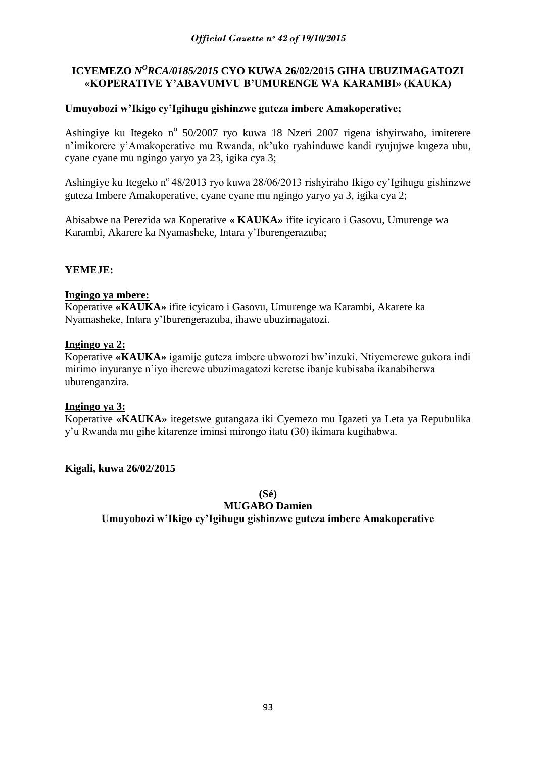# ICYEMEZO *N^O^RCA/0185/2015* CYO KUWA 26/02/2015 GIHA UBUZIMAGATOZI «KOPERATIVE Y'ABAVUMVU B'UMURENGE WA KARAMBI» (KAUKA)

**Umuyobozi w'Ikigo cy'Igihugu gishinzwe guteza imbere Amakoperative;**

Ashingiye ku Itegeko n° 50/2007 ryo kuwa 18 Nzeri 2007 rigena ishyirwaho, imiterere n'imikorere y'Amakoperative mu Rwanda, nk'uko ryahinduwe kandi ryujujwe kugeza ubu, cyane cyane mu ngingo yaryo ya 23, igika cya 3;

Ashingiye ku Itegeko n° 48/2013 ryo kuwa 28/06/2013 rishyiraho Ikigo cy'Igihugu gishinzwe guteza Imbere Amakoperative, cyane cyane mu ngingo yaryo ya 3, igika cya 2;

Abisabwe na Perezida wa Koperative **« KAUKA»** ifite icyicaro i Gasovu, Umurenge wa Karambi, Akarere ka Nyamasheke, Intara y'Iburengerazuba;

**YEMEJE:**

**Ingingo ya mbere:**
Koperative **«KAUKA»** ifite icyicaro i Gasovu, Umurenge wa Karambi, Akarere ka Nyamasheke, Intara y'Iburengerazuba, ihawe ubuzimagatozi.

**Ingingo ya 2:**
Koperative **«KAUKA»** igamije guteza imbere ubworozi bw'inzuki. Ntiyemerewe gukora indi mirimo inyuranye n'iyo iherewe ubuzimagatozi keretse ibanje kubisaba ikanabiherwa uburenganzira.

**Ingingo ya 3:**
Koperative **«KAUKA»** itegetswe gutangaza iki Cyemezo mu Igazeti ya Leta ya Repubulika y'u Rwanda mu gihe kitarenze iminsi mirongo itatu (30) ikimara kugihabwa.

**Kigali, kuwa 26/02/2015**

**(Sé)**
**MUGABO Damien**
**Umuyobozi w'Ikigo cy'Igihugu gishinzwe guteza imbere Amakoperative**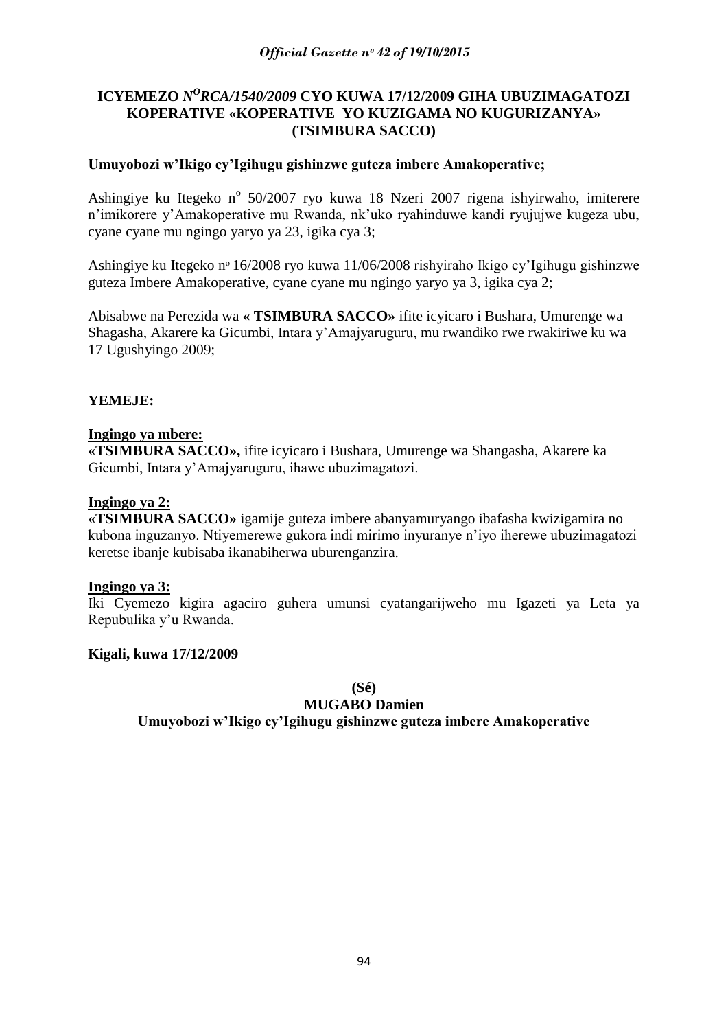**ICYEMEZO *N<sup>O</sup>RCA/1540/2009* CYO KUWA 17/12/2009 GIHA UBUZIMAGATOZI KOPERATIVE «KOPERATIVE YO KUZIGAMA NO KUGURIZANYA» (TSIMBURA SACCO)**

**Umuyobozi w'Ikigo cy'Igihugu gishinzwe guteza imbere Amakoperative;**

Ashingiye ku Itegeko n° 50/2007 ryo kuwa 18 Nzeri 2007 rigena ishyirwaho, imiterere n'imikorere y'Amakoperative mu Rwanda, nk'uko ryahinduwe kandi ryujujwe kugeza ubu, cyane cyane mu ngingo yaryo ya 23, igika cya 3;

Ashingiye ku Itegeko n° 16/2008 ryo kuwa 11/06/2008 rishyiraho Ikigo cy'Igihugu gishinzwe guteza Imbere Amakoperative, cyane cyane mu ngingo yaryo ya 3, igika cya 2;

Abisabwe na Perezida wa **« TSIMBURA SACCO»** ifite icyicaro i Bushara, Umurenge wa Shagasha, Akarere ka Gicumbi, Intara y'Amajyaruguru, mu rwandiko rwe rwakiriwe ku wa 17 Ugushyingo 2009;

**YEMEJE:**

**Ingingo ya mbere:**

**«TSIMBURA SACCO»,** ifite icyicaro i Bushara, Umurenge wa Shangasha, Akarere ka Gicumbi, Intara y'Amajyaruguru, ihawe ubuzimagatozi.

**Ingingo ya 2:**

**«TSIMBURA SACCO»** igamije guteza imbere abanyamuryango ibafasha kwizigamira no kubona inguzanyo. Ntiyemerewe gukora indi mirimo inyuranye n'iyo iherewe ubuzimagatozi keretse ibanje kubisaba ikanabiherwa uburenganzira.

**Ingingo ya 3:**

Iki Cyemezo kigira agaciro guhera umunsi cyatangarijweho mu Igazeti ya Leta ya Repubulika y'u Rwanda.

**Kigali, kuwa 17/12/2009**

**(Sé)**

**MUGABO Damien**

**Umuyobozi w'Ikigo cy'Igihugu gishinzwe guteza imbere Amakoperative**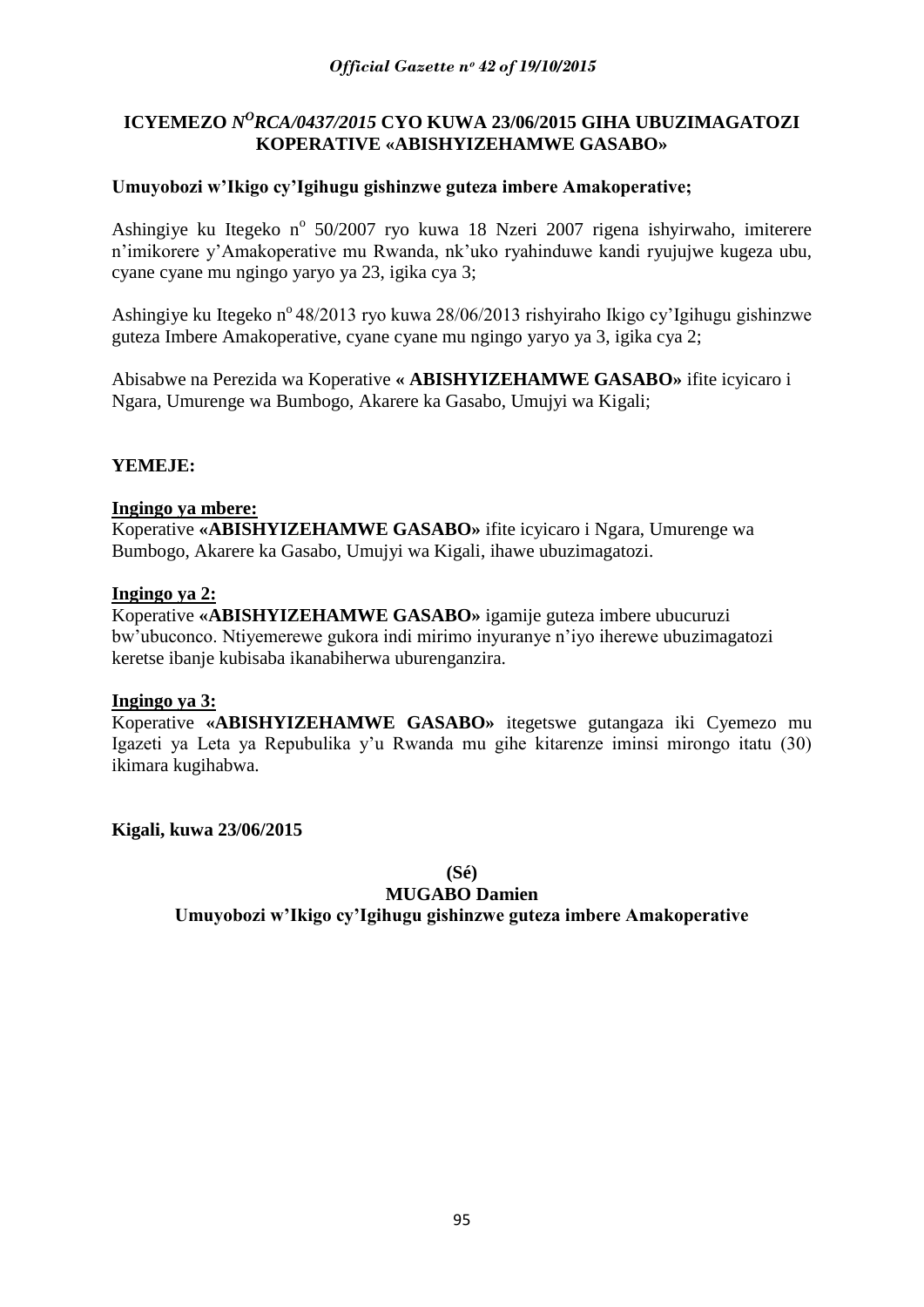# ICYEMEZO *N^O RCA/0437/2015* CYO KUWA 23/06/2015 GIHA UBUZIMAGATOZI KOPERATIVE «ABISHYIZEHAMWE GASABO»

**Umuyobozi w'Ikigo cy'Igihugu gishinzwe guteza imbere Amakoperative;**

Ashingiye ku Itegeko n° 50/2007 ryo kuwa 18 Nzeri 2007 rigena ishyirwaho, imiterere n'imikorere y'Amakoperative mu Rwanda, nk'uko ryahinduwe kandi ryujujwe kugeza ubu, cyane cyane mu ngingo yaryo ya 23, igika cya 3;

Ashingiye ku Itegeko n° 48/2013 ryo kuwa 28/06/2013 rishyiraho Ikigo cy'Igihugu gishinzwe guteza Imbere Amakoperative, cyane cyane mu ngingo yaryo ya 3, igika cya 2;

Abisabwe na Perezida wa Koperative **« ABISHYIZEHAMWE GASABO»** ifite icyicaro i Ngara, Umurenge wa Bumbogo, Akarere ka Gasabo, Umujyi wa Kigali;

**YEMEJE:**

**Ingingo ya mbere:**

Koperative **«ABISHYIZEHAMWE GASABO»** ifite icyicaro i Ngara, Umurenge wa Bumbogo, Akarere ka Gasabo, Umujyi wa Kigali, ihawe ubuzimagatozi.

**Ingingo ya 2:**

Koperative **«ABISHYIZEHAMWE GASABO»** igamije guteza imbere ubucuruzi bw'ubuconco. Ntiyemerewe gukora indi mirimo inyuranye n'iyo iherewe ubuzimagatozi keretse ibanje kubisaba ikanabiherwa uburenganzira.

**Ingingo ya 3:**

Koperative **«ABISHYIZEHAMWE GASABO»** itegetswe gutangaza iki Cyemezo mu Igazeti ya Leta ya Repubulika y'u Rwanda mu gihe kitarenze iminsi mirongo itatu (30) ikimara kugihabwa.

**Kigali, kuwa 23/06/2015**

**(Sé)**

**MUGABO Damien**

**Umuyobozi w'Ikigo cy'Igihugu gishinzwe guteza imbere Amakoperative**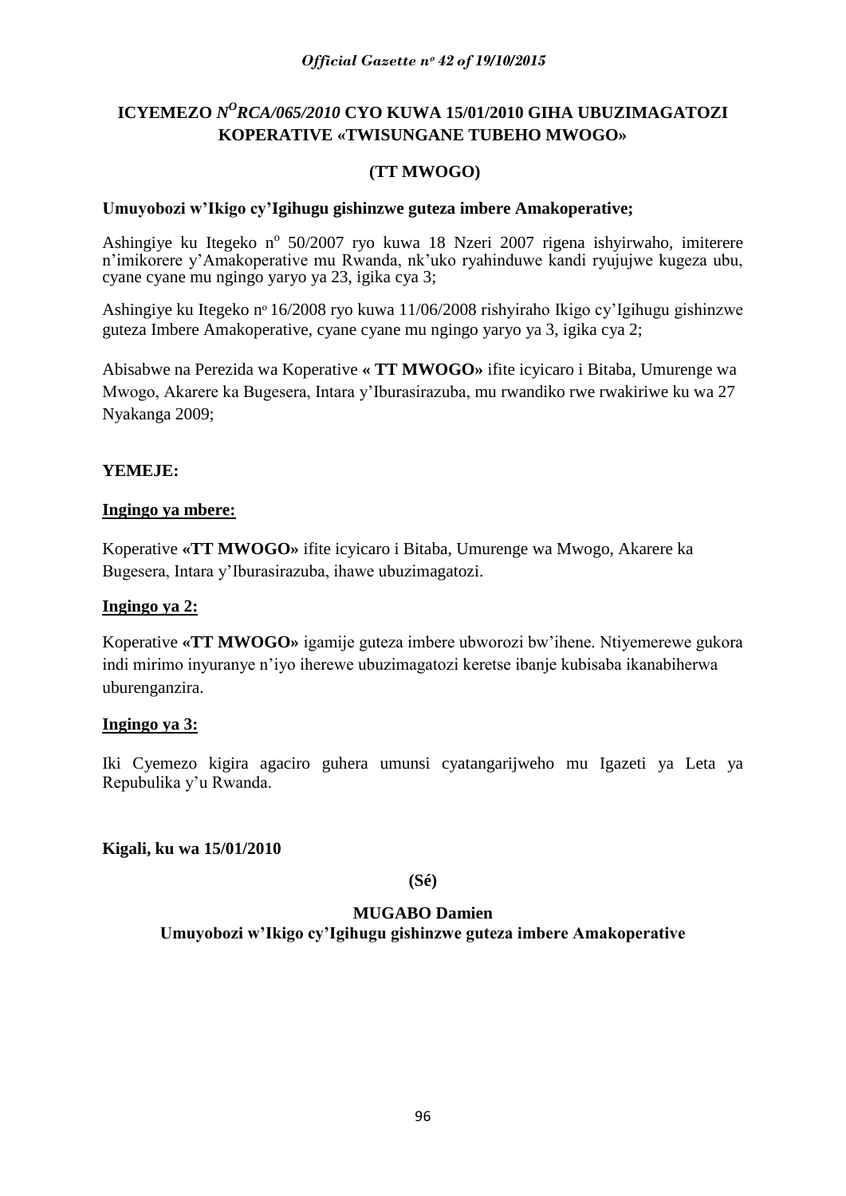# ICYEMEZO *N^O^RCA/065/2010* CYO KUWA 15/01/2010 GIHA UBUZIMAGATOZI KOPERATIVE «TWISUNGANE TUBEHO MWOGO»

## (TT MWOGO)

**Umuyobozi w'Ikigo cy'Igihugu gishinzwe guteza imbere Amakoperative;**

Ashingiye ku Itegeko n° 50/2007 ryo kuwa 18 Nzeri 2007 rigena ishyirwaho, imiterere n'imikorere y'Amakoperative mu Rwanda, nk'uko ryahinduwe kandi ryujujwe kugeza ubu, cyane cyane mu ngingo yaryo ya 23, igika cya 3;

Ashingiye ku Itegeko nº 16/2008 ryo kuwa 11/06/2008 rishyiraho Ikigo cy'Igihugu gishinzwe guteza Imbere Amakoperative, cyane cyane mu ngingo yaryo ya 3, igika cya 2;

Abisabwe na Perezida wa Koperative **« TT MWOGO»** ifite icyicaro i Bitaba, Umurenge wa Mwogo, Akarere ka Bugesera, Intara y'Iburasirazuba, mu rwandiko rwe rwakiriwe ku wa 27 Nyakanga 2009;

**YEMEJE:**

**<u>Ingingo ya mbere:</u>**

Koperative **«TT MWOGO»** ifite icyicaro i Bitaba, Umurenge wa Mwogo, Akarere ka Bugesera, Intara y'Iburasirazuba, ihawe ubuzimagatozi.

**<u>Ingingo ya 2:</u>**

Koperative **«TT MWOGO»** igamije guteza imbere ubworozi bw'ihene. Ntiyemerewe gukora indi mirimo inyuranye n'iyo iherewe ubuzimagatozi keretse ibanje kubisaba ikanabiherwa uburenganzira.

**<u>Ingingo ya 3:</u>**

Iki Cyemezo kigira agaciro guhera umunsi cyatangarijweho mu Igazeti ya Leta ya Repubulika y'u Rwanda.

**Kigali, ku wa 15/01/2010**

**(Sé)**

**MUGABO Damien**
**Umuyobozi w'Ikigo cy'Igihugu gishinzwe guteza imbere Amakoperative**